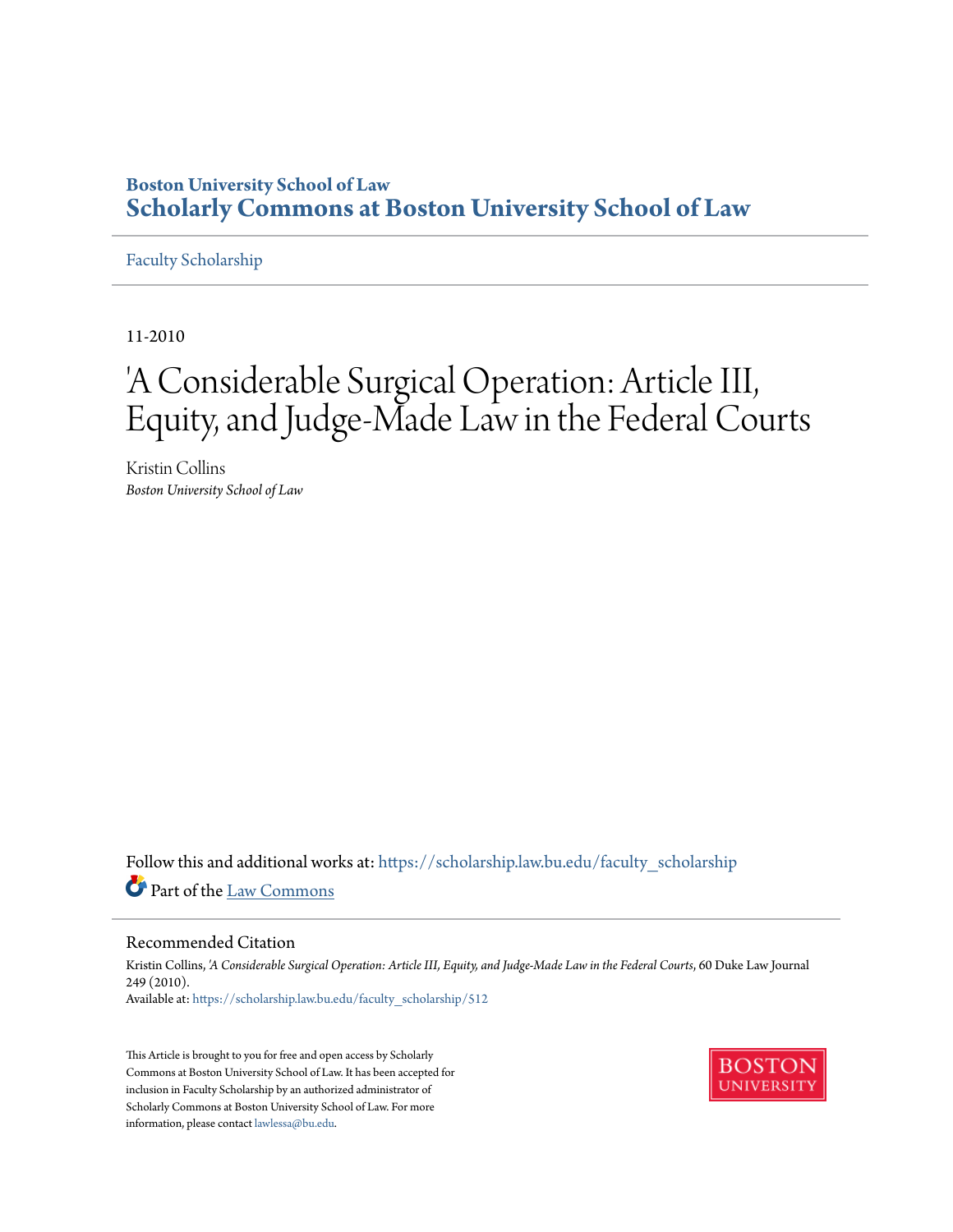Boston University School of Law

# Scholarly Commons at Boston University School of Law

Faculty Scholarship

11-2010

# 'A Considerable Surgical Operation: Article III, Equity, and Judge-Made Law in the Federal Courts

Kristin Collins
*Boston University School of Law*

Follow this and additional works at: https://scholarship.law.bu.edu/faculty_scholarship

Part of the Law Commons

## Recommended Citation

Kristin Collins, *'A Considerable Surgical Operation: Article III, Equity, and Judge-Made Law in the Federal Courts*, 60 Duke Law Journal 249 (2010).
Available at: https://scholarship.law.bu.edu/faculty_scholarship/512

This Article is brought to you for free and open access by Scholarly Commons at Boston University School of Law. It has been accepted for inclusion in Faculty Scholarship by an authorized administrator of Scholarly Commons at Boston University School of Law. For more information, please contact lawlessa@bu.edu.

BOSTON UNIVERSITY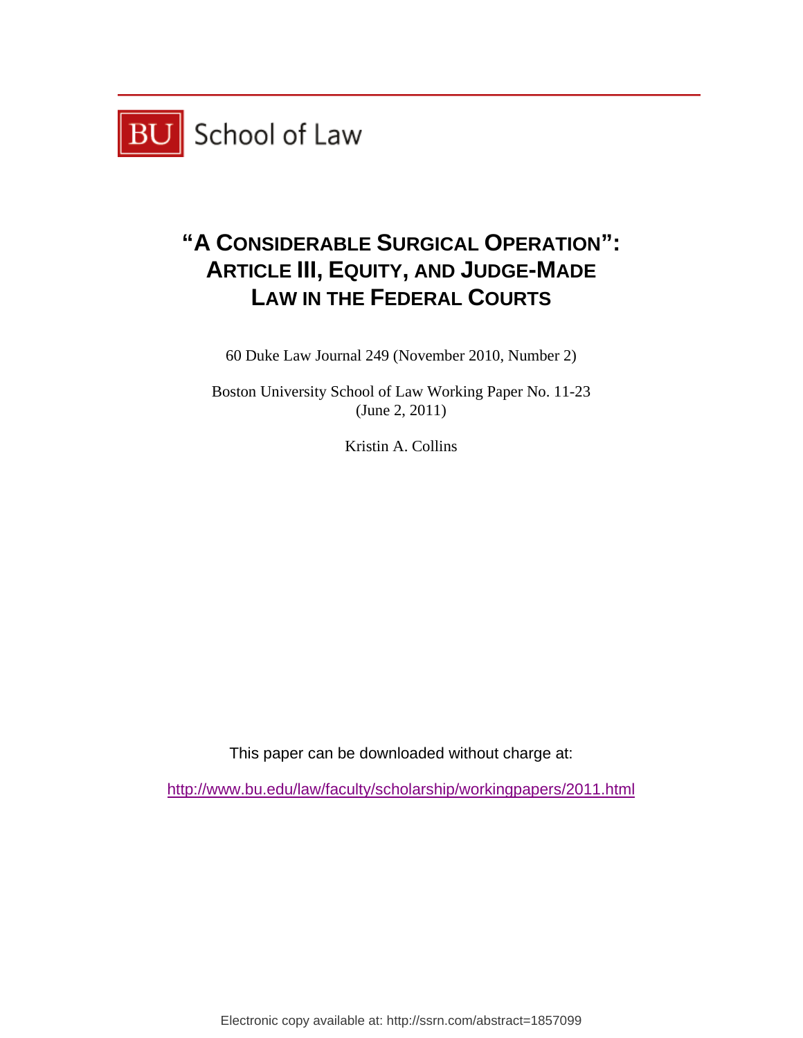BU School of Law

# "A CONSIDERABLE SURGICAL OPERATION": ARTICLE III, EQUITY, AND JUDGE-MADE LAW IN THE FEDERAL COURTS

60 Duke Law Journal 249 (November 2010, Number 2)

Boston University School of Law Working Paper No. 11-23
(June 2, 2011)

Kristin A. Collins

This paper can be downloaded without charge at:

http://www.bu.edu/law/faculty/scholarship/workingpapers/2011.html

Electronic copy available at: http://ssrn.com/abstract=1857099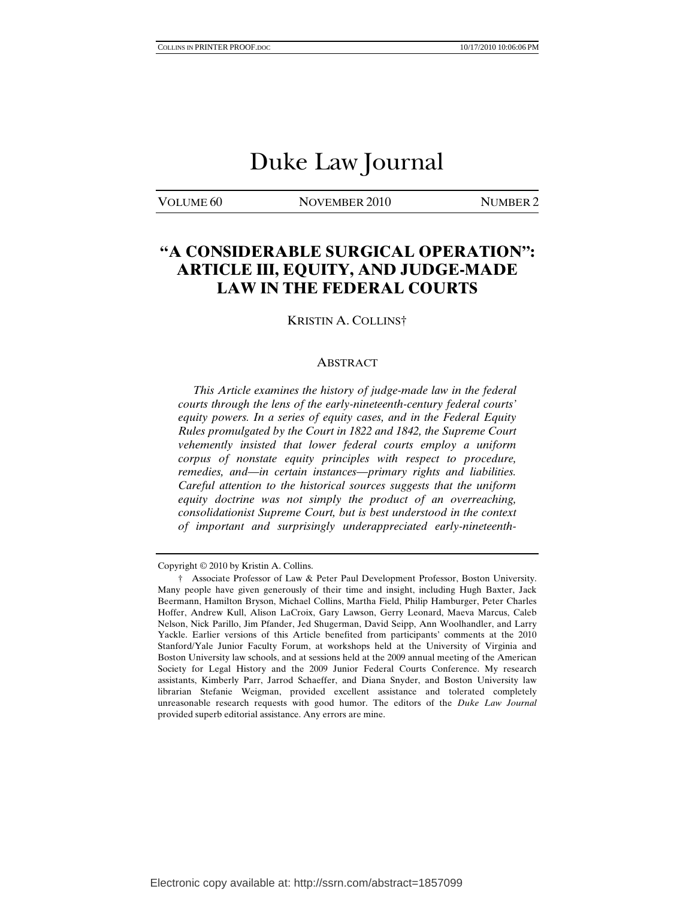# Duke Law Journal

VOLUME 60 NOVEMBER 2010 NUMBER 2

## "A CONSIDERABLE SURGICAL OPERATION": ARTICLE III, EQUITY, AND JUDGE-MADE LAW IN THE FEDERAL COURTS

KRISTIN A. COLLINS†

### ABSTRACT

*This Article examines the history of judge-made law in the federal courts through the lens of the early-nineteenth-century federal courts' equity powers. In a series of equity cases, and in the Federal Equity Rules promulgated by the Court in 1822 and 1842, the Supreme Court vehemently insisted that lower federal courts employ a uniform corpus of nonstate equity principles with respect to procedure, remedies, and—in certain instances—primary rights and liabilities. Careful attention to the historical sources suggests that the uniform equity doctrine was not simply the product of an overreaching, consolidationist Supreme Court, but is best understood in the context of important and surprisingly underappreciated early-nineteenth-*

---

Copyright © 2010 by Kristin A. Collins.

† Associate Professor of Law & Peter Paul Development Professor, Boston University. Many people have given generously of their time and insight, including Hugh Baxter, Jack Beermann, Hamilton Bryson, Michael Collins, Martha Field, Philip Hamburger, Peter Charles Hoffer, Andrew Kull, Alison LaCroix, Gary Lawson, Gerry Leonard, Maeva Marcus, Caleb Nelson, Nick Parillo, Jim Pfander, Jed Shugerman, David Seipp, Ann Woolhandler, and Larry Yackle. Earlier versions of this Article benefited from participants' comments at the 2010 Stanford/Yale Junior Faculty Forum, at workshops held at the University of Virginia and Boston University law schools, and at sessions held at the 2009 annual meeting of the American Society for Legal History and the 2009 Junior Federal Courts Conference. My research assistants, Kimberly Parr, Jarrod Schaeffer, and Diana Snyder, and Boston University law librarian Stefanie Weigman, provided excellent assistance and tolerated completely unreasonable research requests with good humor. The editors of the *Duke Law Journal* provided superb editorial assistance. Any errors are mine.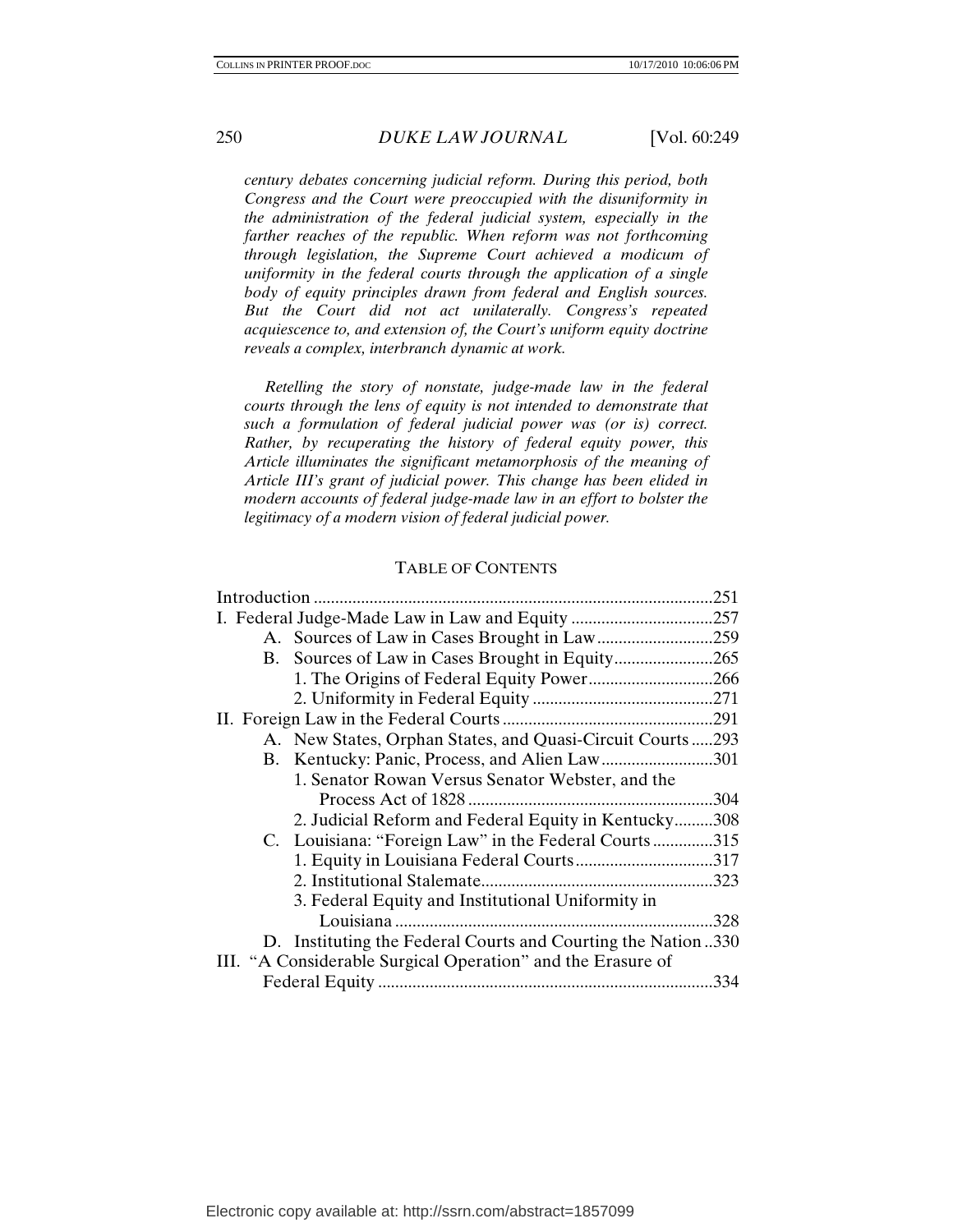*century debates concerning judicial reform. During this period, both Congress and the Court were preoccupied with the disuniformity in the administration of the federal judicial system, especially in the farther reaches of the republic. When reform was not forthcoming through legislation, the Supreme Court achieved a modicum of uniformity in the federal courts through the application of a single body of equity principles drawn from federal and English sources. But the Court did not act unilaterally. Congress's repeated acquiescence to, and extension of, the Court's uniform equity doctrine reveals a complex, interbranch dynamic at work.*

*Retelling the story of nonstate, judge-made law in the federal courts through the lens of equity is not intended to demonstrate that such a formulation of federal judicial power was (or is) correct. Rather, by recuperating the history of federal equity power, this Article illuminates the significant metamorphosis of the meaning of Article III's grant of judicial power. This change has been elided in modern accounts of federal judge-made law in an effort to bolster the legitimacy of a modern vision of federal judicial power.*

## TABLE OF CONTENTS

Introduction ....................................................................................251

I. Federal Judge-Made Law in Law and Equity ................................257

- A. Sources of Law in Cases Brought in Law..........................259
- B. Sources of Law in Cases Brought in Equity.......................265
  - 1. The Origins of Federal Equity Power............................266
  - 2. Uniformity in Federal Equity ..........................................271

II. Foreign Law in the Federal Courts ................................................291

- A. New States, Orphan States, and Quasi-Circuit Courts .....293
- B. Kentucky: Panic, Process, and Alien Law..........................301
  - 1. Senator Rowan Versus Senator Webster, and the Process Act of 1828 .........................................................304
  - 2. Judicial Reform and Federal Equity in Kentucky.........308
- C. Louisiana: "Foreign Law" in the Federal Courts ..............315
  - 1. Equity in Louisiana Federal Courts................................317
  - 2. Institutional Stalemate......................................................323
  - 3. Federal Equity and Institutional Uniformity in Louisiana .........................................................................328
- D. Instituting the Federal Courts and Courting the Nation ..330

III. "A Considerable Surgical Operation" and the Erasure of Federal Equity .............................................................................334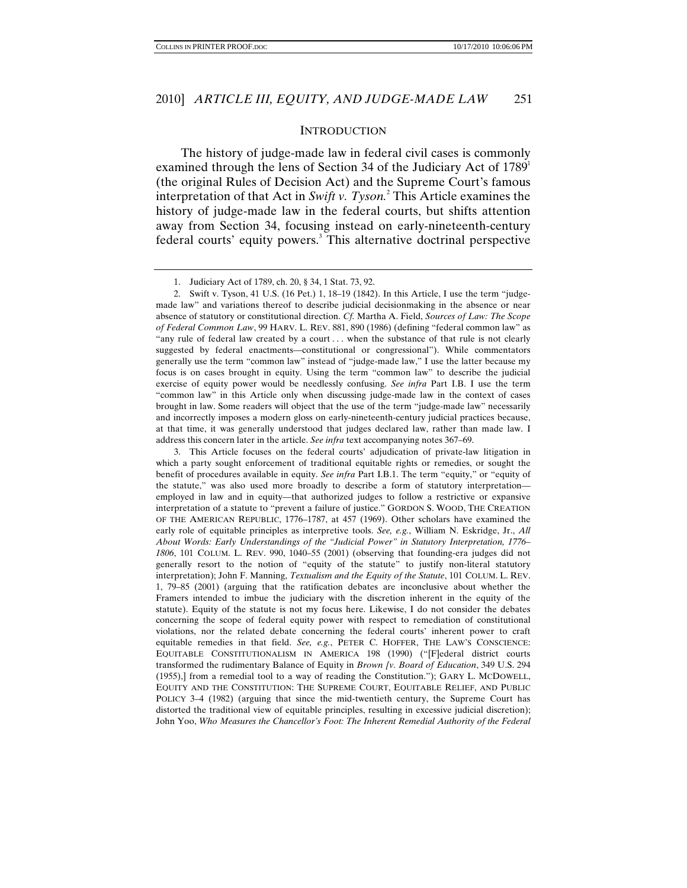## INTRODUCTION

The history of judge-made law in federal civil cases is commonly examined through the lens of Section 34 of the Judiciary Act of 1789[1] (the original Rules of Decision Act) and the Supreme Court's famous interpretation of that Act in *Swift v. Tyson*.[2] This Article examines the history of judge-made law in the federal courts, but shifts attention away from Section 34, focusing instead on early-nineteenth-century federal courts' equity powers.[3] This alternative doctrinal perspective

---

1. Judiciary Act of 1789, ch. 20, § 34, 1 Stat. 73, 92.

2. Swift v. Tyson, 41 U.S. (16 Pet.) 1, 18–19 (1842). In this Article, I use the term "judge-made law" and variations thereof to describe judicial decisionmaking in the absence or near absence of statutory or constitutional direction. *Cf.* Martha A. Field, *Sources of Law: The Scope of Federal Common Law*, 99 HARV. L. REV. 881, 890 (1986) (defining "federal common law" as "any rule of federal law created by a court . . . when the substance of that rule is not clearly suggested by federal enactments—constitutional or congressional"). While commentators generally use the term "common law" instead of "judge-made law," I use the latter because my focus is on cases brought in equity. Using the term "common law" to describe the judicial exercise of equity power would be needlessly confusing. *See infra* Part I.B. I use the term "common law" in this Article only when discussing judge-made law in the context of cases brought in law. Some readers will object that the use of the term "judge-made law" necessarily and incorrectly imposes a modern gloss on early-nineteenth-century judicial practices because, at that time, it was generally understood that judges declared law, rather than made law. I address this concern later in the article. *See infra* text accompanying notes 367–69.

3. This Article focuses on the federal courts' adjudication of private-law litigation in which a party sought enforcement of traditional equitable rights or remedies, or sought the benefit of procedures available in equity. *See infra* Part I.B.1. The term "equity," or "equity of the statute," was also used more broadly to describe a form of statutory interpretation—employed in law and in equity—that authorized judges to follow a restrictive or expansive interpretation of a statute to "prevent a failure of justice." GORDON S. WOOD, THE CREATION OF THE AMERICAN REPUBLIC, 1776–1787, at 457 (1969). Other scholars have examined the early role of equitable principles as interpretive tools. *See, e.g.*, William N. Eskridge, Jr., *All About Words: Early Understandings of the "Judicial Power" in Statutory Interpretation, 1776–1806*, 101 COLUM. L. REV. 990, 1040–55 (2001) (observing that founding-era judges did not generally resort to the notion of "equity of the statute" to justify non-literal statutory interpretation); John F. Manning, *Textualism and the Equity of the Statute*, 101 COLUM. L. REV. 1, 79–85 (2001) (arguing that the ratification debates are inconclusive about whether the Framers intended to imbue the judiciary with the discretion inherent in the equity of the statute). Equity of the statute is not my focus here. Likewise, I do not consider the debates concerning the scope of federal equity power with respect to remediation of constitutional violations, nor the related debate concerning the federal courts' inherent power to craft equitable remedies in that field. *See, e.g.*, PETER C. HOFFER, THE LAW'S CONSCIENCE: EQUITABLE CONSTITUTIONALISM IN AMERICA 198 (1990) ("[F]ederal district courts transformed the rudimentary Balance of Equity in *Brown [v. Board of Education*, 349 U.S. 294 (1955),] from a remedial tool to a way of reading the Constitution."); GARY L. MCDOWELL, EQUITY AND THE CONSTITUTION: THE SUPREME COURT, EQUITABLE RELIEF, AND PUBLIC POLICY 3–4 (1982) (arguing that since the mid-twentieth century, the Supreme Court has distorted the traditional view of equitable principles, resulting in excessive judicial discretion); John Yoo, *Who Measures the Chancellor's Foot: The Inherent Remedial Authority of the Federal*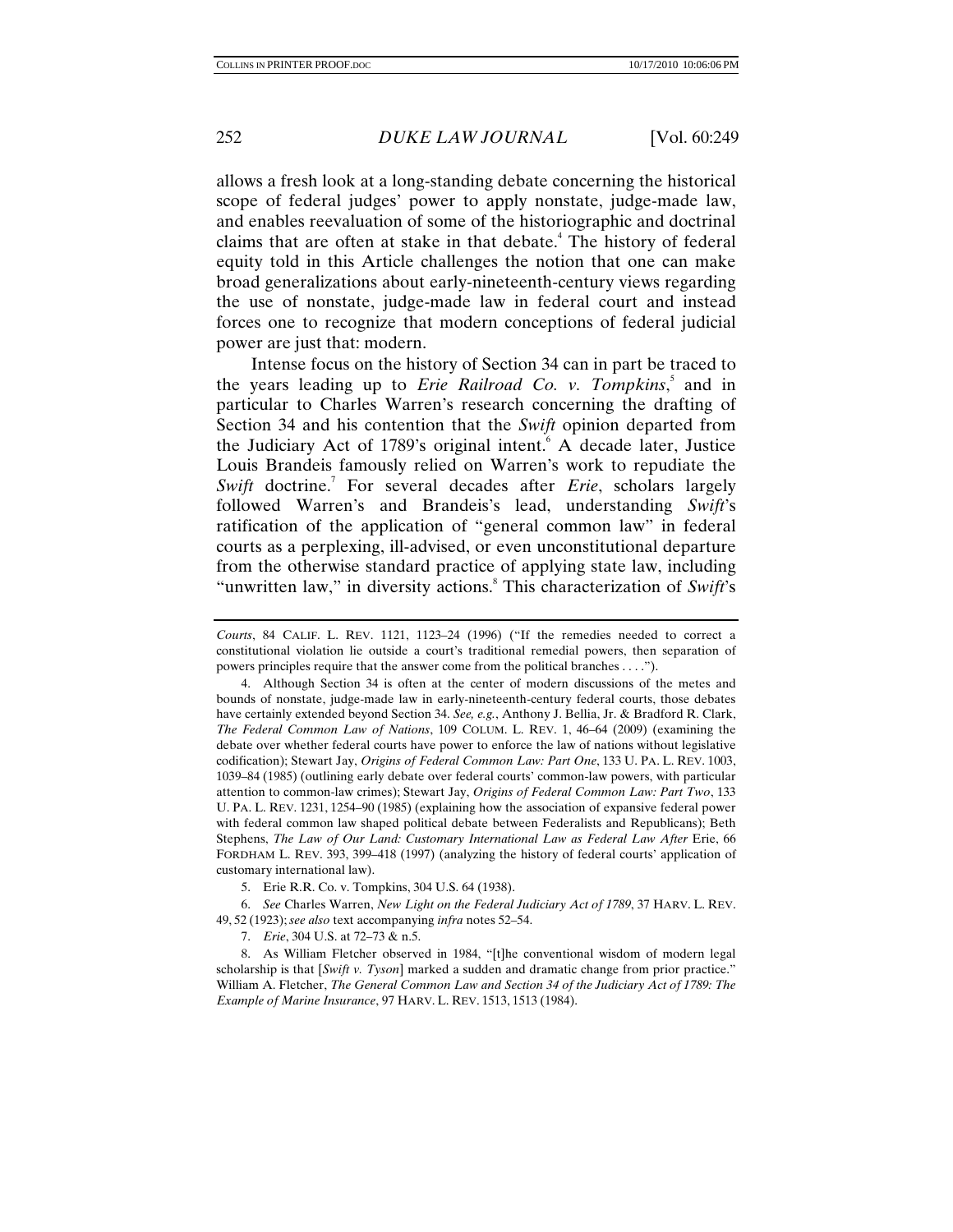allows a fresh look at a long-standing debate concerning the historical scope of federal judges' power to apply nonstate, judge-made law, and enables reevaluation of some of the historiographic and doctrinal claims that are often at stake in that debate.[4] The history of federal equity told in this Article challenges the notion that one can make broad generalizations about early-nineteenth-century views regarding the use of nonstate, judge-made law in federal court and instead forces one to recognize that modern conceptions of federal judicial power are just that: modern.

Intense focus on the history of Section 34 can in part be traced to the years leading up to *Erie Railroad Co. v. Tompkins*,[5] and in particular to Charles Warren's research concerning the drafting of Section 34 and his contention that the *Swift* opinion departed from the Judiciary Act of 1789's original intent.[6] A decade later, Justice Louis Brandeis famously relied on Warren's work to repudiate the *Swift* doctrine.[7] For several decades after *Erie*, scholars largely followed Warren's and Brandeis's lead, understanding *Swift*'s ratification of the application of "general common law" in federal courts as a perplexing, ill-advised, or even unconstitutional departure from the otherwise standard practice of applying state law, including "unwritten law," in diversity actions.[8] This characterization of *Swift*'s

---

*Courts*, 84 CALIF. L. REV. 1121, 1123–24 (1996) ("If the remedies needed to correct a constitutional violation lie outside a court's traditional remedial powers, then separation of powers principles require that the answer come from the political branches . . . .").

4. Although Section 34 is often at the center of modern discussions of the metes and bounds of nonstate, judge-made law in early-nineteenth-century federal courts, those debates have certainly extended beyond Section 34. *See, e.g.*, Anthony J. Bellia, Jr. & Bradford R. Clark, *The Federal Common Law of Nations*, 109 COLUM. L. REV. 1, 46–64 (2009) (examining the debate over whether federal courts have power to enforce the law of nations without legislative codification); Stewart Jay, *Origins of Federal Common Law: Part One*, 133 U. PA. L. REV. 1003, 1039–84 (1985) (outlining early debate over federal courts' common-law powers, with particular attention to common-law crimes); Stewart Jay, *Origins of Federal Common Law: Part Two*, 133 U. PA. L. REV. 1231, 1254–90 (1985) (explaining how the association of expansive federal power with federal common law shaped political debate between Federalists and Republicans); Beth Stephens, *The Law of Our Land: Customary International Law as Federal Law After* Erie, 66 FORDHAM L. REV. 393, 399–418 (1997) (analyzing the history of federal courts' application of customary international law).

5. Erie R.R. Co. v. Tompkins, 304 U.S. 64 (1938).

6. *See* Charles Warren, *New Light on the Federal Judiciary Act of 1789*, 37 HARV. L. REV. 49, 52 (1923); *see also* text accompanying *infra* notes 52–54.

7. *Erie*, 304 U.S. at 72–73 & n.5.

8. As William Fletcher observed in 1984, "[t]he conventional wisdom of modern legal scholarship is that [*Swift v. Tyson*] marked a sudden and dramatic change from prior practice." William A. Fletcher, *The General Common Law and Section 34 of the Judiciary Act of 1789: The Example of Marine Insurance*, 97 HARV. L. REV. 1513, 1513 (1984).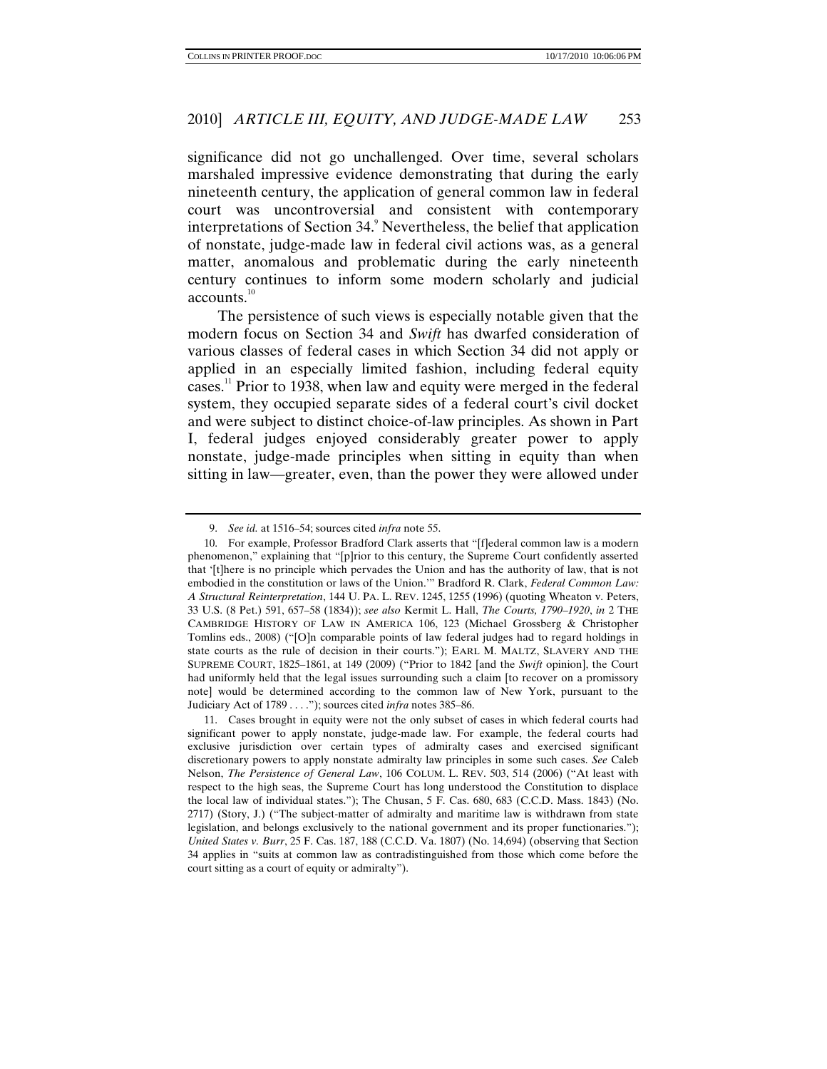significance did not go unchallenged. Over time, several scholars marshaled impressive evidence demonstrating that during the early nineteenth century, the application of general common law in federal court was uncontroversial and consistent with contemporary interpretations of Section 34.[9] Nevertheless, the belief that application of nonstate, judge-made law in federal civil actions was, as a general matter, anomalous and problematic during the early nineteenth century continues to inform some modern scholarly and judicial accounts.[10]

The persistence of such views is especially notable given that the modern focus on Section 34 and *Swift* has dwarfed consideration of various classes of federal cases in which Section 34 did not apply or applied in an especially limited fashion, including federal equity cases.[11] Prior to 1938, when law and equity were merged in the federal system, they occupied separate sides of a federal court's civil docket and were subject to distinct choice-of-law principles. As shown in Part I, federal judges enjoyed considerably greater power to apply nonstate, judge-made principles when sitting in equity than when sitting in law—greater, even, than the power they were allowed under

---

9. *See id.* at 1516–54; sources cited *infra* note 55.

10. For example, Professor Bradford Clark asserts that "[f]ederal common law is a modern phenomenon," explaining that "[p]rior to this century, the Supreme Court confidently asserted that '[t]here is no principle which pervades the Union and has the authority of law, that is not embodied in the constitution or laws of the Union.'" Bradford R. Clark, *Federal Common Law: A Structural Reinterpretation*, 144 U. PA. L. REV. 1245, 1255 (1996) (quoting Wheaton v. Peters, 33 U.S. (8 Pet.) 591, 657–58 (1834)); *see also* Kermit L. Hall, *The Courts, 1790–1920*, *in* 2 THE CAMBRIDGE HISTORY OF LAW IN AMERICA 106, 123 (Michael Grossberg & Christopher Tomlins eds., 2008) ("[O]n comparable points of law federal judges had to regard holdings in state courts as the rule of decision in their courts."); EARL M. MALTZ, SLAVERY AND THE SUPREME COURT, 1825–1861, at 149 (2009) ("Prior to 1842 [and the *Swift* opinion], the Court had uniformly held that the legal issues surrounding such a claim [to recover on a promissory note] would be determined according to the common law of New York, pursuant to the Judiciary Act of 1789 . . . ."); sources cited *infra* notes 385–86.

11. Cases brought in equity were not the only subset of cases in which federal courts had significant power to apply nonstate, judge-made law. For example, the federal courts had exclusive jurisdiction over certain types of admiralty cases and exercised significant discretionary powers to apply nonstate admiralty law principles in some such cases. *See* Caleb Nelson, *The Persistence of General Law*, 106 COLUM. L. REV. 503, 514 (2006) ("At least with respect to the high seas, the Supreme Court has long understood the Constitution to displace the local law of individual states."); The Chusan, 5 F. Cas. 680, 683 (C.C.D. Mass. 1843) (No. 2717) (Story, J.) ("The subject-matter of admiralty and maritime law is withdrawn from state legislation, and belongs exclusively to the national government and its proper functionaries."); *United States v. Burr*, 25 F. Cas. 187, 188 (C.C.D. Va. 1807) (No. 14,694) (observing that Section 34 applies in "suits at common law as contradistinguished from those which come before the court sitting as a court of equity or admiralty").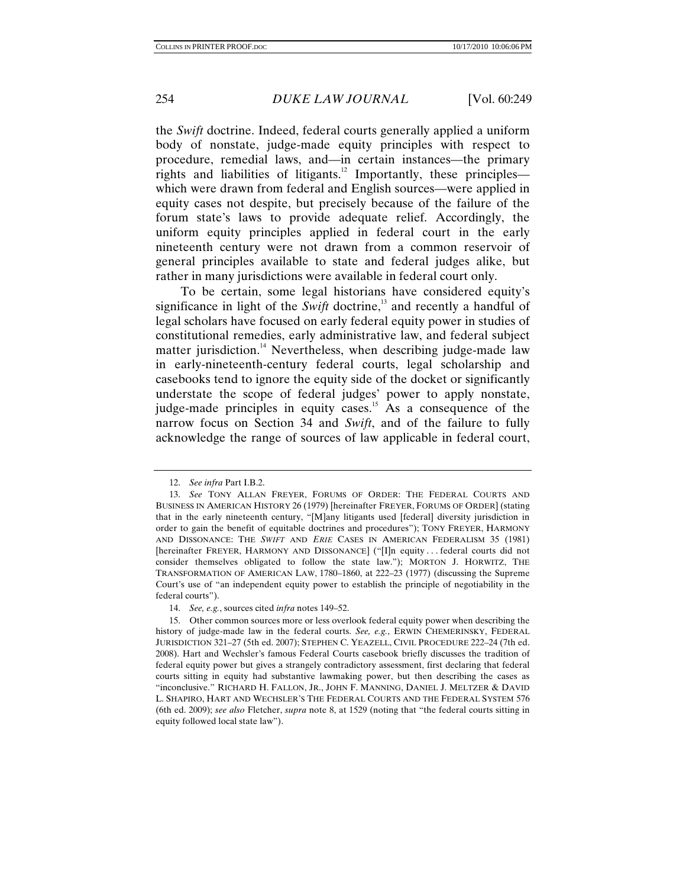the *Swift* doctrine. Indeed, federal courts generally applied a uniform body of nonstate, judge-made equity principles with respect to procedure, remedial laws, and—in certain instances—the primary rights and liabilities of litigants.[12] Importantly, these principles—which were drawn from federal and English sources—were applied in equity cases not despite, but precisely because of the failure of the forum state's laws to provide adequate relief. Accordingly, the uniform equity principles applied in federal court in the early nineteenth century were not drawn from a common reservoir of general principles available to state and federal judges alike, but rather in many jurisdictions were available in federal court only.

To be certain, some legal historians have considered equity's significance in light of the *Swift* doctrine,[13] and recently a handful of legal scholars have focused on early federal equity power in studies of constitutional remedies, early administrative law, and federal subject matter jurisdiction.[14] Nevertheless, when describing judge-made law in early-nineteenth-century federal courts, legal scholarship and casebooks tend to ignore the equity side of the docket or significantly understate the scope of federal judges' power to apply nonstate, judge-made principles in equity cases.[15] As a consequence of the narrow focus on Section 34 and *Swift*, and of the failure to fully acknowledge the range of sources of law applicable in federal court,

---

12. *See infra* Part I.B.2.

13. *See* TONY ALLAN FREYER, FORUMS OF ORDER: THE FEDERAL COURTS AND BUSINESS IN AMERICAN HISTORY 26 (1979) [hereinafter FREYER, FORUMS OF ORDER] (stating that in the early nineteenth century, "[M]any litigants used [federal] diversity jurisdiction in order to gain the benefit of equitable doctrines and procedures"); TONY FREYER, HARMONY AND DISSONANCE: THE *SWIFT* AND *ERIE* CASES IN AMERICAN FEDERALISM 35 (1981) [hereinafter FREYER, HARMONY AND DISSONANCE] ("[I]n equity . . . federal courts did not consider themselves obligated to follow the state law."); MORTON J. HORWITZ, THE TRANSFORMATION OF AMERICAN LAW, 1780–1860, at 222–23 (1977) (discussing the Supreme Court's use of "an independent equity power to establish the principle of negotiability in the federal courts").

14. *See, e.g.*, sources cited *infra* notes 149–52.

15. Other common sources more or less overlook federal equity power when describing the history of judge-made law in the federal courts. *See, e.g.*, ERWIN CHEMERINSKY, FEDERAL JURISDICTION 321–27 (5th ed. 2007); STEPHEN C. YEAZELL, CIVIL PROCEDURE 222–24 (7th ed. 2008). Hart and Wechsler's famous Federal Courts casebook briefly discusses the tradition of federal equity power but gives a strangely contradictory assessment, first declaring that federal courts sitting in equity had substantive lawmaking power, but then describing the cases as "inconclusive." RICHARD H. FALLON, JR., JOHN F. MANNING, DANIEL J. MELTZER & DAVID L. SHAPIRO, HART AND WECHSLER'S THE FEDERAL COURTS AND THE FEDERAL SYSTEM 576 (6th ed. 2009); *see also* Fletcher, *supra* note 8, at 1529 (noting that "the federal courts sitting in equity followed local state law").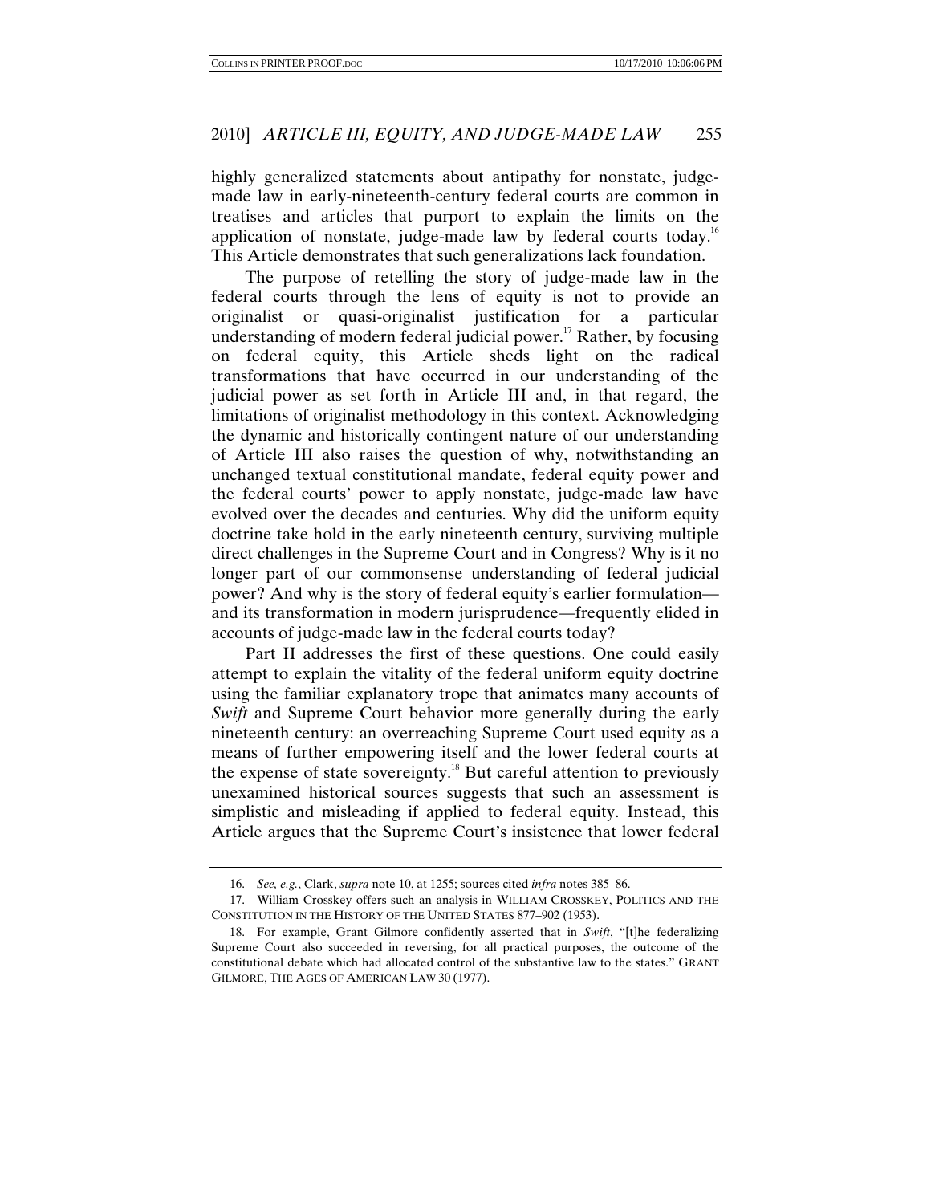highly generalized statements about antipathy for nonstate, judge-made law in early-nineteenth-century federal courts are common in treatises and articles that purport to explain the limits on the application of nonstate, judge-made law by federal courts today.[16] This Article demonstrates that such generalizations lack foundation.

The purpose of retelling the story of judge-made law in the federal courts through the lens of equity is not to provide an originalist or quasi-originalist justification for a particular understanding of modern federal judicial power.[17] Rather, by focusing on federal equity, this Article sheds light on the radical transformations that have occurred in our understanding of the judicial power as set forth in Article III and, in that regard, the limitations of originalist methodology in this context. Acknowledging the dynamic and historically contingent nature of our understanding of Article III also raises the question of why, notwithstanding an unchanged textual constitutional mandate, federal equity power and the federal courts' power to apply nonstate, judge-made law have evolved over the decades and centuries. Why did the uniform equity doctrine take hold in the early nineteenth century, surviving multiple direct challenges in the Supreme Court and in Congress? Why is it no longer part of our commonsense understanding of federal judicial power? And why is the story of federal equity's earlier formulation—and its transformation in modern jurisprudence—frequently elided in accounts of judge-made law in the federal courts today?

Part II addresses the first of these questions. One could easily attempt to explain the vitality of the federal uniform equity doctrine using the familiar explanatory trope that animates many accounts of *Swift* and Supreme Court behavior more generally during the early nineteenth century: an overreaching Supreme Court used equity as a means of further empowering itself and the lower federal courts at the expense of state sovereignty.[18] But careful attention to previously unexamined historical sources suggests that such an assessment is simplistic and misleading if applied to federal equity. Instead, this Article argues that the Supreme Court's insistence that lower federal

16. *See, e.g.*, Clark, *supra* note 10, at 1255; sources cited *infra* notes 385–86.

17. William Crosskey offers such an analysis in WILLIAM CROSSKEY, POLITICS AND THE CONSTITUTION IN THE HISTORY OF THE UNITED STATES 877–902 (1953).

18. For example, Grant Gilmore confidently asserted that in *Swift*, "[t]he federalizing Supreme Court also succeeded in reversing, for all practical purposes, the outcome of the constitutional debate which had allocated control of the substantive law to the states." GRANT GILMORE, THE AGES OF AMERICAN LAW 30 (1977).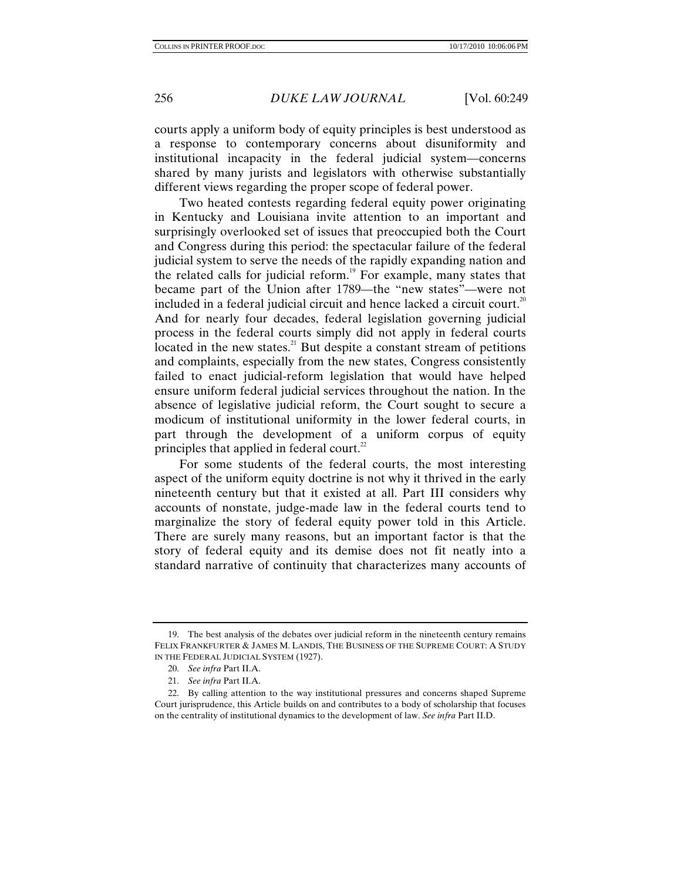courts apply a uniform body of equity principles is best understood as a response to contemporary concerns about disuniformity and institutional incapacity in the federal judicial system—concerns shared by many jurists and legislators with otherwise substantially different views regarding the proper scope of federal power.

Two heated contests regarding federal equity power originating in Kentucky and Louisiana invite attention to an important and surprisingly overlooked set of issues that preoccupied both the Court and Congress during this period: the spectacular failure of the federal judicial system to serve the needs of the rapidly expanding nation and the related calls for judicial reform.[19] For example, many states that became part of the Union after 1789—the "new states"—were not included in a federal judicial circuit and hence lacked a circuit court.[20] And for nearly four decades, federal legislation governing judicial process in the federal courts simply did not apply in federal courts located in the new states.[21] But despite a constant stream of petitions and complaints, especially from the new states, Congress consistently failed to enact judicial-reform legislation that would have helped ensure uniform federal judicial services throughout the nation. In the absence of legislative judicial reform, the Court sought to secure a modicum of institutional uniformity in the lower federal courts, in part through the development of a uniform corpus of equity principles that applied in federal court.[22]

For some students of the federal courts, the most interesting aspect of the uniform equity doctrine is not why it thrived in the early nineteenth century but that it existed at all. Part III considers why accounts of nonstate, judge-made law in the federal courts tend to marginalize the story of federal equity power told in this Article. There are surely many reasons, but an important factor is that the story of federal equity and its demise does not fit neatly into a standard narrative of continuity that characterizes many accounts of

---

19. The best analysis of the debates over judicial reform in the nineteenth century remains FELIX FRANKFURTER & JAMES M. LANDIS, THE BUSINESS OF THE SUPREME COURT: A STUDY IN THE FEDERAL JUDICIAL SYSTEM (1927).

20. *See infra* Part II.A.

21. *See infra* Part II.A.

22. By calling attention to the way institutional pressures and concerns shaped Supreme Court jurisprudence, this Article builds on and contributes to a body of scholarship that focuses on the centrality of institutional dynamics to the development of law. *See infra* Part II.D.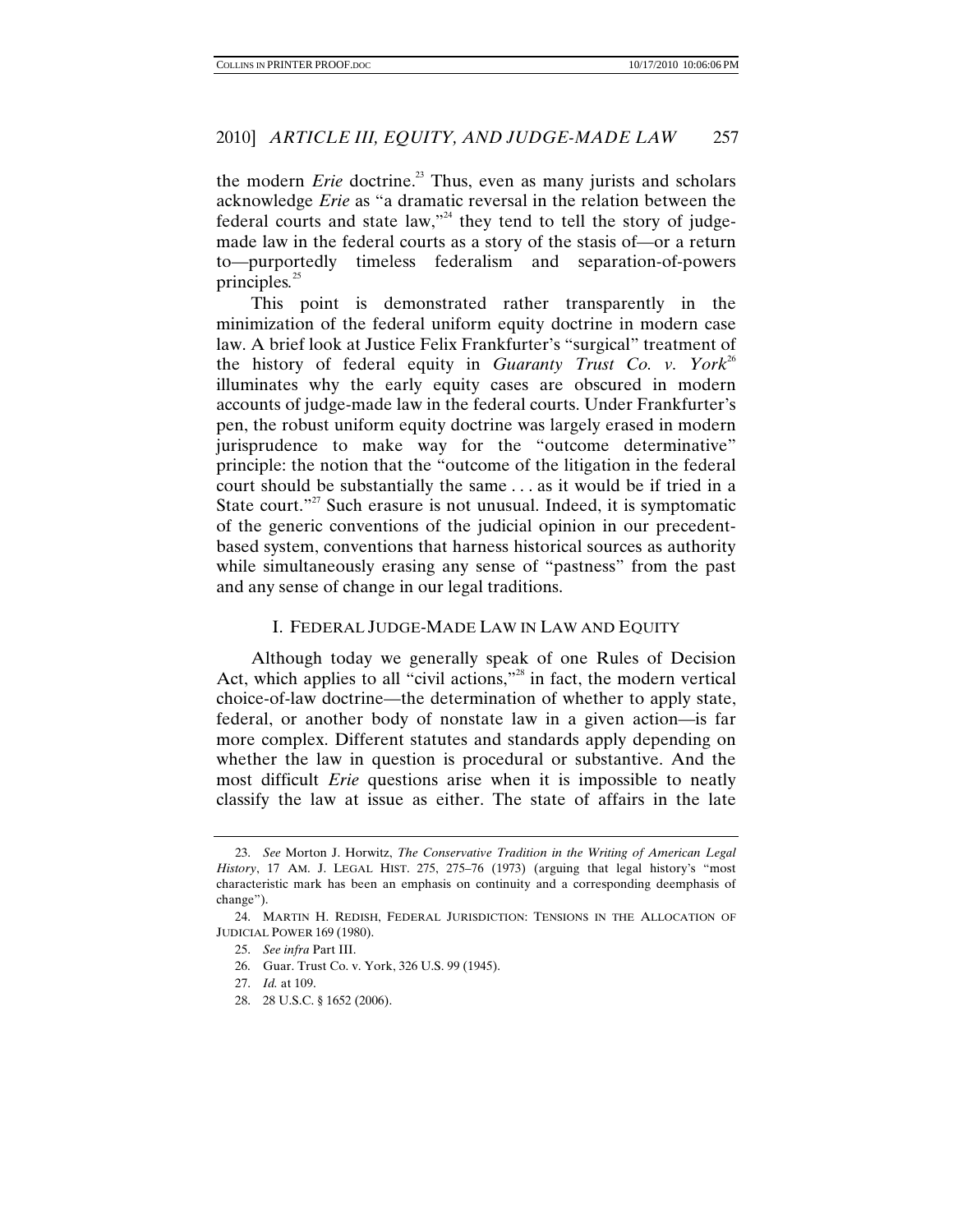the modern *Erie* doctrine.[23] Thus, even as many jurists and scholars acknowledge *Erie* as "a dramatic reversal in the relation between the federal courts and state law,"[24] they tend to tell the story of judge-made law in the federal courts as a story of the stasis of—or a return to—purportedly timeless federalism and separation-of-powers principles.[25]

This point is demonstrated rather transparently in the minimization of the federal uniform equity doctrine in modern case law. A brief look at Justice Felix Frankfurter's "surgical" treatment of the history of federal equity in *Guaranty Trust Co. v. York*[26] illuminates why the early equity cases are obscured in modern accounts of judge-made law in the federal courts. Under Frankfurter's pen, the robust uniform equity doctrine was largely erased in modern jurisprudence to make way for the "outcome determinative" principle: the notion that the "outcome of the litigation in the federal court should be substantially the same . . . as it would be if tried in a State court."[27] Such erasure is not unusual. Indeed, it is symptomatic of the generic conventions of the judicial opinion in our precedent-based system, conventions that harness historical sources as authority while simultaneously erasing any sense of "pastness" from the past and any sense of change in our legal traditions.

## I. FEDERAL JUDGE-MADE LAW IN LAW AND EQUITY

Although today we generally speak of one Rules of Decision Act, which applies to all "civil actions,"[28] in fact, the modern vertical choice-of-law doctrine—the determination of whether to apply state, federal, or another body of nonstate law in a given action—is far more complex. Different statutes and standards apply depending on whether the law in question is procedural or substantive. And the most difficult *Erie* questions arise when it is impossible to neatly classify the law at issue as either. The state of affairs in the late

23. *See* Morton J. Horwitz, *The Conservative Tradition in the Writing of American Legal History*, 17 AM. J. LEGAL HIST. 275, 275–76 (1973) (arguing that legal history's "most characteristic mark has been an emphasis on continuity and a corresponding deemphasis of change").

24. MARTIN H. REDISH, FEDERAL JURISDICTION: TENSIONS IN THE ALLOCATION OF JUDICIAL POWER 169 (1980).

25. *See infra* Part III.

26. Guar. Trust Co. v. York, 326 U.S. 99 (1945).

27. *Id.* at 109.

28. 28 U.S.C. § 1652 (2006).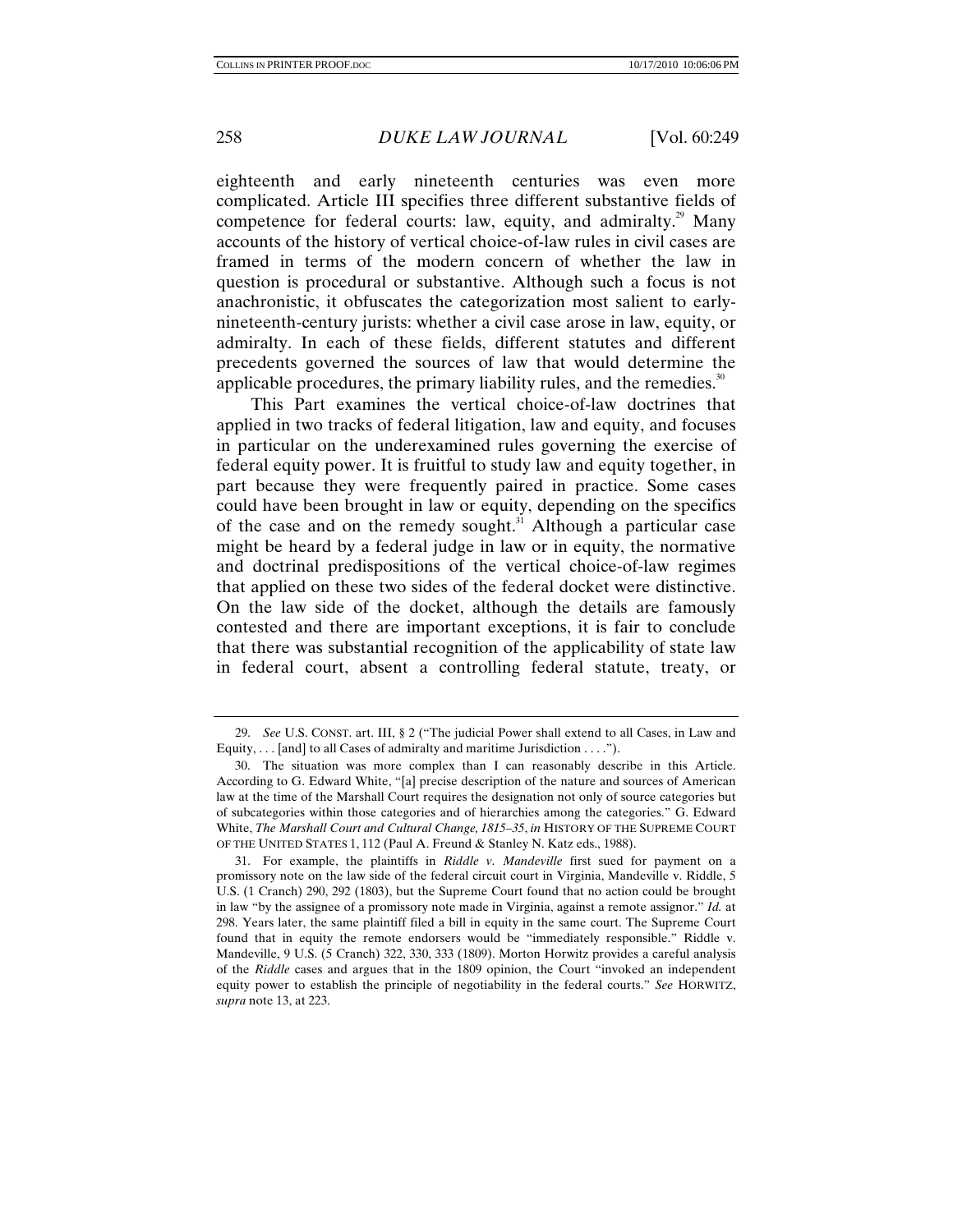eighteenth and early nineteenth centuries was even more complicated. Article III specifies three different substantive fields of competence for federal courts: law, equity, and admiralty.[29] Many accounts of the history of vertical choice-of-law rules in civil cases are framed in terms of the modern concern of whether the law in question is procedural or substantive. Although such a focus is not anachronistic, it obfuscates the categorization most salient to early-nineteenth-century jurists: whether a civil case arose in law, equity, or admiralty. In each of these fields, different statutes and different precedents governed the sources of law that would determine the applicable procedures, the primary liability rules, and the remedies.[30]

This Part examines the vertical choice-of-law doctrines that applied in two tracks of federal litigation, law and equity, and focuses in particular on the underexamined rules governing the exercise of federal equity power. It is fruitful to study law and equity together, in part because they were frequently paired in practice. Some cases could have been brought in law or equity, depending on the specifics of the case and on the remedy sought.[31] Although a particular case might be heard by a federal judge in law or in equity, the normative and doctrinal predispositions of the vertical choice-of-law regimes that applied on these two sides of the federal docket were distinctive. On the law side of the docket, although the details are famously contested and there are important exceptions, it is fair to conclude that there was substantial recognition of the applicability of state law in federal court, absent a controlling federal statute, treaty, or

---

29. *See* U.S. CONST. art. III, § 2 ("The judicial Power shall extend to all Cases, in Law and Equity, . . . [and] to all Cases of admiralty and maritime Jurisdiction . . . .").

30. The situation was more complex than I can reasonably describe in this Article. According to G. Edward White, "[a] precise description of the nature and sources of American law at the time of the Marshall Court requires the designation not only of source categories but of subcategories within those categories and of hierarchies among the categories." G. Edward White, *The Marshall Court and Cultural Change, 1815–35*, *in* HISTORY OF THE SUPREME COURT OF THE UNITED STATES 1, 112 (Paul A. Freund & Stanley N. Katz eds., 1988).

31. For example, the plaintiffs in *Riddle v. Mandeville* first sued for payment on a promissory note on the law side of the federal circuit court in Virginia, Mandeville v. Riddle, 5 U.S. (1 Cranch) 290, 292 (1803), but the Supreme Court found that no action could be brought in law "by the assignee of a promissory note made in Virginia, against a remote assignor." *Id.* at 298. Years later, the same plaintiff filed a bill in equity in the same court. The Supreme Court found that in equity the remote endorsers would be "immediately responsible." Riddle v. Mandeville, 9 U.S. (5 Cranch) 322, 330, 333 (1809). Morton Horwitz provides a careful analysis of the *Riddle* cases and argues that in the 1809 opinion, the Court "invoked an independent equity power to establish the principle of negotiability in the federal courts." *See* HORWITZ, *supra* note 13, at 223.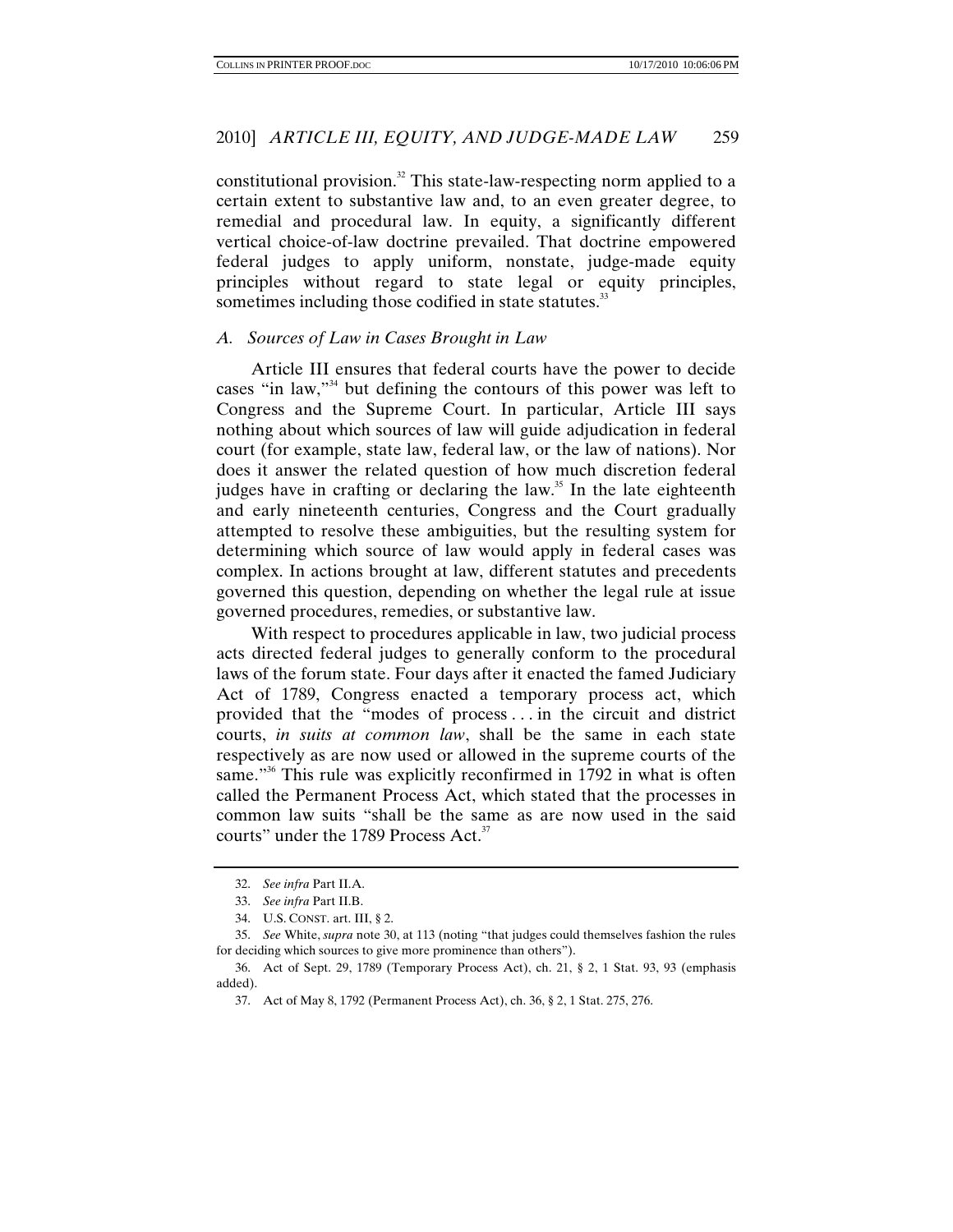constitutional provision.[32] This state-law-respecting norm applied to a certain extent to substantive law and, to an even greater degree, to remedial and procedural law. In equity, a significantly different vertical choice-of-law doctrine prevailed. That doctrine empowered federal judges to apply uniform, nonstate, judge-made equity principles without regard to state legal or equity principles, sometimes including those codified in state statutes.[33]

### *A. Sources of Law in Cases Brought in Law*

Article III ensures that federal courts have the power to decide cases "in law,"[34] but defining the contours of this power was left to Congress and the Supreme Court. In particular, Article III says nothing about which sources of law will guide adjudication in federal court (for example, state law, federal law, or the law of nations). Nor does it answer the related question of how much discretion federal judges have in crafting or declaring the law.[35] In the late eighteenth and early nineteenth centuries, Congress and the Court gradually attempted to resolve these ambiguities, but the resulting system for determining which source of law would apply in federal cases was complex. In actions brought at law, different statutes and precedents governed this question, depending on whether the legal rule at issue governed procedures, remedies, or substantive law.

With respect to procedures applicable in law, two judicial process acts directed federal judges to generally conform to the procedural laws of the forum state. Four days after it enacted the famed Judiciary Act of 1789, Congress enacted a temporary process act, which provided that the "modes of process . . . in the circuit and district courts, *in suits at common law*, shall be the same in each state respectively as are now used or allowed in the supreme courts of the same."[36] This rule was explicitly reconfirmed in 1792 in what is often called the Permanent Process Act, which stated that the processes in common law suits "shall be the same as are now used in the said courts" under the 1789 Process Act.[37]

---

32. *See infra* Part II.A.

33. *See infra* Part II.B.

34. U.S. CONST. art. III, § 2.

35. *See* White, *supra* note 30, at 113 (noting "that judges could themselves fashion the rules for deciding which sources to give more prominence than others").

36. Act of Sept. 29, 1789 (Temporary Process Act), ch. 21, § 2, 1 Stat. 93, 93 (emphasis added).

37. Act of May 8, 1792 (Permanent Process Act), ch. 36, § 2, 1 Stat. 275, 276.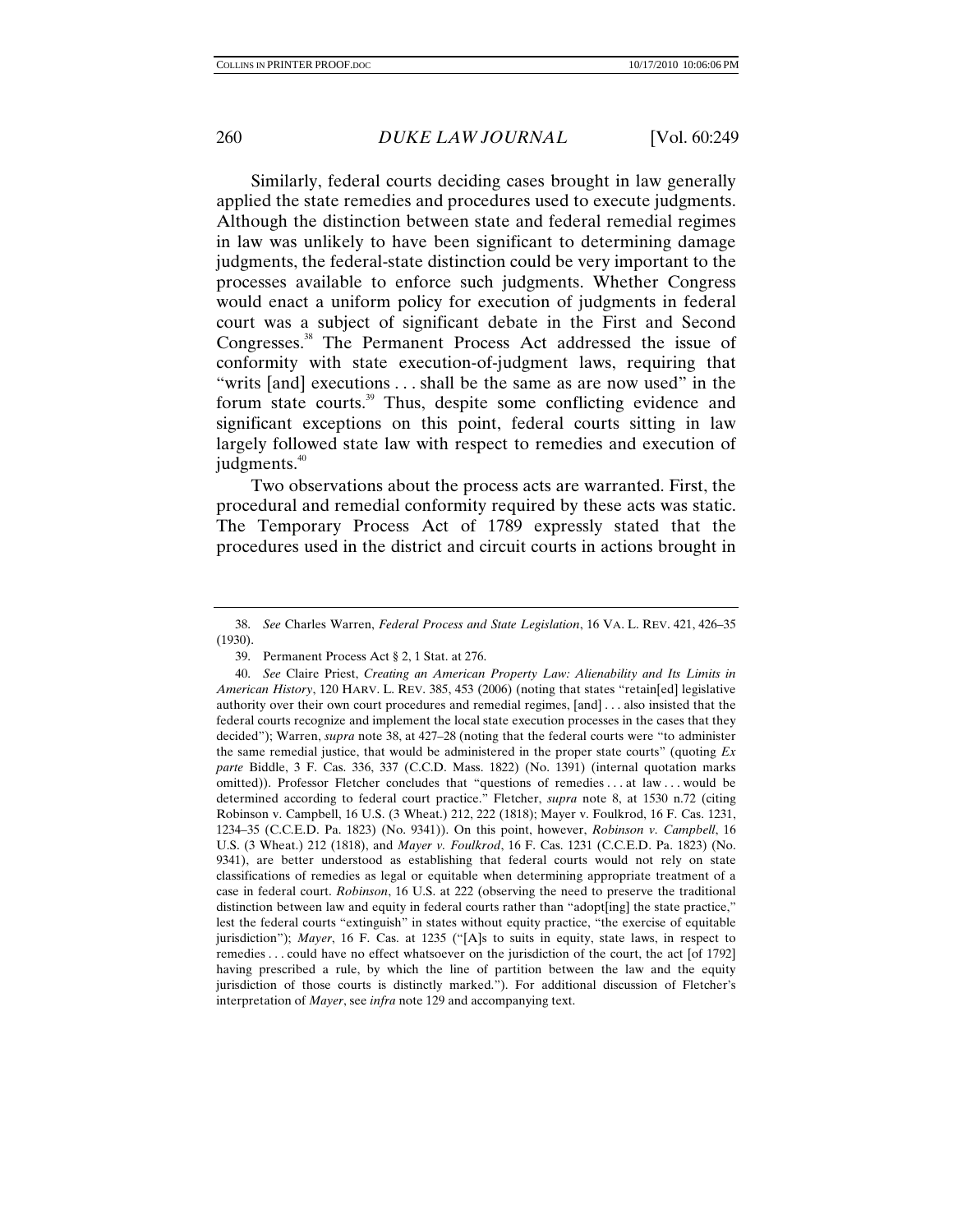Similarly, federal courts deciding cases brought in law generally applied the state remedies and procedures used to execute judgments. Although the distinction between state and federal remedial regimes in law was unlikely to have been significant to determining damage judgments, the federal-state distinction could be very important to the processes available to enforce such judgments. Whether Congress would enact a uniform policy for execution of judgments in federal court was a subject of significant debate in the First and Second Congresses.[38] The Permanent Process Act addressed the issue of conformity with state execution-of-judgment laws, requiring that "writs [and] executions . . . shall be the same as are now used" in the forum state courts.[39] Thus, despite some conflicting evidence and significant exceptions on this point, federal courts sitting in law largely followed state law with respect to remedies and execution of judgments.[40]

Two observations about the process acts are warranted. First, the procedural and remedial conformity required by these acts was static. The Temporary Process Act of 1789 expressly stated that the procedures used in the district and circuit courts in actions brought in

---

38. *See* Charles Warren, *Federal Process and State Legislation*, 16 VA. L. REV. 421, 426–35 (1930).

39. Permanent Process Act § 2, 1 Stat. at 276.

40. *See* Claire Priest, *Creating an American Property Law: Alienability and Its Limits in American History*, 120 HARV. L. REV. 385, 453 (2006) (noting that states "retain[ed] legislative authority over their own court procedures and remedial regimes, [and] . . . also insisted that the federal courts recognize and implement the local state execution processes in the cases that they decided"); Warren, *supra* note 38, at 427–28 (noting that the federal courts were "to administer the same remedial justice, that would be administered in the proper state courts" (quoting *Ex parte* Biddle, 3 F. Cas. 336, 337 (C.C.D. Mass. 1822) (No. 1391) (internal quotation marks omitted)). Professor Fletcher concludes that "questions of remedies . . . at law . . . would be determined according to federal court practice." Fletcher, *supra* note 8, at 1530 n.72 (citing Robinson v. Campbell, 16 U.S. (3 Wheat.) 212, 222 (1818); Mayer v. Foulkrod, 16 F. Cas. 1231, 1234–35 (C.C.E.D. Pa. 1823) (No. 9341)). On this point, however, *Robinson v. Campbell*, 16 U.S. (3 Wheat.) 212 (1818), and *Mayer v. Foulkrod*, 16 F. Cas. 1231 (C.C.E.D. Pa. 1823) (No. 9341), are better understood as establishing that federal courts would not rely on state classifications of remedies as legal or equitable when determining appropriate treatment of a case in federal court. *Robinson*, 16 U.S. at 222 (observing the need to preserve the traditional distinction between law and equity in federal courts rather than "adopt[ing] the state practice," lest the federal courts "extinguish" in states without equity practice, "the exercise of equitable jurisdiction"); *Mayer*, 16 F. Cas. at 1235 ("[A]s to suits in equity, state laws, in respect to remedies . . . could have no effect whatsoever on the jurisdiction of the court, the act [of 1792] having prescribed a rule, by which the line of partition between the law and the equity jurisdiction of those courts is distinctly marked."). For additional discussion of Fletcher's interpretation of *Mayer*, see *infra* note 129 and accompanying text.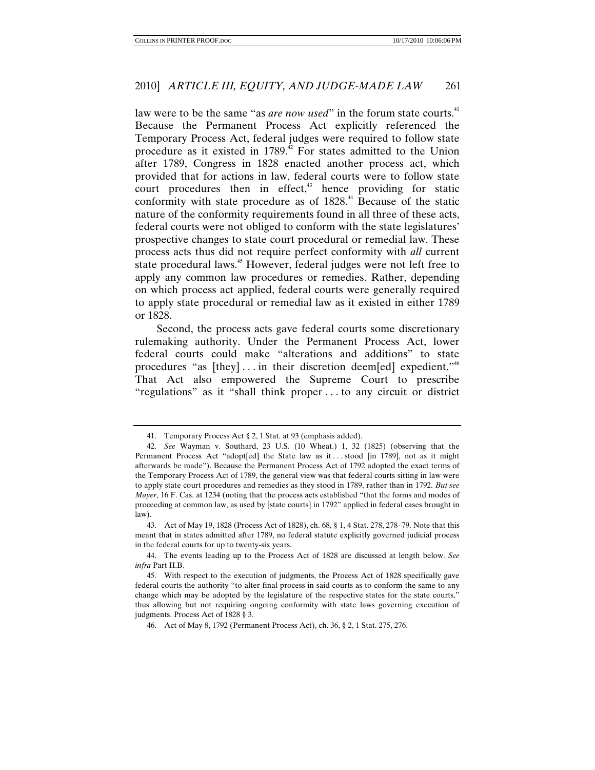law were to be the same "as *are now used*" in the forum state courts.[41] Because the Permanent Process Act explicitly referenced the Temporary Process Act, federal judges were required to follow state procedure as it existed in 1789.[42] For states admitted to the Union after 1789, Congress in 1828 enacted another process act, which provided that for actions in law, federal courts were to follow state court procedures then in effect,[43] hence providing for static conformity with state procedure as of 1828.[44] Because of the static nature of the conformity requirements found in all three of these acts, federal courts were not obliged to conform with the state legislatures' prospective changes to state court procedural or remedial law. These process acts thus did not require perfect conformity with *all* current state procedural laws.[45] However, federal judges were not left free to apply any common law procedures or remedies. Rather, depending on which process act applied, federal courts were generally required to apply state procedural or remedial law as it existed in either 1789 or 1828.

Second, the process acts gave federal courts some discretionary rulemaking authority. Under the Permanent Process Act, lower federal courts could make "alterations and additions" to state procedures "as [they] . . . in their discretion deem[ed] expedient."[46] That Act also empowered the Supreme Court to prescribe "regulations" as it "shall think proper . . . to any circuit or district

---

41. Temporary Process Act § 2, 1 Stat. at 93 (emphasis added).

42. *See* Wayman v. Southard, 23 U.S. (10 Wheat.) 1, 32 (1825) (observing that the Permanent Process Act "adopt[ed] the State law as it . . . stood [in 1789], not as it might afterwards be made"). Because the Permanent Process Act of 1792 adopted the exact terms of the Temporary Process Act of 1789, the general view was that federal courts sitting in law were to apply state court procedures and remedies as they stood in 1789, rather than in 1792. *But see Mayer*, 16 F. Cas. at 1234 (noting that the process acts established "that the forms and modes of proceeding at common law, as used by [state courts] in 1792" applied in federal cases brought in law).

43. Act of May 19, 1828 (Process Act of 1828), ch. 68, § 1, 4 Stat. 278, 278–79. Note that this meant that in states admitted after 1789, no federal statute explicitly governed judicial process in the federal courts for up to twenty-six years.

44. The events leading up to the Process Act of 1828 are discussed at length below. *See infra* Part II.B.

45. With respect to the execution of judgments, the Process Act of 1828 specifically gave federal courts the authority "to alter final process in said courts as to conform the same to any change which may be adopted by the legislature of the respective states for the state courts," thus allowing but not requiring ongoing conformity with state laws governing execution of judgments. Process Act of 1828 § 3.

46. Act of May 8, 1792 (Permanent Process Act), ch. 36, § 2, 1 Stat. 275, 276.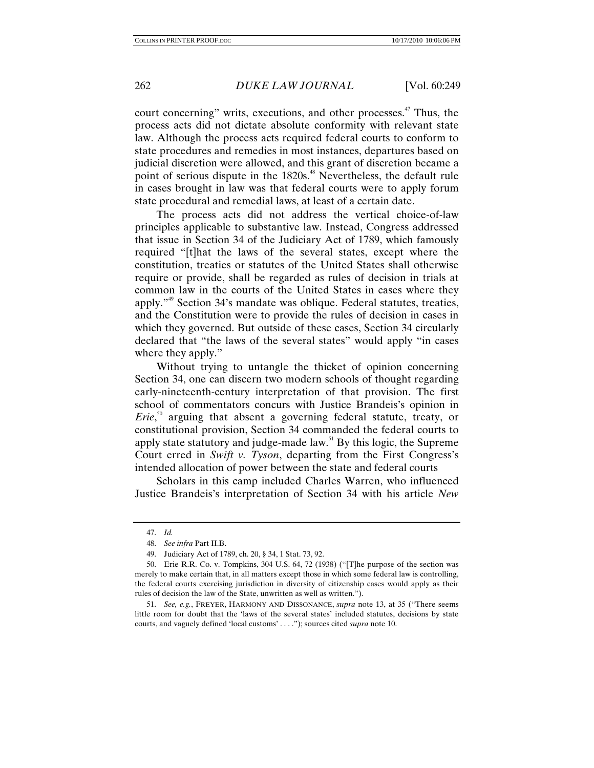court concerning" writs, executions, and other processes.[47] Thus, the process acts did not dictate absolute conformity with relevant state law. Although the process acts required federal courts to conform to state procedures and remedies in most instances, departures based on judicial discretion were allowed, and this grant of discretion became a point of serious dispute in the 1820s.[48] Nevertheless, the default rule in cases brought in law was that federal courts were to apply forum state procedural and remedial laws, at least of a certain date.

The process acts did not address the vertical choice-of-law principles applicable to substantive law. Instead, Congress addressed that issue in Section 34 of the Judiciary Act of 1789, which famously required "[t]hat the laws of the several states, except where the constitution, treaties or statutes of the United States shall otherwise require or provide, shall be regarded as rules of decision in trials at common law in the courts of the United States in cases where they apply."[49] Section 34's mandate was oblique. Federal statutes, treaties, and the Constitution were to provide the rules of decision in cases in which they governed. But outside of these cases, Section 34 circularly declared that "the laws of the several states" would apply "in cases where they apply."

Without trying to untangle the thicket of opinion concerning Section 34, one can discern two modern schools of thought regarding early-nineteenth-century interpretation of that provision. The first school of commentators concurs with Justice Brandeis's opinion in *Erie*,[50] arguing that absent a governing federal statute, treaty, or constitutional provision, Section 34 commanded the federal courts to apply state statutory and judge-made law.[51] By this logic, the Supreme Court erred in *Swift v. Tyson*, departing from the First Congress's intended allocation of power between the state and federal courts

Scholars in this camp included Charles Warren, who influenced Justice Brandeis's interpretation of Section 34 with his article *New*

---

47. *Id.*

48. *See infra* Part II.B.

49. Judiciary Act of 1789, ch. 20, § 34, 1 Stat. 73, 92.

50. Erie R.R. Co. v. Tompkins, 304 U.S. 64, 72 (1938) ("[T]he purpose of the section was merely to make certain that, in all matters except those in which some federal law is controlling, the federal courts exercising jurisdiction in diversity of citizenship cases would apply as their rules of decision the law of the State, unwritten as well as written.").

51. *See, e.g.*, FREYER, HARMONY AND DISSONANCE, *supra* note 13, at 35 ("There seems little room for doubt that the 'laws of the several states' included statutes, decisions by state courts, and vaguely defined 'local customs' . . . ."); sources cited *supra* note 10.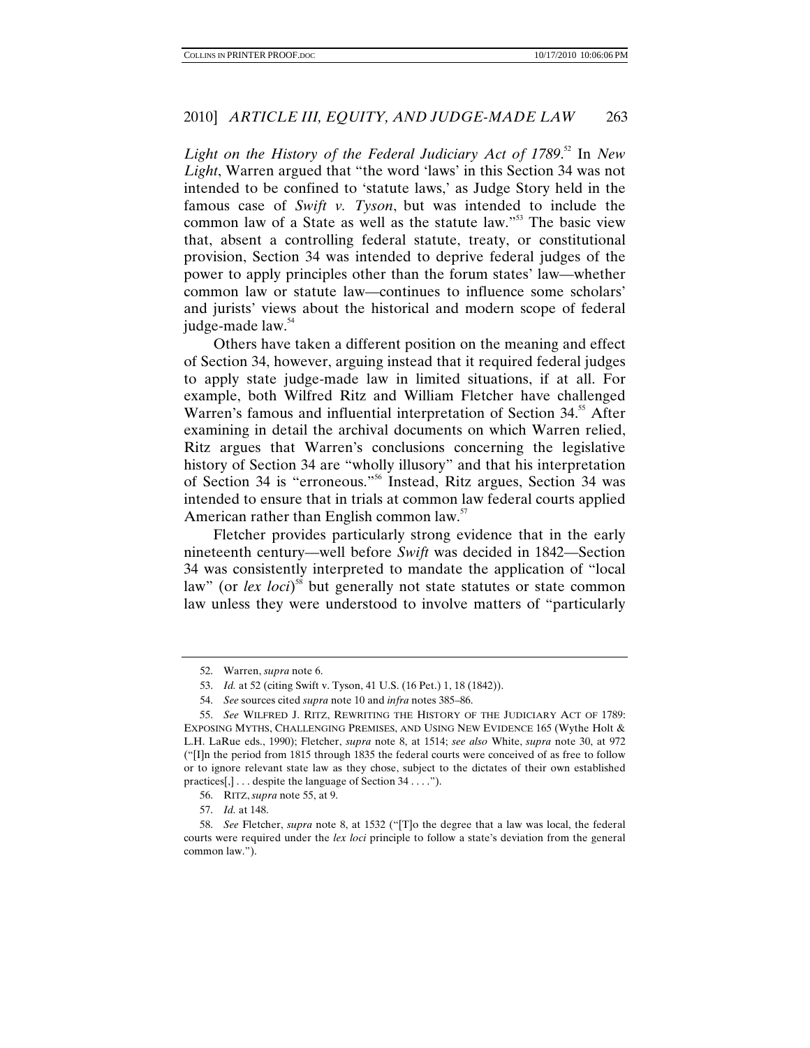*Light on the History of the Federal Judiciary Act of 1789*.[52] In *New Light*, Warren argued that "the word 'laws' in this Section 34 was not intended to be confined to 'statute laws,' as Judge Story held in the famous case of *Swift v. Tyson*, but was intended to include the common law of a State as well as the statute law."[53] The basic view that, absent a controlling federal statute, treaty, or constitutional provision, Section 34 was intended to deprive federal judges of the power to apply principles other than the forum states' law—whether common law or statute law—continues to influence some scholars' and jurists' views about the historical and modern scope of federal judge-made law.[54]

Others have taken a different position on the meaning and effect of Section 34, however, arguing instead that it required federal judges to apply state judge-made law in limited situations, if at all. For example, both Wilfred Ritz and William Fletcher have challenged Warren's famous and influential interpretation of Section 34.[55] After examining in detail the archival documents on which Warren relied, Ritz argues that Warren's conclusions concerning the legislative history of Section 34 are "wholly illusory" and that his interpretation of Section 34 is "erroneous."[56] Instead, Ritz argues, Section 34 was intended to ensure that in trials at common law federal courts applied American rather than English common law.[57]

Fletcher provides particularly strong evidence that in the early nineteenth century—well before *Swift* was decided in 1842—Section 34 was consistently interpreted to mandate the application of "local law" (or *lex loci*)[58] but generally not state statutes or state common law unless they were understood to involve matters of "particularly

---

52. Warren, *supra* note 6.

53. *Id.* at 52 (citing Swift v. Tyson, 41 U.S. (16 Pet.) 1, 18 (1842)).

54. *See* sources cited *supra* note 10 and *infra* notes 385–86.

55. *See* WILFRED J. RITZ, REWRITING THE HISTORY OF THE JUDICIARY ACT OF 1789: EXPOSING MYTHS, CHALLENGING PREMISES, AND USING NEW EVIDENCE 165 (Wythe Holt & L.H. LaRue eds., 1990); Fletcher, *supra* note 8, at 1514; *see also* White, *supra* note 30, at 972 ("[I]n the period from 1815 through 1835 the federal courts were conceived of as free to follow or to ignore relevant state law as they chose, subject to the dictates of their own established practices[,] . . . despite the language of Section 34 . . . .").

56. RITZ, *supra* note 55, at 9.

57. *Id.* at 148.

58. *See* Fletcher, *supra* note 8, at 1532 ("[T]o the degree that a law was local, the federal courts were required under the *lex loci* principle to follow a state's deviation from the general common law.").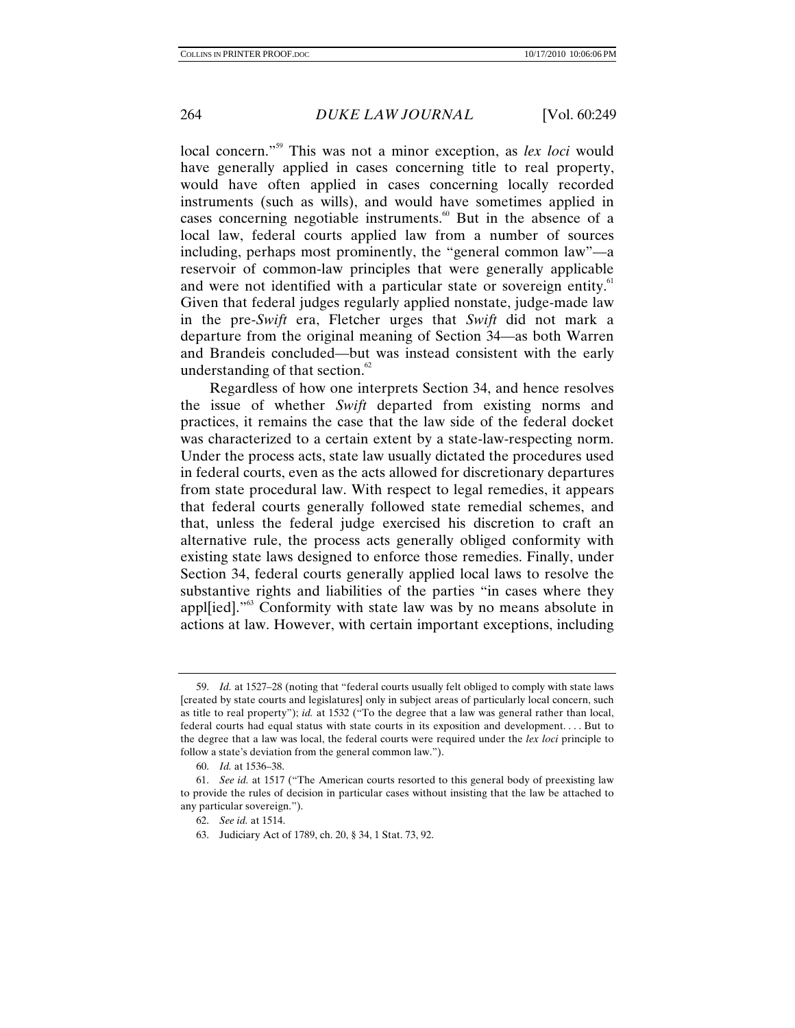local concern."[59] This was not a minor exception, as *lex loci* would have generally applied in cases concerning title to real property, would have often applied in cases concerning locally recorded instruments (such as wills), and would have sometimes applied in cases concerning negotiable instruments.[60] But in the absence of a local law, federal courts applied law from a number of sources including, perhaps most prominently, the "general common law"—a reservoir of common-law principles that were generally applicable and were not identified with a particular state or sovereign entity.[61] Given that federal judges regularly applied nonstate, judge-made law in the pre-*Swift* era, Fletcher urges that *Swift* did not mark a departure from the original meaning of Section 34—as both Warren and Brandeis concluded—but was instead consistent with the early understanding of that section.[62]

Regardless of how one interprets Section 34, and hence resolves the issue of whether *Swift* departed from existing norms and practices, it remains the case that the law side of the federal docket was characterized to a certain extent by a state-law-respecting norm. Under the process acts, state law usually dictated the procedures used in federal courts, even as the acts allowed for discretionary departures from state procedural law. With respect to legal remedies, it appears that federal courts generally followed state remedial schemes, and that, unless the federal judge exercised his discretion to craft an alternative rule, the process acts generally obliged conformity with existing state laws designed to enforce those remedies. Finally, under Section 34, federal courts generally applied local laws to resolve the substantive rights and liabilities of the parties "in cases where they appl[ied]."[63] Conformity with state law was by no means absolute in actions at law. However, with certain important exceptions, including

---

59. *Id.* at 1527–28 (noting that "federal courts usually felt obliged to comply with state laws [created by state courts and legislatures] only in subject areas of particularly local concern, such as title to real property"); *id.* at 1532 ("To the degree that a law was general rather than local, federal courts had equal status with state courts in its exposition and development. . . . But to the degree that a law was local, the federal courts were required under the *lex loci* principle to follow a state's deviation from the general common law.").

60. *Id.* at 1536–38.

61. *See id.* at 1517 ("The American courts resorted to this general body of preexisting law to provide the rules of decision in particular cases without insisting that the law be attached to any particular sovereign.").

62. *See id.* at 1514.

63. Judiciary Act of 1789, ch. 20, § 34, 1 Stat. 73, 92.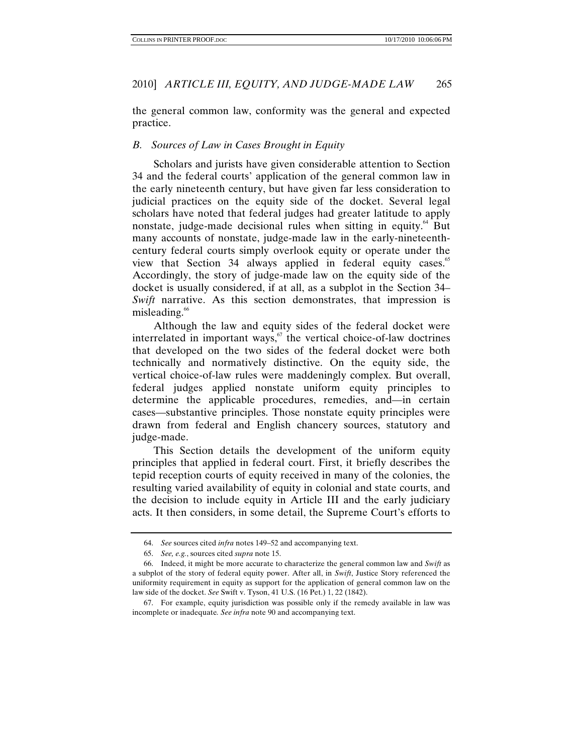the general common law, conformity was the general and expected practice.

### *B. Sources of Law in Cases Brought in Equity*

Scholars and jurists have given considerable attention to Section 34 and the federal courts' application of the general common law in the early nineteenth century, but have given far less consideration to judicial practices on the equity side of the docket. Several legal scholars have noted that federal judges had greater latitude to apply nonstate, judge-made decisional rules when sitting in equity.[64] But many accounts of nonstate, judge-made law in the early-nineteenth-century federal courts simply overlook equity or operate under the view that Section 34 always applied in federal equity cases.[65] Accordingly, the story of judge-made law on the equity side of the docket is usually considered, if at all, as a subplot in the Section 34–*Swift* narrative. As this section demonstrates, that impression is misleading.[66]

Although the law and equity sides of the federal docket were interrelated in important ways,[67] the vertical choice-of-law doctrines that developed on the two sides of the federal docket were both technically and normatively distinctive. On the equity side, the vertical choice-of-law rules were maddeningly complex. But overall, federal judges applied nonstate uniform equity principles to determine the applicable procedures, remedies, and—in certain cases—substantive principles. Those nonstate equity principles were drawn from federal and English chancery sources, statutory and judge-made.

This Section details the development of the uniform equity principles that applied in federal court. First, it briefly describes the tepid reception courts of equity received in many of the colonies, the resulting varied availability of equity in colonial and state courts, and the decision to include equity in Article III and the early judiciary acts. It then considers, in some detail, the Supreme Court's efforts to

---

64. *See* sources cited *infra* notes 149–52 and accompanying text.

65. *See, e.g.*, sources cited *supra* note 15.

66. Indeed, it might be more accurate to characterize the general common law and *Swift* as a subplot of the story of federal equity power. After all, in *Swift*, Justice Story referenced the uniformity requirement in equity as support for the application of general common law on the law side of the docket. *See* Swift v. Tyson, 41 U.S. (16 Pet.) 1, 22 (1842).

67. For example, equity jurisdiction was possible only if the remedy available in law was incomplete or inadequate. *See infra* note 90 and accompanying text.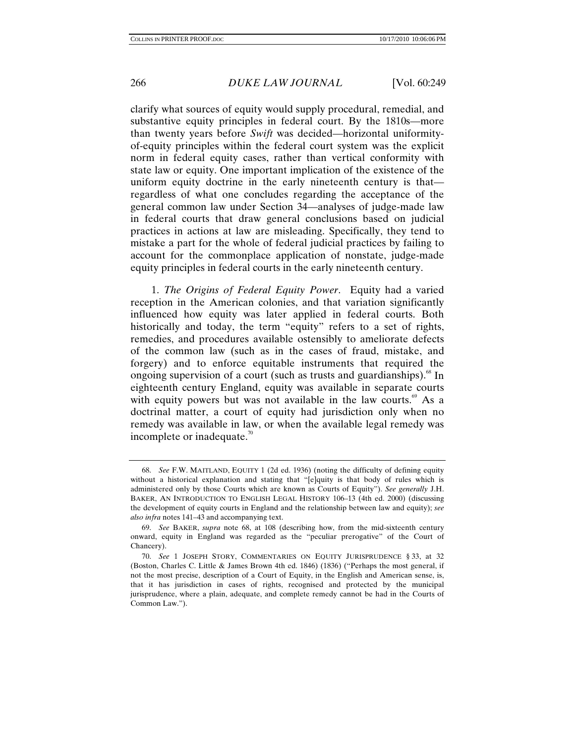clarify what sources of equity would supply procedural, remedial, and substantive equity principles in federal court. By the 1810s—more than twenty years before *Swift* was decided—horizontal uniformity-of-equity principles within the federal court system was the explicit norm in federal equity cases, rather than vertical conformity with state law or equity. One important implication of the existence of the uniform equity doctrine in the early nineteenth century is that—regardless of what one concludes regarding the acceptance of the general common law under Section 34—analyses of judge-made law in federal courts that draw general conclusions based on judicial practices in actions at law are misleading. Specifically, they tend to mistake a part for the whole of federal judicial practices by failing to account for the commonplace application of nonstate, judge-made equity principles in federal courts in the early nineteenth century.

1. *The Origins of Federal Equity Power*. Equity had a varied reception in the American colonies, and that variation significantly influenced how equity was later applied in federal courts. Both historically and today, the term "equity" refers to a set of rights, remedies, and procedures available ostensibly to ameliorate defects of the common law (such as in the cases of fraud, mistake, and forgery) and to enforce equitable instruments that required the ongoing supervision of a court (such as trusts and guardianships).[68] In eighteenth century England, equity was available in separate courts with equity powers but was not available in the law courts.[69] As a doctrinal matter, a court of equity had jurisdiction only when no remedy was available in law, or when the available legal remedy was incomplete or inadequate.[70]

---

68. *See* F.W. MAITLAND, EQUITY 1 (2d ed. 1936) (noting the difficulty of defining equity without a historical explanation and stating that "[e]quity is that body of rules which is administered only by those Courts which are known as Courts of Equity"). *See generally* J.H. BAKER, AN INTRODUCTION TO ENGLISH LEGAL HISTORY 106–13 (4th ed. 2000) (discussing the development of equity courts in England and the relationship between law and equity); *see also infra* notes 141–43 and accompanying text.

69. *See* BAKER, *supra* note 68, at 108 (describing how, from the mid-sixteenth century onward, equity in England was regarded as the "peculiar prerogative" of the Court of Chancery).

70. *See* 1 JOSEPH STORY, COMMENTARIES ON EQUITY JURISPRUDENCE § 33, at 32 (Boston, Charles C. Little & James Brown 4th ed. 1846) (1836) ("Perhaps the most general, if not the most precise, description of a Court of Equity, in the English and American sense, is, that it has jurisdiction in cases of rights, recognised and protected by the municipal jurisprudence, where a plain, adequate, and complete remedy cannot be had in the Courts of Common Law.").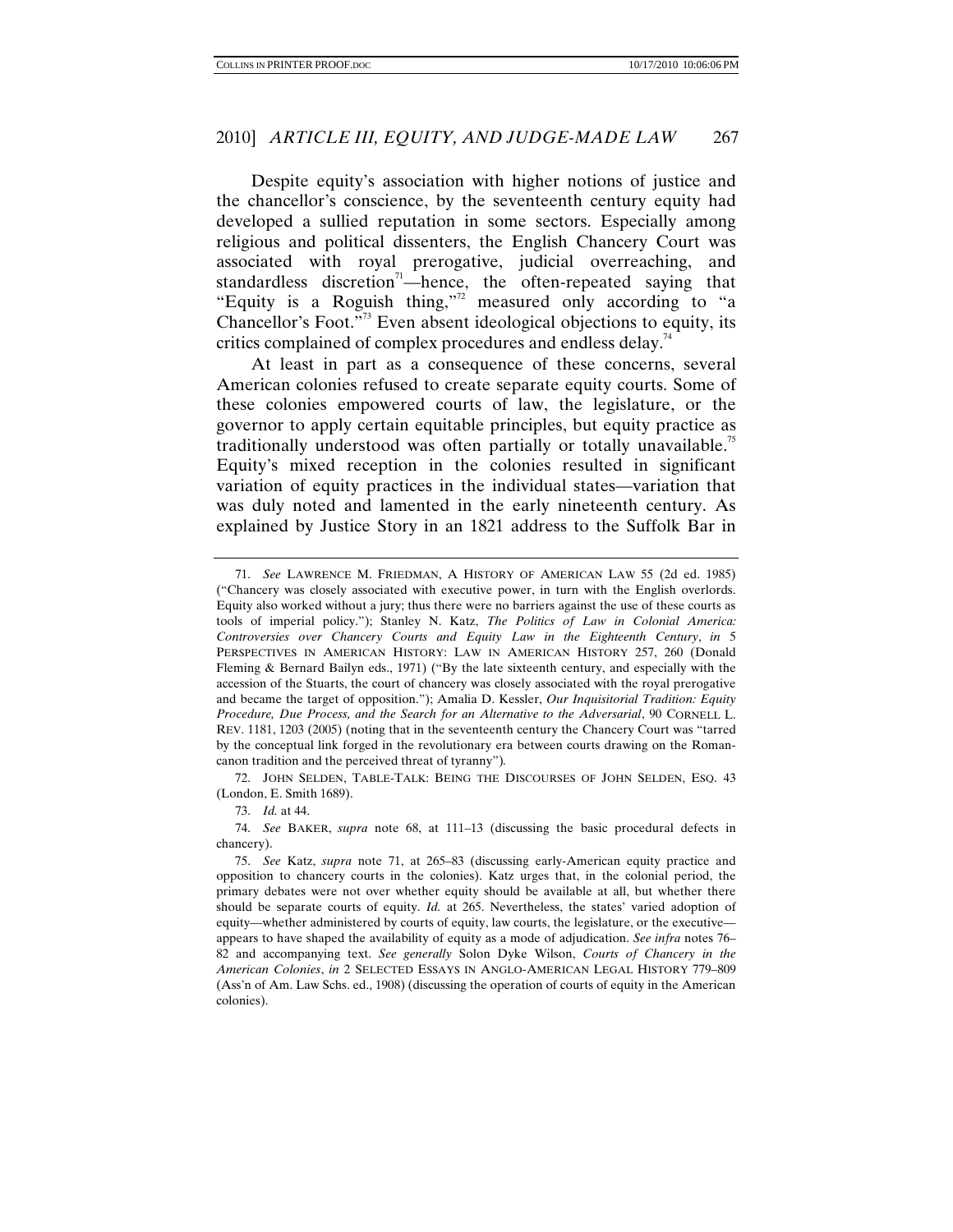Despite equity's association with higher notions of justice and the chancellor's conscience, by the seventeenth century equity had developed a sullied reputation in some sectors. Especially among religious and political dissenters, the English Chancery Court was associated with royal prerogative, judicial overreaching, and standardless discretion[71]—hence, the often-repeated saying that "Equity is a Roguish thing,"[72] measured only according to "a Chancellor's Foot."[73] Even absent ideological objections to equity, its critics complained of complex procedures and endless delay.[74]

At least in part as a consequence of these concerns, several American colonies refused to create separate equity courts. Some of these colonies empowered courts of law, the legislature, or the governor to apply certain equitable principles, but equity practice as traditionally understood was often partially or totally unavailable.[75] Equity's mixed reception in the colonies resulted in significant variation of equity practices in the individual states—variation that was duly noted and lamented in the early nineteenth century. As explained by Justice Story in an 1821 address to the Suffolk Bar in

---

71. *See* LAWRENCE M. FRIEDMAN, A HISTORY OF AMERICAN LAW 55 (2d ed. 1985) ("Chancery was closely associated with executive power, in turn with the English overlords. Equity also worked without a jury; thus there were no barriers against the use of these courts as tools of imperial policy."); Stanley N. Katz, *The Politics of Law in Colonial America: Controversies over Chancery Courts and Equity Law in the Eighteenth Century*, *in* 5 PERSPECTIVES IN AMERICAN HISTORY: LAW IN AMERICAN HISTORY 257, 260 (Donald Fleming & Bernard Bailyn eds., 1971) ("By the late sixteenth century, and especially with the accession of the Stuarts, the court of chancery was closely associated with the royal prerogative and became the target of opposition."); Amalia D. Kessler, *Our Inquisitorial Tradition: Equity Procedure, Due Process, and the Search for an Alternative to the Adversarial*, 90 CORNELL L. REV. 1181, 1203 (2005) (noting that in the seventeenth century the Chancery Court was "tarred by the conceptual link forged in the revolutionary era between courts drawing on the Roman-canon tradition and the perceived threat of tyranny").

72. JOHN SELDEN, TABLE-TALK: BEING THE DISCOURSES OF JOHN SELDEN, ESQ. 43 (London, E. Smith 1689).

73. *Id.* at 44.

74. *See* BAKER, *supra* note 68, at 111–13 (discussing the basic procedural defects in chancery).

75. *See* Katz, *supra* note 71, at 265–83 (discussing early-American equity practice and opposition to chancery courts in the colonies). Katz urges that, in the colonial period, the primary debates were not over whether equity should be available at all, but whether there should be separate courts of equity. *Id.* at 265. Nevertheless, the states' varied adoption of equity—whether administered by courts of equity, law courts, the legislature, or the executive—appears to have shaped the availability of equity as a mode of adjudication. *See infra* notes 76–82 and accompanying text. *See generally* Solon Dyke Wilson, *Courts of Chancery in the American Colonies*, *in* 2 SELECTED ESSAYS IN ANGLO-AMERICAN LEGAL HISTORY 779–809 (Ass'n of Am. Law Schs. ed., 1908) (discussing the operation of courts of equity in the American colonies).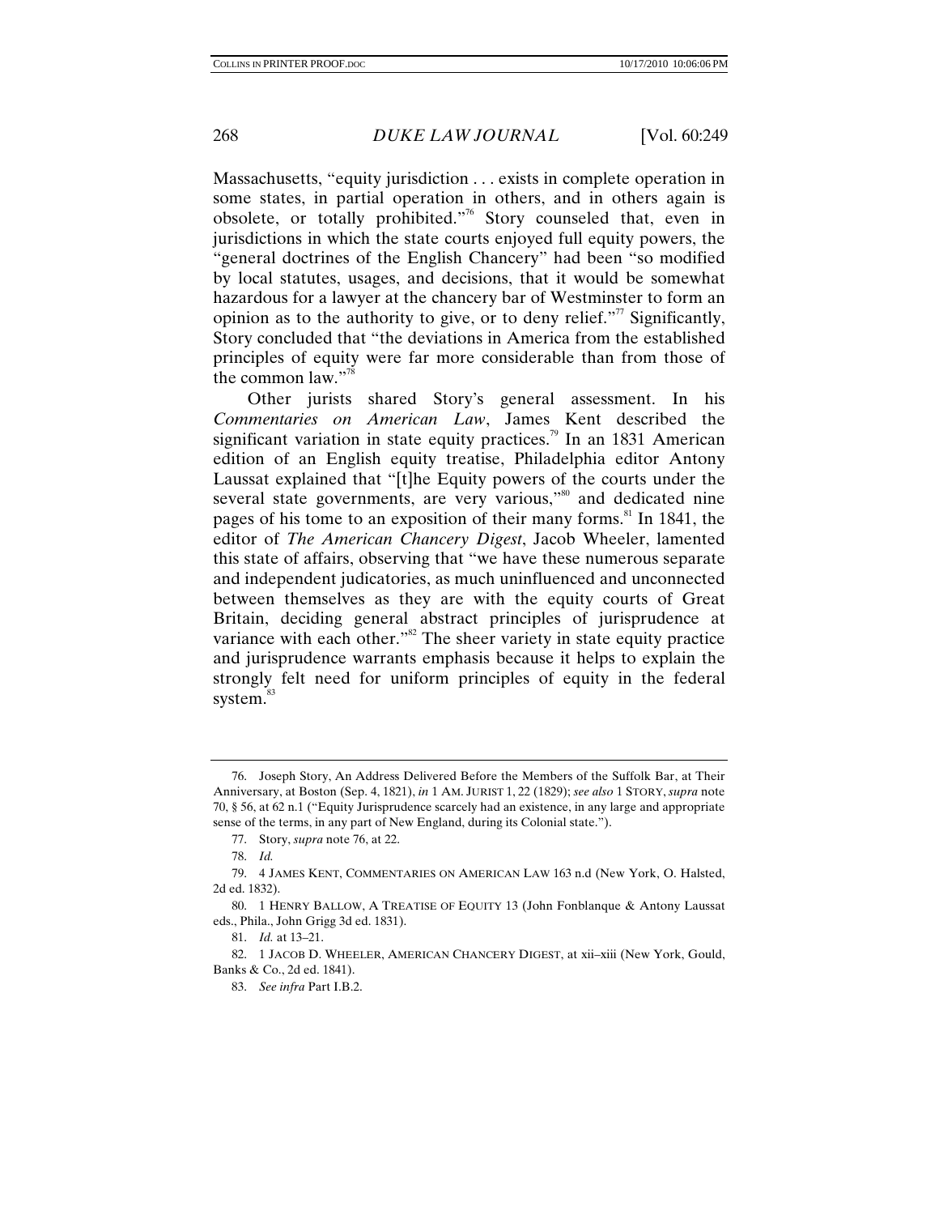Massachusetts, "equity jurisdiction . . . exists in complete operation in some states, in partial operation in others, and in others again is obsolete, or totally prohibited."[76] Story counseled that, even in jurisdictions in which the state courts enjoyed full equity powers, the "general doctrines of the English Chancery" had been "so modified by local statutes, usages, and decisions, that it would be somewhat hazardous for a lawyer at the chancery bar of Westminster to form an opinion as to the authority to give, or to deny relief."[77] Significantly, Story concluded that "the deviations in America from the established principles of equity were far more considerable than from those of the common law."[78]

Other jurists shared Story's general assessment. In his *Commentaries on American Law*, James Kent described the significant variation in state equity practices.[79] In an 1831 American edition of an English equity treatise, Philadelphia editor Antony Laussat explained that "[t]he Equity powers of the courts under the several state governments, are very various,"[80] and dedicated nine pages of his tome to an exposition of their many forms.[81] In 1841, the editor of *The American Chancery Digest*, Jacob Wheeler, lamented this state of affairs, observing that "we have these numerous separate and independent judicatories, as much uninfluenced and unconnected between themselves as they are with the equity courts of Great Britain, deciding general abstract principles of jurisprudence at variance with each other."[82] The sheer variety in state equity practice and jurisprudence warrants emphasis because it helps to explain the strongly felt need for uniform principles of equity in the federal system.[83]

---

76. Joseph Story, An Address Delivered Before the Members of the Suffolk Bar, at Their Anniversary, at Boston (Sep. 4, 1821), *in* 1 AM. JURIST 1, 22 (1829); *see also* 1 STORY, *supra* note 70, § 56, at 62 n.1 ("Equity Jurisprudence scarcely had an existence, in any large and appropriate sense of the terms, in any part of New England, during its Colonial state.").

77. Story, *supra* note 76, at 22.

78. *Id.*

79. 4 JAMES KENT, COMMENTARIES ON AMERICAN LAW 163 n.d (New York, O. Halsted, 2d ed. 1832).

80. 1 HENRY BALLOW, A TREATISE OF EQUITY 13 (John Fonblanque & Antony Laussat eds., Phila., John Grigg 3d ed. 1831).

81. *Id.* at 13–21.

82. 1 JACOB D. WHEELER, AMERICAN CHANCERY DIGEST, at xii–xiii (New York, Gould, Banks & Co., 2d ed. 1841).

83. *See infra* Part I.B.2.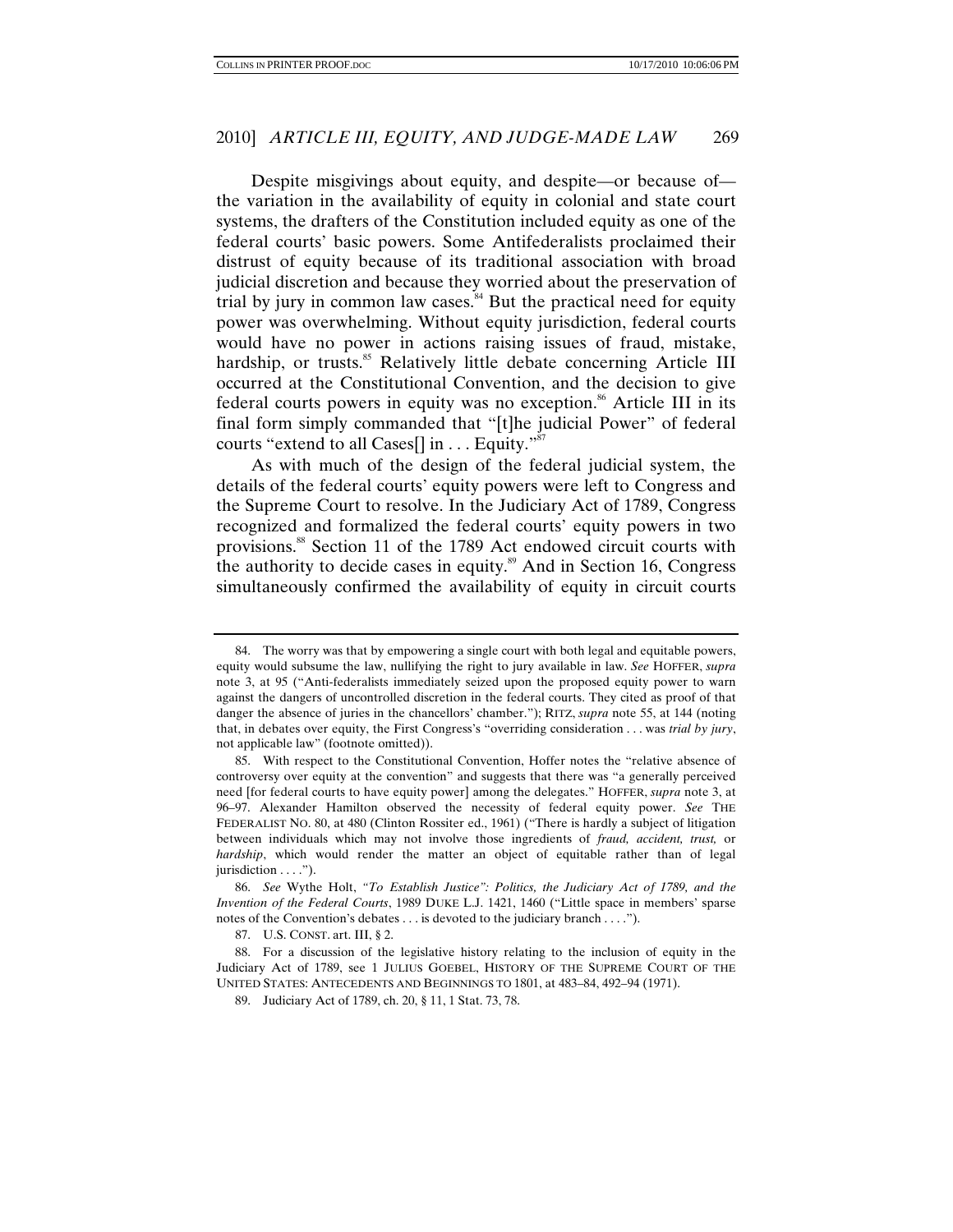Despite misgivings about equity, and despite—or because of—the variation in the availability of equity in colonial and state court systems, the drafters of the Constitution included equity as one of the federal courts' basic powers. Some Antifederalists proclaimed their distrust of equity because of its traditional association with broad judicial discretion and because they worried about the preservation of trial by jury in common law cases.[84] But the practical need for equity power was overwhelming. Without equity jurisdiction, federal courts would have no power in actions raising issues of fraud, mistake, hardship, or trusts.[85] Relatively little debate concerning Article III occurred at the Constitutional Convention, and the decision to give federal courts powers in equity was no exception.[86] Article III in its final form simply commanded that "[t]he judicial Power" of federal courts "extend to all Cases[] in . . . Equity."[87]

As with much of the design of the federal judicial system, the details of the federal courts' equity powers were left to Congress and the Supreme Court to resolve. In the Judiciary Act of 1789, Congress recognized and formalized the federal courts' equity powers in two provisions.[88] Section 11 of the 1789 Act endowed circuit courts with the authority to decide cases in equity.[89] And in Section 16, Congress simultaneously confirmed the availability of equity in circuit courts

---

84. The worry was that by empowering a single court with both legal and equitable powers, equity would subsume the law, nullifying the right to jury available in law. *See* HOFFER, *supra* note 3, at 95 ("Anti-federalists immediately seized upon the proposed equity power to warn against the dangers of uncontrolled discretion in the federal courts. They cited as proof of that danger the absence of juries in the chancellors' chamber."); RITZ, *supra* note 55, at 144 (noting that, in debates over equity, the First Congress's "overriding consideration . . . was *trial by jury*, not applicable law" (footnote omitted)).

85. With respect to the Constitutional Convention, Hoffer notes the "relative absence of controversy over equity at the convention" and suggests that there was "a generally perceived need [for federal courts to have equity power] among the delegates." HOFFER, *supra* note 3, at 96–97. Alexander Hamilton observed the necessity of federal equity power. *See* THE FEDERALIST NO. 80, at 480 (Clinton Rossiter ed., 1961) ("There is hardly a subject of litigation between individuals which may not involve those ingredients of *fraud, accident, trust,* or *hardship*, which would render the matter an object of equitable rather than of legal jurisdiction . . . .").

86. *See* Wythe Holt, *"To Establish Justice": Politics, the Judiciary Act of 1789, and the Invention of the Federal Courts*, 1989 DUKE L.J. 1421, 1460 ("Little space in members' sparse notes of the Convention's debates . . . is devoted to the judiciary branch . . . .").

87. U.S. CONST. art. III, § 2.

88. For a discussion of the legislative history relating to the inclusion of equity in the Judiciary Act of 1789, see 1 JULIUS GOEBEL, HISTORY OF THE SUPREME COURT OF THE UNITED STATES: ANTECEDENTS AND BEGINNINGS TO 1801, at 483–84, 492–94 (1971).

89. Judiciary Act of 1789, ch. 20, § 11, 1 Stat. 73, 78.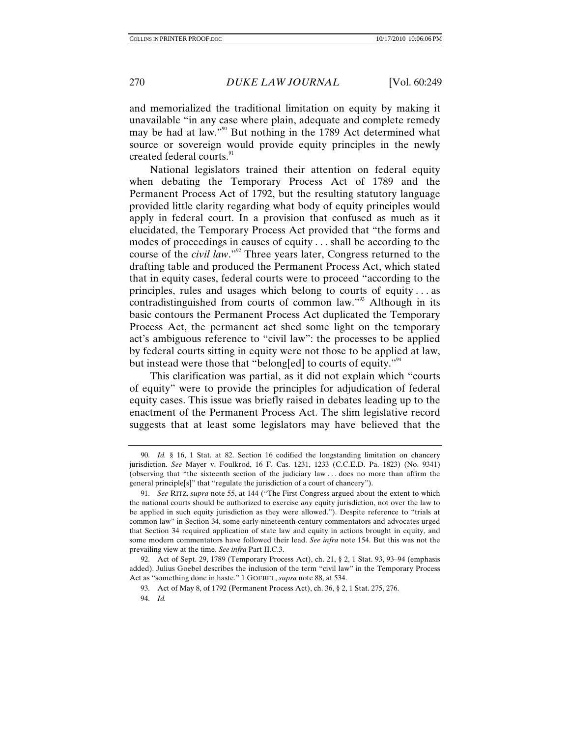and memorialized the traditional limitation on equity by making it unavailable "in any case where plain, adequate and complete remedy may be had at law."[90] But nothing in the 1789 Act determined what source or sovereign would provide equity principles in the newly created federal courts.[91]

National legislators trained their attention on federal equity when debating the Temporary Process Act of 1789 and the Permanent Process Act of 1792, but the resulting statutory language provided little clarity regarding what body of equity principles would apply in federal court. In a provision that confused as much as it elucidated, the Temporary Process Act provided that "the forms and modes of proceedings in causes of equity . . . shall be according to the course of the *civil law*."[92] Three years later, Congress returned to the drafting table and produced the Permanent Process Act, which stated that in equity cases, federal courts were to proceed "according to the principles, rules and usages which belong to courts of equity . . . as contradistinguished from courts of common law."[93] Although in its basic contours the Permanent Process Act duplicated the Temporary Process Act, the permanent act shed some light on the temporary act's ambiguous reference to "civil law": the processes to be applied by federal courts sitting in equity were not those to be applied at law, but instead were those that "belong[ed] to courts of equity."[94]

This clarification was partial, as it did not explain which "courts of equity" were to provide the principles for adjudication of federal equity cases. This issue was briefly raised in debates leading up to the enactment of the Permanent Process Act. The slim legislative record suggests that at least some legislators may have believed that the

---

90. *Id.* § 16, 1 Stat. at 82. Section 16 codified the longstanding limitation on chancery jurisdiction. *See* Mayer v. Foulkrod, 16 F. Cas. 1231, 1233 (C.C.E.D. Pa. 1823) (No. 9341) (observing that "the sixteenth section of the judiciary law . . . does no more than affirm the general principle[s]" that "regulate the jurisdiction of a court of chancery").

91. *See* RITZ, *supra* note 55, at 144 ("The First Congress argued about the extent to which the national courts should be authorized to exercise *any* equity jurisdiction, not over the law to be applied in such equity jurisdiction as they were allowed."). Despite reference to "trials at common law" in Section 34, some early-nineteenth-century commentators and advocates urged that Section 34 required application of state law and equity in actions brought in equity, and some modern commentators have followed their lead. *See infra* note 154. But this was not the prevailing view at the time. *See infra* Part II.C.3.

92. Act of Sept. 29, 1789 (Temporary Process Act), ch. 21, § 2, 1 Stat. 93, 93–94 (emphasis added). Julius Goebel describes the inclusion of the term "civil law" in the Temporary Process Act as "something done in haste." 1 GOEBEL, *supra* note 88, at 534.

93. Act of May 8, of 1792 (Permanent Process Act), ch. 36, § 2, 1 Stat. 275, 276.

94. *Id.*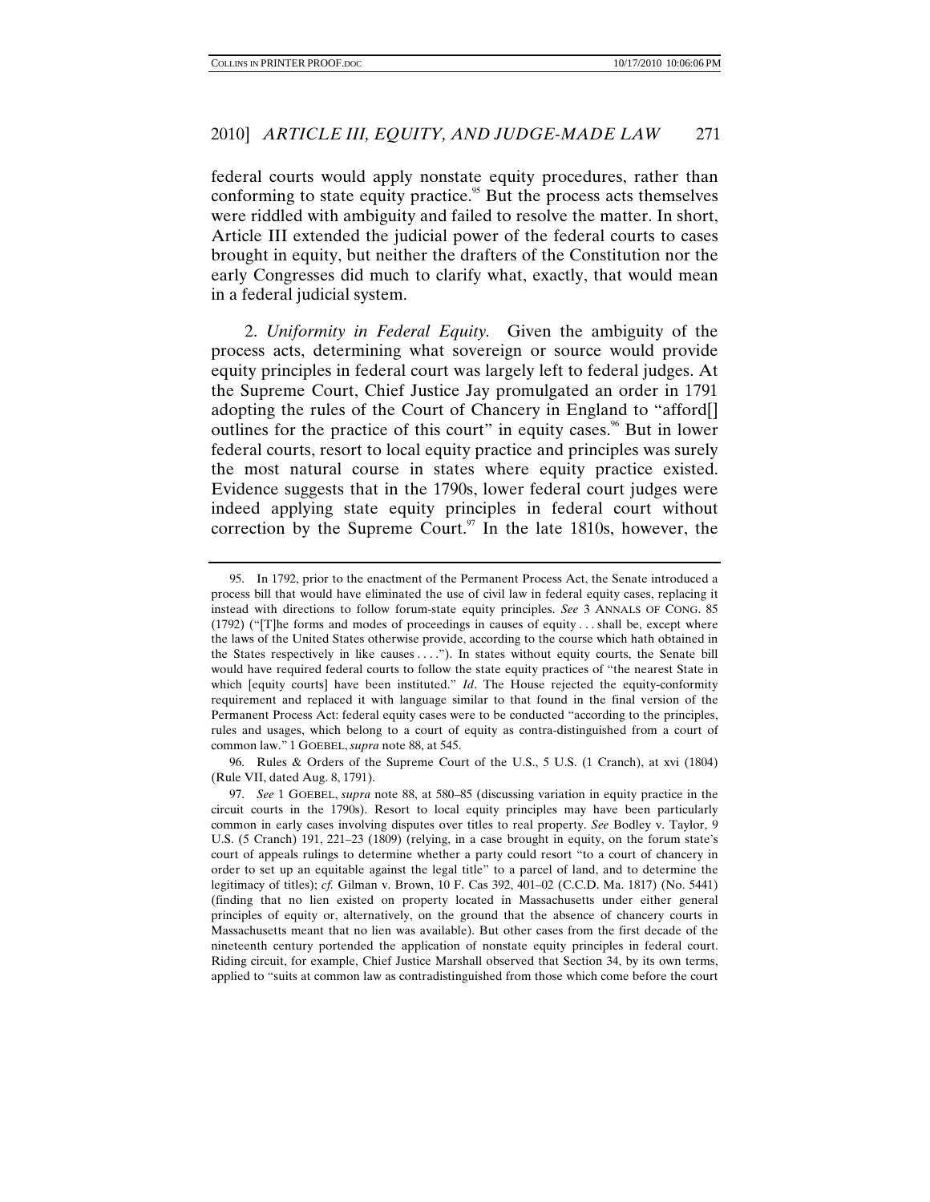federal courts would apply nonstate equity procedures, rather than conforming to state equity practice.[95] But the process acts themselves were riddled with ambiguity and failed to resolve the matter. In short, Article III extended the judicial power of the federal courts to cases brought in equity, but neither the drafters of the Constitution nor the early Congresses did much to clarify what, exactly, that would mean in a federal judicial system.

2. *Uniformity in Federal Equity.* Given the ambiguity of the process acts, determining what sovereign or source would provide equity principles in federal court was largely left to federal judges. At the Supreme Court, Chief Justice Jay promulgated an order in 1791 adopting the rules of the Court of Chancery in England to "afford[] outlines for the practice of this court" in equity cases.[96] But in lower federal courts, resort to local equity practice and principles was surely the most natural course in states where equity practice existed. Evidence suggests that in the 1790s, lower federal court judges were indeed applying state equity principles in federal court without correction by the Supreme Court.[97] In the late 1810s, however, the

---

95. In 1792, prior to the enactment of the Permanent Process Act, the Senate introduced a process bill that would have eliminated the use of civil law in federal equity cases, replacing it instead with directions to follow forum-state equity principles. *See* 3 ANNALS OF CONG. 85 (1792) ("[T]he forms and modes of proceedings in causes of equity . . . shall be, except where the laws of the United States otherwise provide, according to the course which hath obtained in the States respectively in like causes . . . ."). In states without equity courts, the Senate bill would have required federal courts to follow the state equity practices of "the nearest State in which [equity courts] have been instituted." *Id*. The House rejected the equity-conformity requirement and replaced it with language similar to that found in the final version of the Permanent Process Act: federal equity cases were to be conducted "according to the principles, rules and usages, which belong to a court of equity as contra-distinguished from a court of common law." 1 GOEBEL, *supra* note 88, at 545.

96. Rules & Orders of the Supreme Court of the U.S., 5 U.S. (1 Cranch), at xvi (1804) (Rule VII, dated Aug. 8, 1791).

97. *See* 1 GOEBEL, *supra* note 88, at 580–85 (discussing variation in equity practice in the circuit courts in the 1790s). Resort to local equity principles may have been particularly common in early cases involving disputes over titles to real property. *See* Bodley v. Taylor, 9 U.S. (5 Cranch) 191, 221–23 (1809) (relying, in a case brought in equity, on the forum state's court of appeals rulings to determine whether a party could resort "to a court of chancery in order to set up an equitable against the legal title" to a parcel of land, and to determine the legitimacy of titles); *cf.* Gilman v. Brown, 10 F. Cas 392, 401–02 (C.C.D. Ma. 1817) (No. 5441) (finding that no lien existed on property located in Massachusetts under either general principles of equity or, alternatively, on the ground that the absence of chancery courts in Massachusetts meant that no lien was available). But other cases from the first decade of the nineteenth century portended the application of nonstate equity principles in federal court. Riding circuit, for example, Chief Justice Marshall observed that Section 34, by its own terms, applied to "suits at common law as contradistinguished from those which come before the court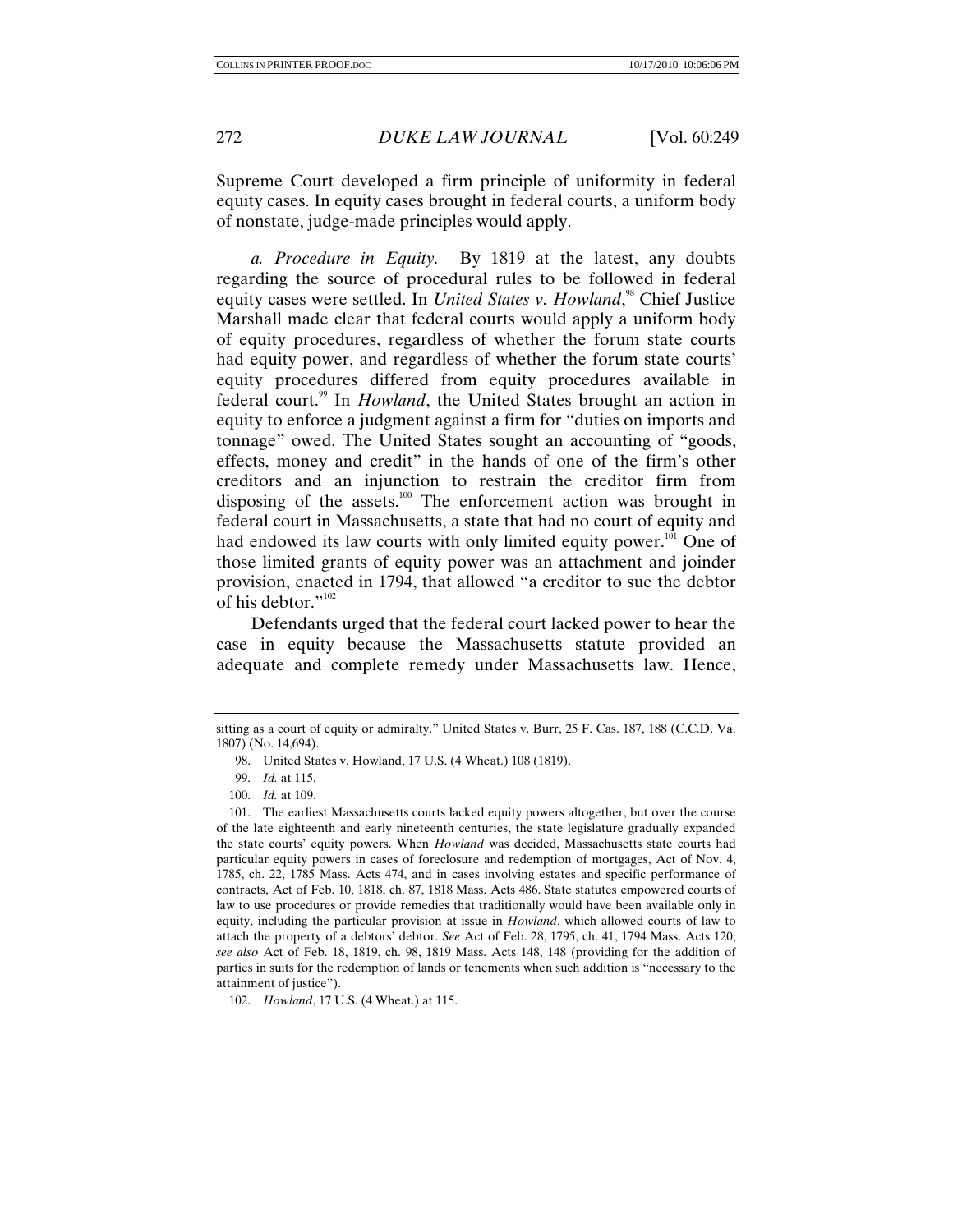Supreme Court developed a firm principle of uniformity in federal equity cases. In equity cases brought in federal courts, a uniform body of nonstate, judge-made principles would apply.

*a. Procedure in Equity.* By 1819 at the latest, any doubts regarding the source of procedural rules to be followed in federal equity cases were settled. In *United States v. Howland*,[98] Chief Justice Marshall made clear that federal courts would apply a uniform body of equity procedures, regardless of whether the forum state courts had equity power, and regardless of whether the forum state courts' equity procedures differed from equity procedures available in federal court.[99] In *Howland*, the United States brought an action in equity to enforce a judgment against a firm for "duties on imports and tonnage" owed. The United States sought an accounting of "goods, effects, money and credit" in the hands of one of the firm's other creditors and an injunction to restrain the creditor firm from disposing of the assets.[100] The enforcement action was brought in federal court in Massachusetts, a state that had no court of equity and had endowed its law courts with only limited equity power.[101] One of those limited grants of equity power was an attachment and joinder provision, enacted in 1794, that allowed "a creditor to sue the debtor of his debtor."[102]

Defendants urged that the federal court lacked power to hear the case in equity because the Massachusetts statute provided an adequate and complete remedy under Massachusetts law. Hence,

---

sitting as a court of equity or admiralty." United States v. Burr, 25 F. Cas. 187, 188 (C.C.D. Va. 1807) (No. 14,694).

98. United States v. Howland, 17 U.S. (4 Wheat.) 108 (1819).

99. *Id.* at 115.

100. *Id.* at 109.

101. The earliest Massachusetts courts lacked equity powers altogether, but over the course of the late eighteenth and early nineteenth centuries, the state legislature gradually expanded the state courts' equity powers. When *Howland* was decided, Massachusetts state courts had particular equity powers in cases of foreclosure and redemption of mortgages, Act of Nov. 4, 1785, ch. 22, 1785 Mass. Acts 474, and in cases involving estates and specific performance of contracts, Act of Feb. 10, 1818, ch. 87, 1818 Mass. Acts 486. State statutes empowered courts of law to use procedures or provide remedies that traditionally would have been available only in equity, including the particular provision at issue in *Howland*, which allowed courts of law to attach the property of a debtors' debtor. *See* Act of Feb. 28, 1795, ch. 41, 1794 Mass. Acts 120; *see also* Act of Feb. 18, 1819, ch. 98, 1819 Mass. Acts 148, 148 (providing for the addition of parties in suits for the redemption of lands or tenements when such addition is "necessary to the attainment of justice").

102. *Howland*, 17 U.S. (4 Wheat.) at 115.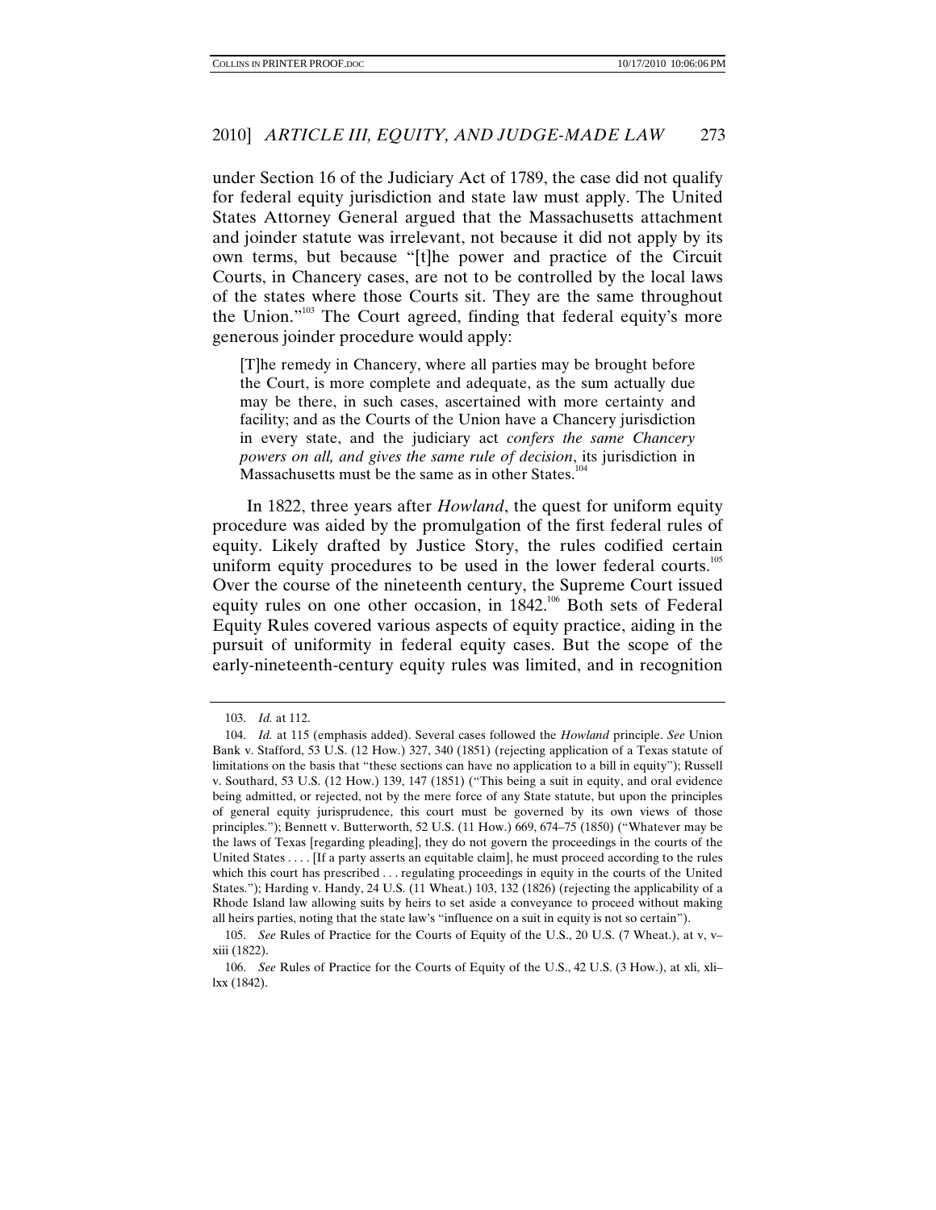under Section 16 of the Judiciary Act of 1789, the case did not qualify for federal equity jurisdiction and state law must apply. The United States Attorney General argued that the Massachusetts attachment and joinder statute was irrelevant, not because it did not apply by its own terms, but because "[t]he power and practice of the Circuit Courts, in Chancery cases, are not to be controlled by the local laws of the states where those Courts sit. They are the same throughout the Union."[103] The Court agreed, finding that federal equity's more generous joinder procedure would apply:

> [T]he remedy in Chancery, where all parties may be brought before the Court, is more complete and adequate, as the sum actually due may be there, in such cases, ascertained with more certainty and facility; and as the Courts of the Union have a Chancery jurisdiction in every state, and the judiciary act *confers the same Chancery powers on all, and gives the same rule of decision*, its jurisdiction in Massachusetts must be the same as in other States.[104]

In 1822, three years after *Howland*, the quest for uniform equity procedure was aided by the promulgation of the first federal rules of equity. Likely drafted by Justice Story, the rules codified certain uniform equity procedures to be used in the lower federal courts.[105] Over the course of the nineteenth century, the Supreme Court issued equity rules on one other occasion, in 1842.[106] Both sets of Federal Equity Rules covered various aspects of equity practice, aiding in the pursuit of uniformity in federal equity cases. But the scope of the early-nineteenth-century equity rules was limited, and in recognition

---

103. *Id.* at 112.

104. *Id.* at 115 (emphasis added). Several cases followed the *Howland* principle. *See* Union Bank v. Stafford, 53 U.S. (12 How.) 327, 340 (1851) (rejecting application of a Texas statute of limitations on the basis that "these sections can have no application to a bill in equity"); Russell v. Southard, 53 U.S. (12 How.) 139, 147 (1851) ("This being a suit in equity, and oral evidence being admitted, or rejected, not by the mere force of any State statute, but upon the principles of general equity jurisprudence, this court must be governed by its own views of those principles."); Bennett v. Butterworth, 52 U.S. (11 How.) 669, 674–75 (1850) ("Whatever may be the laws of Texas [regarding pleading], they do not govern the proceedings in the courts of the United States . . . . [If a party asserts an equitable claim], he must proceed according to the rules which this court has prescribed . . . regulating proceedings in equity in the courts of the United States."); Harding v. Handy, 24 U.S. (11 Wheat.) 103, 132 (1826) (rejecting the applicability of a Rhode Island law allowing suits by heirs to set aside a conveyance to proceed without making all heirs parties, noting that the state law's "influence on a suit in equity is not so certain").

105. *See* Rules of Practice for the Courts of Equity of the U.S., 20 U.S. (7 Wheat.), at v, v–xiii (1822).

106. *See* Rules of Practice for the Courts of Equity of the U.S., 42 U.S. (3 How.), at xli, xli–lxx (1842).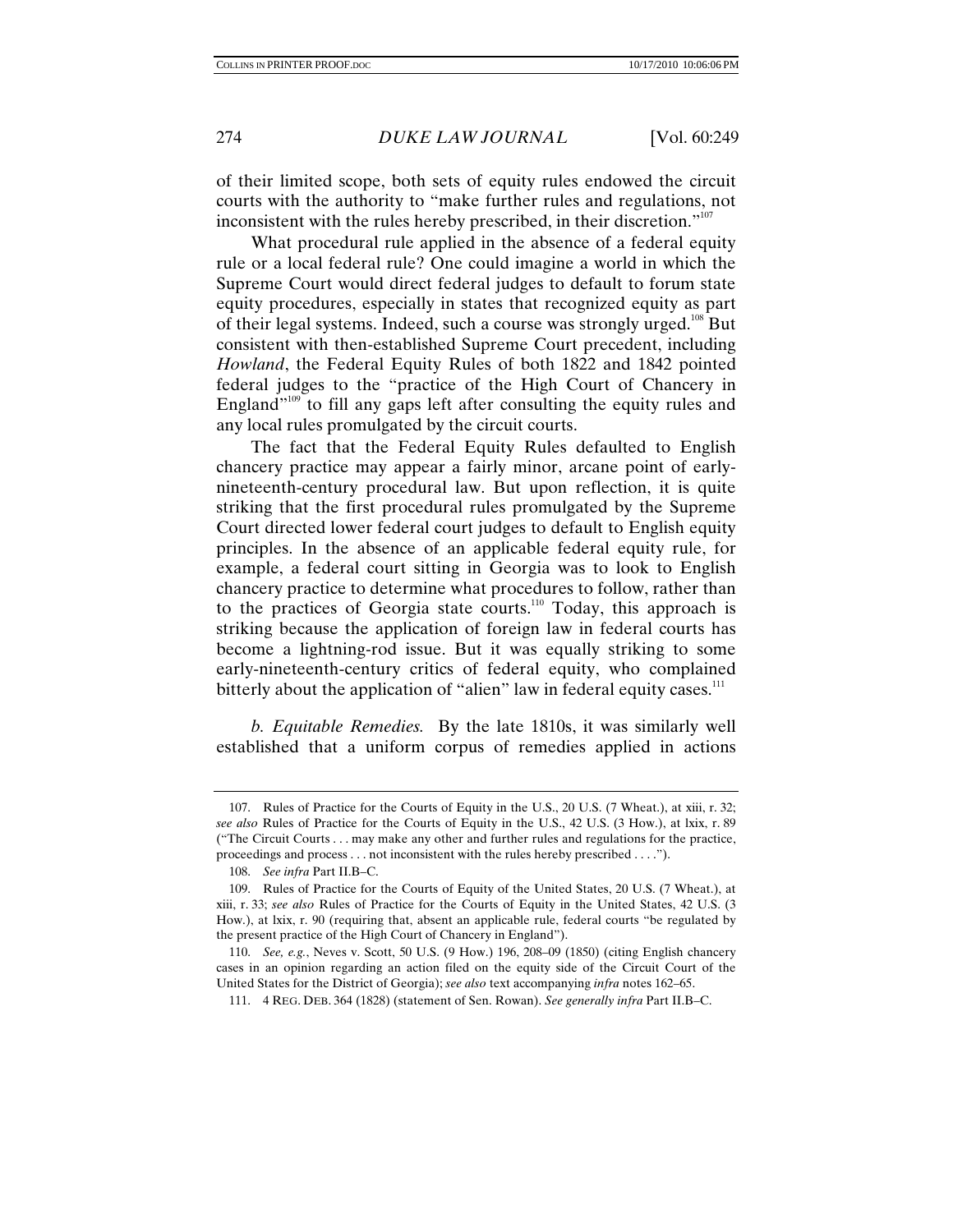of their limited scope, both sets of equity rules endowed the circuit courts with the authority to "make further rules and regulations, not inconsistent with the rules hereby prescribed, in their discretion."[107]

What procedural rule applied in the absence of a federal equity rule or a local federal rule? One could imagine a world in which the Supreme Court would direct federal judges to default to forum state equity procedures, especially in states that recognized equity as part of their legal systems. Indeed, such a course was strongly urged.[108] But consistent with then-established Supreme Court precedent, including *Howland*, the Federal Equity Rules of both 1822 and 1842 pointed federal judges to the "practice of the High Court of Chancery in England"[109] to fill any gaps left after consulting the equity rules and any local rules promulgated by the circuit courts.

The fact that the Federal Equity Rules defaulted to English chancery practice may appear a fairly minor, arcane point of early-nineteenth-century procedural law. But upon reflection, it is quite striking that the first procedural rules promulgated by the Supreme Court directed lower federal court judges to default to English equity principles. In the absence of an applicable federal equity rule, for example, a federal court sitting in Georgia was to look to English chancery practice to determine what procedures to follow, rather than to the practices of Georgia state courts.[110] Today, this approach is striking because the application of foreign law in federal courts has become a lightning-rod issue. But it was equally striking to some early-nineteenth-century critics of federal equity, who complained bitterly about the application of "alien" law in federal equity cases.[111]

*b. Equitable Remedies.* By the late 1810s, it was similarly well established that a uniform corpus of remedies applied in actions

---

107. Rules of Practice for the Courts of Equity in the U.S., 20 U.S. (7 Wheat.), at xiii, r. 32; *see also* Rules of Practice for the Courts of Equity in the U.S., 42 U.S. (3 How.), at lxix, r. 89 ("The Circuit Courts . . . may make any other and further rules and regulations for the practice, proceedings and process . . . not inconsistent with the rules hereby prescribed . . . .").

108. *See infra* Part II.B–C.

109. Rules of Practice for the Courts of Equity of the United States, 20 U.S. (7 Wheat.), at xiii, r. 33; *see also* Rules of Practice for the Courts of Equity in the United States, 42 U.S. (3 How.), at lxix, r. 90 (requiring that, absent an applicable rule, federal courts "be regulated by the present practice of the High Court of Chancery in England").

110. *See, e.g.*, Neves v. Scott, 50 U.S. (9 How.) 196, 208–09 (1850) (citing English chancery cases in an opinion regarding an action filed on the equity side of the Circuit Court of the United States for the District of Georgia); *see also* text accompanying *infra* notes 162–65.

111. 4 REG. DEB. 364 (1828) (statement of Sen. Rowan). *See generally infra* Part II.B–C.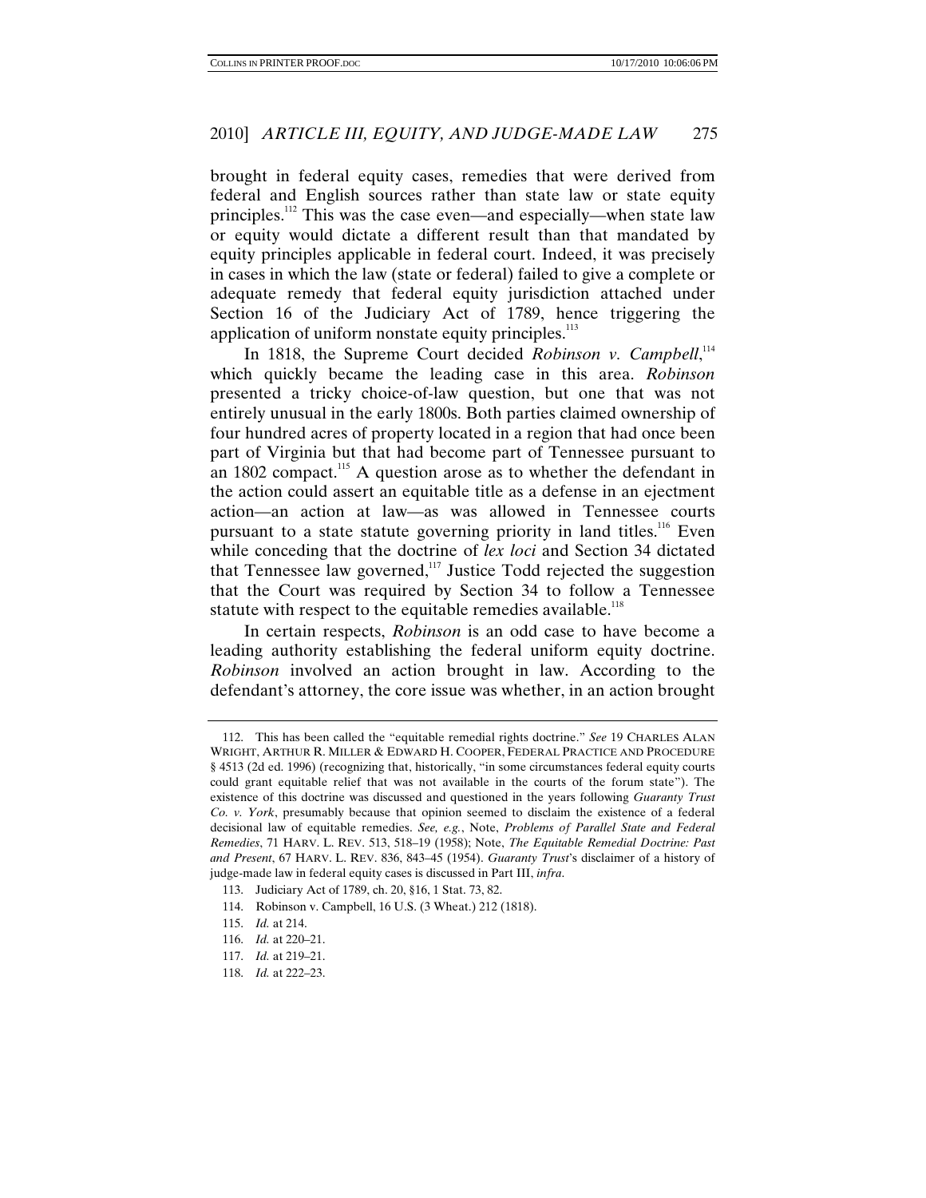brought in federal equity cases, remedies that were derived from federal and English sources rather than state law or state equity principles.[112] This was the case even—and especially—when state law or equity would dictate a different result than that mandated by equity principles applicable in federal court. Indeed, it was precisely in cases in which the law (state or federal) failed to give a complete or adequate remedy that federal equity jurisdiction attached under Section 16 of the Judiciary Act of 1789, hence triggering the application of uniform nonstate equity principles.[113]

In 1818, the Supreme Court decided *Robinson v. Campbell*,[114] which quickly became the leading case in this area. *Robinson* presented a tricky choice-of-law question, but one that was not entirely unusual in the early 1800s. Both parties claimed ownership of four hundred acres of property located in a region that had once been part of Virginia but that had become part of Tennessee pursuant to an 1802 compact.[115] A question arose as to whether the defendant in the action could assert an equitable title as a defense in an ejectment action—an action at law—as was allowed in Tennessee courts pursuant to a state statute governing priority in land titles.[116] Even while conceding that the doctrine of *lex loci* and Section 34 dictated that Tennessee law governed,[117] Justice Todd rejected the suggestion that the Court was required by Section 34 to follow a Tennessee statute with respect to the equitable remedies available.[118]

In certain respects, *Robinson* is an odd case to have become a leading authority establishing the federal uniform equity doctrine. *Robinson* involved an action brought in law. According to the defendant's attorney, the core issue was whether, in an action brought

---

112. This has been called the "equitable remedial rights doctrine." *See* 19 CHARLES ALAN WRIGHT, ARTHUR R. MILLER & EDWARD H. COOPER, FEDERAL PRACTICE AND PROCEDURE § 4513 (2d ed. 1996) (recognizing that, historically, "in some circumstances federal equity courts could grant equitable relief that was not available in the courts of the forum state"). The existence of this doctrine was discussed and questioned in the years following *Guaranty Trust Co. v. York*, presumably because that opinion seemed to disclaim the existence of a federal decisional law of equitable remedies. *See, e.g.*, Note, *Problems of Parallel State and Federal Remedies*, 71 HARV. L. REV. 513, 518–19 (1958); Note, *The Equitable Remedial Doctrine: Past and Present*, 67 HARV. L. REV. 836, 843–45 (1954). *Guaranty Trust*'s disclaimer of a history of judge-made law in federal equity cases is discussed in Part III, *infra*.

113. Judiciary Act of 1789, ch. 20, §16, 1 Stat. 73, 82.

114. Robinson v. Campbell, 16 U.S. (3 Wheat.) 212 (1818).

115. *Id.* at 214.

116. *Id.* at 220–21.

117. *Id.* at 219–21.

118. *Id.* at 222–23.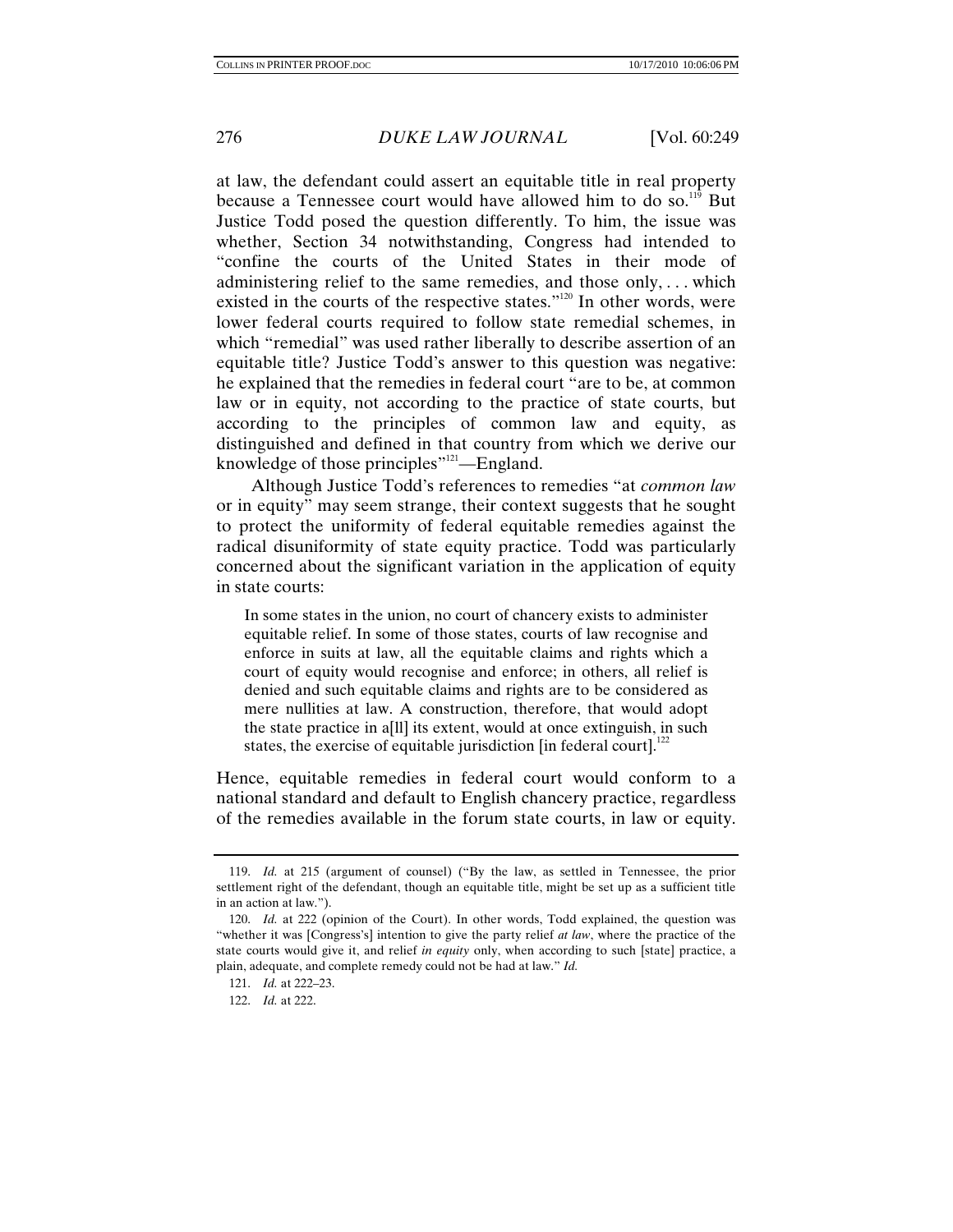at law, the defendant could assert an equitable title in real property because a Tennessee court would have allowed him to do so.[119] But Justice Todd posed the question differently. To him, the issue was whether, Section 34 notwithstanding, Congress had intended to "confine the courts of the United States in their mode of administering relief to the same remedies, and those only, . . . which existed in the courts of the respective states."[120] In other words, were lower federal courts required to follow state remedial schemes, in which "remedial" was used rather liberally to describe assertion of an equitable title? Justice Todd's answer to this question was negative: he explained that the remedies in federal court "are to be, at common law or in equity, not according to the practice of state courts, but according to the principles of common law and equity, as distinguished and defined in that country from which we derive our knowledge of those principles"[121]—England.

Although Justice Todd's references to remedies "at *common law* or in equity" may seem strange, their context suggests that he sought to protect the uniformity of federal equitable remedies against the radical disuniformity of state equity practice. Todd was particularly concerned about the significant variation in the application of equity in state courts:

> In some states in the union, no court of chancery exists to administer equitable relief. In some of those states, courts of law recognise and enforce in suits at law, all the equitable claims and rights which a court of equity would recognise and enforce; in others, all relief is denied and such equitable claims and rights are to be considered as mere nullities at law. A construction, therefore, that would adopt the state practice in a[ll] its extent, would at once extinguish, in such states, the exercise of equitable jurisdiction [in federal court].[122]

Hence, equitable remedies in federal court would conform to a national standard and default to English chancery practice, regardless of the remedies available in the forum state courts, in law or equity.

---

119. *Id.* at 215 (argument of counsel) ("By the law, as settled in Tennessee, the prior settlement right of the defendant, though an equitable title, might be set up as a sufficient title in an action at law.").

120. *Id.* at 222 (opinion of the Court). In other words, Todd explained, the question was "whether it was [Congress's] intention to give the party relief *at law*, where the practice of the state courts would give it, and relief *in equity* only, when according to such [state] practice, a plain, adequate, and complete remedy could not be had at law." *Id.*

121. *Id.* at 222–23.

122. *Id.* at 222.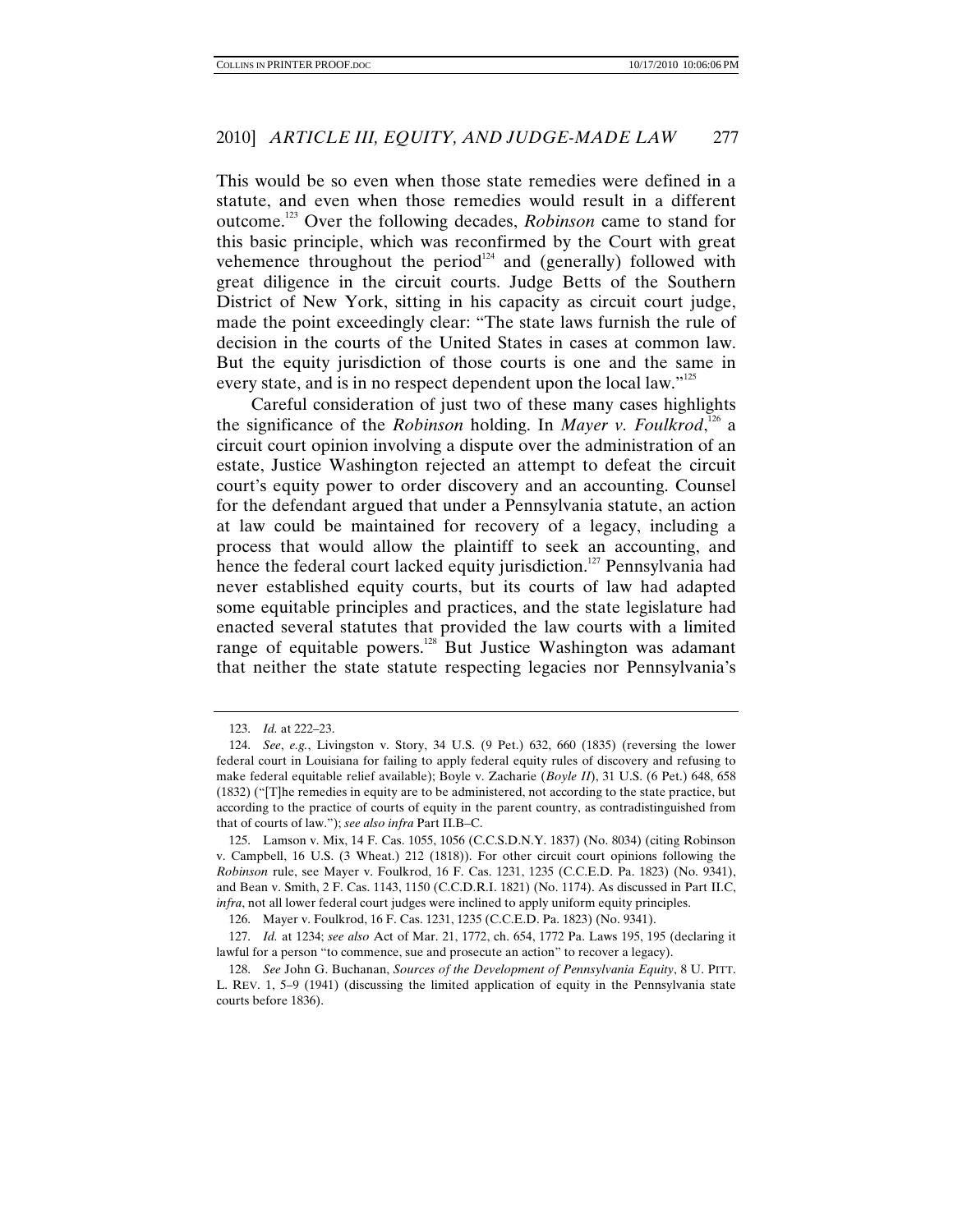This would be so even when those state remedies were defined in a statute, and even when those remedies would result in a different outcome.[123] Over the following decades, *Robinson* came to stand for this basic principle, which was reconfirmed by the Court with great vehemence throughout the period[124] and (generally) followed with great diligence in the circuit courts. Judge Betts of the Southern District of New York, sitting in his capacity as circuit court judge, made the point exceedingly clear: "The state laws furnish the rule of decision in the courts of the United States in cases at common law. But the equity jurisdiction of those courts is one and the same in every state, and is in no respect dependent upon the local law."[125]

Careful consideration of just two of these many cases highlights the significance of the *Robinson* holding. In *Mayer v. Foulkrod*,[126] a circuit court opinion involving a dispute over the administration of an estate, Justice Washington rejected an attempt to defeat the circuit court's equity power to order discovery and an accounting. Counsel for the defendant argued that under a Pennsylvania statute, an action at law could be maintained for recovery of a legacy, including a process that would allow the plaintiff to seek an accounting, and hence the federal court lacked equity jurisdiction.[127] Pennsylvania had never established equity courts, but its courts of law had adapted some equitable principles and practices, and the state legislature had enacted several statutes that provided the law courts with a limited range of equitable powers.[128] But Justice Washington was adamant that neither the state statute respecting legacies nor Pennsylvania's

---

123. *Id.* at 222–23.

124. *See*, *e.g.*, Livingston v. Story, 34 U.S. (9 Pet.) 632, 660 (1835) (reversing the lower federal court in Louisiana for failing to apply federal equity rules of discovery and refusing to make federal equitable relief available); Boyle v. Zacharie (*Boyle II*), 31 U.S. (6 Pet.) 648, 658 (1832) ("[T]he remedies in equity are to be administered, not according to the state practice, but according to the practice of courts of equity in the parent country, as contradistinguished from that of courts of law."); *see also infra* Part II.B–C.

125. Lamson v. Mix, 14 F. Cas. 1055, 1056 (C.C.S.D.N.Y. 1837) (No. 8034) (citing Robinson v. Campbell, 16 U.S. (3 Wheat.) 212 (1818)). For other circuit court opinions following the *Robinson* rule, see Mayer v. Foulkrod, 16 F. Cas. 1231, 1235 (C.C.E.D. Pa. 1823) (No. 9341), and Bean v. Smith, 2 F. Cas. 1143, 1150 (C.C.D.R.I. 1821) (No. 1174). As discussed in Part II.C, *infra*, not all lower federal court judges were inclined to apply uniform equity principles.

126. Mayer v. Foulkrod, 16 F. Cas. 1231, 1235 (C.C.E.D. Pa. 1823) (No. 9341).

127. *Id.* at 1234; *see also* Act of Mar. 21, 1772, ch. 654, 1772 Pa. Laws 195, 195 (declaring it lawful for a person "to commence, sue and prosecute an action" to recover a legacy).

128. *See* John G. Buchanan, *Sources of the Development of Pennsylvania Equity*, 8 U. PITT. L. REV. 1, 5–9 (1941) (discussing the limited application of equity in the Pennsylvania state courts before 1836).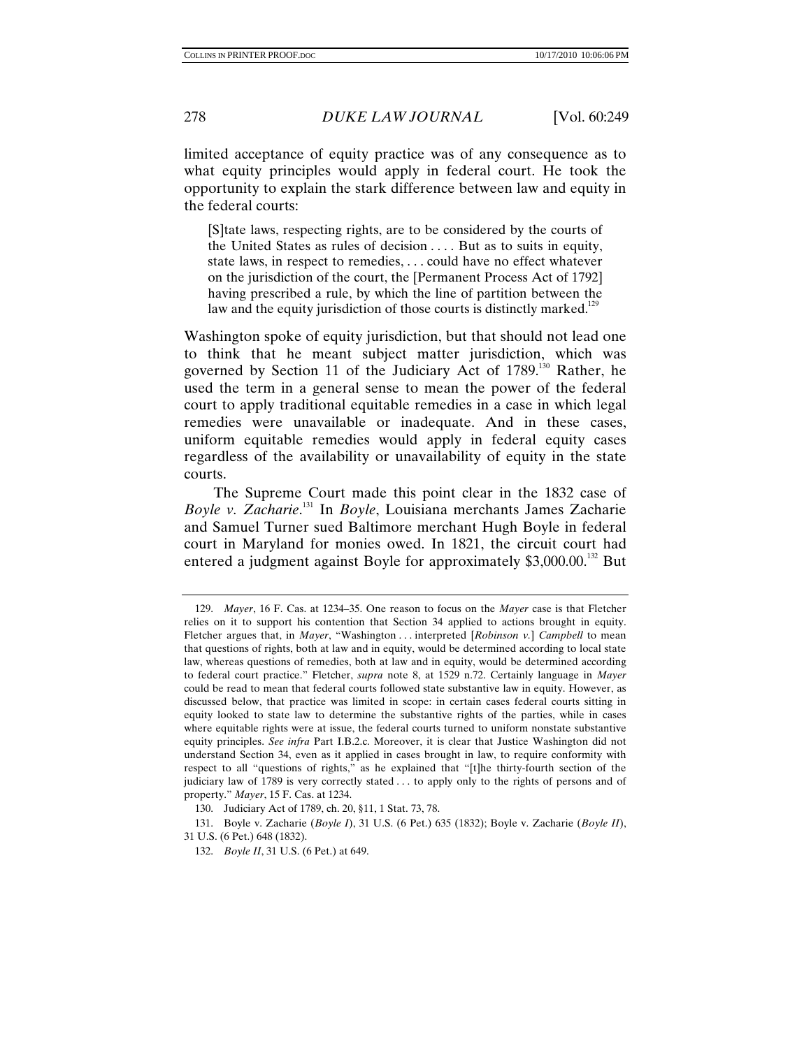limited acceptance of equity practice was of any consequence as to what equity principles would apply in federal court. He took the opportunity to explain the stark difference between law and equity in the federal courts:

> [S]tate laws, respecting rights, are to be considered by the courts of the United States as rules of decision . . . . But as to suits in equity, state laws, in respect to remedies, . . . could have no effect whatever on the jurisdiction of the court, the [Permanent Process Act of 1792] having prescribed a rule, by which the line of partition between the law and the equity jurisdiction of those courts is distinctly marked.[129]

Washington spoke of equity jurisdiction, but that should not lead one to think that he meant subject matter jurisdiction, which was governed by Section 11 of the Judiciary Act of 1789.[130] Rather, he used the term in a general sense to mean the power of the federal court to apply traditional equitable remedies in a case in which legal remedies were unavailable or inadequate. And in these cases, uniform equitable remedies would apply in federal equity cases regardless of the availability or unavailability of equity in the state courts.

The Supreme Court made this point clear in the 1832 case of *Boyle v. Zacharie*.[131] In *Boyle*, Louisiana merchants James Zacharie and Samuel Turner sued Baltimore merchant Hugh Boyle in federal court in Maryland for monies owed. In 1821, the circuit court had entered a judgment against Boyle for approximately $3,000.00.[132] But

---

129. *Mayer*, 16 F. Cas. at 1234–35. One reason to focus on the *Mayer* case is that Fletcher relies on it to support his contention that Section 34 applied to actions brought in equity. Fletcher argues that, in *Mayer*, "Washington . . . interpreted [*Robinson v.*] *Campbell* to mean that questions of rights, both at law and in equity, would be determined according to local state law, whereas questions of remedies, both at law and in equity, would be determined according to federal court practice." Fletcher, *supra* note 8, at 1529 n.72. Certainly language in *Mayer* could be read to mean that federal courts followed state substantive law in equity. However, as discussed below, that practice was limited in scope: in certain cases federal courts sitting in equity looked to state law to determine the substantive rights of the parties, while in cases where equitable rights were at issue, the federal courts turned to uniform nonstate substantive equity principles. *See infra* Part I.B.2.c. Moreover, it is clear that Justice Washington did not understand Section 34, even as it applied in cases brought in law, to require conformity with respect to all "questions of rights," as he explained that "[t]he thirty-fourth section of the judiciary law of 1789 is very correctly stated . . . to apply only to the rights of persons and of property." *Mayer*, 15 F. Cas. at 1234.

130. Judiciary Act of 1789, ch. 20, §11, 1 Stat. 73, 78.

131. Boyle v. Zacharie (*Boyle I*), 31 U.S. (6 Pet.) 635 (1832); Boyle v. Zacharie (*Boyle II*), 31 U.S. (6 Pet.) 648 (1832).

132. *Boyle II*, 31 U.S. (6 Pet.) at 649.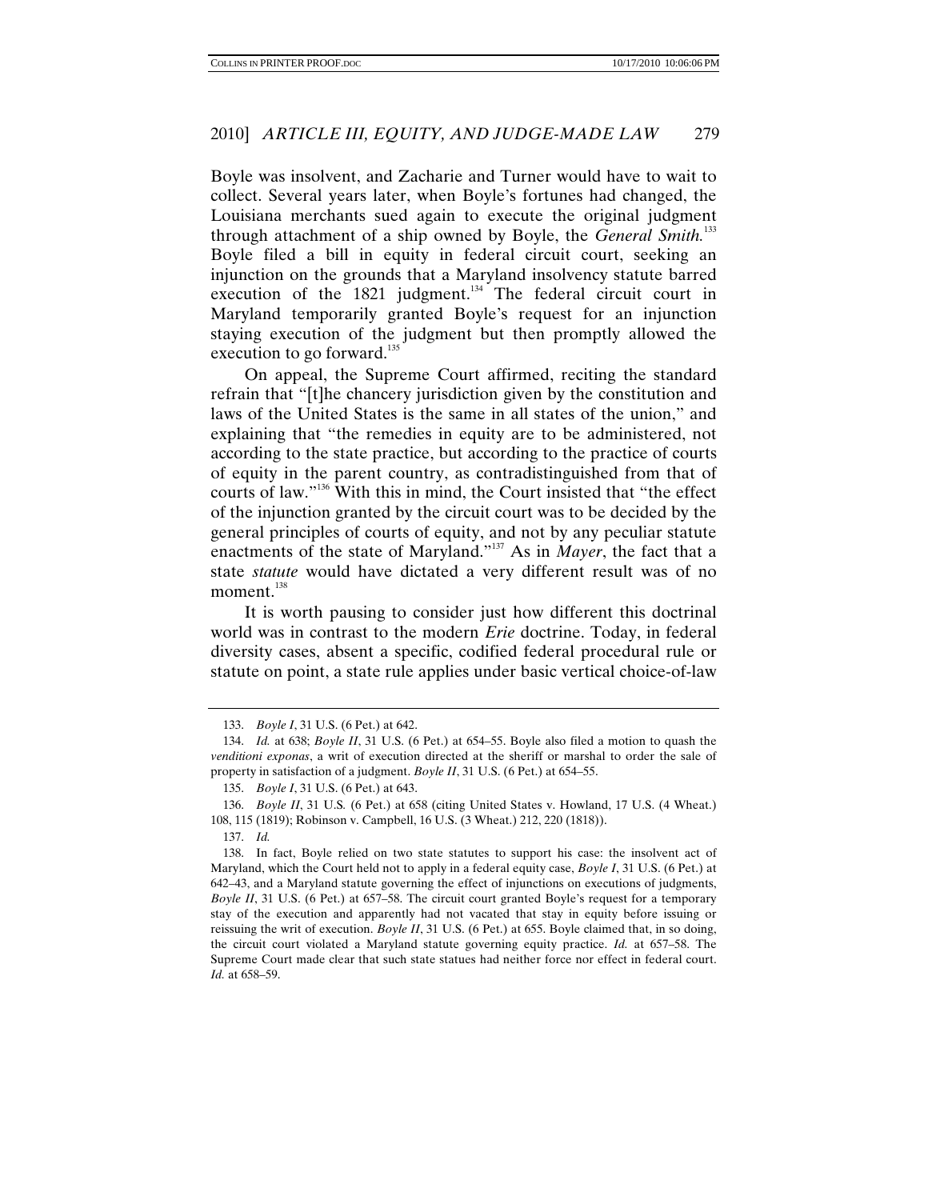Boyle was insolvent, and Zacharie and Turner would have to wait to collect. Several years later, when Boyle's fortunes had changed, the Louisiana merchants sued again to execute the original judgment through attachment of a ship owned by Boyle, the *General Smith*.[133] Boyle filed a bill in equity in federal circuit court, seeking an injunction on the grounds that a Maryland insolvency statute barred execution of the 1821 judgment.[134] The federal circuit court in Maryland temporarily granted Boyle's request for an injunction staying execution of the judgment but then promptly allowed the execution to go forward.[135]

On appeal, the Supreme Court affirmed, reciting the standard refrain that "[t]he chancery jurisdiction given by the constitution and laws of the United States is the same in all states of the union," and explaining that "the remedies in equity are to be administered, not according to the state practice, but according to the practice of courts of equity in the parent country, as contradistinguished from that of courts of law."[136] With this in mind, the Court insisted that "the effect of the injunction granted by the circuit court was to be decided by the general principles of courts of equity, and not by any peculiar statute enactments of the state of Maryland."[137] As in *Mayer*, the fact that a state *statute* would have dictated a very different result was of no moment.[138]

It is worth pausing to consider just how different this doctrinal world was in contrast to the modern *Erie* doctrine. Today, in federal diversity cases, absent a specific, codified federal procedural rule or statute on point, a state rule applies under basic vertical choice-of-law

---

133. *Boyle I*, 31 U.S. (6 Pet.) at 642.

134. *Id.* at 638; *Boyle II*, 31 U.S. (6 Pet.) at 654–55. Boyle also filed a motion to quash the *venditioni exponas*, a writ of execution directed at the sheriff or marshal to order the sale of property in satisfaction of a judgment. *Boyle II*, 31 U.S. (6 Pet.) at 654–55.

135. *Boyle I*, 31 U.S. (6 Pet.) at 643.

136. *Boyle II*, 31 U.S. (6 Pet.) at 658 (citing United States v. Howland, 17 U.S. (4 Wheat.) 108, 115 (1819); Robinson v. Campbell, 16 U.S. (3 Wheat.) 212, 220 (1818)).

137. *Id.*

138. In fact, Boyle relied on two state statutes to support his case: the insolvent act of Maryland, which the Court held not to apply in a federal equity case, *Boyle I*, 31 U.S. (6 Pet.) at 642–43, and a Maryland statute governing the effect of injunctions on executions of judgments, *Boyle II*, 31 U.S. (6 Pet.) at 657–58. The circuit court granted Boyle's request for a temporary stay of the execution and apparently had not vacated that stay in equity before issuing or reissuing the writ of execution. *Boyle II*, 31 U.S. (6 Pet.) at 655. Boyle claimed that, in so doing, the circuit court violated a Maryland statute governing equity practice. *Id.* at 657–58. The Supreme Court made clear that such state statues had neither force nor effect in federal court. *Id.* at 658–59.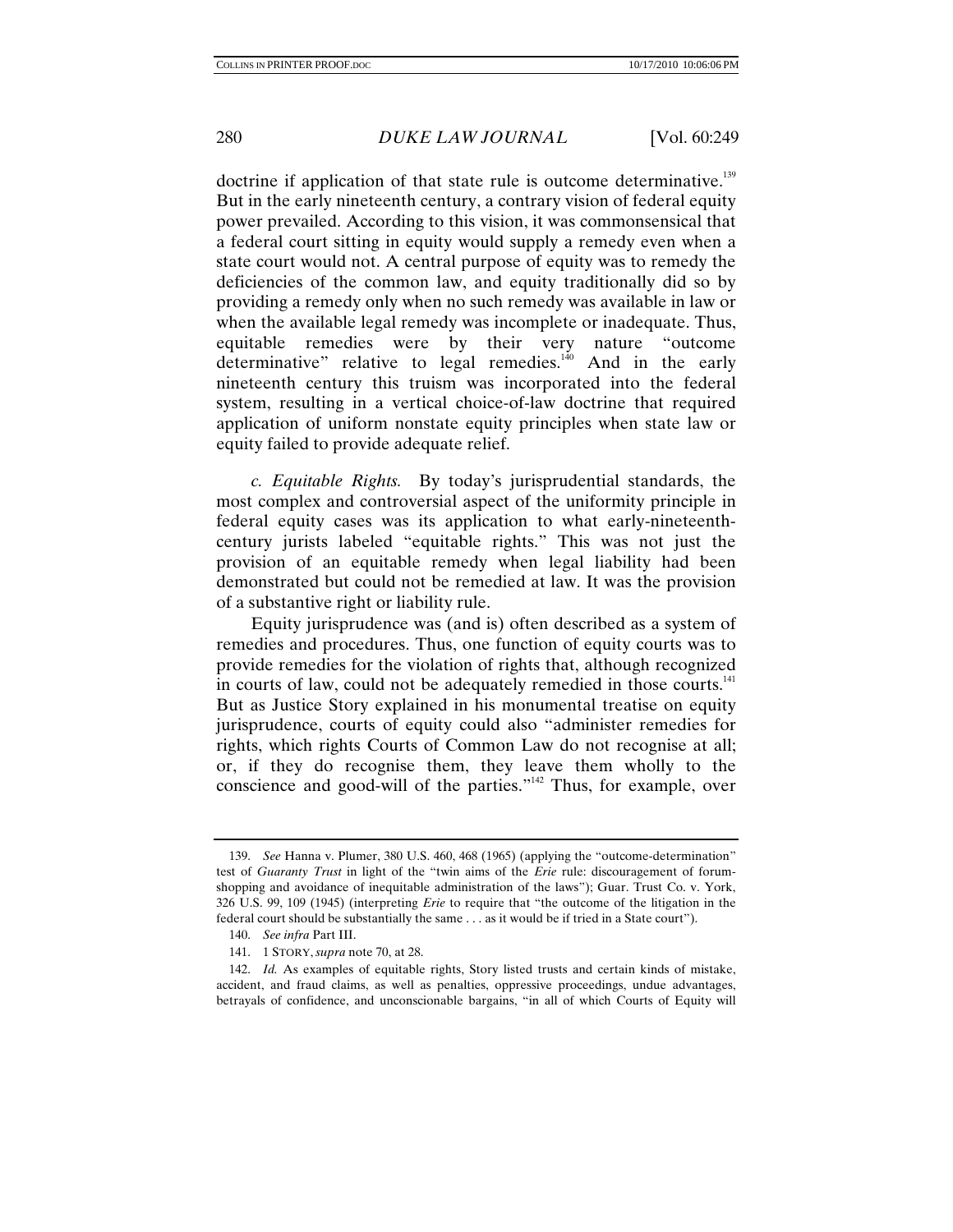doctrine if application of that state rule is outcome determinative.[139] But in the early nineteenth century, a contrary vision of federal equity power prevailed. According to this vision, it was commonsensical that a federal court sitting in equity would supply a remedy even when a state court would not. A central purpose of equity was to remedy the deficiencies of the common law, and equity traditionally did so by providing a remedy only when no such remedy was available in law or when the available legal remedy was incomplete or inadequate. Thus, equitable remedies were by their very nature "outcome determinative" relative to legal remedies.[140] And in the early nineteenth century this truism was incorporated into the federal system, resulting in a vertical choice-of-law doctrine that required application of uniform nonstate equity principles when state law or equity failed to provide adequate relief.

*c. Equitable Rights.* By today's jurisprudential standards, the most complex and controversial aspect of the uniformity principle in federal equity cases was its application to what early-nineteenth-century jurists labeled "equitable rights." This was not just the provision of an equitable remedy when legal liability had been demonstrated but could not be remedied at law. It was the provision of a substantive right or liability rule.

Equity jurisprudence was (and is) often described as a system of remedies and procedures. Thus, one function of equity courts was to provide remedies for the violation of rights that, although recognized in courts of law, could not be adequately remedied in those courts.[141] But as Justice Story explained in his monumental treatise on equity jurisprudence, courts of equity could also "administer remedies for rights, which rights Courts of Common Law do not recognise at all; or, if they do recognise them, they leave them wholly to the conscience and good-will of the parties."[142] Thus, for example, over

---

139. *See* Hanna v. Plumer, 380 U.S. 460, 468 (1965) (applying the "outcome-determination" test of *Guaranty Trust* in light of the "twin aims of the *Erie* rule: discouragement of forum-shopping and avoidance of inequitable administration of the laws"); Guar. Trust Co. v. York, 326 U.S. 99, 109 (1945) (interpreting *Erie* to require that "the outcome of the litigation in the federal court should be substantially the same . . . as it would be if tried in a State court").

140. *See infra* Part III.

141. 1 STORY, *supra* note 70, at 28.

142. *Id.* As examples of equitable rights, Story listed trusts and certain kinds of mistake, accident, and fraud claims, as well as penalties, oppressive proceedings, undue advantages, betrayals of confidence, and unconscionable bargains, "in all of which Courts of Equity will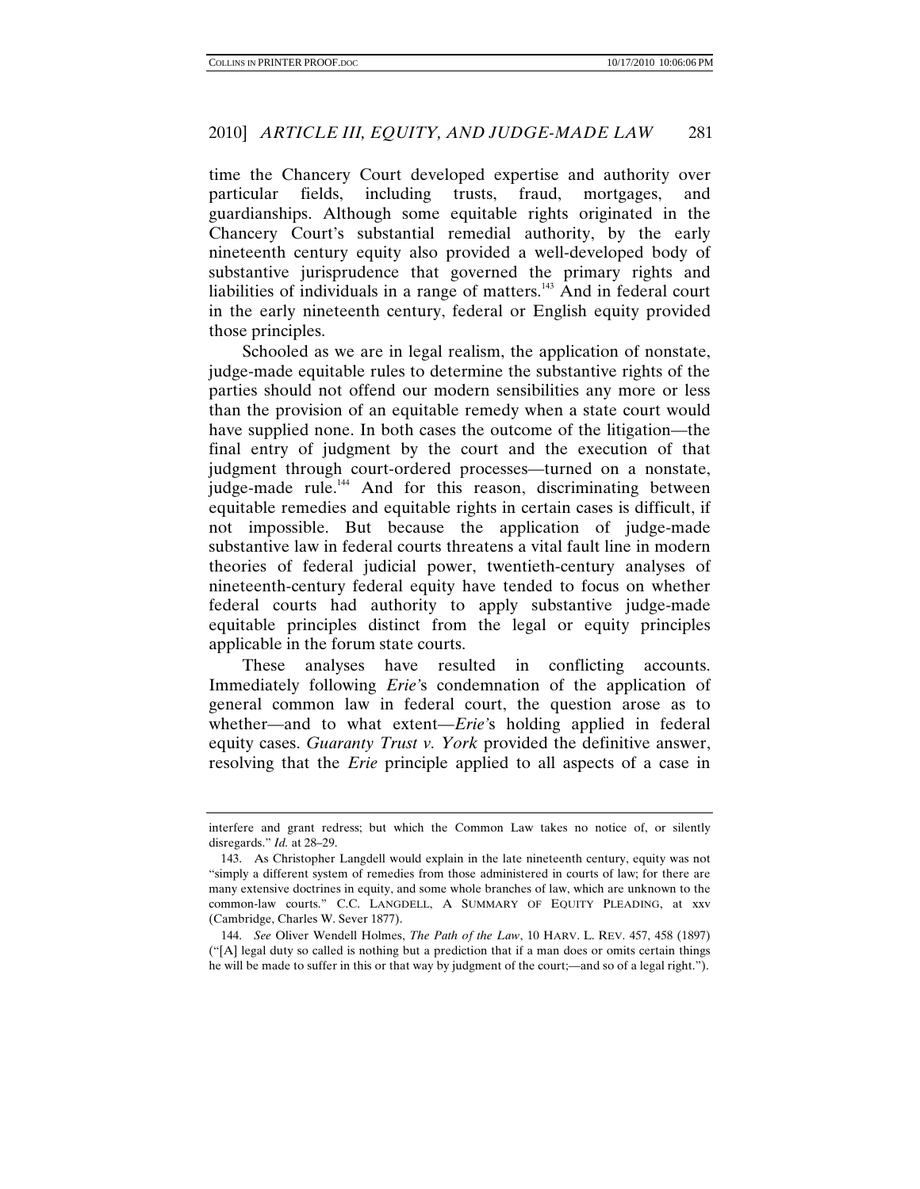time the Chancery Court developed expertise and authority over particular fields, including trusts, fraud, mortgages, and guardianships. Although some equitable rights originated in the Chancery Court's substantial remedial authority, by the early nineteenth century equity also provided a well-developed body of substantive jurisprudence that governed the primary rights and liabilities of individuals in a range of matters.[143] And in federal court in the early nineteenth century, federal or English equity provided those principles.

Schooled as we are in legal realism, the application of nonstate, judge-made equitable rules to determine the substantive rights of the parties should not offend our modern sensibilities any more or less than the provision of an equitable remedy when a state court would have supplied none. In both cases the outcome of the litigation—the final entry of judgment by the court and the execution of that judgment through court-ordered processes—turned on a nonstate, judge-made rule.[144] And for this reason, discriminating between equitable remedies and equitable rights in certain cases is difficult, if not impossible. But because the application of judge-made substantive law in federal courts threatens a vital fault line in modern theories of federal judicial power, twentieth-century analyses of nineteenth-century federal equity have tended to focus on whether federal courts had authority to apply substantive judge-made equitable principles distinct from the legal or equity principles applicable in the forum state courts.

These analyses have resulted in conflicting accounts. Immediately following *Erie*'s condemnation of the application of general common law in federal court, the question arose as to whether—and to what extent—*Erie*'s holding applied in federal equity cases. *Guaranty Trust v. York* provided the definitive answer, resolving that the *Erie* principle applied to all aspects of a case in

---

interfere and grant redress; but which the Common Law takes no notice of, or silently disregards." *Id.* at 28–29.

143. As Christopher Langdell would explain in the late nineteenth century, equity was not "simply a different system of remedies from those administered in courts of law; for there are many extensive doctrines in equity, and some whole branches of law, which are unknown to the common-law courts." C.C. LANGDELL, A SUMMARY OF EQUITY PLEADING, at xxv (Cambridge, Charles W. Sever 1877).

144. *See* Oliver Wendell Holmes, *The Path of the Law*, 10 HARV. L. REV. 457, 458 (1897) ("[A] legal duty so called is nothing but a prediction that if a man does or omits certain things he will be made to suffer in this or that way by judgment of the court;—and so of a legal right.").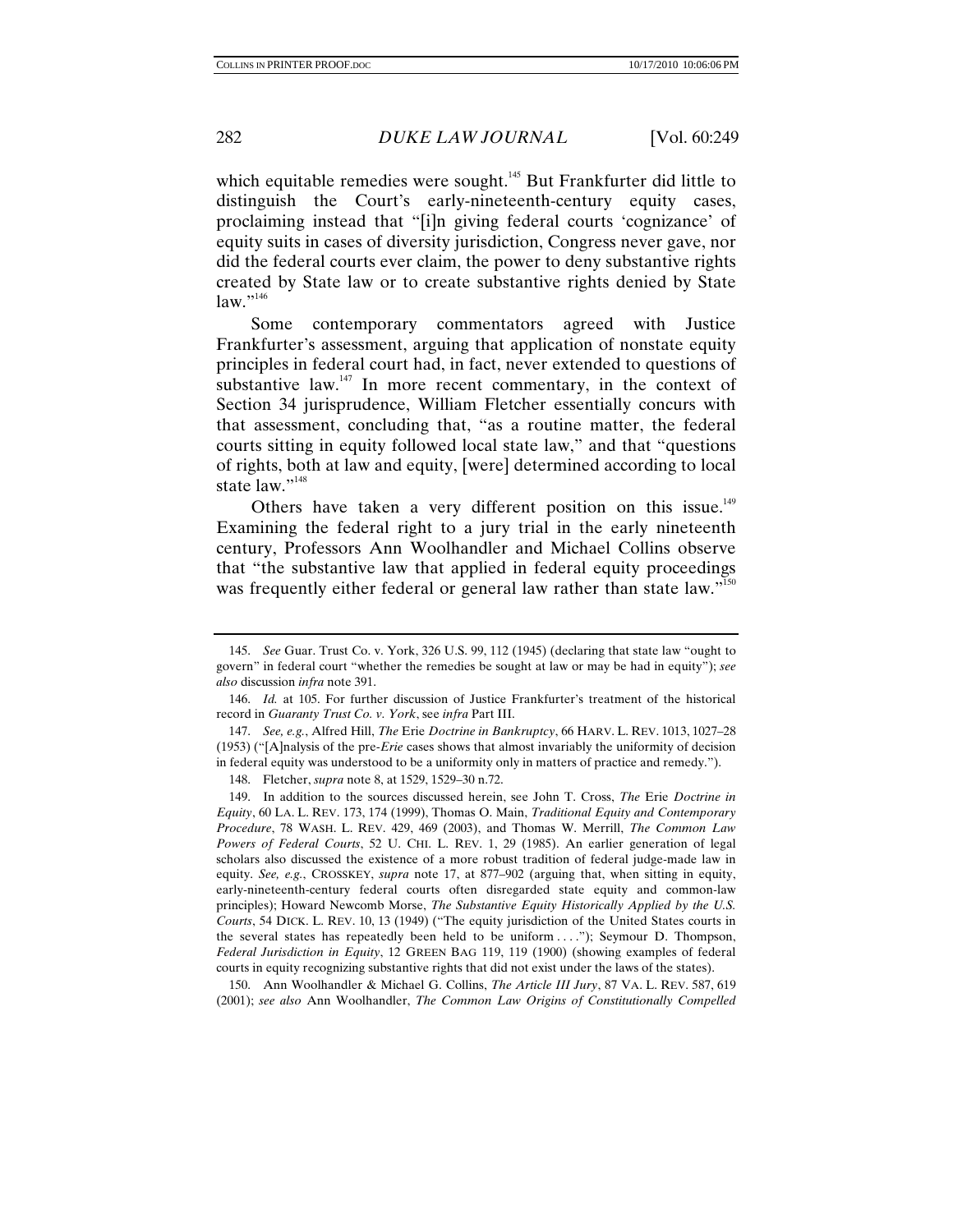which equitable remedies were sought.[145] But Frankfurter did little to distinguish the Court's early-nineteenth-century equity cases, proclaiming instead that "[i]n giving federal courts 'cognizance' of equity suits in cases of diversity jurisdiction, Congress never gave, nor did the federal courts ever claim, the power to deny substantive rights created by State law or to create substantive rights denied by State law."[146]

Some contemporary commentators agreed with Justice Frankfurter's assessment, arguing that application of nonstate equity principles in federal court had, in fact, never extended to questions of substantive law.[147] In more recent commentary, in the context of Section 34 jurisprudence, William Fletcher essentially concurs with that assessment, concluding that, "as a routine matter, the federal courts sitting in equity followed local state law," and that "questions of rights, both at law and equity, [were] determined according to local state law."[148]

Others have taken a very different position on this issue.[149] Examining the federal right to a jury trial in the early nineteenth century, Professors Ann Woolhandler and Michael Collins observe that "the substantive law that applied in federal equity proceedings was frequently either federal or general law rather than state law."[150]

---

145. *See* Guar. Trust Co. v. York, 326 U.S. 99, 112 (1945) (declaring that state law "ought to govern" in federal court "whether the remedies be sought at law or may be had in equity"); *see also* discussion *infra* note 391.

146. *Id.* at 105. For further discussion of Justice Frankfurter's treatment of the historical record in *Guaranty Trust Co. v. York*, see *infra* Part III.

147. *See, e.g.*, Alfred Hill, *The* Erie *Doctrine in Bankruptcy*, 66 HARV. L. REV. 1013, 1027–28 (1953) ("[A]nalysis of the pre-*Erie* cases shows that almost invariably the uniformity of decision in federal equity was understood to be a uniformity only in matters of practice and remedy.").

148. Fletcher, *supra* note 8, at 1529, 1529–30 n.72.

149. In addition to the sources discussed herein, see John T. Cross, *The* Erie *Doctrine in Equity*, 60 LA. L. REV. 173, 174 (1999), Thomas O. Main, *Traditional Equity and Contemporary Procedure*, 78 WASH. L. REV. 429, 469 (2003), and Thomas W. Merrill, *The Common Law Powers of Federal Courts*, 52 U. CHI. L. REV. 1, 29 (1985). An earlier generation of legal scholars also discussed the existence of a more robust tradition of federal judge-made law in equity. *See, e.g.*, CROSSKEY, *supra* note 17, at 877–902 (arguing that, when sitting in equity, early-nineteenth-century federal courts often disregarded state equity and common-law principles); Howard Newcomb Morse, *The Substantive Equity Historically Applied by the U.S. Courts*, 54 DICK. L. REV. 10, 13 (1949) ("The equity jurisdiction of the United States courts in the several states has repeatedly been held to be uniform . . . ."); Seymour D. Thompson, *Federal Jurisdiction in Equity*, 12 GREEN BAG 119, 119 (1900) (showing examples of federal courts in equity recognizing substantive rights that did not exist under the laws of the states).

150. Ann Woolhandler & Michael G. Collins, *The Article III Jury*, 87 VA. L. REV. 587, 619 (2001); *see also* Ann Woolhandler, *The Common Law Origins of Constitutionally Compelled*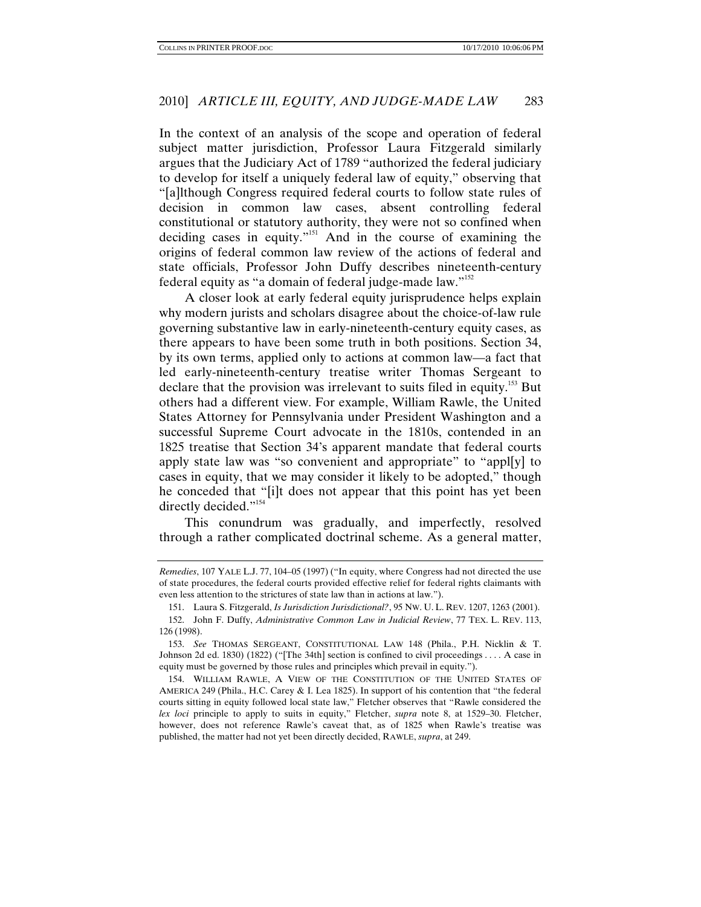In the context of an analysis of the scope and operation of federal subject matter jurisdiction, Professor Laura Fitzgerald similarly argues that the Judiciary Act of 1789 "authorized the federal judiciary to develop for itself a uniquely federal law of equity," observing that "[a]lthough Congress required federal courts to follow state rules of decision in common law cases, absent controlling federal constitutional or statutory authority, they were not so confined when deciding cases in equity."[151] And in the course of examining the origins of federal common law review of the actions of federal and state officials, Professor John Duffy describes nineteenth-century federal equity as "a domain of federal judge-made law."[152]

A closer look at early federal equity jurisprudence helps explain why modern jurists and scholars disagree about the choice-of-law rule governing substantive law in early-nineteenth-century equity cases, as there appears to have been some truth in both positions. Section 34, by its own terms, applied only to actions at common law—a fact that led early-nineteenth-century treatise writer Thomas Sergeant to declare that the provision was irrelevant to suits filed in equity.[153] But others had a different view. For example, William Rawle, the United States Attorney for Pennsylvania under President Washington and a successful Supreme Court advocate in the 1810s, contended in an 1825 treatise that Section 34's apparent mandate that federal courts apply state law was "so convenient and appropriate" to "appl[y] to cases in equity, that we may consider it likely to be adopted," though he conceded that "[i]t does not appear that this point has yet been directly decided."[154]

This conundrum was gradually, and imperfectly, resolved through a rather complicated doctrinal scheme. As a general matter,

---

*Remedies*, 107 YALE L.J. 77, 104–05 (1997) ("In equity, where Congress had not directed the use of state procedures, the federal courts provided effective relief for federal rights claimants with even less attention to the strictures of state law than in actions at law.").

151. Laura S. Fitzgerald, *Is Jurisdiction Jurisdictional?*, 95 NW. U. L. REV. 1207, 1263 (2001).

152. John F. Duffy, *Administrative Common Law in Judicial Review*, 77 TEX. L. REV. 113, 126 (1998).

153. *See* THOMAS SERGEANT, CONSTITUTIONAL LAW 148 (Phila., P.H. Nicklin & T. Johnson 2d ed. 1830) (1822) ("[The 34th] section is confined to civil proceedings . . . . A case in equity must be governed by those rules and principles which prevail in equity.").

154. WILLIAM RAWLE, A VIEW OF THE CONSTITUTION OF THE UNITED STATES OF AMERICA 249 (Phila., H.C. Carey & I. Lea 1825). In support of his contention that "the federal courts sitting in equity followed local state law," Fletcher observes that "Rawle considered the *lex loci* principle to apply to suits in equity," Fletcher, *supra* note 8, at 1529–30. Fletcher, however, does not reference Rawle's caveat that, as of 1825 when Rawle's treatise was published, the matter had not yet been directly decided, RAWLE, *supra*, at 249.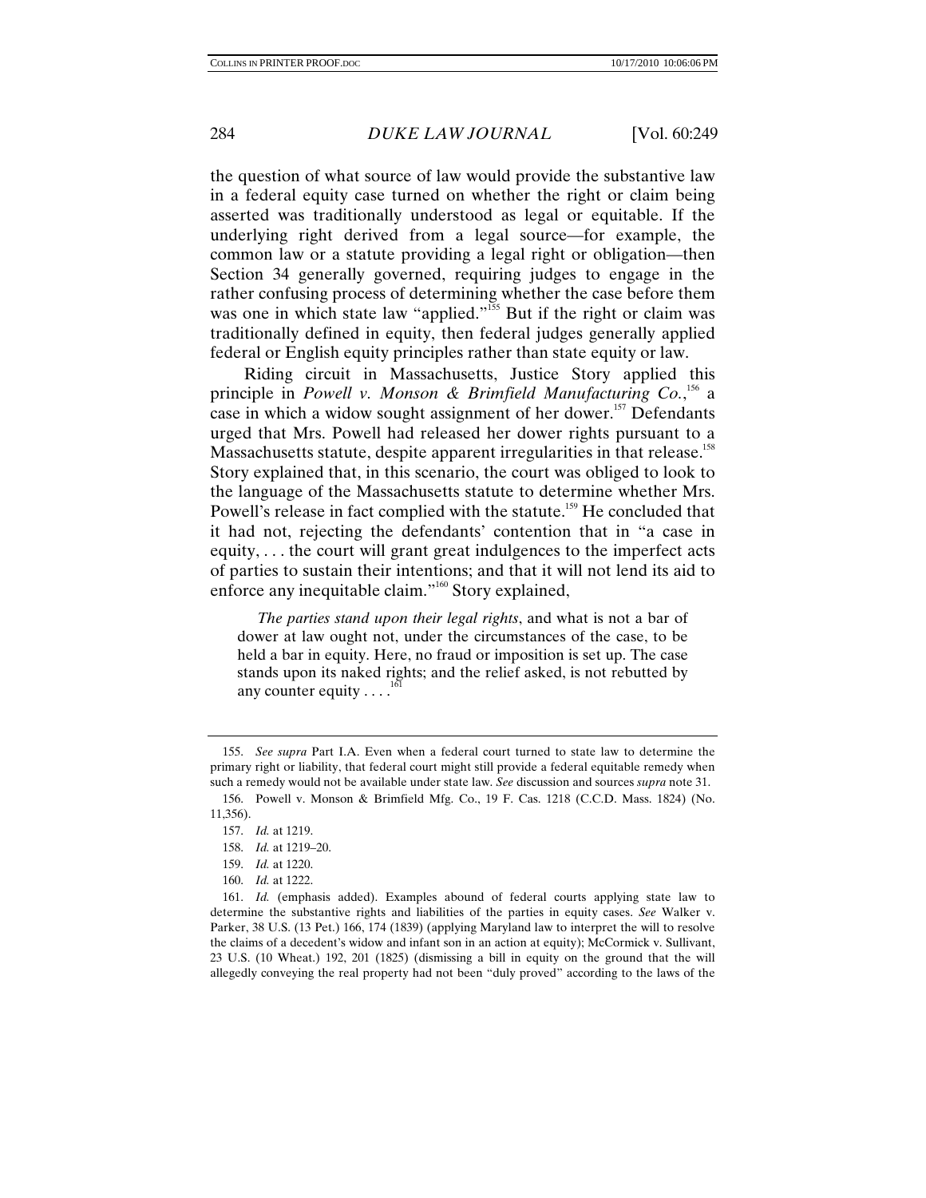the question of what source of law would provide the substantive law in a federal equity case turned on whether the right or claim being asserted was traditionally understood as legal or equitable. If the underlying right derived from a legal source—for example, the common law or a statute providing a legal right or obligation—then Section 34 generally governed, requiring judges to engage in the rather confusing process of determining whether the case before them was one in which state law "applied."[155] But if the right or claim was traditionally defined in equity, then federal judges generally applied federal or English equity principles rather than state equity or law.

Riding circuit in Massachusetts, Justice Story applied this principle in *Powell v. Monson & Brimfield Manufacturing Co.*,[156] a case in which a widow sought assignment of her dower.[157] Defendants urged that Mrs. Powell had released her dower rights pursuant to a Massachusetts statute, despite apparent irregularities in that release.[158] Story explained that, in this scenario, the court was obliged to look to the language of the Massachusetts statute to determine whether Mrs. Powell's release in fact complied with the statute.[159] He concluded that it had not, rejecting the defendants' contention that in "a case in equity, . . . the court will grant great indulgences to the imperfect acts of parties to sustain their intentions; and that it will not lend its aid to enforce any inequitable claim."[160] Story explained,

> *The parties stand upon their legal rights*, and what is not a bar of dower at law ought not, under the circumstances of the case, to be held a bar in equity. Here, no fraud or imposition is set up. The case stands upon its naked rights; and the relief asked, is not rebutted by any counter equity . . . .[161]

---

155. *See supra* Part I.A. Even when a federal court turned to state law to determine the primary right or liability, that federal court might still provide a federal equitable remedy when such a remedy would not be available under state law. *See* discussion and sources *supra* note 31.

156. Powell v. Monson & Brimfield Mfg. Co., 19 F. Cas. 1218 (C.C.D. Mass. 1824) (No. 11,356).

157. *Id.* at 1219.

158. *Id.* at 1219–20.

159. *Id.* at 1220.

160. *Id.* at 1222.

161. *Id.* (emphasis added). Examples abound of federal courts applying state law to determine the substantive rights and liabilities of the parties in equity cases. *See* Walker v. Parker, 38 U.S. (13 Pet.) 166, 174 (1839) (applying Maryland law to interpret the will to resolve the claims of a decedent's widow and infant son in an action at equity); McCormick v. Sullivant, 23 U.S. (10 Wheat.) 192, 201 (1825) (dismissing a bill in equity on the ground that the will allegedly conveying the real property had not been "duly proved" according to the laws of the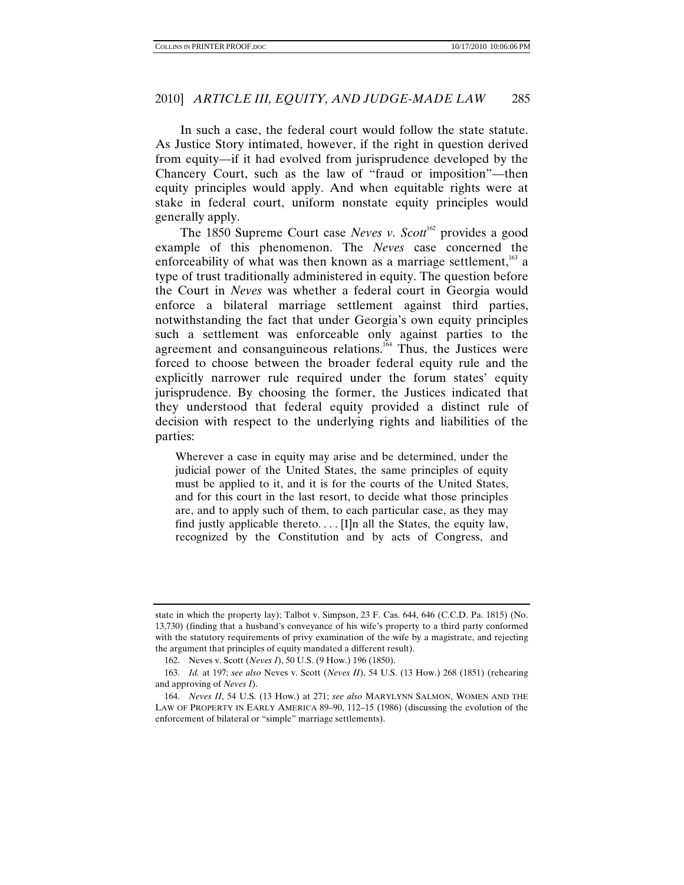In such a case, the federal court would follow the state statute. As Justice Story intimated, however, if the right in question derived from equity—if it had evolved from jurisprudence developed by the Chancery Court, such as the law of "fraud or imposition"—then equity principles would apply. And when equitable rights were at stake in federal court, uniform nonstate equity principles would generally apply.

The 1850 Supreme Court case *Neves v. Scott*[162] provides a good example of this phenomenon. The *Neves* case concerned the enforceability of what was then known as a marriage settlement,[163] a type of trust traditionally administered in equity. The question before the Court in *Neves* was whether a federal court in Georgia would enforce a bilateral marriage settlement against third parties, notwithstanding the fact that under Georgia's own equity principles such a settlement was enforceable only against parties to the agreement and consanguineous relations.[164] Thus, the Justices were forced to choose between the broader federal equity rule and the explicitly narrower rule required under the forum states' equity jurisprudence. By choosing the former, the Justices indicated that they understood that federal equity provided a distinct rule of decision with respect to the underlying rights and liabilities of the parties:

> Wherever a case in equity may arise and be determined, under the judicial power of the United States, the same principles of equity must be applied to it, and it is for the courts of the United States, and for this court in the last resort, to decide what those principles are, and to apply such of them, to each particular case, as they may find justly applicable thereto. . . . [I]n all the States, the equity law, recognized by the Constitution and by acts of Congress, and

---

state in which the property lay); Talbot v. Simpson, 23 F. Cas. 644, 646 (C.C.D. Pa. 1815) (No. 13,730) (finding that a husband's conveyance of his wife's property to a third party conformed with the statutory requirements of privy examination of the wife by a magistrate, and rejecting the argument that principles of equity mandated a different result).

162. Neves v. Scott (*Neves I*), 50 U.S. (9 How.) 196 (1850).

163. *Id.* at 197; *see also* Neves v. Scott (*Neves II*), 54 U.S. (13 How.) 268 (1851) (rehearing and approving of *Neves I*).

164. *Neves II*, 54 U.S. (13 How.) at 271; *see also* MARYLYNN SALMON, WOMEN AND THE LAW OF PROPERTY IN EARLY AMERICA 89–90, 112–15 (1986) (discussing the evolution of the enforcement of bilateral or "simple" marriage settlements).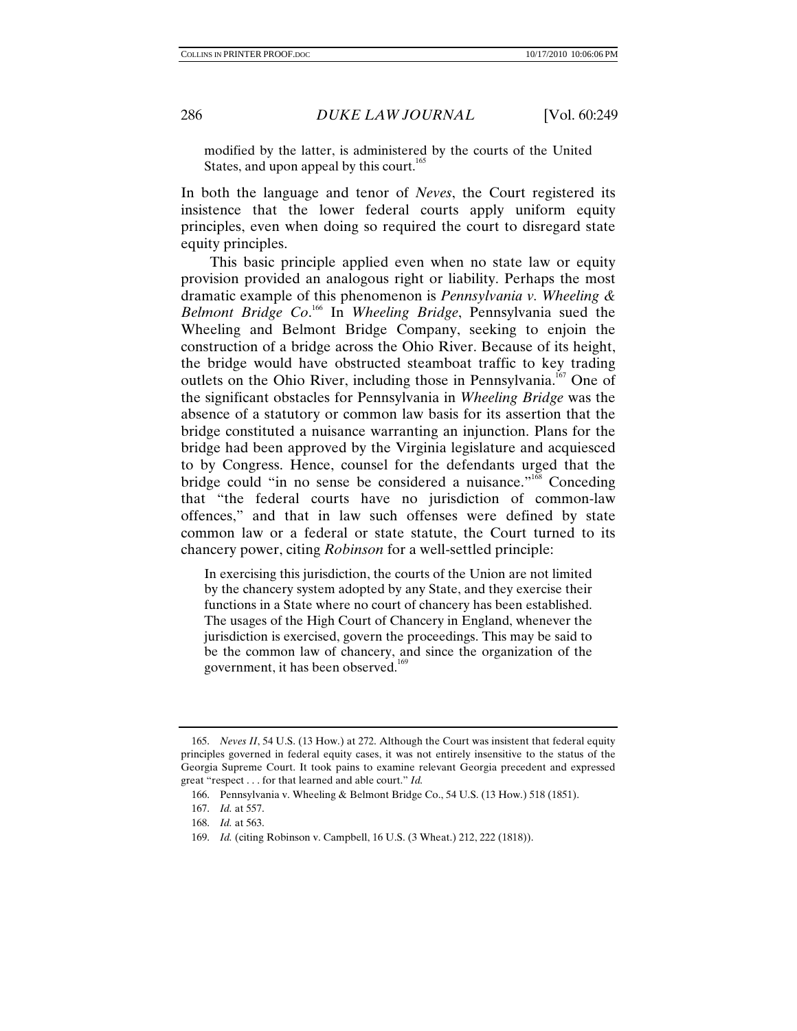> modified by the latter, is administered by the courts of the United States, and upon appeal by this court.[165]

In both the language and tenor of *Neves*, the Court registered its insistence that the lower federal courts apply uniform equity principles, even when doing so required the court to disregard state equity principles.

This basic principle applied even when no state law or equity provision provided an analogous right or liability. Perhaps the most dramatic example of this phenomenon is *Pennsylvania v. Wheeling & Belmont Bridge Co.*[166] In *Wheeling Bridge*, Pennsylvania sued the Wheeling and Belmont Bridge Company, seeking to enjoin the construction of a bridge across the Ohio River. Because of its height, the bridge would have obstructed steamboat traffic to key trading outlets on the Ohio River, including those in Pennsylvania.[167] One of the significant obstacles for Pennsylvania in *Wheeling Bridge* was the absence of a statutory or common law basis for its assertion that the bridge constituted a nuisance warranting an injunction. Plans for the bridge had been approved by the Virginia legislature and acquiesced to by Congress. Hence, counsel for the defendants urged that the bridge could "in no sense be considered a nuisance."[168] Conceding that "the federal courts have no jurisdiction of common-law offences," and that in law such offenses were defined by state common law or a federal or state statute, the Court turned to its chancery power, citing *Robinson* for a well-settled principle:

> In exercising this jurisdiction, the courts of the Union are not limited by the chancery system adopted by any State, and they exercise their functions in a State where no court of chancery has been established. The usages of the High Court of Chancery in England, whenever the jurisdiction is exercised, govern the proceedings. This may be said to be the common law of chancery, and since the organization of the government, it has been observed.[169]

---

165. *Neves II*, 54 U.S. (13 How.) at 272. Although the Court was insistent that federal equity principles governed in federal equity cases, it was not entirely insensitive to the status of the Georgia Supreme Court. It took pains to examine relevant Georgia precedent and expressed great "respect . . . for that learned and able court." *Id.*

166. Pennsylvania v. Wheeling & Belmont Bridge Co., 54 U.S. (13 How.) 518 (1851).

167. *Id.* at 557.

168. *Id.* at 563.

169. *Id.* (citing Robinson v. Campbell, 16 U.S. (3 Wheat.) 212, 222 (1818)).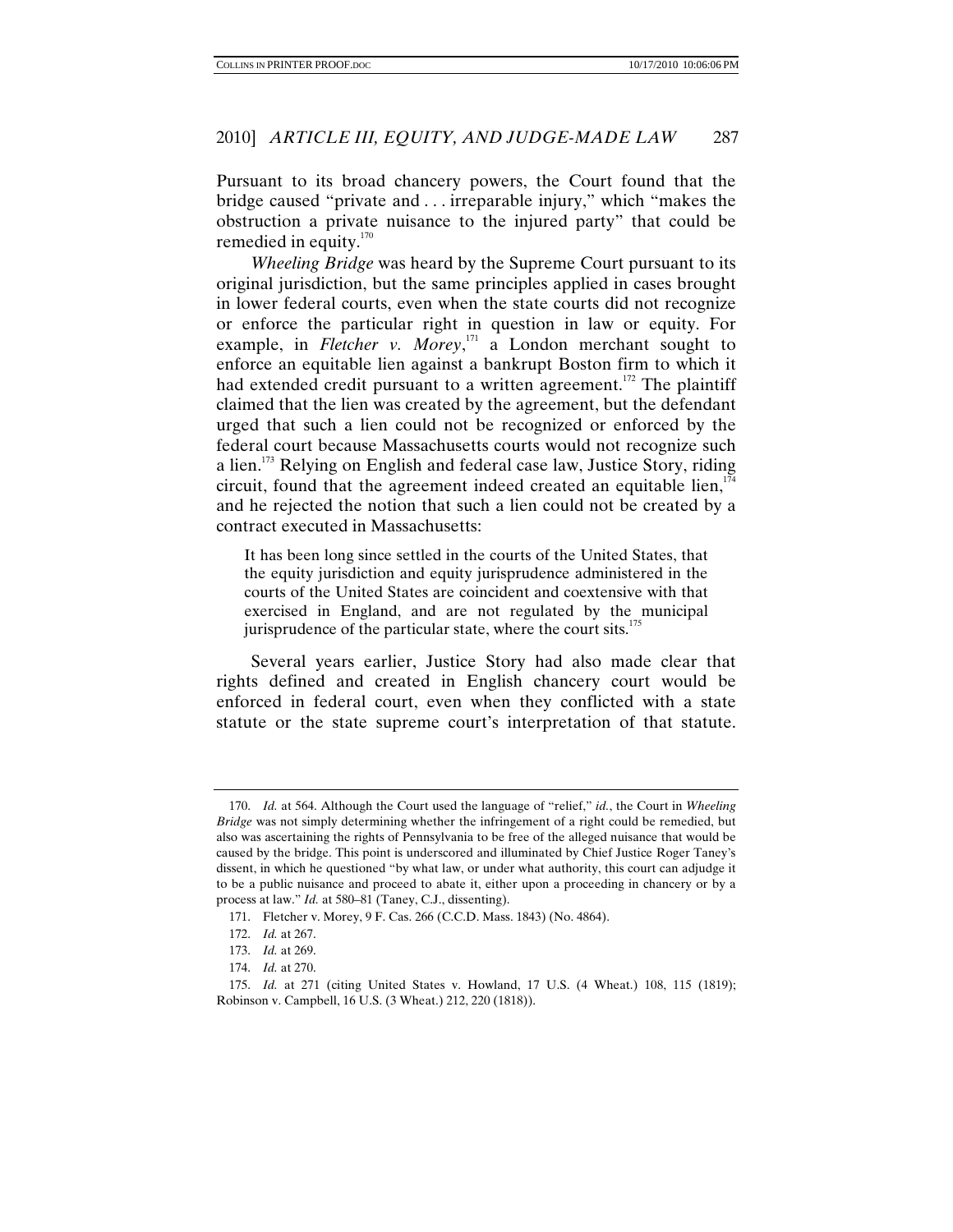Pursuant to its broad chancery powers, the Court found that the bridge caused "private and . . . irreparable injury," which "makes the obstruction a private nuisance to the injured party" that could be remedied in equity.[170]

*Wheeling Bridge* was heard by the Supreme Court pursuant to its original jurisdiction, but the same principles applied in cases brought in lower federal courts, even when the state courts did not recognize or enforce the particular right in question in law or equity. For example, in *Fletcher v. Morey*,[171] a London merchant sought to enforce an equitable lien against a bankrupt Boston firm to which it had extended credit pursuant to a written agreement.[172] The plaintiff claimed that the lien was created by the agreement, but the defendant urged that such a lien could not be recognized or enforced by the federal court because Massachusetts courts would not recognize such a lien.[173] Relying on English and federal case law, Justice Story, riding circuit, found that the agreement indeed created an equitable lien,[174] and he rejected the notion that such a lien could not be created by a contract executed in Massachusetts:

> It has been long since settled in the courts of the United States, that the equity jurisdiction and equity jurisprudence administered in the courts of the United States are coincident and coextensive with that exercised in England, and are not regulated by the municipal jurisprudence of the particular state, where the court sits.[175]

Several years earlier, Justice Story had also made clear that rights defined and created in English chancery court would be enforced in federal court, even when they conflicted with a state statute or the state supreme court's interpretation of that statute.

---

170. *Id.* at 564. Although the Court used the language of "relief," *id.*, the Court in *Wheeling Bridge* was not simply determining whether the infringement of a right could be remedied, but also was ascertaining the rights of Pennsylvania to be free of the alleged nuisance that would be caused by the bridge. This point is underscored and illuminated by Chief Justice Roger Taney's dissent, in which he questioned "by what law, or under what authority, this court can adjudge it to be a public nuisance and proceed to abate it, either upon a proceeding in chancery or by a process at law." *Id.* at 580–81 (Taney, C.J., dissenting).

171. Fletcher v. Morey, 9 F. Cas. 266 (C.C.D. Mass. 1843) (No. 4864).

172. *Id.* at 267.

173. *Id.* at 269.

174. *Id.* at 270.

175. *Id.* at 271 (citing United States v. Howland, 17 U.S. (4 Wheat.) 108, 115 (1819); Robinson v. Campbell, 16 U.S. (3 Wheat.) 212, 220 (1818)).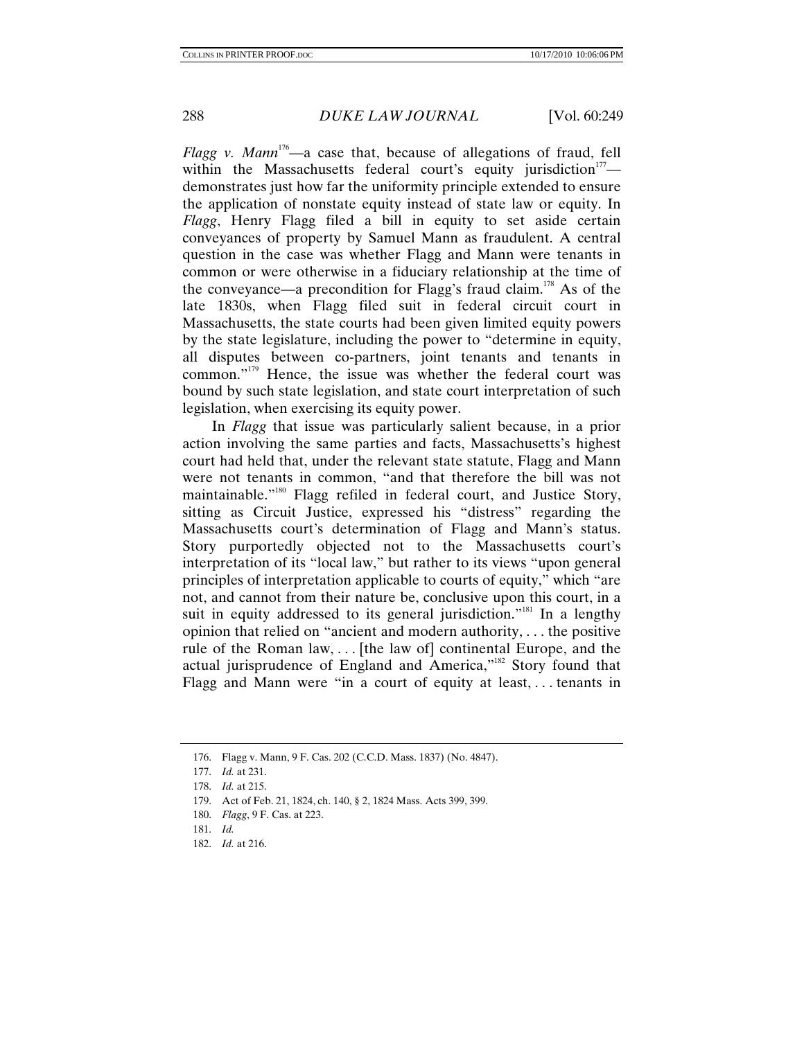*Flagg v. Mann*[176]—a case that, because of allegations of fraud, fell within the Massachusetts federal court's equity jurisdiction[177]—demonstrates just how far the uniformity principle extended to ensure the application of nonstate equity instead of state law or equity. In *Flagg*, Henry Flagg filed a bill in equity to set aside certain conveyances of property by Samuel Mann as fraudulent. A central question in the case was whether Flagg and Mann were tenants in common or were otherwise in a fiduciary relationship at the time of the conveyance—a precondition for Flagg's fraud claim.[178] As of the late 1830s, when Flagg filed suit in federal circuit court in Massachusetts, the state courts had been given limited equity powers by the state legislature, including the power to "determine in equity, all disputes between co-partners, joint tenants and tenants in common."[179] Hence, the issue was whether the federal court was bound by such state legislation, and state court interpretation of such legislation, when exercising its equity power.

In *Flagg* that issue was particularly salient because, in a prior action involving the same parties and facts, Massachusetts's highest court had held that, under the relevant state statute, Flagg and Mann were not tenants in common, "and that therefore the bill was not maintainable."[180] Flagg refiled in federal court, and Justice Story, sitting as Circuit Justice, expressed his "distress" regarding the Massachusetts court's determination of Flagg and Mann's status. Story purportedly objected not to the Massachusetts court's interpretation of its "local law," but rather to its views "upon general principles of interpretation applicable to courts of equity," which "are not, and cannot from their nature be, conclusive upon this court, in a suit in equity addressed to its general jurisdiction."[181] In a lengthy opinion that relied on "ancient and modern authority, . . . the positive rule of the Roman law, . . . [the law of] continental Europe, and the actual jurisprudence of England and America,"[182] Story found that Flagg and Mann were "in a court of equity at least, . . . tenants in

---

176. Flagg v. Mann, 9 F. Cas. 202 (C.C.D. Mass. 1837) (No. 4847).

177. *Id.* at 231.

178. *Id.* at 215.

179. Act of Feb. 21, 1824, ch. 140, § 2, 1824 Mass. Acts 399, 399.

180. *Flagg*, 9 F. Cas. at 223.

181. *Id.*

182. *Id.* at 216.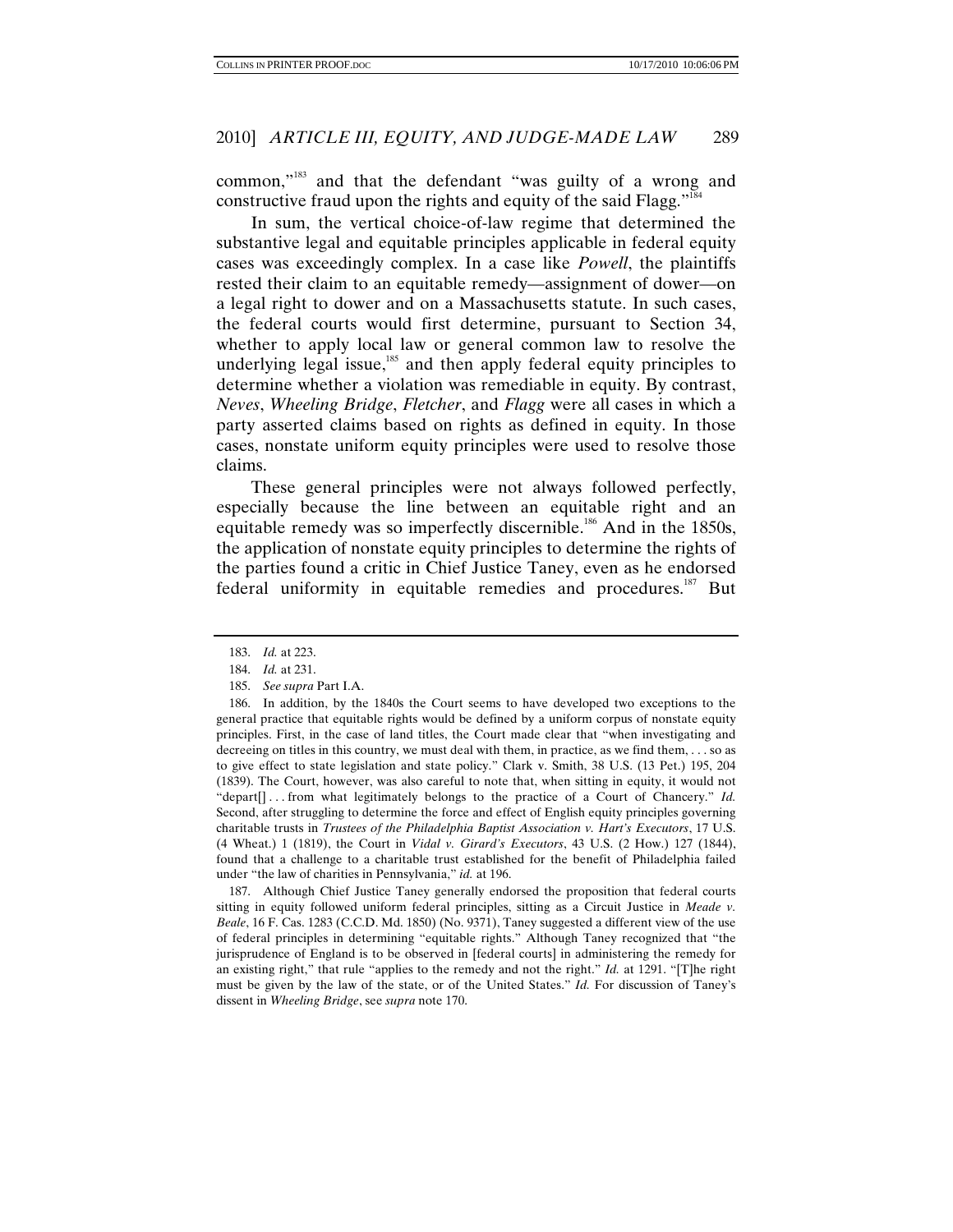common,"[183] and that the defendant "was guilty of a wrong and constructive fraud upon the rights and equity of the said Flagg."[184]

In sum, the vertical choice-of-law regime that determined the substantive legal and equitable principles applicable in federal equity cases was exceedingly complex. In a case like *Powell*, the plaintiffs rested their claim to an equitable remedy—assignment of dower—on a legal right to dower and on a Massachusetts statute. In such cases, the federal courts would first determine, pursuant to Section 34, whether to apply local law or general common law to resolve the underlying legal issue,[185] and then apply federal equity principles to determine whether a violation was remediable in equity. By contrast, *Neves*, *Wheeling Bridge*, *Fletcher*, and *Flagg* were all cases in which a party asserted claims based on rights as defined in equity. In those cases, nonstate uniform equity principles were used to resolve those claims.

These general principles were not always followed perfectly, especially because the line between an equitable right and an equitable remedy was so imperfectly discernible.[186] And in the 1850s, the application of nonstate equity principles to determine the rights of the parties found a critic in Chief Justice Taney, even as he endorsed federal uniformity in equitable remedies and procedures.[187] But

---

183. *Id.* at 223.

184. *Id.* at 231.

185. *See supra* Part I.A.

186. In addition, by the 1840s the Court seems to have developed two exceptions to the general practice that equitable rights would be defined by a uniform corpus of nonstate equity principles. First, in the case of land titles, the Court made clear that "when investigating and decreeing on titles in this country, we must deal with them, in practice, as we find them, . . . so as to give effect to state legislation and state policy." Clark v. Smith, 38 U.S. (13 Pet.) 195, 204 (1839). The Court, however, was also careful to note that, when sitting in equity, it would not "depart[] . . . from what legitimately belongs to the practice of a Court of Chancery." *Id.* Second, after struggling to determine the force and effect of English equity principles governing charitable trusts in *Trustees of the Philadelphia Baptist Association v. Hart's Executors*, 17 U.S. (4 Wheat.) 1 (1819), the Court in *Vidal v. Girard's Executors*, 43 U.S. (2 How.) 127 (1844), found that a challenge to a charitable trust established for the benefit of Philadelphia failed under "the law of charities in Pennsylvania," *id.* at 196.

187. Although Chief Justice Taney generally endorsed the proposition that federal courts sitting in equity followed uniform federal principles, sitting as a Circuit Justice in *Meade v. Beale*, 16 F. Cas. 1283 (C.C.D. Md. 1850) (No. 9371), Taney suggested a different view of the use of federal principles in determining "equitable rights." Although Taney recognized that "the jurisprudence of England is to be observed in [federal courts] in administering the remedy for an existing right," that rule "applies to the remedy and not the right." *Id.* at 1291. "[T]he right must be given by the law of the state, or of the United States." *Id.* For discussion of Taney's dissent in *Wheeling Bridge*, see *supra* note 170.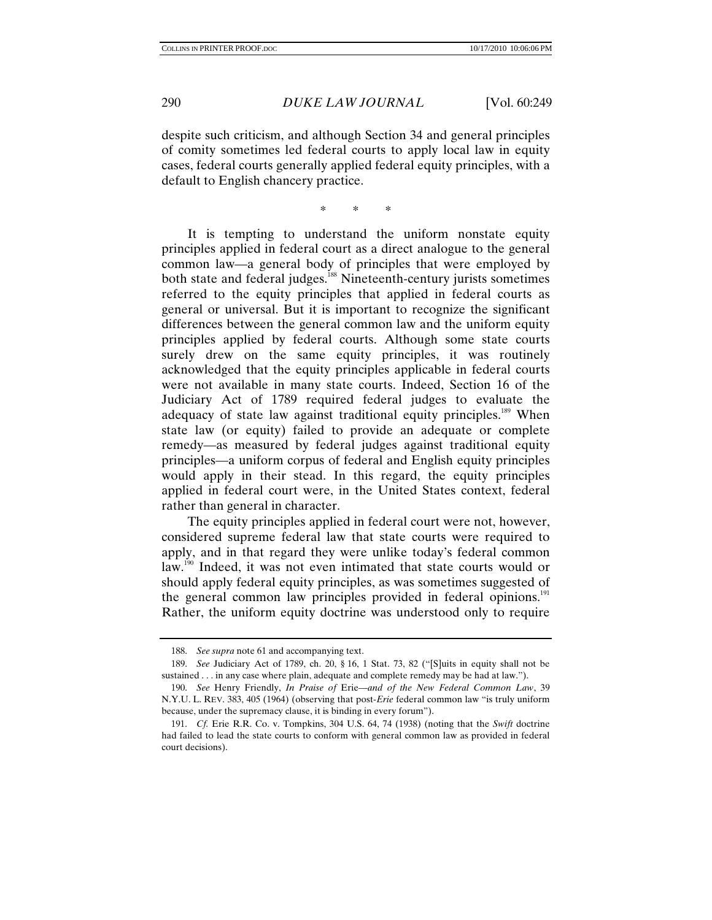despite such criticism, and although Section 34 and general principles of comity sometimes led federal courts to apply local law in equity cases, federal courts generally applied federal equity principles, with a default to English chancery practice.

\* \* \*

It is tempting to understand the uniform nonstate equity principles applied in federal court as a direct analogue to the general common law—a general body of principles that were employed by both state and federal judges.[188] Nineteenth-century jurists sometimes referred to the equity principles that applied in federal courts as general or universal. But it is important to recognize the significant differences between the general common law and the uniform equity principles applied by federal courts. Although some state courts surely drew on the same equity principles, it was routinely acknowledged that the equity principles applicable in federal courts were not available in many state courts. Indeed, Section 16 of the Judiciary Act of 1789 required federal judges to evaluate the adequacy of state law against traditional equity principles.[189] When state law (or equity) failed to provide an adequate or complete remedy—as measured by federal judges against traditional equity principles—a uniform corpus of federal and English equity principles would apply in their stead. In this regard, the equity principles applied in federal court were, in the United States context, federal rather than general in character.

The equity principles applied in federal court were not, however, considered supreme federal law that state courts were required to apply, and in that regard they were unlike today's federal common law.[190] Indeed, it was not even intimated that state courts would or should apply federal equity principles, as was sometimes suggested of the general common law principles provided in federal opinions.[191] Rather, the uniform equity doctrine was understood only to require

---

188. *See supra* note 61 and accompanying text.

189. *See* Judiciary Act of 1789, ch. 20, § 16, 1 Stat. 73, 82 ("[S]uits in equity shall not be sustained . . . in any case where plain, adequate and complete remedy may be had at law.").

190. *See* Henry Friendly, *In Praise of* Erie*—and of the New Federal Common Law*, 39 N.Y.U. L. REV. 383, 405 (1964) (observing that post-*Erie* federal common law "is truly uniform because, under the supremacy clause, it is binding in every forum").

191. *Cf.* Erie R.R. Co. v. Tompkins, 304 U.S. 64, 74 (1938) (noting that the *Swift* doctrine had failed to lead the state courts to conform with general common law as provided in federal court decisions).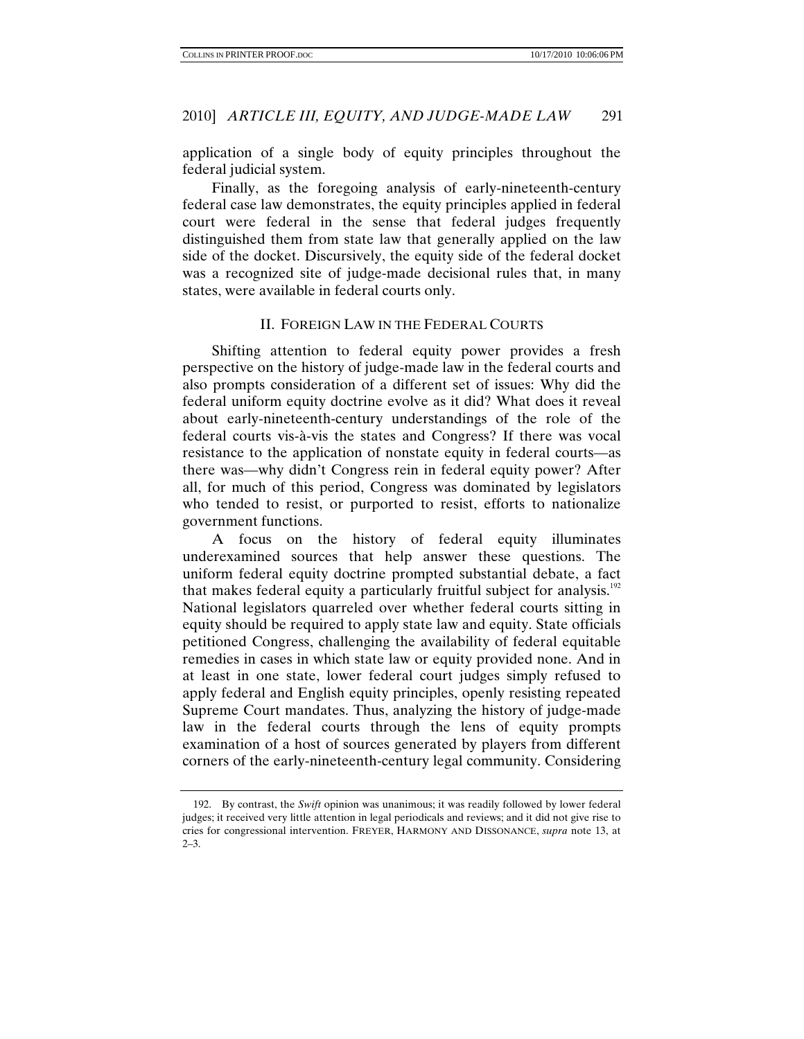application of a single body of equity principles throughout the federal judicial system.

Finally, as the foregoing analysis of early-nineteenth-century federal case law demonstrates, the equity principles applied in federal court were federal in the sense that federal judges frequently distinguished them from state law that generally applied on the law side of the docket. Discursively, the equity side of the federal docket was a recognized site of judge-made decisional rules that, in many states, were available in federal courts only.

## II. FOREIGN LAW IN THE FEDERAL COURTS

Shifting attention to federal equity power provides a fresh perspective on the history of judge-made law in the federal courts and also prompts consideration of a different set of issues: Why did the federal uniform equity doctrine evolve as it did? What does it reveal about early-nineteenth-century understandings of the role of the federal courts vis-à-vis the states and Congress? If there was vocal resistance to the application of nonstate equity in federal courts—as there was—why didn't Congress rein in federal equity power? After all, for much of this period, Congress was dominated by legislators who tended to resist, or purported to resist, efforts to nationalize government functions.

A focus on the history of federal equity illuminates underexamined sources that help answer these questions. The uniform federal equity doctrine prompted substantial debate, a fact that makes federal equity a particularly fruitful subject for analysis.[192] National legislators quarreled over whether federal courts sitting in equity should be required to apply state law and equity. State officials petitioned Congress, challenging the availability of federal equitable remedies in cases in which state law or equity provided none. And in at least in one state, lower federal court judges simply refused to apply federal and English equity principles, openly resisting repeated Supreme Court mandates. Thus, analyzing the history of judge-made law in the federal courts through the lens of equity prompts examination of a host of sources generated by players from different corners of the early-nineteenth-century legal community. Considering

---

192. By contrast, the *Swift* opinion was unanimous; it was readily followed by lower federal judges; it received very little attention in legal periodicals and reviews; and it did not give rise to cries for congressional intervention. FREYER, HARMONY AND DISSONANCE, *supra* note 13, at 2–3.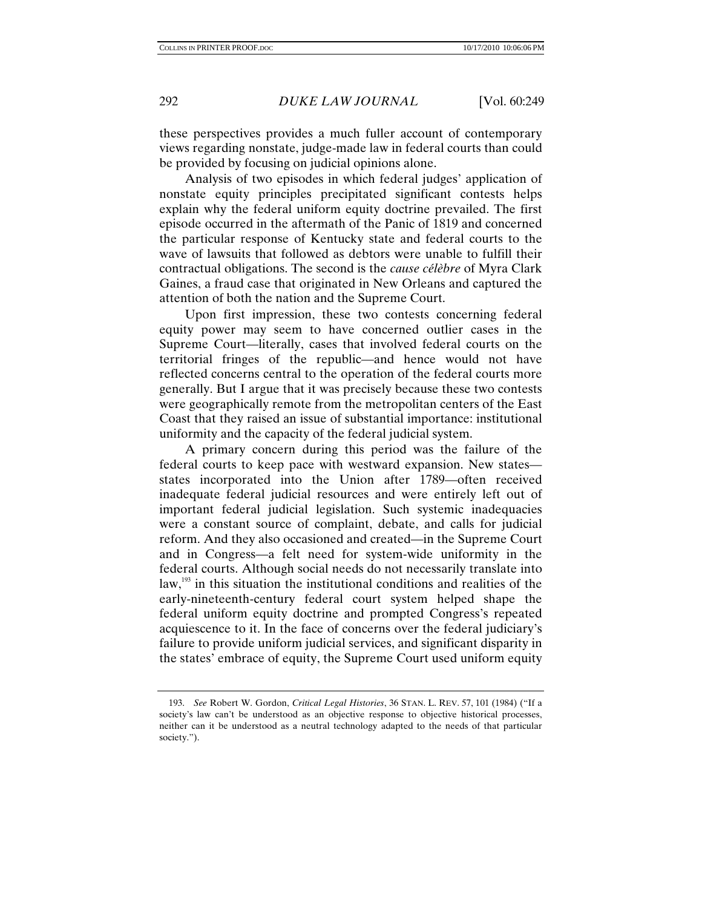these perspectives provides a much fuller account of contemporary views regarding nonstate, judge-made law in federal courts than could be provided by focusing on judicial opinions alone.

Analysis of two episodes in which federal judges' application of nonstate equity principles precipitated significant contests helps explain why the federal uniform equity doctrine prevailed. The first episode occurred in the aftermath of the Panic of 1819 and concerned the particular response of Kentucky state and federal courts to the wave of lawsuits that followed as debtors were unable to fulfill their contractual obligations. The second is the *cause célèbre* of Myra Clark Gaines, a fraud case that originated in New Orleans and captured the attention of both the nation and the Supreme Court.

Upon first impression, these two contests concerning federal equity power may seem to have concerned outlier cases in the Supreme Court—literally, cases that involved federal courts on the territorial fringes of the republic—and hence would not have reflected concerns central to the operation of the federal courts more generally. But I argue that it was precisely because these two contests were geographically remote from the metropolitan centers of the East Coast that they raised an issue of substantial importance: institutional uniformity and the capacity of the federal judicial system.

A primary concern during this period was the failure of the federal courts to keep pace with westward expansion. New states—states incorporated into the Union after 1789—often received inadequate federal judicial resources and were entirely left out of important federal judicial legislation. Such systemic inadequacies were a constant source of complaint, debate, and calls for judicial reform. And they also occasioned and created—in the Supreme Court and in Congress—a felt need for system-wide uniformity in the federal courts. Although social needs do not necessarily translate into law,[193] in this situation the institutional conditions and realities of the early-nineteenth-century federal court system helped shape the federal uniform equity doctrine and prompted Congress's repeated acquiescence to it. In the face of concerns over the federal judiciary's failure to provide uniform judicial services, and significant disparity in the states' embrace of equity, the Supreme Court used uniform equity

193. *See* Robert W. Gordon, *Critical Legal Histories*, 36 STAN. L. REV. 57, 101 (1984) ("If a society's law can't be understood as an objective response to objective historical processes, neither can it be understood as a neutral technology adapted to the needs of that particular society.").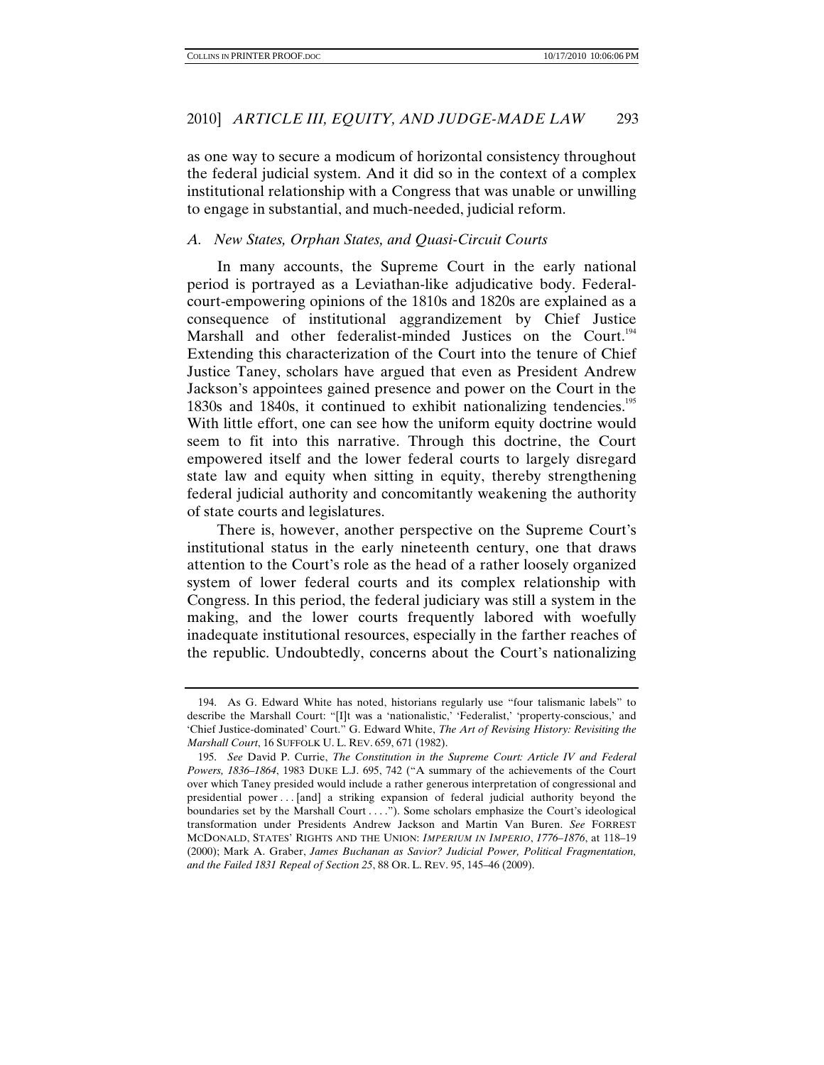as one way to secure a modicum of horizontal consistency throughout the federal judicial system. And it did so in the context of a complex institutional relationship with a Congress that was unable or unwilling to engage in substantial, and much-needed, judicial reform.

### *A. New States, Orphan States, and Quasi-Circuit Courts*

In many accounts, the Supreme Court in the early national period is portrayed as a Leviathan-like adjudicative body. Federal-court-empowering opinions of the 1810s and 1820s are explained as a consequence of institutional aggrandizement by Chief Justice Marshall and other federalist-minded Justices on the Court.[194] Extending this characterization of the Court into the tenure of Chief Justice Taney, scholars have argued that even as President Andrew Jackson's appointees gained presence and power on the Court in the 1830s and 1840s, it continued to exhibit nationalizing tendencies.[195] With little effort, one can see how the uniform equity doctrine would seem to fit into this narrative. Through this doctrine, the Court empowered itself and the lower federal courts to largely disregard state law and equity when sitting in equity, thereby strengthening federal judicial authority and concomitantly weakening the authority of state courts and legislatures.

There is, however, another perspective on the Supreme Court's institutional status in the early nineteenth century, one that draws attention to the Court's role as the head of a rather loosely organized system of lower federal courts and its complex relationship with Congress. In this period, the federal judiciary was still a system in the making, and the lower courts frequently labored with woefully inadequate institutional resources, especially in the farther reaches of the republic. Undoubtedly, concerns about the Court's nationalizing

---

194. As G. Edward White has noted, historians regularly use "four talismanic labels" to describe the Marshall Court: "[I]t was a 'nationalistic,' 'Federalist,' 'property-conscious,' and 'Chief Justice-dominated' Court." G. Edward White, *The Art of Revising History: Revisiting the Marshall Court*, 16 SUFFOLK U. L. REV. 659, 671 (1982).

195. *See* David P. Currie, *The Constitution in the Supreme Court: Article IV and Federal Powers, 1836–1864*, 1983 DUKE L.J. 695, 742 ("A summary of the achievements of the Court over which Taney presided would include a rather generous interpretation of congressional and presidential power . . . [and] a striking expansion of federal judicial authority beyond the boundaries set by the Marshall Court . . . ."). Some scholars emphasize the Court's ideological transformation under Presidents Andrew Jackson and Martin Van Buren. *See* FORREST MCDONALD, STATES' RIGHTS AND THE UNION: *IMPERIUM IN IMPERIO*, *1776–1876*, at 118–19 (2000); Mark A. Graber, *James Buchanan as Savior? Judicial Power, Political Fragmentation, and the Failed 1831 Repeal of Section 25*, 88 OR. L. REV. 95, 145–46 (2009).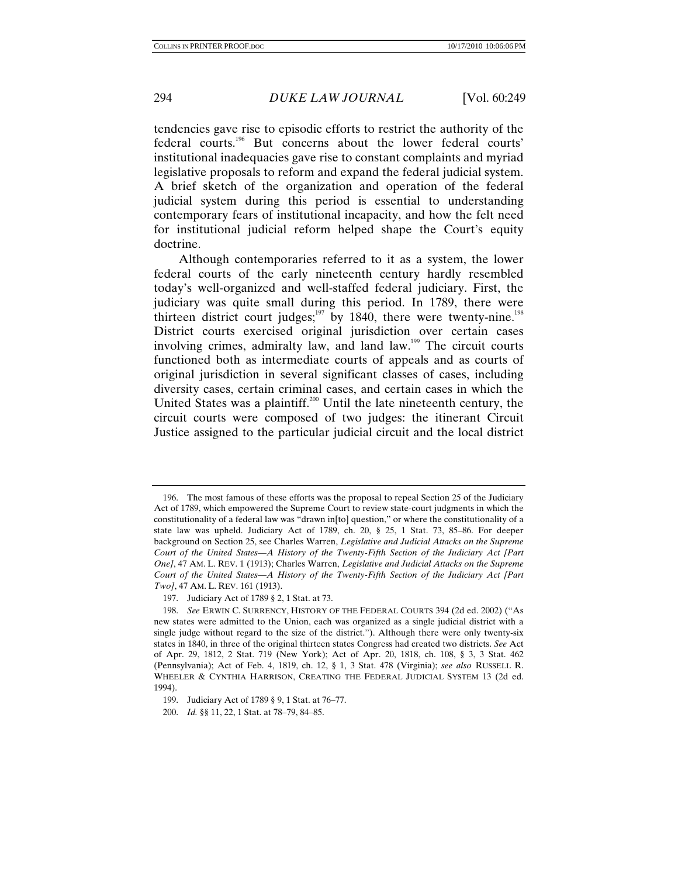tendencies gave rise to episodic efforts to restrict the authority of the federal courts.[196] But concerns about the lower federal courts' institutional inadequacies gave rise to constant complaints and myriad legislative proposals to reform and expand the federal judicial system. A brief sketch of the organization and operation of the federal judicial system during this period is essential to understanding contemporary fears of institutional incapacity, and how the felt need for institutional judicial reform helped shape the Court's equity doctrine.

Although contemporaries referred to it as a system, the lower federal courts of the early nineteenth century hardly resembled today's well-organized and well-staffed federal judiciary. First, the judiciary was quite small during this period. In 1789, there were thirteen district court judges;[197] by 1840, there were twenty-nine.[198] District courts exercised original jurisdiction over certain cases involving crimes, admiralty law, and land law.[199] The circuit courts functioned both as intermediate courts of appeals and as courts of original jurisdiction in several significant classes of cases, including diversity cases, certain criminal cases, and certain cases in which the United States was a plaintiff.[200] Until the late nineteenth century, the circuit courts were composed of two judges: the itinerant Circuit Justice assigned to the particular judicial circuit and the local district

---

196. The most famous of these efforts was the proposal to repeal Section 25 of the Judiciary Act of 1789, which empowered the Supreme Court to review state-court judgments in which the constitutionality of a federal law was "drawn in[to] question," or where the constitutionality of a state law was upheld. Judiciary Act of 1789, ch. 20, § 25, 1 Stat. 73, 85–86. For deeper background on Section 25, see Charles Warren, *Legislative and Judicial Attacks on the Supreme Court of the United States—A History of the Twenty-Fifth Section of the Judiciary Act [Part One]*, 47 AM. L. REV. 1 (1913); Charles Warren, *Legislative and Judicial Attacks on the Supreme Court of the United States—A History of the Twenty-Fifth Section of the Judiciary Act [Part Two]*, 47 AM. L. REV. 161 (1913).

197. Judiciary Act of 1789 § 2, 1 Stat. at 73.

198. *See* ERWIN C. SURRENCY, HISTORY OF THE FEDERAL COURTS 394 (2d ed. 2002) ("As new states were admitted to the Union, each was organized as a single judicial district with a single judge without regard to the size of the district."). Although there were only twenty-six states in 1840, in three of the original thirteen states Congress had created two districts. *See* Act of Apr. 29, 1812, 2 Stat. 719 (New York); Act of Apr. 20, 1818, ch. 108, § 3, 3 Stat. 462 (Pennsylvania); Act of Feb. 4, 1819, ch. 12, § 1, 3 Stat. 478 (Virginia); *see also* RUSSELL R. WHEELER & CYNTHIA HARRISON, CREATING THE FEDERAL JUDICIAL SYSTEM 13 (2d ed. 1994).

199. Judiciary Act of 1789 § 9, 1 Stat. at 76–77.

200. *Id.* §§ 11, 22, 1 Stat. at 78–79, 84–85.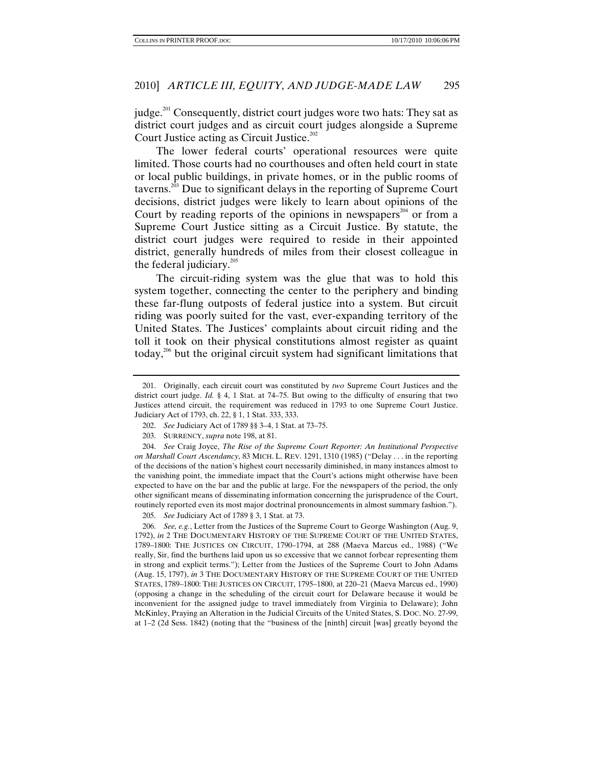judge.[201] Consequently, district court judges wore two hats: They sat as district court judges and as circuit court judges alongside a Supreme Court Justice acting as Circuit Justice.[202]

The lower federal courts' operational resources were quite limited. Those courts had no courthouses and often held court in state or local public buildings, in private homes, or in the public rooms of taverns.[203] Due to significant delays in the reporting of Supreme Court decisions, district judges were likely to learn about opinions of the Court by reading reports of the opinions in newspapers[204] or from a Supreme Court Justice sitting as a Circuit Justice. By statute, the district court judges were required to reside in their appointed district, generally hundreds of miles from their closest colleague in the federal judiciary.[205]

The circuit-riding system was the glue that was to hold this system together, connecting the center to the periphery and binding these far-flung outposts of federal justice into a system. But circuit riding was poorly suited for the vast, ever-expanding territory of the United States. The Justices' complaints about circuit riding and the toll it took on their physical constitutions almost register as quaint today,[206] but the original circuit system had significant limitations that

---

201. Originally, each circuit court was constituted by *two* Supreme Court Justices and the district court judge. *Id.* § 4, 1 Stat. at 74–75. But owing to the difficulty of ensuring that two Justices attend circuit, the requirement was reduced in 1793 to one Supreme Court Justice. Judiciary Act of 1793, ch. 22, § 1, 1 Stat. 333, 333.

202. *See* Judiciary Act of 1789 §§ 3–4, 1 Stat. at 73–75.

203. SURRENCY, *supra* note 198, at 81.

204. *See* Craig Joyce, *The Rise of the Supreme Court Reporter: An Institutional Perspective on Marshall Court Ascendancy*, 83 MICH. L. REV. 1291, 1310 (1985) ("Delay . . . in the reporting of the decisions of the nation's highest court necessarily diminished, in many instances almost to the vanishing point, the immediate impact that the Court's actions might otherwise have been expected to have on the bar and the public at large. For the newspapers of the period, the only other significant means of disseminating information concerning the jurisprudence of the Court, routinely reported even its most major doctrinal pronouncements in almost summary fashion.").

205. *See* Judiciary Act of 1789 § 3, 1 Stat. at 73.

206. *See, e.g.*, Letter from the Justices of the Supreme Court to George Washington (Aug. 9, 1792), *in* 2 THE DOCUMENTARY HISTORY OF THE SUPREME COURT OF THE UNITED STATES, 1789–1800: THE JUSTICES ON CIRCUIT, 1790–1794, at 288 (Maeva Marcus ed., 1988) ("We really, Sir, find the burthens laid upon us so excessive that we cannot forbear representing them in strong and explicit terms."); Letter from the Justices of the Supreme Court to John Adams (Aug. 15, 1797), *in* 3 THE DOCUMENTARY HISTORY OF THE SUPREME COURT OF THE UNITED STATES, 1789–1800: THE JUSTICES ON CIRCUIT, 1795–1800, at 220–21 (Maeva Marcus ed., 1990) (opposing a change in the scheduling of the circuit court for Delaware because it would be inconvenient for the assigned judge to travel immediately from Virginia to Delaware); John McKinley, Praying an Alteration in the Judicial Circuits of the United States, S. DOC. NO. 27-99, at 1–2 (2d Sess. 1842) (noting that the "business of the [ninth] circuit [was] greatly beyond the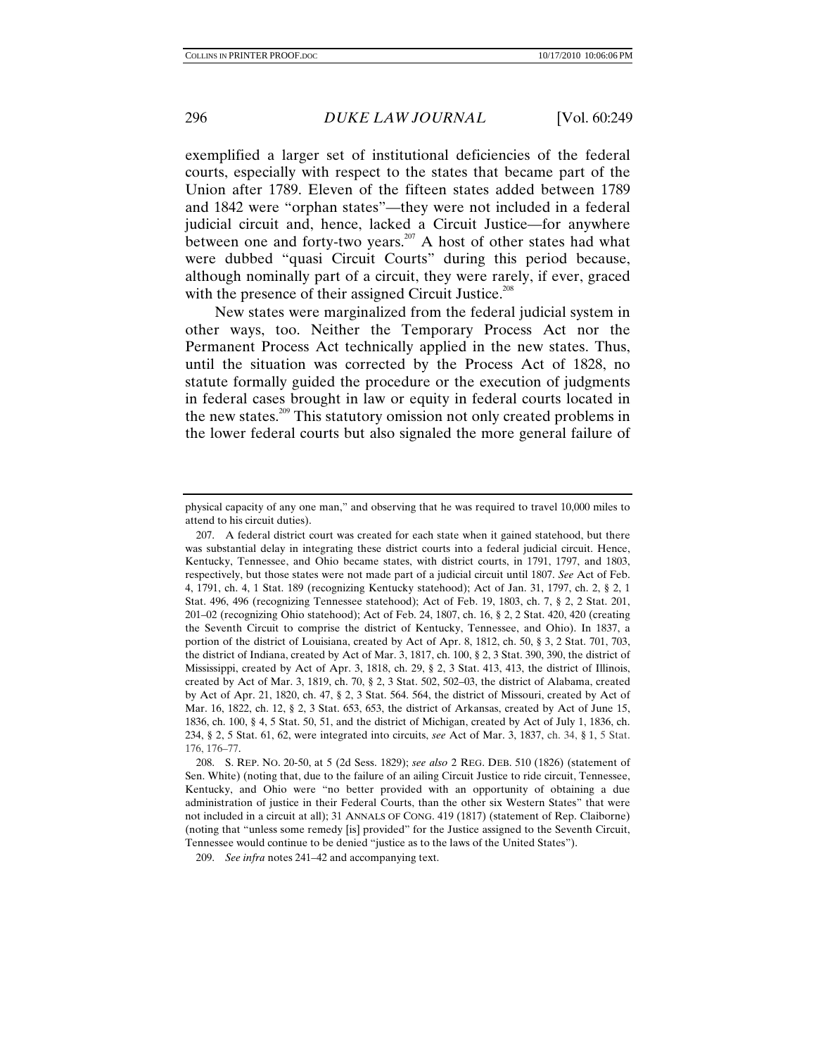exemplified a larger set of institutional deficiencies of the federal courts, especially with respect to the states that became part of the Union after 1789. Eleven of the fifteen states added between 1789 and 1842 were "orphan states"—they were not included in a federal judicial circuit and, hence, lacked a Circuit Justice—for anywhere between one and forty-two years.[207] A host of other states had what were dubbed "quasi Circuit Courts" during this period because, although nominally part of a circuit, they were rarely, if ever, graced with the presence of their assigned Circuit Justice.[208]

New states were marginalized from the federal judicial system in other ways, too. Neither the Temporary Process Act nor the Permanent Process Act technically applied in the new states. Thus, until the situation was corrected by the Process Act of 1828, no statute formally guided the procedure or the execution of judgments in federal cases brought in law or equity in federal courts located in the new states.[209] This statutory omission not only created problems in the lower federal courts but also signaled the more general failure of

---

physical capacity of any one man," and observing that he was required to travel 10,000 miles to attend to his circuit duties).

207. A federal district court was created for each state when it gained statehood, but there was substantial delay in integrating these district courts into a federal judicial circuit. Hence, Kentucky, Tennessee, and Ohio became states, with district courts, in 1791, 1797, and 1803, respectively, but those states were not made part of a judicial circuit until 1807. *See* Act of Feb. 4, 1791, ch. 4, 1 Stat. 189 (recognizing Kentucky statehood); Act of Jan. 31, 1797, ch. 2, § 2, 1 Stat. 496, 496 (recognizing Tennessee statehood); Act of Feb. 19, 1803, ch. 7, § 2, 2 Stat. 201, 201–02 (recognizing Ohio statehood); Act of Feb. 24, 1807, ch. 16, § 2, 2 Stat. 420, 420 (creating the Seventh Circuit to comprise the district of Kentucky, Tennessee, and Ohio). In 1837, a portion of the district of Louisiana, created by Act of Apr. 8, 1812, ch. 50, § 3, 2 Stat. 701, 703, the district of Indiana, created by Act of Mar. 3, 1817, ch. 100, § 2, 3 Stat. 390, 390, the district of Mississippi, created by Act of Apr. 3, 1818, ch. 29, § 2, 3 Stat. 413, 413, the district of Illinois, created by Act of Mar. 3, 1819, ch. 70, § 2, 3 Stat. 502, 502–03, the district of Alabama, created by Act of Apr. 21, 1820, ch. 47, § 2, 3 Stat. 564. 564, the district of Missouri, created by Act of Mar. 16, 1822, ch. 12, § 2, 3 Stat. 653, 653, the district of Arkansas, created by Act of June 15, 1836, ch. 100, § 4, 5 Stat. 50, 51, and the district of Michigan, created by Act of July 1, 1836, ch. 234, § 2, 5 Stat. 61, 62, were integrated into circuits, *see* Act of Mar. 3, 1837, ch. 34, § 1, 5 Stat. 176, 176–77.

208. S. REP. NO. 20-50, at 5 (2d Sess. 1829); *see also* 2 REG. DEB. 510 (1826) (statement of Sen. White) (noting that, due to the failure of an ailing Circuit Justice to ride circuit, Tennessee, Kentucky, and Ohio were "no better provided with an opportunity of obtaining a due administration of justice in their Federal Courts, than the other six Western States" that were not included in a circuit at all); 31 ANNALS OF CONG. 419 (1817) (statement of Rep. Claiborne) (noting that "unless some remedy [is] provided" for the Justice assigned to the Seventh Circuit, Tennessee would continue to be denied "justice as to the laws of the United States").

209. *See infra* notes 241–42 and accompanying text.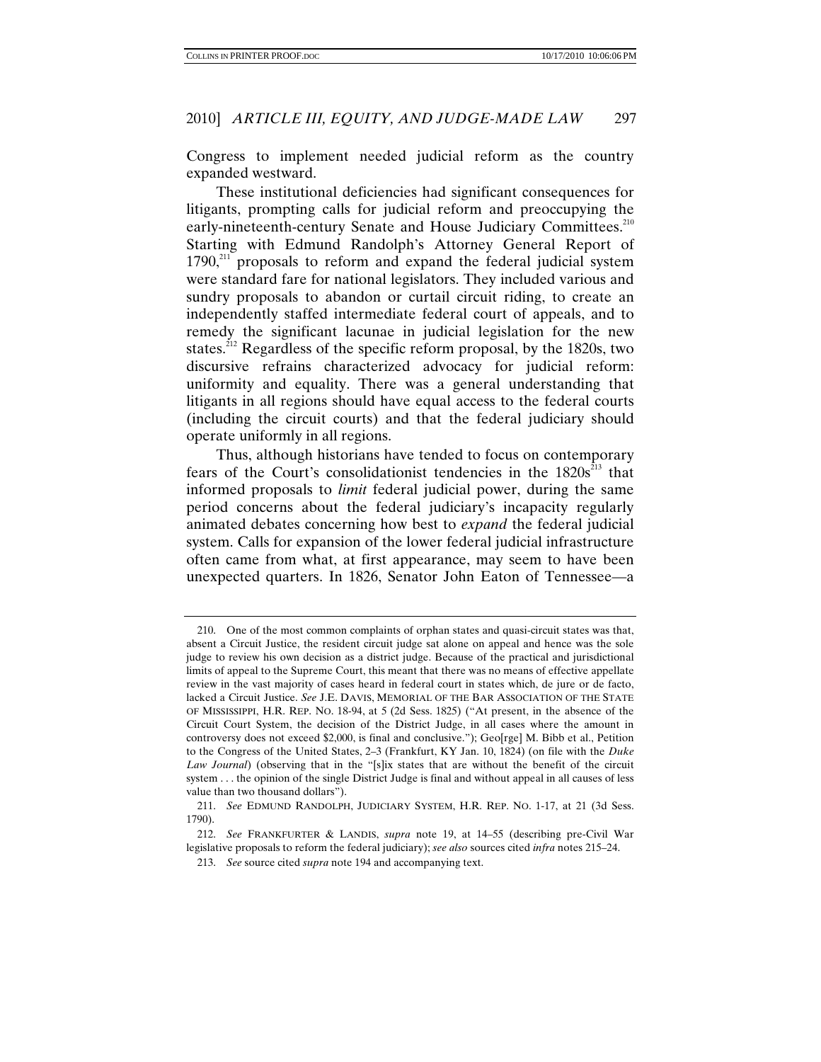Congress to implement needed judicial reform as the country expanded westward.

These institutional deficiencies had significant consequences for litigants, prompting calls for judicial reform and preoccupying the early-nineteenth-century Senate and House Judiciary Committees.[210] Starting with Edmund Randolph's Attorney General Report of 1790,[211] proposals to reform and expand the federal judicial system were standard fare for national legislators. They included various and sundry proposals to abandon or curtail circuit riding, to create an independently staffed intermediate federal court of appeals, and to remedy the significant lacunae in judicial legislation for the new states.[212] Regardless of the specific reform proposal, by the 1820s, two discursive refrains characterized advocacy for judicial reform: uniformity and equality. There was a general understanding that litigants in all regions should have equal access to the federal courts (including the circuit courts) and that the federal judiciary should operate uniformly in all regions.

Thus, although historians have tended to focus on contemporary fears of the Court's consolidationist tendencies in the 1820s[213] that informed proposals to *limit* federal judicial power, during the same period concerns about the federal judiciary's incapacity regularly animated debates concerning how best to *expand* the federal judicial system. Calls for expansion of the lower federal judicial infrastructure often came from what, at first appearance, may seem to have been unexpected quarters. In 1826, Senator John Eaton of Tennessee—a

---

210. One of the most common complaints of orphan states and quasi-circuit states was that, absent a Circuit Justice, the resident circuit judge sat alone on appeal and hence was the sole judge to review his own decision as a district judge. Because of the practical and jurisdictional limits of appeal to the Supreme Court, this meant that there was no means of effective appellate review in the vast majority of cases heard in federal court in states which, de jure or de facto, lacked a Circuit Justice. *See* J.E. DAVIS, MEMORIAL OF THE BAR ASSOCIATION OF THE STATE OF MISSISSIPPI, H.R. REP. NO. 18-94, at 5 (2d Sess. 1825) ("At present, in the absence of the Circuit Court System, the decision of the District Judge, in all cases where the amount in controversy does not exceed $2,000, is final and conclusive."); Geo[rge] M. Bibb et al., Petition to the Congress of the United States, 2–3 (Frankfurt, KY Jan. 10, 1824) (on file with the *Duke Law Journal*) (observing that in the "[s]ix states that are without the benefit of the circuit system . . . the opinion of the single District Judge is final and without appeal in all causes of less value than two thousand dollars").

211. *See* EDMUND RANDOLPH, JUDICIARY SYSTEM, H.R. REP. NO. 1-17, at 21 (3d Sess. 1790).

212. *See* FRANKFURTER & LANDIS, *supra* note 19, at 14–55 (describing pre-Civil War legislative proposals to reform the federal judiciary); *see also* sources cited *infra* notes 215–24.

213. *See* source cited *supra* note 194 and accompanying text.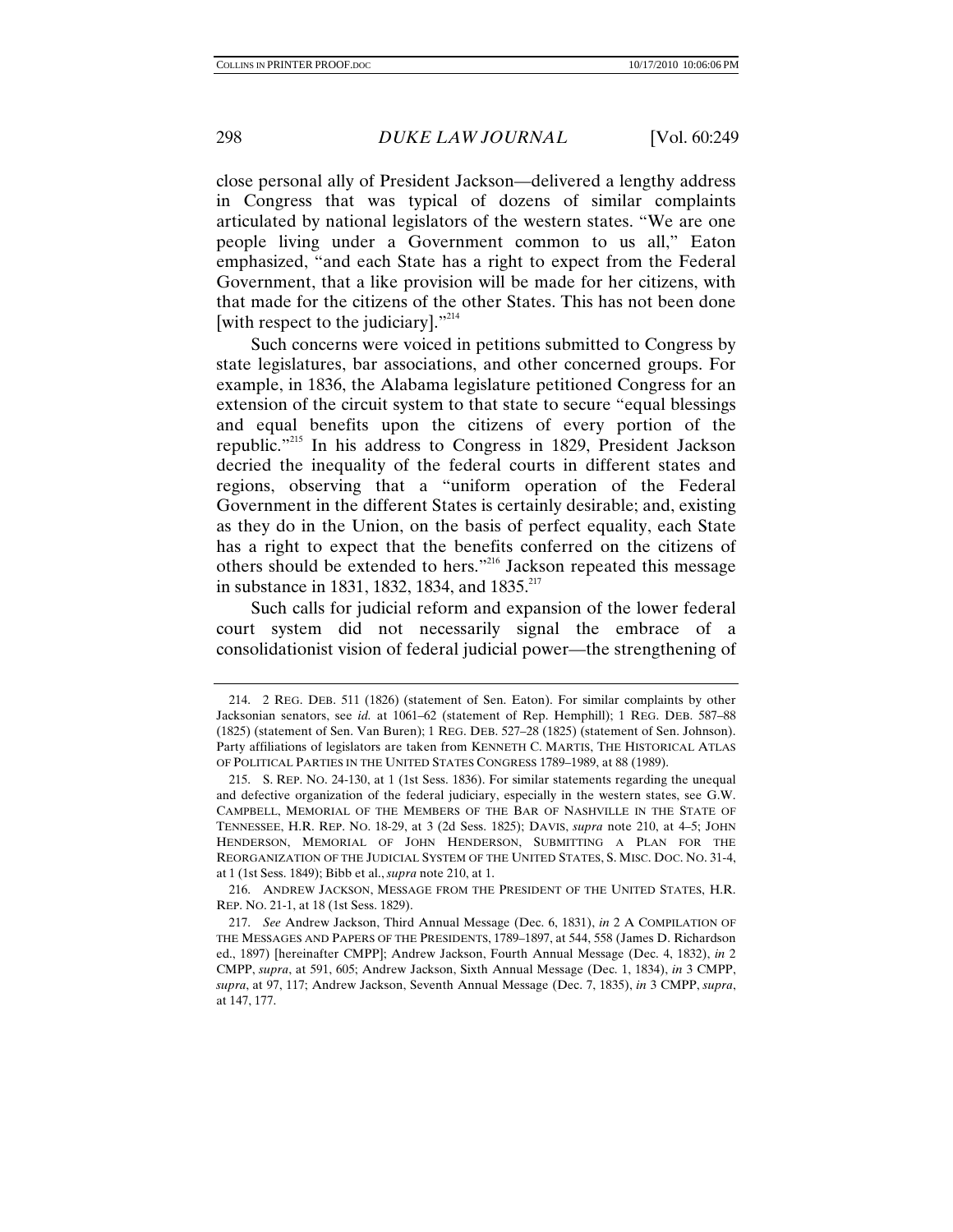close personal ally of President Jackson—delivered a lengthy address in Congress that was typical of dozens of similar complaints articulated by national legislators of the western states. "We are one people living under a Government common to us all," Eaton emphasized, "and each State has a right to expect from the Federal Government, that a like provision will be made for her citizens, with that made for the citizens of the other States. This has not been done [with respect to the judiciary]."[214]

Such concerns were voiced in petitions submitted to Congress by state legislatures, bar associations, and other concerned groups. For example, in 1836, the Alabama legislature petitioned Congress for an extension of the circuit system to that state to secure "equal blessings and equal benefits upon the citizens of every portion of the republic."[215] In his address to Congress in 1829, President Jackson decried the inequality of the federal courts in different states and regions, observing that a "uniform operation of the Federal Government in the different States is certainly desirable; and, existing as they do in the Union, on the basis of perfect equality, each State has a right to expect that the benefits conferred on the citizens of others should be extended to hers."[216] Jackson repeated this message in substance in 1831, 1832, 1834, and 1835.[217]

Such calls for judicial reform and expansion of the lower federal court system did not necessarily signal the embrace of a consolidationist vision of federal judicial power—the strengthening of

---

214. 2 REG. DEB. 511 (1826) (statement of Sen. Eaton). For similar complaints by other Jacksonian senators, see *id.* at 1061–62 (statement of Rep. Hemphill); 1 REG. DEB. 587–88 (1825) (statement of Sen. Van Buren); 1 REG. DEB. 527–28 (1825) (statement of Sen. Johnson). Party affiliations of legislators are taken from KENNETH C. MARTIS, THE HISTORICAL ATLAS OF POLITICAL PARTIES IN THE UNITED STATES CONGRESS 1789–1989, at 88 (1989).

215. S. REP. NO. 24-130, at 1 (1st Sess. 1836). For similar statements regarding the unequal and defective organization of the federal judiciary, especially in the western states, see G.W. CAMPBELL, MEMORIAL OF THE MEMBERS OF THE BAR OF NASHVILLE IN THE STATE OF TENNESSEE, H.R. REP. NO. 18-29, at 3 (2d Sess. 1825); DAVIS, *supra* note 210, at 4–5; JOHN HENDERSON, MEMORIAL OF JOHN HENDERSON, SUBMITTING A PLAN FOR THE REORGANIZATION OF THE JUDICIAL SYSTEM OF THE UNITED STATES, S. MISC. DOC. NO. 31-4, at 1 (1st Sess. 1849); Bibb et al., *supra* note 210, at 1.

216. ANDREW JACKSON, MESSAGE FROM THE PRESIDENT OF THE UNITED STATES, H.R. REP. NO. 21-1, at 18 (1st Sess. 1829).

217. *See* Andrew Jackson, Third Annual Message (Dec. 6, 1831), *in* 2 A COMPILATION OF THE MESSAGES AND PAPERS OF THE PRESIDENTS, 1789–1897, at 544, 558 (James D. Richardson ed., 1897) [hereinafter CMPP]; Andrew Jackson, Fourth Annual Message (Dec. 4, 1832), *in* 2 CMPP, *supra*, at 591, 605; Andrew Jackson, Sixth Annual Message (Dec. 1, 1834), *in* 3 CMPP, *supra*, at 97, 117; Andrew Jackson, Seventh Annual Message (Dec. 7, 1835), *in* 3 CMPP, *supra*, at 147, 177.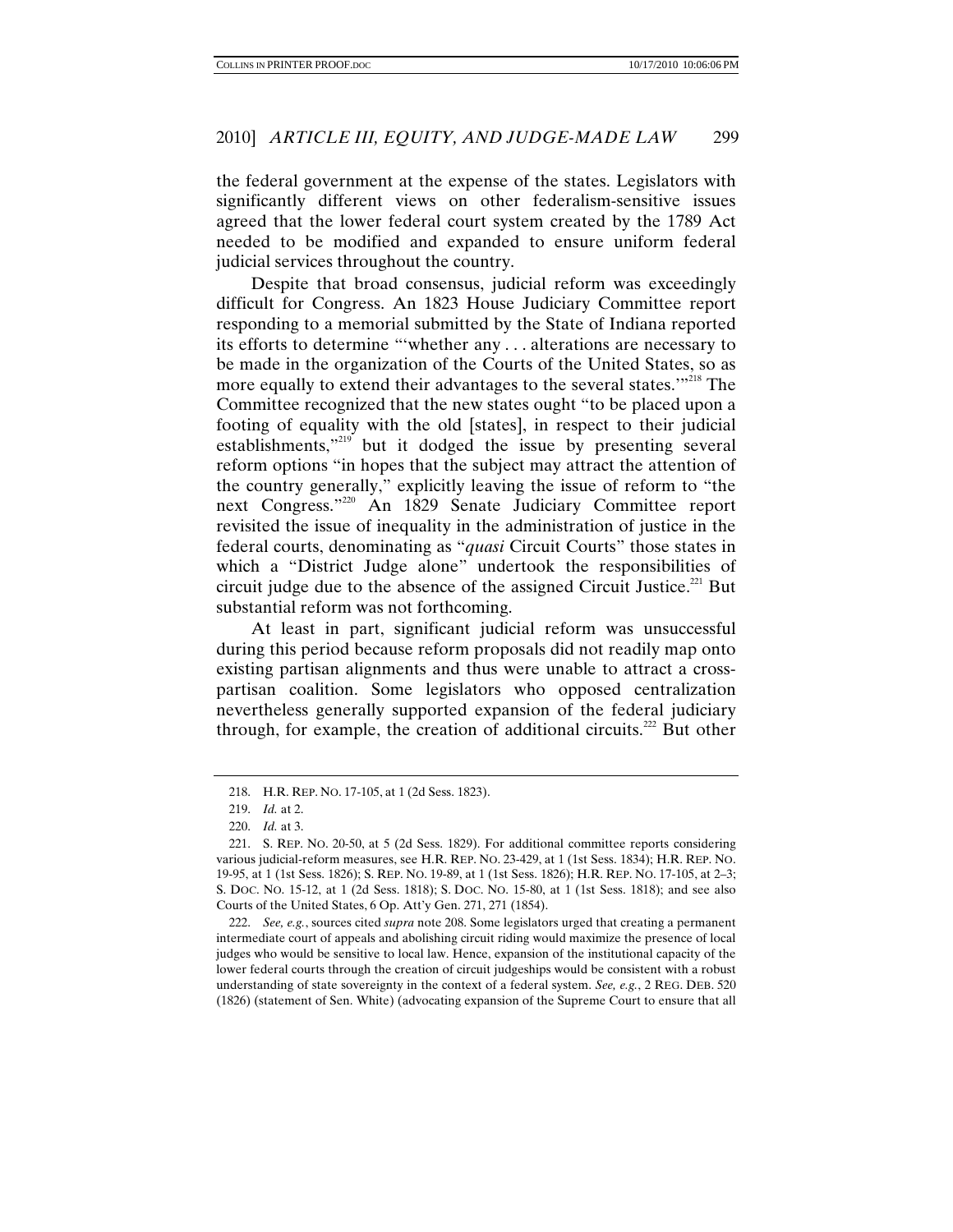the federal government at the expense of the states. Legislators with significantly different views on other federalism-sensitive issues agreed that the lower federal court system created by the 1789 Act needed to be modified and expanded to ensure uniform federal judicial services throughout the country.

Despite that broad consensus, judicial reform was exceedingly difficult for Congress. An 1823 House Judiciary Committee report responding to a memorial submitted by the State of Indiana reported its efforts to determine "'whether any . . . alterations are necessary to be made in the organization of the Courts of the United States, so as more equally to extend their advantages to the several states.'"[218] The Committee recognized that the new states ought "to be placed upon a footing of equality with the old [states], in respect to their judicial establishments,"[219] but it dodged the issue by presenting several reform options "in hopes that the subject may attract the attention of the country generally," explicitly leaving the issue of reform to "the next Congress."[220] An 1829 Senate Judiciary Committee report revisited the issue of inequality in the administration of justice in the federal courts, denominating as "*quasi* Circuit Courts" those states in which a "District Judge alone" undertook the responsibilities of circuit judge due to the absence of the assigned Circuit Justice.[221] But substantial reform was not forthcoming.

At least in part, significant judicial reform was unsuccessful during this period because reform proposals did not readily map onto existing partisan alignments and thus were unable to attract a cross-partisan coalition. Some legislators who opposed centralization nevertheless generally supported expansion of the federal judiciary through, for example, the creation of additional circuits.[222] But other

---

218. H.R. REP. NO. 17-105, at 1 (2d Sess. 1823).

219. *Id.* at 2.

220. *Id.* at 3.

221. S. REP. NO. 20-50, at 5 (2d Sess. 1829). For additional committee reports considering various judicial-reform measures, see H.R. REP. NO. 23-429, at 1 (1st Sess. 1834); H.R. REP. NO. 19-95, at 1 (1st Sess. 1826); S. REP. NO. 19-89, at 1 (1st Sess. 1826); H.R. REP. NO. 17-105, at 2–3; S. DOC. NO. 15-12, at 1 (2d Sess. 1818); S. DOC. NO. 15-80, at 1 (1st Sess. 1818); and see also Courts of the United States, 6 Op. Att'y Gen. 271, 271 (1854).

222. *See, e.g.*, sources cited *supra* note 208. Some legislators urged that creating a permanent intermediate court of appeals and abolishing circuit riding would maximize the presence of local judges who would be sensitive to local law. Hence, expansion of the institutional capacity of the lower federal courts through the creation of circuit judgeships would be consistent with a robust understanding of state sovereignty in the context of a federal system. *See, e.g.*, 2 REG. DEB. 520 (1826) (statement of Sen. White) (advocating expansion of the Supreme Court to ensure that all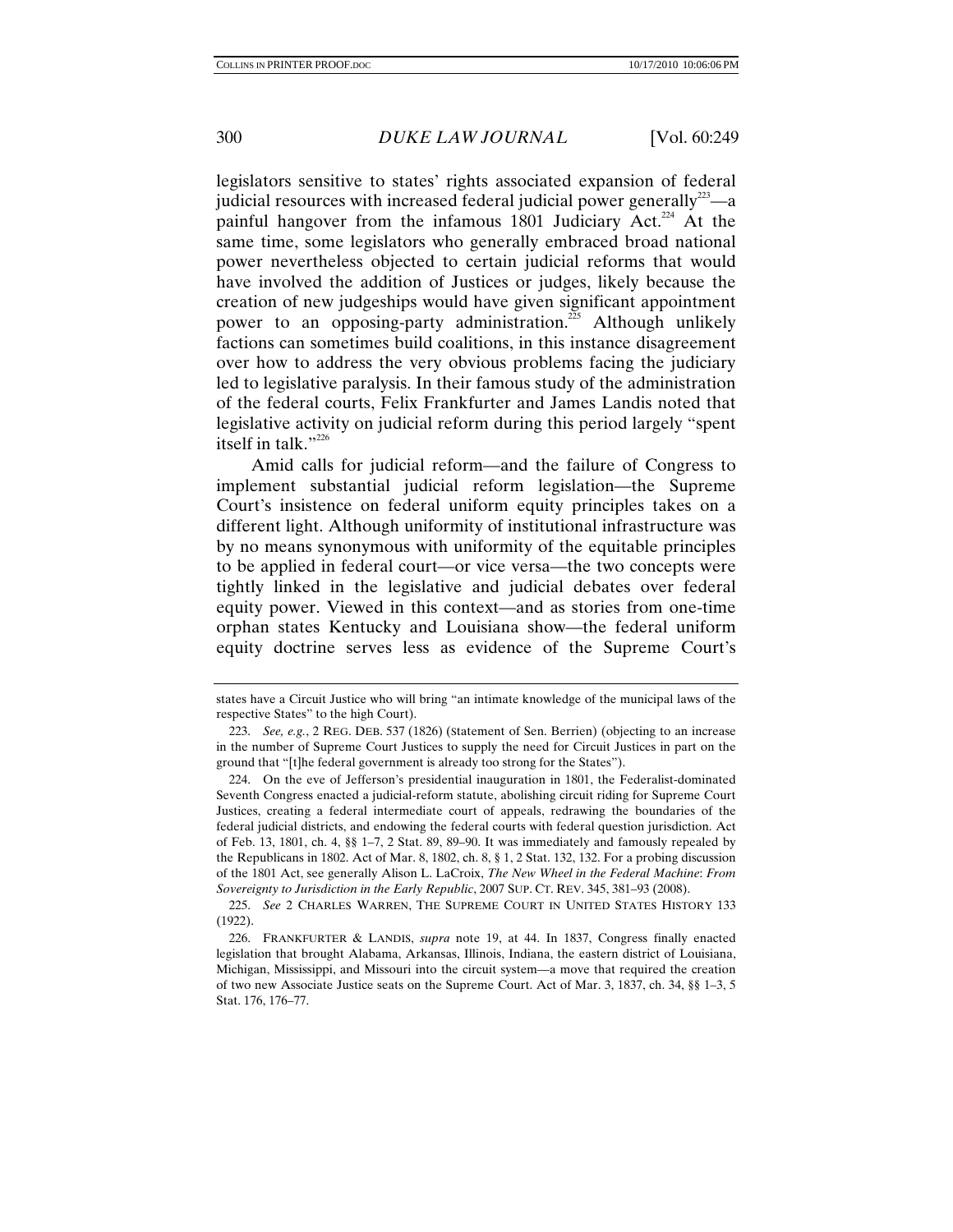legislators sensitive to states' rights associated expansion of federal judicial resources with increased federal judicial power generally[223]—a painful hangover from the infamous 1801 Judiciary Act.[224] At the same time, some legislators who generally embraced broad national power nevertheless objected to certain judicial reforms that would have involved the addition of Justices or judges, likely because the creation of new judgeships would have given significant appointment power to an opposing-party administration.[225] Although unlikely factions can sometimes build coalitions, in this instance disagreement over how to address the very obvious problems facing the judiciary led to legislative paralysis. In their famous study of the administration of the federal courts, Felix Frankfurter and James Landis noted that legislative activity on judicial reform during this period largely "spent itself in talk."[226]

Amid calls for judicial reform—and the failure of Congress to implement substantial judicial reform legislation—the Supreme Court's insistence on federal uniform equity principles takes on a different light. Although uniformity of institutional infrastructure was by no means synonymous with uniformity of the equitable principles to be applied in federal court—or vice versa—the two concepts were tightly linked in the legislative and judicial debates over federal equity power. Viewed in this context—and as stories from one-time orphan states Kentucky and Louisiana show—the federal uniform equity doctrine serves less as evidence of the Supreme Court's

---

states have a Circuit Justice who will bring "an intimate knowledge of the municipal laws of the respective States" to the high Court).

223. *See, e.g.*, 2 REG. DEB. 537 (1826) (statement of Sen. Berrien) (objecting to an increase in the number of Supreme Court Justices to supply the need for Circuit Justices in part on the ground that "[t]he federal government is already too strong for the States").

224. On the eve of Jefferson's presidential inauguration in 1801, the Federalist-dominated Seventh Congress enacted a judicial-reform statute, abolishing circuit riding for Supreme Court Justices, creating a federal intermediate court of appeals, redrawing the boundaries of the federal judicial districts, and endowing the federal courts with federal question jurisdiction. Act of Feb. 13, 1801, ch. 4, §§ 1–7, 2 Stat. 89, 89–90. It was immediately and famously repealed by the Republicans in 1802. Act of Mar. 8, 1802, ch. 8, § 1, 2 Stat. 132, 132. For a probing discussion of the 1801 Act, see generally Alison L. LaCroix, *The New Wheel in the Federal Machine*: *From Sovereignty to Jurisdiction in the Early Republic*, 2007 SUP. CT. REV. 345, 381–93 (2008).

225. *See* 2 CHARLES WARREN, THE SUPREME COURT IN UNITED STATES HISTORY 133 (1922).

226. FRANKFURTER & LANDIS, *supra* note 19, at 44. In 1837, Congress finally enacted legislation that brought Alabama, Arkansas, Illinois, Indiana, the eastern district of Louisiana, Michigan, Mississippi, and Missouri into the circuit system—a move that required the creation of two new Associate Justice seats on the Supreme Court. Act of Mar. 3, 1837, ch. 34, §§ 1–3, 5 Stat. 176, 176–77.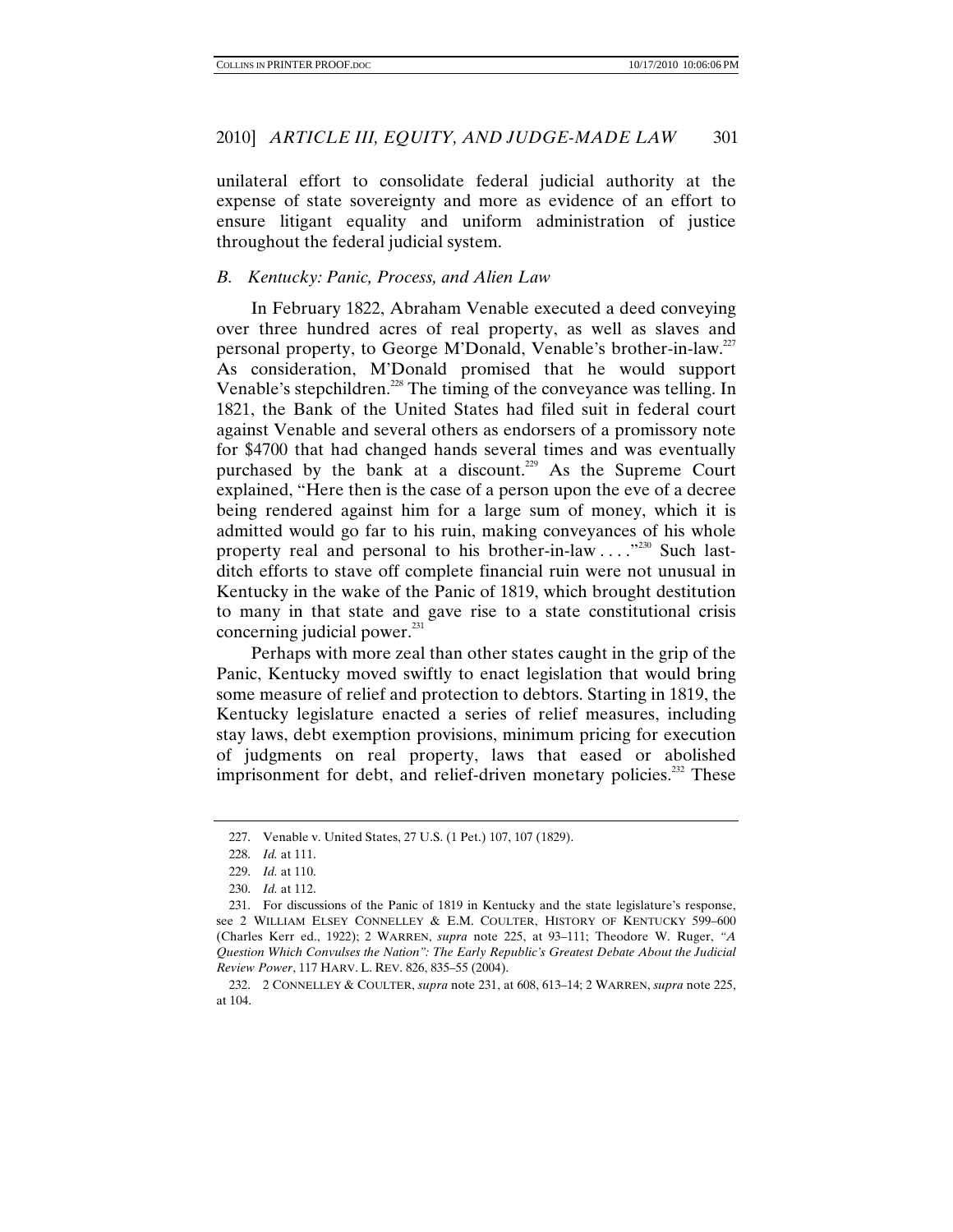unilateral effort to consolidate federal judicial authority at the expense of state sovereignty and more as evidence of an effort to ensure litigant equality and uniform administration of justice throughout the federal judicial system.

### *B. Kentucky: Panic, Process, and Alien Law*

In February 1822, Abraham Venable executed a deed conveying over three hundred acres of real property, as well as slaves and personal property, to George M'Donald, Venable's brother-in-law.[227] As consideration, M'Donald promised that he would support Venable's stepchildren.[228] The timing of the conveyance was telling. In 1821, the Bank of the United States had filed suit in federal court against Venable and several others as endorsers of a promissory note for $4700 that had changed hands several times and was eventually purchased by the bank at a discount.[229] As the Supreme Court explained, "Here then is the case of a person upon the eve of a decree being rendered against him for a large sum of money, which it is admitted would go far to his ruin, making conveyances of his whole property real and personal to his brother-in-law . . . ."[230] Such last-ditch efforts to stave off complete financial ruin were not unusual in Kentucky in the wake of the Panic of 1819, which brought destitution to many in that state and gave rise to a state constitutional crisis concerning judicial power.[231]

Perhaps with more zeal than other states caught in the grip of the Panic, Kentucky moved swiftly to enact legislation that would bring some measure of relief and protection to debtors. Starting in 1819, the Kentucky legislature enacted a series of relief measures, including stay laws, debt exemption provisions, minimum pricing for execution of judgments on real property, laws that eased or abolished imprisonment for debt, and relief-driven monetary policies.[232] These

---

227. Venable v. United States, 27 U.S. (1 Pet.) 107, 107 (1829).

228. *Id.* at 111.

229. *Id.* at 110.

230. *Id.* at 112.

231. For discussions of the Panic of 1819 in Kentucky and the state legislature's response, see 2 WILLIAM ELSEY CONNELLEY & E.M. COULTER, HISTORY OF KENTUCKY 599–600 (Charles Kerr ed., 1922); 2 WARREN, *supra* note 225, at 93–111; Theodore W. Ruger, *"A Question Which Convulses the Nation": The Early Republic's Greatest Debate About the Judicial Review Power*, 117 HARV. L. REV. 826, 835–55 (2004).

232. 2 CONNELLEY & COULTER, *supra* note 231, at 608, 613–14; 2 WARREN, *supra* note 225, at 104.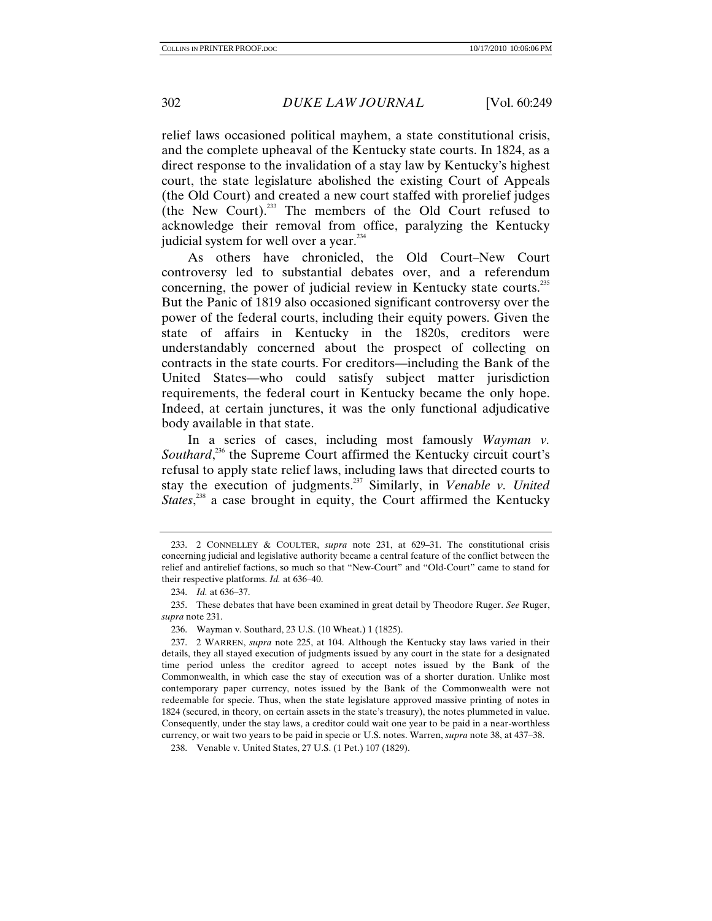relief laws occasioned political mayhem, a state constitutional crisis, and the complete upheaval of the Kentucky state courts. In 1824, as a direct response to the invalidation of a stay law by Kentucky's highest court, the state legislature abolished the existing Court of Appeals (the Old Court) and created a new court staffed with prorelief judges (the New Court).[233] The members of the Old Court refused to acknowledge their removal from office, paralyzing the Kentucky judicial system for well over a year.[234]

As others have chronicled, the Old Court–New Court controversy led to substantial debates over, and a referendum concerning, the power of judicial review in Kentucky state courts.[235] But the Panic of 1819 also occasioned significant controversy over the power of the federal courts, including their equity powers. Given the state of affairs in Kentucky in the 1820s, creditors were understandably concerned about the prospect of collecting on contracts in the state courts. For creditors—including the Bank of the United States—who could satisfy subject matter jurisdiction requirements, the federal court in Kentucky became the only hope. Indeed, at certain junctures, it was the only functional adjudicative body available in that state.

In a series of cases, including most famously *Wayman v. Southard*,[236] the Supreme Court affirmed the Kentucky circuit court's refusal to apply state relief laws, including laws that directed courts to stay the execution of judgments.[237] Similarly, in *Venable v. United States*,[238] a case brought in equity, the Court affirmed the Kentucky

---

233. 2 CONNELLEY & COULTER, *supra* note 231, at 629–31. The constitutional crisis concerning judicial and legislative authority became a central feature of the conflict between the relief and antirelief factions, so much so that "New-Court" and "Old-Court" came to stand for their respective platforms. *Id.* at 636–40.

234. *Id.* at 636–37.

235. These debates that have been examined in great detail by Theodore Ruger. *See* Ruger, *supra* note 231.

236. Wayman v. Southard, 23 U.S. (10 Wheat.) 1 (1825).

237. 2 WARREN, *supra* note 225, at 104. Although the Kentucky stay laws varied in their details, they all stayed execution of judgments issued by any court in the state for a designated time period unless the creditor agreed to accept notes issued by the Bank of the Commonwealth, in which case the stay of execution was of a shorter duration. Unlike most contemporary paper currency, notes issued by the Bank of the Commonwealth were not redeemable for specie. Thus, when the state legislature approved massive printing of notes in 1824 (secured, in theory, on certain assets in the state's treasury), the notes plummeted in value. Consequently, under the stay laws, a creditor could wait one year to be paid in a near-worthless currency, or wait two years to be paid in specie or U.S. notes. Warren, *supra* note 38, at 437–38.

238. Venable v. United States, 27 U.S. (1 Pet.) 107 (1829).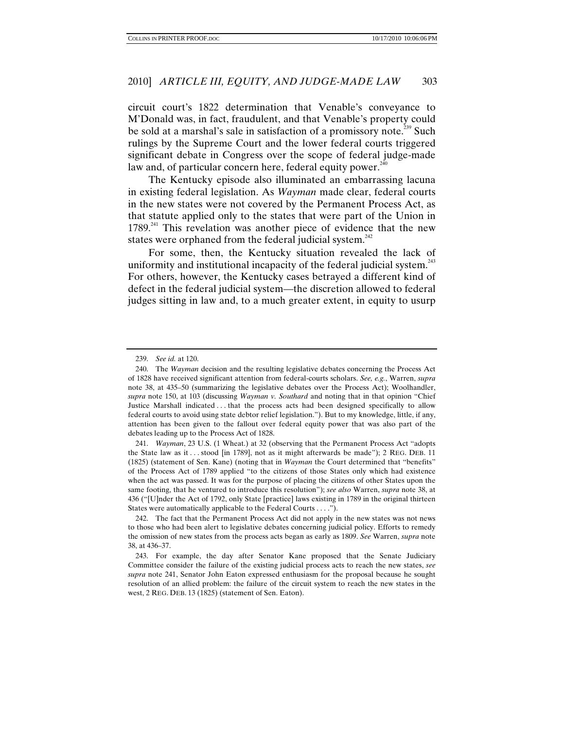circuit court's 1822 determination that Venable's conveyance to M'Donald was, in fact, fraudulent, and that Venable's property could be sold at a marshal's sale in satisfaction of a promissory note.[239] Such rulings by the Supreme Court and the lower federal courts triggered significant debate in Congress over the scope of federal judge-made law and, of particular concern here, federal equity power.[240]

The Kentucky episode also illuminated an embarrassing lacuna in existing federal legislation. As *Wayman* made clear, federal courts in the new states were not covered by the Permanent Process Act, as that statute applied only to the states that were part of the Union in 1789.[241] This revelation was another piece of evidence that the new states were orphaned from the federal judicial system.[242]

For some, then, the Kentucky situation revealed the lack of uniformity and institutional incapacity of the federal judicial system.[243] For others, however, the Kentucky cases betrayed a different kind of defect in the federal judicial system—the discretion allowed to federal judges sitting in law and, to a much greater extent, in equity to usurp

---

239. *See id.* at 120.

240. The *Wayman* decision and the resulting legislative debates concerning the Process Act of 1828 have received significant attention from federal-courts scholars. *See, e.g.*, Warren, *supra* note 38, at 435–50 (summarizing the legislative debates over the Process Act); Woolhandler, *supra* note 150, at 103 (discussing *Wayman v. Southard* and noting that in that opinion "Chief Justice Marshall indicated . . . that the process acts had been designed specifically to allow federal courts to avoid using state debtor relief legislation."). But to my knowledge, little, if any, attention has been given to the fallout over federal equity power that was also part of the debates leading up to the Process Act of 1828.

241. *Wayman*, 23 U.S. (1 Wheat.) at 32 (observing that the Permanent Process Act "adopts the State law as it . . . stood [in 1789], not as it might afterwards be made"); 2 REG. DEB. 11 (1825) (statement of Sen. Kane) (noting that in *Wayman* the Court determined that "benefits" of the Process Act of 1789 applied "to the citizens of those States only which had existence when the act was passed. It was for the purpose of placing the citizens of other States upon the same footing, that he ventured to introduce this resolution"); *see also* Warren, *supra* note 38, at 436 ("[U]nder the Act of 1792, only State [practice] laws existing in 1789 in the original thirteen States were automatically applicable to the Federal Courts . . . .").

242. The fact that the Permanent Process Act did not apply in the new states was not news to those who had been alert to legislative debates concerning judicial policy. Efforts to remedy the omission of new states from the process acts began as early as 1809. *See* Warren, *supra* note 38, at 436–37.

243. For example, the day after Senator Kane proposed that the Senate Judiciary Committee consider the failure of the existing judicial process acts to reach the new states, *see supra* note 241, Senator John Eaton expressed enthusiasm for the proposal because he sought resolution of an allied problem: the failure of the circuit system to reach the new states in the west, 2 REG. DEB. 13 (1825) (statement of Sen. Eaton).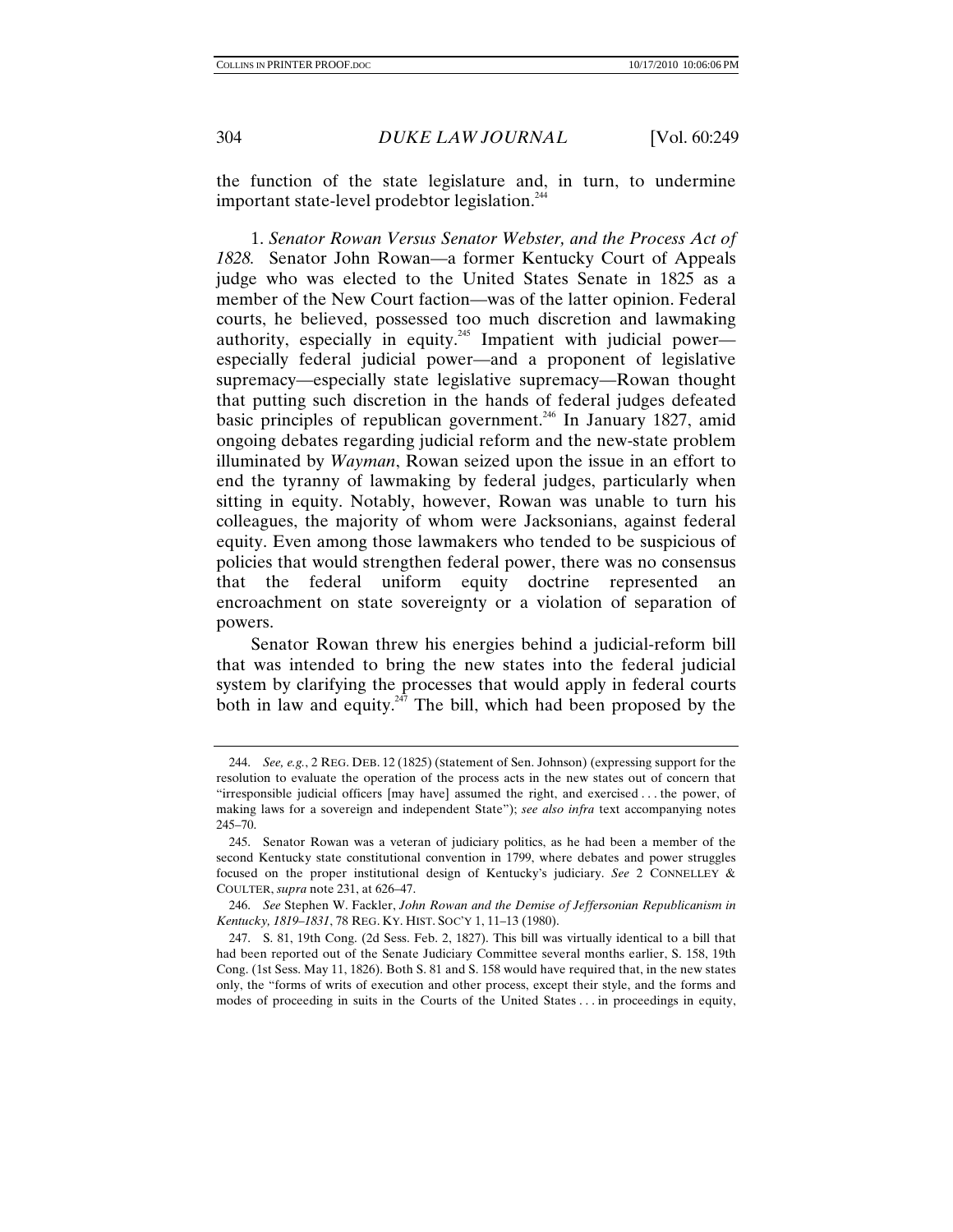the function of the state legislature and, in turn, to undermine important state-level prodebtor legislation.[244]

1. *Senator Rowan Versus Senator Webster, and the Process Act of 1828.* Senator John Rowan—a former Kentucky Court of Appeals judge who was elected to the United States Senate in 1825 as a member of the New Court faction—was of the latter opinion. Federal courts, he believed, possessed too much discretion and lawmaking authority, especially in equity.[245] Impatient with judicial power—especially federal judicial power—and a proponent of legislative supremacy—especially state legislative supremacy—Rowan thought that putting such discretion in the hands of federal judges defeated basic principles of republican government.[246] In January 1827, amid ongoing debates regarding judicial reform and the new-state problem illuminated by *Wayman*, Rowan seized upon the issue in an effort to end the tyranny of lawmaking by federal judges, particularly when sitting in equity. Notably, however, Rowan was unable to turn his colleagues, the majority of whom were Jacksonians, against federal equity. Even among those lawmakers who tended to be suspicious of policies that would strengthen federal power, there was no consensus that the federal uniform equity doctrine represented an encroachment on state sovereignty or a violation of separation of powers.

Senator Rowan threw his energies behind a judicial-reform bill that was intended to bring the new states into the federal judicial system by clarifying the processes that would apply in federal courts both in law and equity.[247] The bill, which had been proposed by the

---

244. *See, e.g.*, 2 REG. DEB. 12 (1825) (statement of Sen. Johnson) (expressing support for the resolution to evaluate the operation of the process acts in the new states out of concern that "irresponsible judicial officers [may have] assumed the right, and exercised . . . the power, of making laws for a sovereign and independent State"); *see also infra* text accompanying notes 245–70.

245. Senator Rowan was a veteran of judiciary politics, as he had been a member of the second Kentucky state constitutional convention in 1799, where debates and power struggles focused on the proper institutional design of Kentucky's judiciary. *See* 2 CONNELLEY & COULTER, *supra* note 231, at 626–47.

246. *See* Stephen W. Fackler, *John Rowan and the Demise of Jeffersonian Republicanism in Kentucky, 1819–1831*, 78 REG. KY. HIST. SOC'Y 1, 11–13 (1980).

247. S. 81, 19th Cong. (2d Sess. Feb. 2, 1827). This bill was virtually identical to a bill that had been reported out of the Senate Judiciary Committee several months earlier, S. 158, 19th Cong. (1st Sess. May 11, 1826). Both S. 81 and S. 158 would have required that, in the new states only, the "forms of writs of execution and other process, except their style, and the forms and modes of proceeding in suits in the Courts of the United States . . . in proceedings in equity,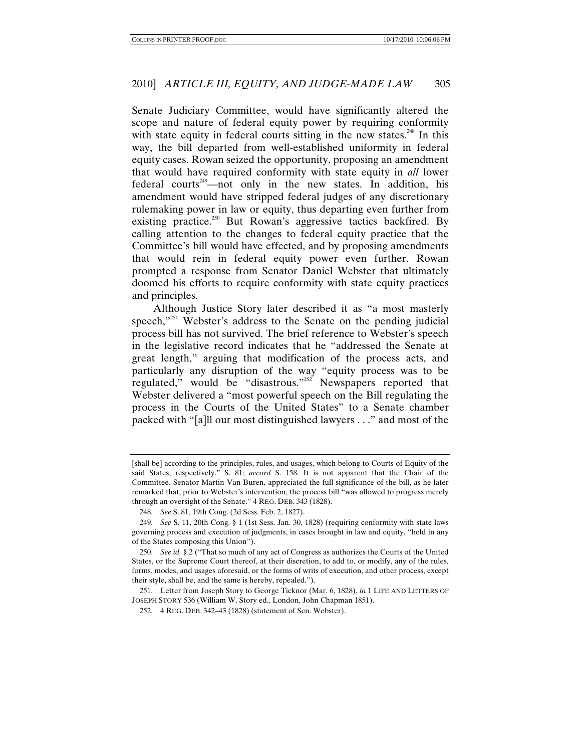Senate Judiciary Committee, would have significantly altered the scope and nature of federal equity power by requiring conformity with state equity in federal courts sitting in the new states.[248] In this way, the bill departed from well-established uniformity in federal equity cases. Rowan seized the opportunity, proposing an amendment that would have required conformity with state equity in *all* lower federal courts[249]—not only in the new states. In addition, his amendment would have stripped federal judges of any discretionary rulemaking power in law or equity, thus departing even further from existing practice.[250] But Rowan's aggressive tactics backfired. By calling attention to the changes to federal equity practice that the Committee's bill would have effected, and by proposing amendments that would rein in federal equity power even further, Rowan prompted a response from Senator Daniel Webster that ultimately doomed his efforts to require conformity with state equity practices and principles.

Although Justice Story later described it as "a most masterly speech,"[251] Webster's address to the Senate on the pending judicial process bill has not survived. The brief reference to Webster's speech in the legislative record indicates that he "addressed the Senate at great length," arguing that modification of the process acts, and particularly any disruption of the way "equity process was to be regulated," would be "disastrous."[252] Newspapers reported that Webster delivered a "most powerful speech on the Bill regulating the process in the Courts of the United States" to a Senate chamber packed with "[a]ll our most distinguished lawyers . . ." and most of the

---

[shall be] according to the principles, rules, and usages, which belong to Courts of Equity of the said States, respectively." S. 81; *accord* S. 158. It is not apparent that the Chair of the Committee, Senator Martin Van Buren, appreciated the full significance of the bill, as he later remarked that, prior to Webster's intervention, the process bill "was allowed to progress merely through an oversight of the Senate." 4 REG. DEB. 343 (1828).

248. *See* S. 81, 19th Cong. (2d Sess. Feb. 2, 1827).

249. *See* S. 11, 20th Cong. § 1 (1st Sess. Jan. 30, 1828) (requiring conformity with state laws governing process and execution of judgments, in cases brought in law and equity, "held in any of the States composing this Union").

250. *See id.* § 2 ("That so much of any act of Congress as authorizes the Courts of the United States, or the Supreme Court thereof, at their discretion, to add to, or modify, any of the rules, forms, modes, and usages aforesaid, or the forms of writs of execution, and other process, except their style, shall be, and the same is hereby, repealed.").

251. Letter from Joseph Story to George Ticknor (Mar. 6, 1828), *in* 1 LIFE AND LETTERS OF JOSEPH STORY 536 (William W. Story ed., London, John Chapman 1851).

252. 4 REG. DEB. 342–43 (1828) (statement of Sen. Webster).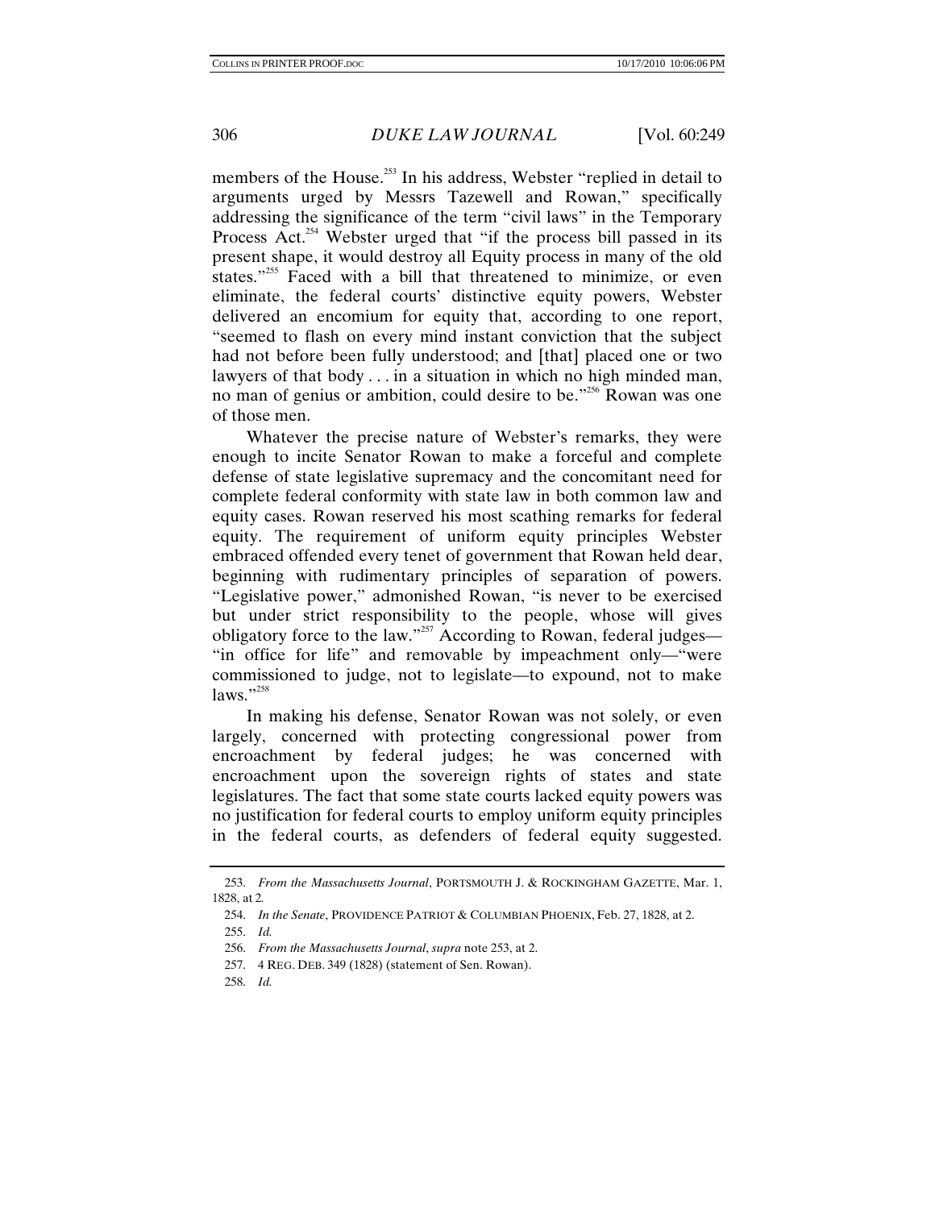members of the House.[253] In his address, Webster "replied in detail to arguments urged by Messrs Tazewell and Rowan," specifically addressing the significance of the term "civil laws" in the Temporary Process Act.[254] Webster urged that "if the process bill passed in its present shape, it would destroy all Equity process in many of the old states."[255] Faced with a bill that threatened to minimize, or even eliminate, the federal courts' distinctive equity powers, Webster delivered an encomium for equity that, according to one report, "seemed to flash on every mind instant conviction that the subject had not before been fully understood; and [that] placed one or two lawyers of that body . . . in a situation in which no high minded man, no man of genius or ambition, could desire to be."[256] Rowan was one of those men.

Whatever the precise nature of Webster's remarks, they were enough to incite Senator Rowan to make a forceful and complete defense of state legislative supremacy and the concomitant need for complete federal conformity with state law in both common law and equity cases. Rowan reserved his most scathing remarks for federal equity. The requirement of uniform equity principles Webster embraced offended every tenet of government that Rowan held dear, beginning with rudimentary principles of separation of powers. "Legislative power," admonished Rowan, "is never to be exercised but under strict responsibility to the people, whose will gives obligatory force to the law."[257] According to Rowan, federal judges—"in office for life" and removable by impeachment only—"were commissioned to judge, not to legislate—to expound, not to make laws."[258]

In making his defense, Senator Rowan was not solely, or even largely, concerned with protecting congressional power from encroachment by federal judges; he was concerned with encroachment upon the sovereign rights of states and state legislatures. The fact that some state courts lacked equity powers was no justification for federal courts to employ uniform equity principles in the federal courts, as defenders of federal equity suggested.

---

253. *From the Massachusetts Journal*, PORTSMOUTH J. & ROCKINGHAM GAZETTE, Mar. 1, 1828, at 2.

254. *In the Senate*, PROVIDENCE PATRIOT & COLUMBIAN PHOENIX, Feb. 27, 1828, at 2.

255. *Id.*

256. *From the Massachusetts Journal*, *supra* note 253, at 2.

257. 4 REG. DEB. 349 (1828) (statement of Sen. Rowan).

258. *Id.*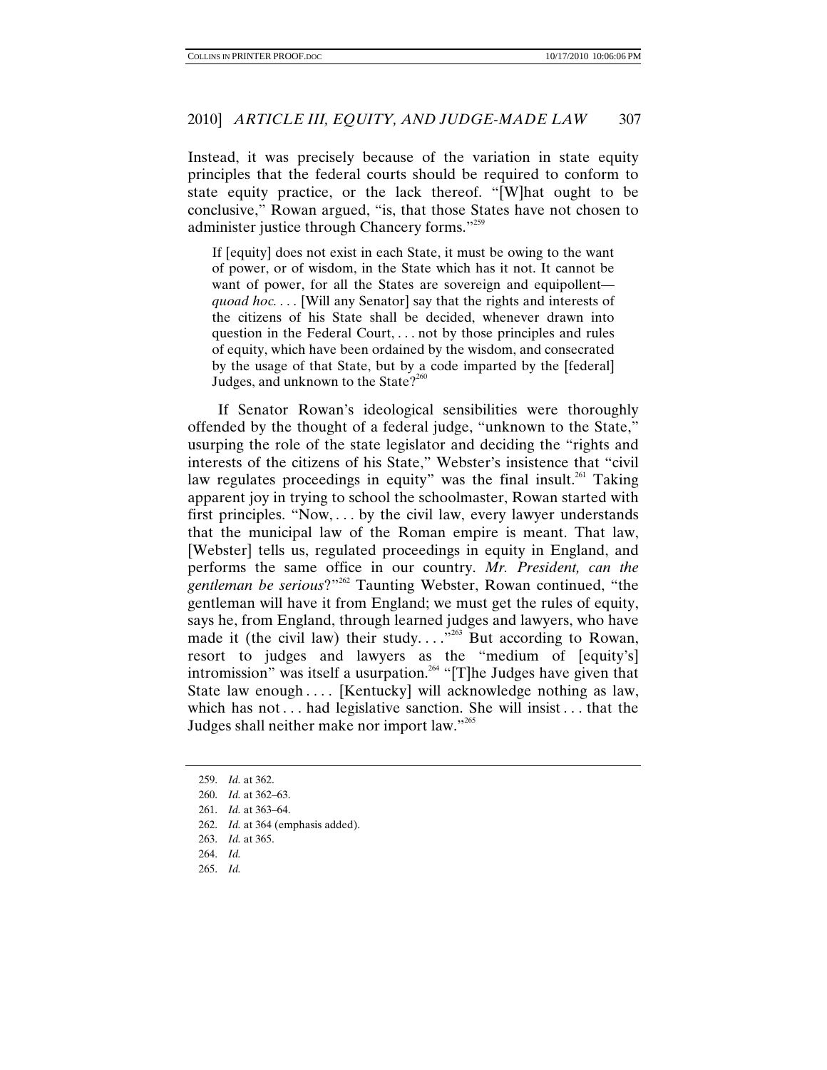Instead, it was precisely because of the variation in state equity principles that the federal courts should be required to conform to state equity practice, or the lack thereof. "[W]hat ought to be conclusive," Rowan argued, "is, that those States have not chosen to administer justice through Chancery forms."[259]

> If [equity] does not exist in each State, it must be owing to the want of power, or of wisdom, in the State which has it not. It cannot be want of power, for all the States are sovereign and equipollent—*quoad hoc*. . . . [Will any Senator] say that the rights and interests of the citizens of his State shall be decided, whenever drawn into question in the Federal Court, . . . not by those principles and rules of equity, which have been ordained by the wisdom, and consecrated by the usage of that State, but by a code imparted by the [federal] Judges, and unknown to the State?[260]

If Senator Rowan's ideological sensibilities were thoroughly offended by the thought of a federal judge, "unknown to the State," usurping the role of the state legislator and deciding the "rights and interests of the citizens of his State," Webster's insistence that "civil law regulates proceedings in equity" was the final insult.[261] Taking apparent joy in trying to school the schoolmaster, Rowan started with first principles. "Now, . . . by the civil law, every lawyer understands that the municipal law of the Roman empire is meant. That law, [Webster] tells us, regulated proceedings in equity in England, and performs the same office in our country. *Mr. President, can the gentleman be serious*?"[262] Taunting Webster, Rowan continued, "the gentleman will have it from England; we must get the rules of equity, says he, from England, through learned judges and lawyers, who have made it (the civil law) their study. . . ."[263] But according to Rowan, resort to judges and lawyers as the "medium of [equity's] intromission" was itself a usurpation.[264] "[T]he Judges have given that State law enough . . . . [Kentucky] will acknowledge nothing as law, which has not . . . had legislative sanction. She will insist . . . that the Judges shall neither make nor import law."[265]

---

259. *Id.* at 362.

260. *Id.* at 362–63.

261. *Id.* at 363–64.

262. *Id.* at 364 (emphasis added).

263. *Id.* at 365.

264. *Id.*

265. *Id.*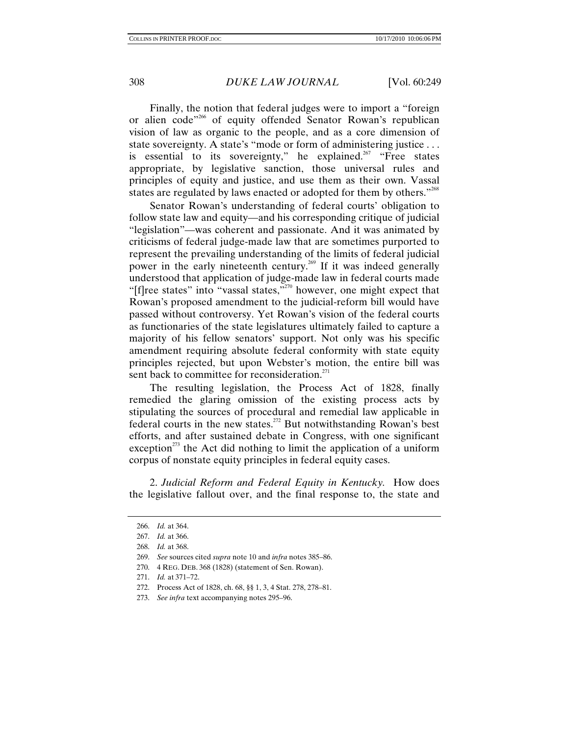Finally, the notion that federal judges were to import a "foreign or alien code"[266] of equity offended Senator Rowan's republican vision of law as organic to the people, and as a core dimension of state sovereignty. A state's "mode or form of administering justice . . . is essential to its sovereignty," he explained.[267] "Free states appropriate, by legislative sanction, those universal rules and principles of equity and justice, and use them as their own. Vassal states are regulated by laws enacted or adopted for them by others."[268]

Senator Rowan's understanding of federal courts' obligation to follow state law and equity—and his corresponding critique of judicial "legislation"—was coherent and passionate. And it was animated by criticisms of federal judge-made law that are sometimes purported to represent the prevailing understanding of the limits of federal judicial power in the early nineteenth century.[269] If it was indeed generally understood that application of judge-made law in federal courts made "[f]ree states" into "vassal states,"[270] however, one might expect that Rowan's proposed amendment to the judicial-reform bill would have passed without controversy. Yet Rowan's vision of the federal courts as functionaries of the state legislatures ultimately failed to capture a majority of his fellow senators' support. Not only was his specific amendment requiring absolute federal conformity with state equity principles rejected, but upon Webster's motion, the entire bill was sent back to committee for reconsideration.[271]

The resulting legislation, the Process Act of 1828, finally remedied the glaring omission of the existing process acts by stipulating the sources of procedural and remedial law applicable in federal courts in the new states.[272] But notwithstanding Rowan's best efforts, and after sustained debate in Congress, with one significant exception[273] the Act did nothing to limit the application of a uniform corpus of nonstate equity principles in federal equity cases.

2. *Judicial Reform and Federal Equity in Kentucky.* How does the legislative fallout over, and the final response to, the state and

---

266. *Id.* at 364.

267. *Id.* at 366.

268. *Id.* at 368.

269. *See* sources cited *supra* note 10 and *infra* notes 385–86.

270. 4 REG. DEB. 368 (1828) (statement of Sen. Rowan).

271. *Id.* at 371–72.

272. Process Act of 1828, ch. 68, §§ 1, 3, 4 Stat. 278, 278–81.

273. *See infra* text accompanying notes 295–96.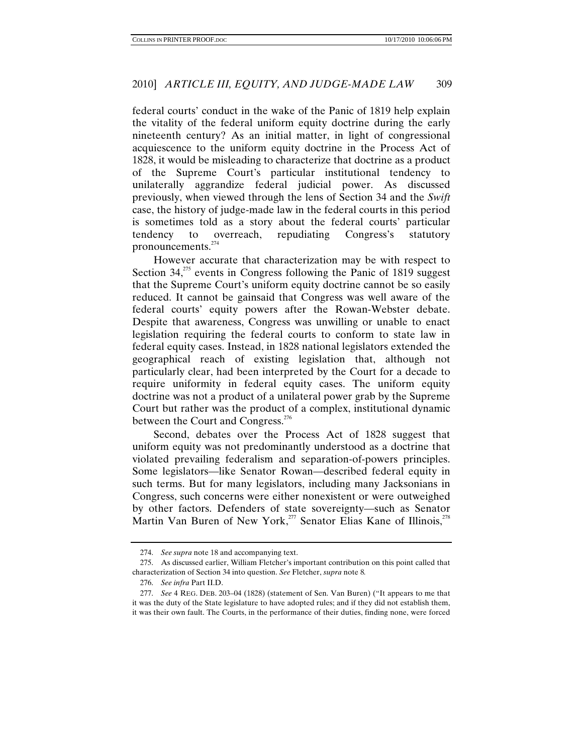federal courts' conduct in the wake of the Panic of 1819 help explain the vitality of the federal uniform equity doctrine during the early nineteenth century? As an initial matter, in light of congressional acquiescence to the uniform equity doctrine in the Process Act of 1828, it would be misleading to characterize that doctrine as a product of the Supreme Court's particular institutional tendency to unilaterally aggrandize federal judicial power. As discussed previously, when viewed through the lens of Section 34 and the *Swift* case, the history of judge-made law in the federal courts in this period is sometimes told as a story about the federal courts' particular tendency to overreach, repudiating Congress's statutory pronouncements.[274]

However accurate that characterization may be with respect to Section 34,[275] events in Congress following the Panic of 1819 suggest that the Supreme Court's uniform equity doctrine cannot be so easily reduced. It cannot be gainsaid that Congress was well aware of the federal courts' equity powers after the Rowan-Webster debate. Despite that awareness, Congress was unwilling or unable to enact legislation requiring the federal courts to conform to state law in federal equity cases. Instead, in 1828 national legislators extended the geographical reach of existing legislation that, although not particularly clear, had been interpreted by the Court for a decade to require uniformity in federal equity cases. The uniform equity doctrine was not a product of a unilateral power grab by the Supreme Court but rather was the product of a complex, institutional dynamic between the Court and Congress.[276]

Second, debates over the Process Act of 1828 suggest that uniform equity was not predominantly understood as a doctrine that violated prevailing federalism and separation-of-powers principles. Some legislators—like Senator Rowan—described federal equity in such terms. But for many legislators, including many Jacksonians in Congress, such concerns were either nonexistent or were outweighed by other factors. Defenders of state sovereignty—such as Senator Martin Van Buren of New York,[277] Senator Elias Kane of Illinois,[278]

---

274. *See supra* note 18 and accompanying text.

275. As discussed earlier, William Fletcher's important contribution on this point called that characterization of Section 34 into question. *See* Fletcher, *supra* note 8.

276. *See infra* Part II.D.

277. *See* 4 REG. DEB. 203–04 (1828) (statement of Sen. Van Buren) ("It appears to me that it was the duty of the State legislature to have adopted rules; and if they did not establish them, it was their own fault. The Courts, in the performance of their duties, finding none, were forced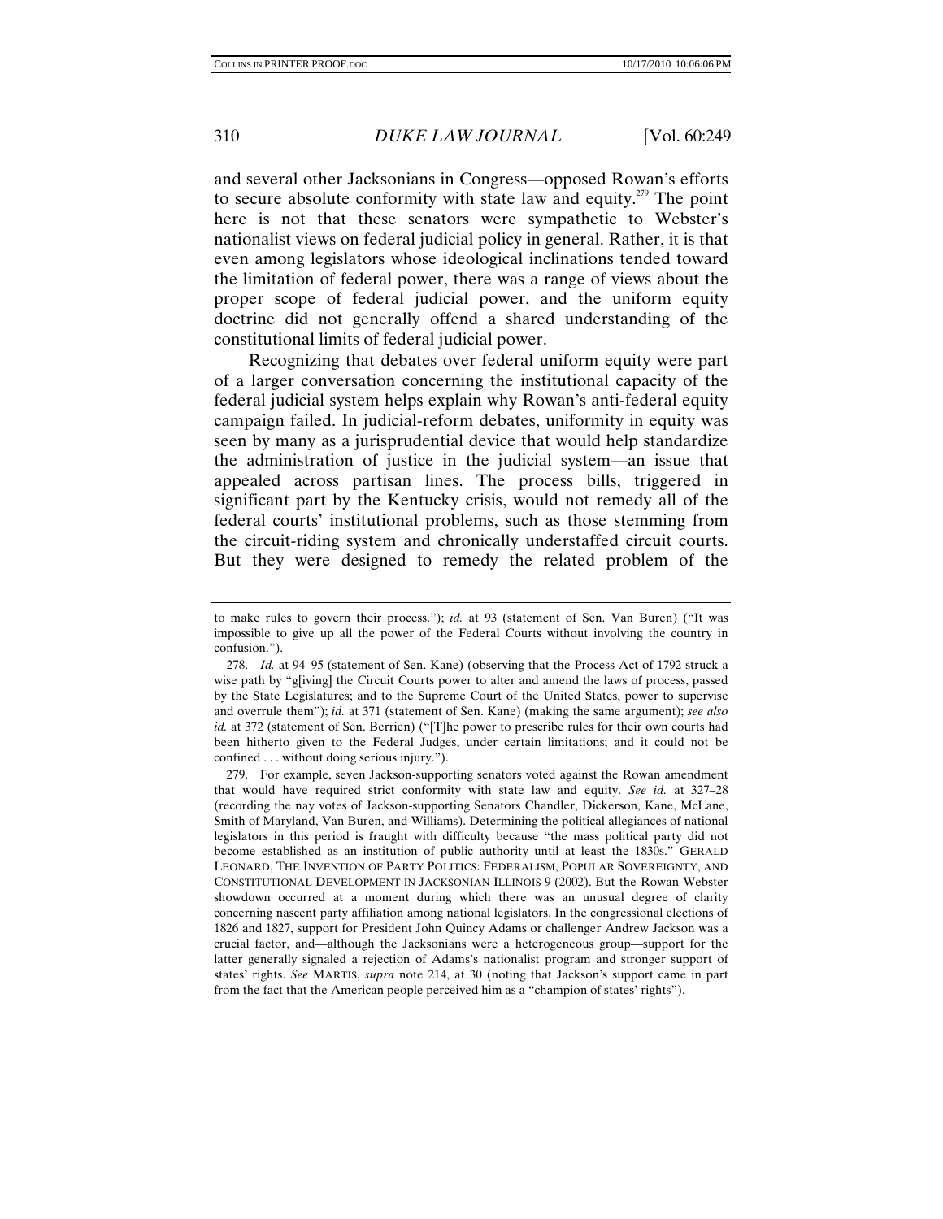and several other Jacksonians in Congress—opposed Rowan's efforts to secure absolute conformity with state law and equity.[279] The point here is not that these senators were sympathetic to Webster's nationalist views on federal judicial policy in general. Rather, it is that even among legislators whose ideological inclinations tended toward the limitation of federal power, there was a range of views about the proper scope of federal judicial power, and the uniform equity doctrine did not generally offend a shared understanding of the constitutional limits of federal judicial power.

Recognizing that debates over federal uniform equity were part of a larger conversation concerning the institutional capacity of the federal judicial system helps explain why Rowan's anti-federal equity campaign failed. In judicial-reform debates, uniformity in equity was seen by many as a jurisprudential device that would help standardize the administration of justice in the judicial system—an issue that appealed across partisan lines. The process bills, triggered in significant part by the Kentucky crisis, would not remedy all of the federal courts' institutional problems, such as those stemming from the circuit-riding system and chronically understaffed circuit courts. But they were designed to remedy the related problem of the

---

to make rules to govern their process."); *id.* at 93 (statement of Sen. Van Buren) ("It was impossible to give up all the power of the Federal Courts without involving the country in confusion.").

278. *Id.* at 94–95 (statement of Sen. Kane) (observing that the Process Act of 1792 struck a wise path by "g[iving] the Circuit Courts power to alter and amend the laws of process, passed by the State Legislatures; and to the Supreme Court of the United States, power to supervise and overrule them"); *id.* at 371 (statement of Sen. Kane) (making the same argument); *see also id.* at 372 (statement of Sen. Berrien) ("[T]he power to prescribe rules for their own courts had been hitherto given to the Federal Judges, under certain limitations; and it could not be confined . . . without doing serious injury.").

279. For example, seven Jackson-supporting senators voted against the Rowan amendment that would have required strict conformity with state law and equity. *See id.* at 327–28 (recording the nay votes of Jackson-supporting Senators Chandler, Dickerson, Kane, McLane, Smith of Maryland, Van Buren, and Williams). Determining the political allegiances of national legislators in this period is fraught with difficulty because "the mass political party did not become established as an institution of public authority until at least the 1830s." GERALD LEONARD, THE INVENTION OF PARTY POLITICS: FEDERALISM, POPULAR SOVEREIGNTY, AND CONSTITUTIONAL DEVELOPMENT IN JACKSONIAN ILLINOIS 9 (2002). But the Rowan-Webster showdown occurred at a moment during which there was an unusual degree of clarity concerning nascent party affiliation among national legislators. In the congressional elections of 1826 and 1827, support for President John Quincy Adams or challenger Andrew Jackson was a crucial factor, and—although the Jacksonians were a heterogeneous group—support for the latter generally signaled a rejection of Adams's nationalist program and stronger support of states' rights. *See* MARTIS, *supra* note 214, at 30 (noting that Jackson's support came in part from the fact that the American people perceived him as a "champion of states' rights").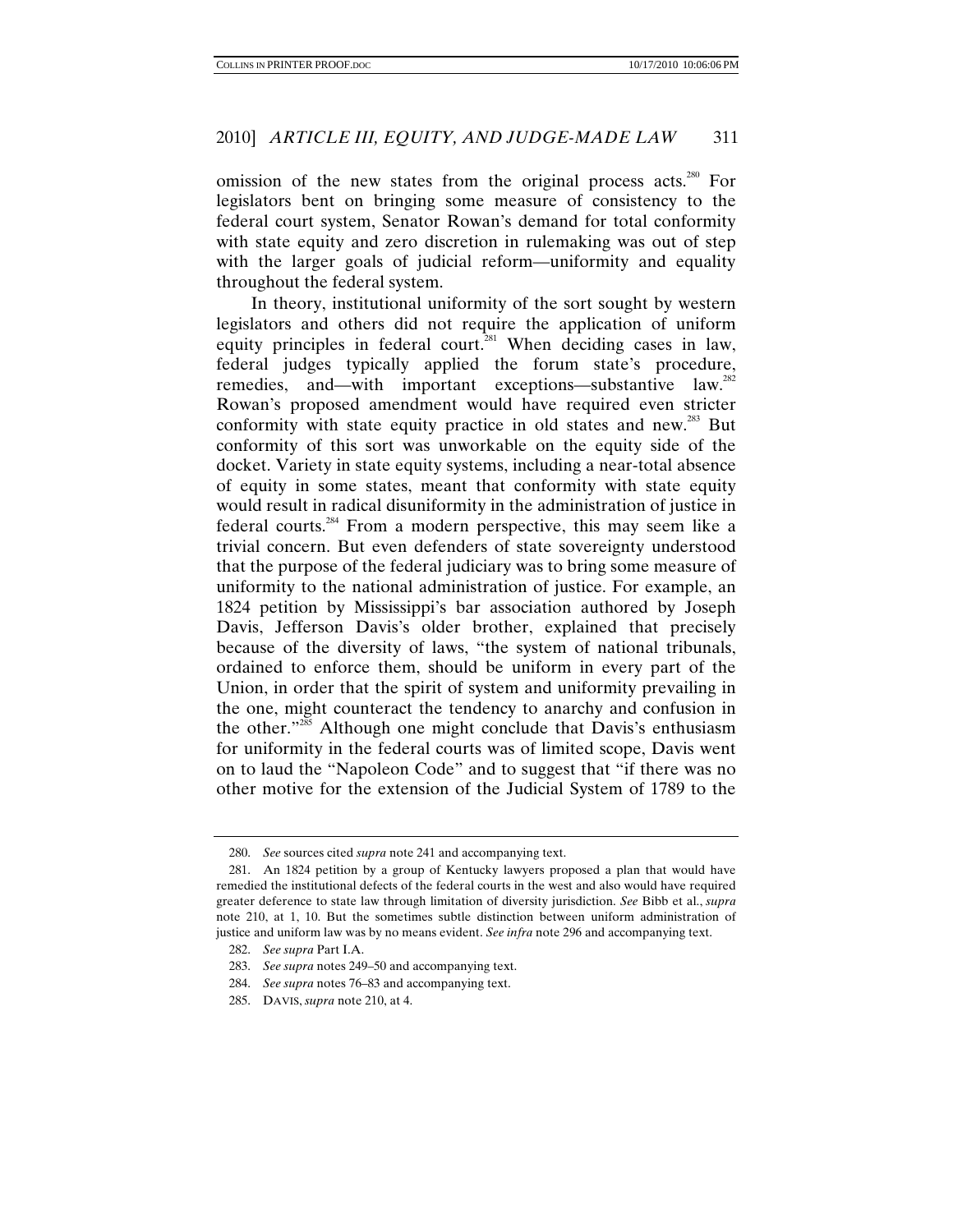omission of the new states from the original process acts.[280] For legislators bent on bringing some measure of consistency to the federal court system, Senator Rowan's demand for total conformity with state equity and zero discretion in rulemaking was out of step with the larger goals of judicial reform—uniformity and equality throughout the federal system.

In theory, institutional uniformity of the sort sought by western legislators and others did not require the application of uniform equity principles in federal court.[281] When deciding cases in law, federal judges typically applied the forum state's procedure, remedies, and—with important exceptions—substantive law.[282] Rowan's proposed amendment would have required even stricter conformity with state equity practice in old states and new.[283] But conformity of this sort was unworkable on the equity side of the docket. Variety in state equity systems, including a near-total absence of equity in some states, meant that conformity with state equity would result in radical disuniformity in the administration of justice in federal courts.[284] From a modern perspective, this may seem like a trivial concern. But even defenders of state sovereignty understood that the purpose of the federal judiciary was to bring some measure of uniformity to the national administration of justice. For example, an 1824 petition by Mississippi's bar association authored by Joseph Davis, Jefferson Davis's older brother, explained that precisely because of the diversity of laws, "the system of national tribunals, ordained to enforce them, should be uniform in every part of the Union, in order that the spirit of system and uniformity prevailing in the one, might counteract the tendency to anarchy and confusion in the other."[285] Although one might conclude that Davis's enthusiasm for uniformity in the federal courts was of limited scope, Davis went on to laud the "Napoleon Code" and to suggest that "if there was no other motive for the extension of the Judicial System of 1789 to the

---

280. *See* sources cited *supra* note 241 and accompanying text.

281. An 1824 petition by a group of Kentucky lawyers proposed a plan that would have remedied the institutional defects of the federal courts in the west and also would have required greater deference to state law through limitation of diversity jurisdiction. *See* Bibb et al., *supra* note 210, at 1, 10. But the sometimes subtle distinction between uniform administration of justice and uniform law was by no means evident. *See infra* note 296 and accompanying text.

282. *See supra* Part I.A.

283. *See supra* notes 249–50 and accompanying text.

284. *See supra* notes 76–83 and accompanying text.

285. DAVIS, *supra* note 210, at 4.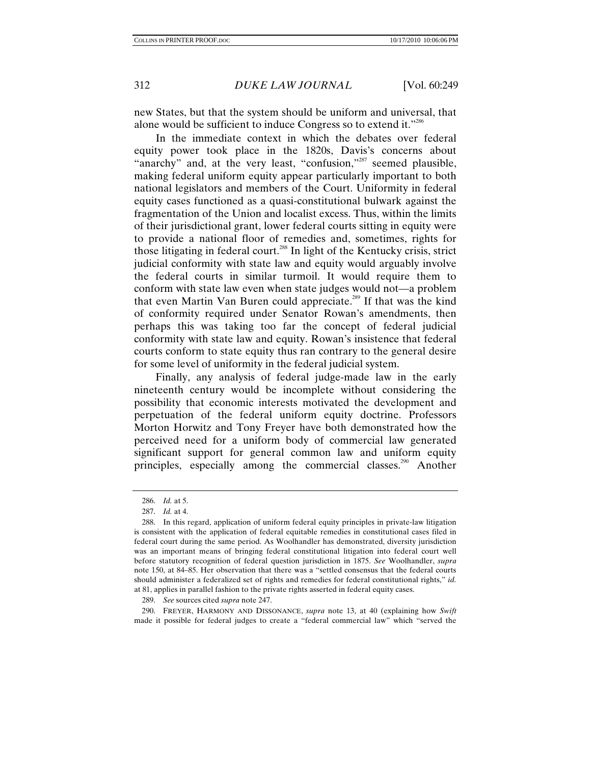new States, but that the system should be uniform and universal, that alone would be sufficient to induce Congress so to extend it."[286]

In the immediate context in which the debates over federal equity power took place in the 1820s, Davis's concerns about "anarchy" and, at the very least, "confusion,"[287] seemed plausible, making federal uniform equity appear particularly important to both national legislators and members of the Court. Uniformity in federal equity cases functioned as a quasi-constitutional bulwark against the fragmentation of the Union and localist excess. Thus, within the limits of their jurisdictional grant, lower federal courts sitting in equity were to provide a national floor of remedies and, sometimes, rights for those litigating in federal court.[288] In light of the Kentucky crisis, strict judicial conformity with state law and equity would arguably involve the federal courts in similar turmoil. It would require them to conform with state law even when state judges would not—a problem that even Martin Van Buren could appreciate.[289] If that was the kind of conformity required under Senator Rowan's amendments, then perhaps this was taking too far the concept of federal judicial conformity with state law and equity. Rowan's insistence that federal courts conform to state equity thus ran contrary to the general desire for some level of uniformity in the federal judicial system.

Finally, any analysis of federal judge-made law in the early nineteenth century would be incomplete without considering the possibility that economic interests motivated the development and perpetuation of the federal uniform equity doctrine. Professors Morton Horwitz and Tony Freyer have both demonstrated how the perceived need for a uniform body of commercial law generated significant support for general common law and uniform equity principles, especially among the commercial classes.[290] Another

---

286. *Id.* at 5.

287. *Id.* at 4.

288. In this regard, application of uniform federal equity principles in private-law litigation is consistent with the application of federal equitable remedies in constitutional cases filed in federal court during the same period. As Woolhandler has demonstrated, diversity jurisdiction was an important means of bringing federal constitutional litigation into federal court well before statutory recognition of federal question jurisdiction in 1875. *See* Woolhandler, *supra* note 150, at 84–85. Her observation that there was a "settled consensus that the federal courts should administer a federalized set of rights and remedies for federal constitutional rights," *id.* at 81, applies in parallel fashion to the private rights asserted in federal equity cases.

289. *See* sources cited *supra* note 247.

290. FREYER, HARMONY AND DISSONANCE, *supra* note 13, at 40 (explaining how *Swift* made it possible for federal judges to create a "federal commercial law" which "served the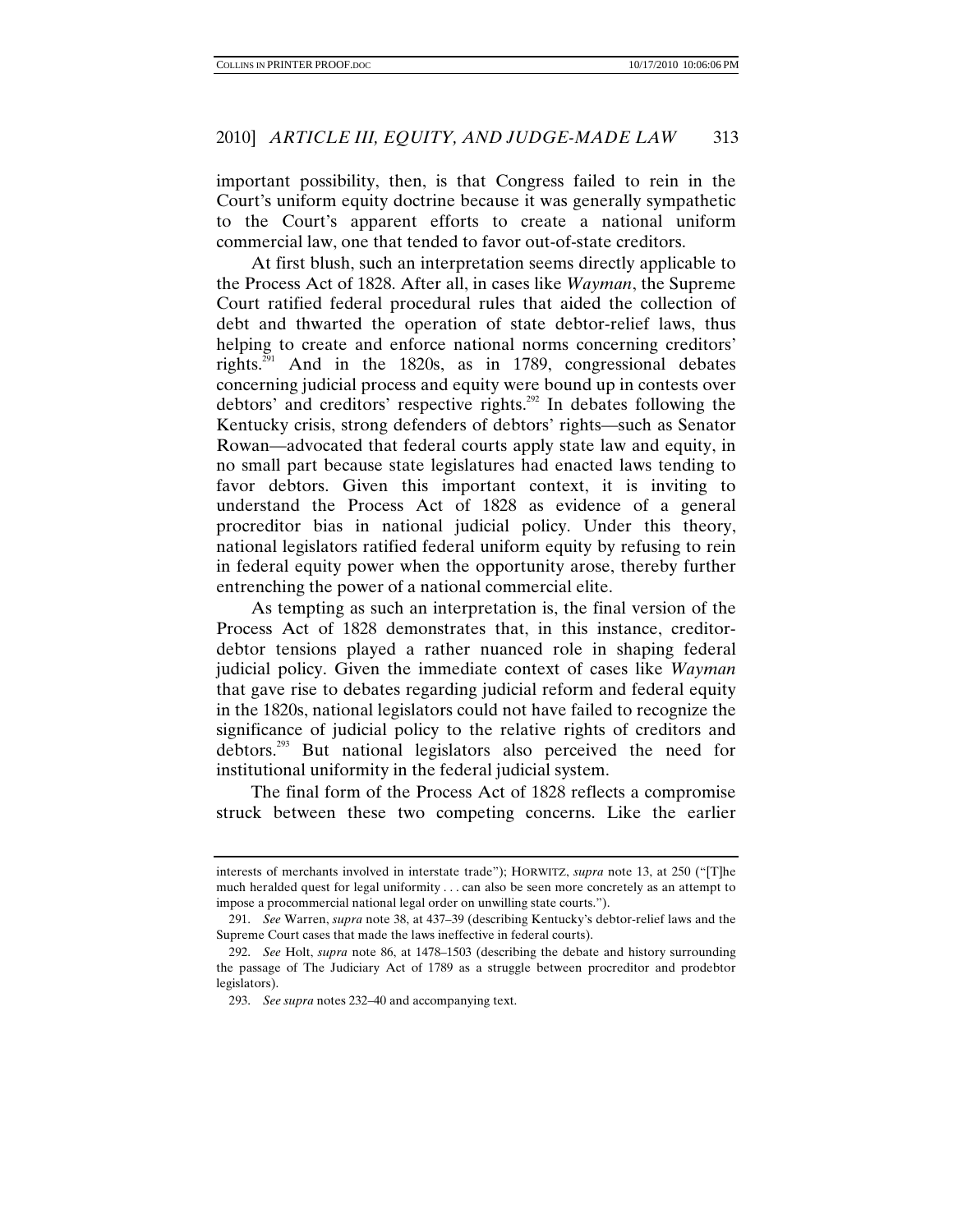important possibility, then, is that Congress failed to rein in the Court's uniform equity doctrine because it was generally sympathetic to the Court's apparent efforts to create a national uniform commercial law, one that tended to favor out-of-state creditors.

At first blush, such an interpretation seems directly applicable to the Process Act of 1828. After all, in cases like *Wayman*, the Supreme Court ratified federal procedural rules that aided the collection of debt and thwarted the operation of state debtor-relief laws, thus helping to create and enforce national norms concerning creditors' rights.[291] And in the 1820s, as in 1789, congressional debates concerning judicial process and equity were bound up in contests over debtors' and creditors' respective rights.[292] In debates following the Kentucky crisis, strong defenders of debtors' rights—such as Senator Rowan—advocated that federal courts apply state law and equity, in no small part because state legislatures had enacted laws tending to favor debtors. Given this important context, it is inviting to understand the Process Act of 1828 as evidence of a general procreditor bias in national judicial policy. Under this theory, national legislators ratified federal uniform equity by refusing to rein in federal equity power when the opportunity arose, thereby further entrenching the power of a national commercial elite.

As tempting as such an interpretation is, the final version of the Process Act of 1828 demonstrates that, in this instance, creditor-debtor tensions played a rather nuanced role in shaping federal judicial policy. Given the immediate context of cases like *Wayman* that gave rise to debates regarding judicial reform and federal equity in the 1820s, national legislators could not have failed to recognize the significance of judicial policy to the relative rights of creditors and debtors.[293] But national legislators also perceived the need for institutional uniformity in the federal judicial system.

The final form of the Process Act of 1828 reflects a compromise struck between these two competing concerns. Like the earlier

---

interests of merchants involved in interstate trade"); HORWITZ, *supra* note 13, at 250 ("[T]he much heralded quest for legal uniformity . . . can also be seen more concretely as an attempt to impose a procommercial national legal order on unwilling state courts.").

291. *See* Warren, *supra* note 38, at 437–39 (describing Kentucky's debtor-relief laws and the Supreme Court cases that made the laws ineffective in federal courts).

292. *See* Holt, *supra* note 86, at 1478–1503 (describing the debate and history surrounding the passage of The Judiciary Act of 1789 as a struggle between procreditor and prodebtor legislators).

293. *See supra* notes 232–40 and accompanying text.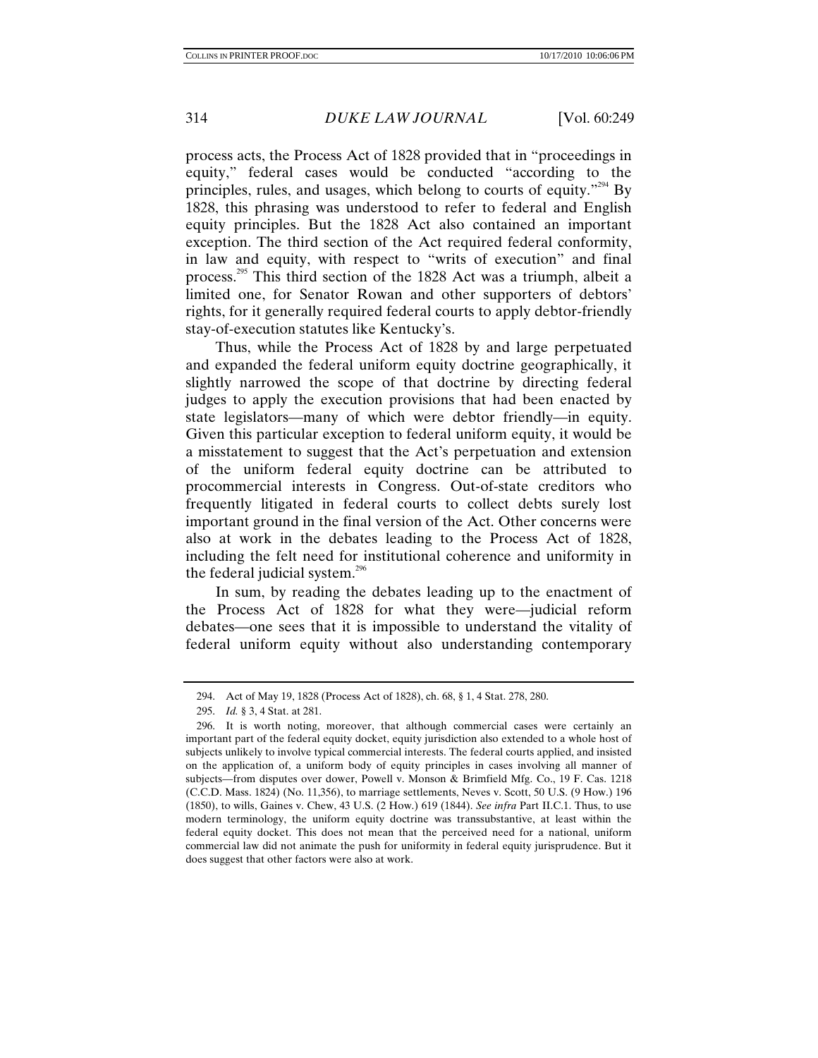process acts, the Process Act of 1828 provided that in "proceedings in equity," federal cases would be conducted "according to the principles, rules, and usages, which belong to courts of equity."[294] By 1828, this phrasing was understood to refer to federal and English equity principles. But the 1828 Act also contained an important exception. The third section of the Act required federal conformity, in law and equity, with respect to "writs of execution" and final process.[295] This third section of the 1828 Act was a triumph, albeit a limited one, for Senator Rowan and other supporters of debtors' rights, for it generally required federal courts to apply debtor-friendly stay-of-execution statutes like Kentucky's.

Thus, while the Process Act of 1828 by and large perpetuated and expanded the federal uniform equity doctrine geographically, it slightly narrowed the scope of that doctrine by directing federal judges to apply the execution provisions that had been enacted by state legislators—many of which were debtor friendly—in equity. Given this particular exception to federal uniform equity, it would be a misstatement to suggest that the Act's perpetuation and extension of the uniform federal equity doctrine can be attributed to procommercial interests in Congress. Out-of-state creditors who frequently litigated in federal courts to collect debts surely lost important ground in the final version of the Act. Other concerns were also at work in the debates leading to the Process Act of 1828, including the felt need for institutional coherence and uniformity in the federal judicial system.[296]

In sum, by reading the debates leading up to the enactment of the Process Act of 1828 for what they were—judicial reform debates—one sees that it is impossible to understand the vitality of federal uniform equity without also understanding contemporary

---

294. Act of May 19, 1828 (Process Act of 1828), ch. 68, § 1, 4 Stat. 278, 280.

295. *Id.* § 3, 4 Stat. at 281.

296. It is worth noting, moreover, that although commercial cases were certainly an important part of the federal equity docket, equity jurisdiction also extended to a whole host of subjects unlikely to involve typical commercial interests. The federal courts applied, and insisted on the application of, a uniform body of equity principles in cases involving all manner of subjects—from disputes over dower, Powell v. Monson & Brimfield Mfg. Co., 19 F. Cas. 1218 (C.C.D. Mass. 1824) (No. 11,356), to marriage settlements, Neves v. Scott, 50 U.S. (9 How.) 196 (1850), to wills, Gaines v. Chew, 43 U.S. (2 How.) 619 (1844). *See infra* Part II.C.1. Thus, to use modern terminology, the uniform equity doctrine was transsubstantive, at least within the federal equity docket. This does not mean that the perceived need for a national, uniform commercial law did not animate the push for uniformity in federal equity jurisprudence. But it does suggest that other factors were also at work.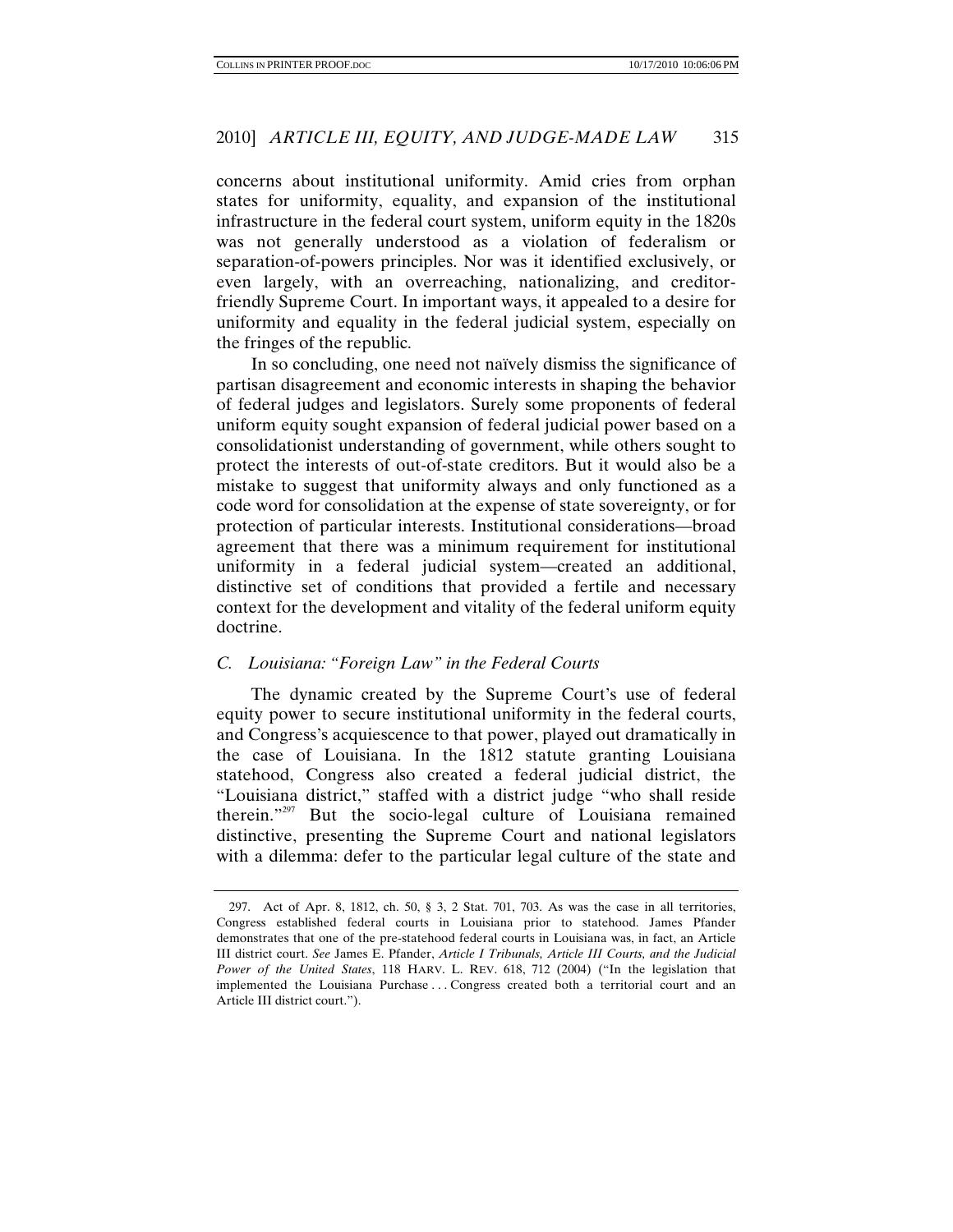concerns about institutional uniformity. Amid cries from orphan states for uniformity, equality, and expansion of the institutional infrastructure in the federal court system, uniform equity in the 1820s was not generally understood as a violation of federalism or separation-of-powers principles. Nor was it identified exclusively, or even largely, with an overreaching, nationalizing, and creditor-friendly Supreme Court. In important ways, it appealed to a desire for uniformity and equality in the federal judicial system, especially on the fringes of the republic.

In so concluding, one need not naïvely dismiss the significance of partisan disagreement and economic interests in shaping the behavior of federal judges and legislators. Surely some proponents of federal uniform equity sought expansion of federal judicial power based on a consolidationist understanding of government, while others sought to protect the interests of out-of-state creditors. But it would also be a mistake to suggest that uniformity always and only functioned as a code word for consolidation at the expense of state sovereignty, or for protection of particular interests. Institutional considerations—broad agreement that there was a minimum requirement for institutional uniformity in a federal judicial system—created an additional, distinctive set of conditions that provided a fertile and necessary context for the development and vitality of the federal uniform equity doctrine.

### *C. Louisiana: "Foreign Law" in the Federal Courts*

The dynamic created by the Supreme Court's use of federal equity power to secure institutional uniformity in the federal courts, and Congress's acquiescence to that power, played out dramatically in the case of Louisiana. In the 1812 statute granting Louisiana statehood, Congress also created a federal judicial district, the "Louisiana district," staffed with a district judge "who shall reside therein."[297] But the socio-legal culture of Louisiana remained distinctive, presenting the Supreme Court and national legislators with a dilemma: defer to the particular legal culture of the state and

---

297. Act of Apr. 8, 1812, ch. 50, § 3, 2 Stat. 701, 703. As was the case in all territories, Congress established federal courts in Louisiana prior to statehood. James Pfander demonstrates that one of the pre-statehood federal courts in Louisiana was, in fact, an Article III district court. *See* James E. Pfander, *Article I Tribunals, Article III Courts, and the Judicial Power of the United States*, 118 HARV. L. REV. 618, 712 (2004) ("In the legislation that implemented the Louisiana Purchase . . . Congress created both a territorial court and an Article III district court.").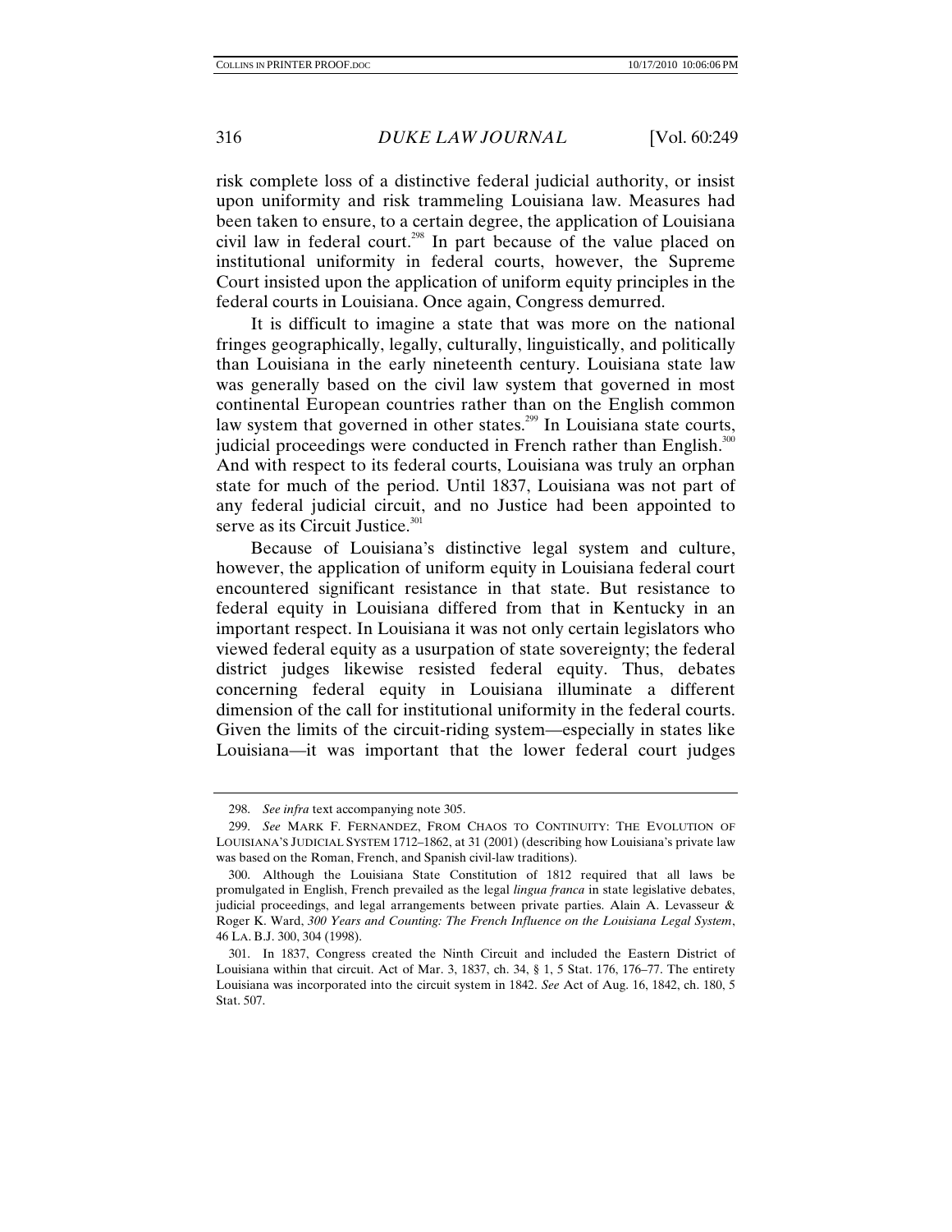risk complete loss of a distinctive federal judicial authority, or insist upon uniformity and risk trammeling Louisiana law. Measures had been taken to ensure, to a certain degree, the application of Louisiana civil law in federal court.[298] In part because of the value placed on institutional uniformity in federal courts, however, the Supreme Court insisted upon the application of uniform equity principles in the federal courts in Louisiana. Once again, Congress demurred.

It is difficult to imagine a state that was more on the national fringes geographically, legally, culturally, linguistically, and politically than Louisiana in the early nineteenth century. Louisiana state law was generally based on the civil law system that governed in most continental European countries rather than on the English common law system that governed in other states.[299] In Louisiana state courts, judicial proceedings were conducted in French rather than English.[300] And with respect to its federal courts, Louisiana was truly an orphan state for much of the period. Until 1837, Louisiana was not part of any federal judicial circuit, and no Justice had been appointed to serve as its Circuit Justice.[301]

Because of Louisiana's distinctive legal system and culture, however, the application of uniform equity in Louisiana federal court encountered significant resistance in that state. But resistance to federal equity in Louisiana differed from that in Kentucky in an important respect. In Louisiana it was not only certain legislators who viewed federal equity as a usurpation of state sovereignty; the federal district judges likewise resisted federal equity. Thus, debates concerning federal equity in Louisiana illuminate a different dimension of the call for institutional uniformity in the federal courts. Given the limits of the circuit-riding system—especially in states like Louisiana—it was important that the lower federal court judges

---

298. *See infra* text accompanying note 305.

299. *See* MARK F. FERNANDEZ, FROM CHAOS TO CONTINUITY: THE EVOLUTION OF LOUISIANA'S JUDICIAL SYSTEM 1712–1862, at 31 (2001) (describing how Louisiana's private law was based on the Roman, French, and Spanish civil-law traditions).

300. Although the Louisiana State Constitution of 1812 required that all laws be promulgated in English, French prevailed as the legal *lingua franca* in state legislative debates, judicial proceedings, and legal arrangements between private parties. Alain A. Levasseur & Roger K. Ward, *300 Years and Counting: The French Influence on the Louisiana Legal System*, 46 LA. B.J. 300, 304 (1998).

301. In 1837, Congress created the Ninth Circuit and included the Eastern District of Louisiana within that circuit. Act of Mar. 3, 1837, ch. 34, § 1, 5 Stat. 176, 176–77. The entirety Louisiana was incorporated into the circuit system in 1842. *See* Act of Aug. 16, 1842, ch. 180, 5 Stat. 507.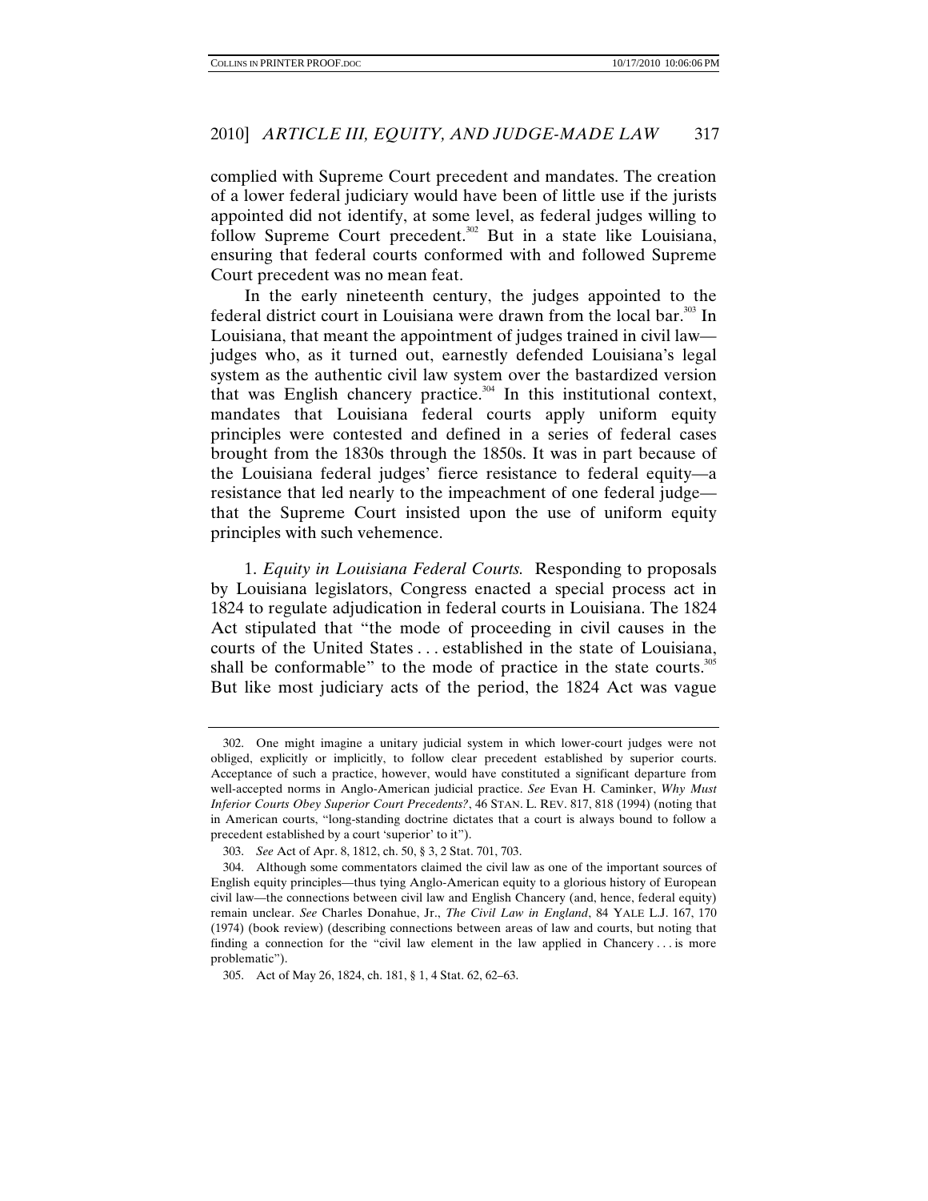complied with Supreme Court precedent and mandates. The creation of a lower federal judiciary would have been of little use if the jurists appointed did not identify, at some level, as federal judges willing to follow Supreme Court precedent.[302] But in a state like Louisiana, ensuring that federal courts conformed with and followed Supreme Court precedent was no mean feat.

In the early nineteenth century, the judges appointed to the federal district court in Louisiana were drawn from the local bar.[303] In Louisiana, that meant the appointment of judges trained in civil law—judges who, as it turned out, earnestly defended Louisiana's legal system as the authentic civil law system over the bastardized version that was English chancery practice.[304] In this institutional context, mandates that Louisiana federal courts apply uniform equity principles were contested and defined in a series of federal cases brought from the 1830s through the 1850s. It was in part because of the Louisiana federal judges' fierce resistance to federal equity—a resistance that led nearly to the impeachment of one federal judge—that the Supreme Court insisted upon the use of uniform equity principles with such vehemence.

1. *Equity in Louisiana Federal Courts.* Responding to proposals by Louisiana legislators, Congress enacted a special process act in 1824 to regulate adjudication in federal courts in Louisiana. The 1824 Act stipulated that "the mode of proceeding in civil causes in the courts of the United States . . . established in the state of Louisiana, shall be conformable" to the mode of practice in the state courts.[305] But like most judiciary acts of the period, the 1824 Act was vague

---

302. One might imagine a unitary judicial system in which lower-court judges were not obliged, explicitly or implicitly, to follow clear precedent established by superior courts. Acceptance of such a practice, however, would have constituted a significant departure from well-accepted norms in Anglo-American judicial practice. *See* Evan H. Caminker, *Why Must Inferior Courts Obey Superior Court Precedents?*, 46 STAN. L. REV. 817, 818 (1994) (noting that in American courts, "long-standing doctrine dictates that a court is always bound to follow a precedent established by a court 'superior' to it").

303. *See* Act of Apr. 8, 1812, ch. 50, § 3, 2 Stat. 701, 703.

304. Although some commentators claimed the civil law as one of the important sources of English equity principles—thus tying Anglo-American equity to a glorious history of European civil law—the connections between civil law and English Chancery (and, hence, federal equity) remain unclear. *See* Charles Donahue, Jr., *The Civil Law in England*, 84 YALE L.J. 167, 170 (1974) (book review) (describing connections between areas of law and courts, but noting that finding a connection for the "civil law element in the law applied in Chancery . . . is more problematic").

305. Act of May 26, 1824, ch. 181, § 1, 4 Stat. 62, 62–63.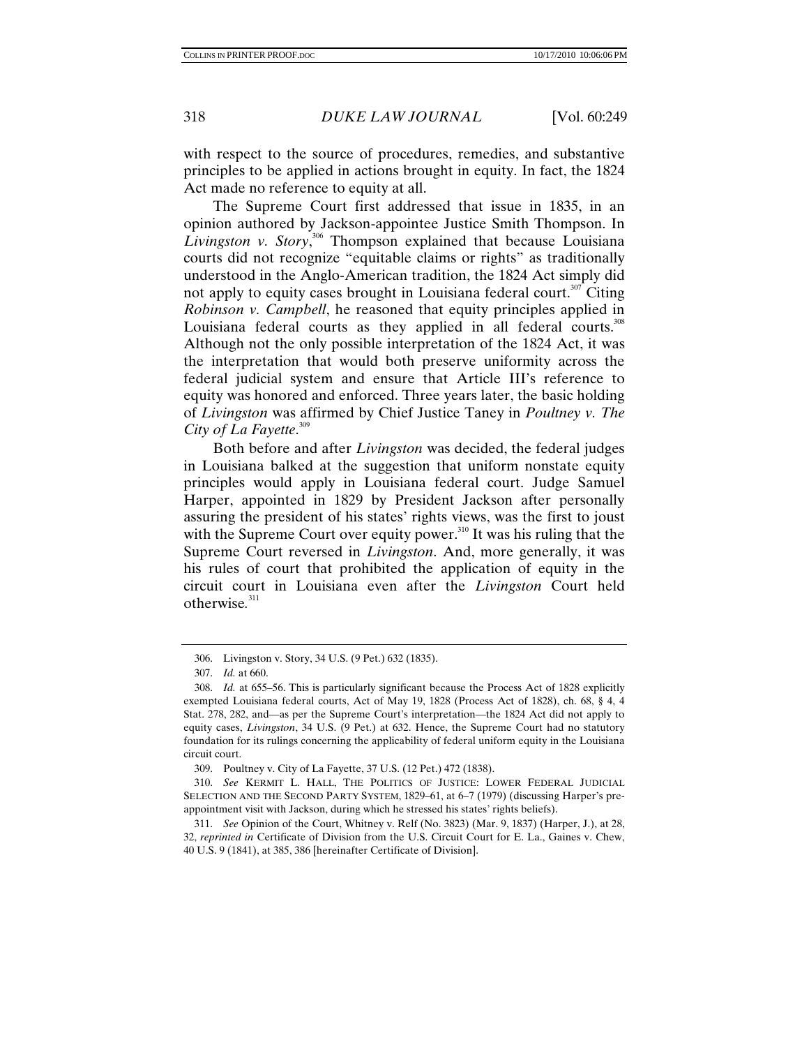with respect to the source of procedures, remedies, and substantive principles to be applied in actions brought in equity. In fact, the 1824 Act made no reference to equity at all.

The Supreme Court first addressed that issue in 1835, in an opinion authored by Jackson-appointee Justice Smith Thompson. In *Livingston v. Story*,[306] Thompson explained that because Louisiana courts did not recognize "equitable claims or rights" as traditionally understood in the Anglo-American tradition, the 1824 Act simply did not apply to equity cases brought in Louisiana federal court.[307] Citing *Robinson v. Campbell*, he reasoned that equity principles applied in Louisiana federal courts as they applied in all federal courts.[308] Although not the only possible interpretation of the 1824 Act, it was the interpretation that would both preserve uniformity across the federal judicial system and ensure that Article III's reference to equity was honored and enforced. Three years later, the basic holding of *Livingston* was affirmed by Chief Justice Taney in *Poultney v. The City of La Fayette*.[309]

Both before and after *Livingston* was decided, the federal judges in Louisiana balked at the suggestion that uniform nonstate equity principles would apply in Louisiana federal court. Judge Samuel Harper, appointed in 1829 by President Jackson after personally assuring the president of his states' rights views, was the first to joust with the Supreme Court over equity power.[310] It was his ruling that the Supreme Court reversed in *Livingston*. And, more generally, it was his rules of court that prohibited the application of equity in the circuit court in Louisiana even after the *Livingston* Court held otherwise.[311]

---

306. Livingston v. Story, 34 U.S. (9 Pet.) 632 (1835).

307. *Id.* at 660.

308. *Id.* at 655–56. This is particularly significant because the Process Act of 1828 explicitly exempted Louisiana federal courts, Act of May 19, 1828 (Process Act of 1828), ch. 68, § 4, 4 Stat. 278, 282, and—as per the Supreme Court's interpretation—the 1824 Act did not apply to equity cases, *Livingston*, 34 U.S. (9 Pet.) at 632. Hence, the Supreme Court had no statutory foundation for its rulings concerning the applicability of federal uniform equity in the Louisiana circuit court.

309. Poultney v. City of La Fayette, 37 U.S. (12 Pet.) 472 (1838).

310. *See* KERMIT L. HALL, THE POLITICS OF JUSTICE: LOWER FEDERAL JUDICIAL SELECTION AND THE SECOND PARTY SYSTEM, 1829–61, at 6–7 (1979) (discussing Harper's pre-appointment visit with Jackson, during which he stressed his states' rights beliefs).

311. *See* Opinion of the Court, Whitney v. Relf (No. 3823) (Mar. 9, 1837) (Harper, J.), at 28, 32, *reprinted in* Certificate of Division from the U.S. Circuit Court for E. La., Gaines v. Chew, 40 U.S. 9 (1841), at 385, 386 [hereinafter Certificate of Division].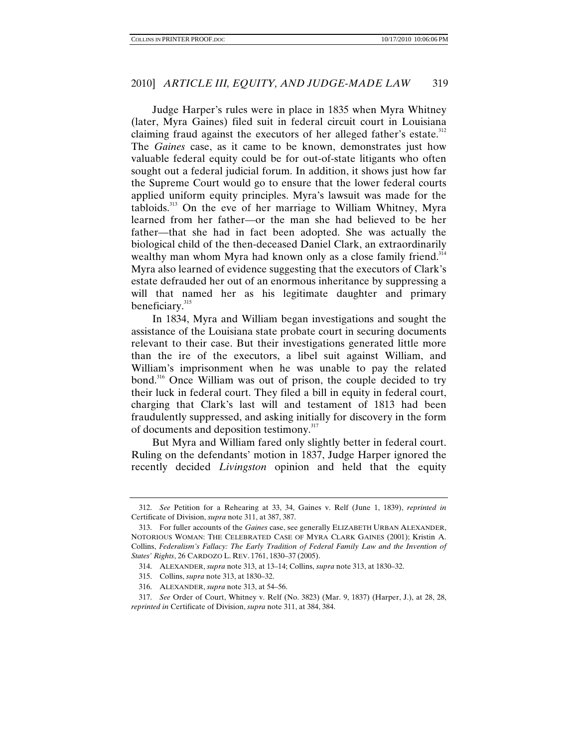Judge Harper's rules were in place in 1835 when Myra Whitney (later, Myra Gaines) filed suit in federal circuit court in Louisiana claiming fraud against the executors of her alleged father's estate.[312] The *Gaines* case, as it came to be known, demonstrates just how valuable federal equity could be for out-of-state litigants who often sought out a federal judicial forum. In addition, it shows just how far the Supreme Court would go to ensure that the lower federal courts applied uniform equity principles. Myra's lawsuit was made for the tabloids.[313] On the eve of her marriage to William Whitney, Myra learned from her father—or the man she had believed to be her father—that she had in fact been adopted. She was actually the biological child of the then-deceased Daniel Clark, an extraordinarily wealthy man whom Myra had known only as a close family friend.[314] Myra also learned of evidence suggesting that the executors of Clark's estate defrauded her out of an enormous inheritance by suppressing a will that named her as his legitimate daughter and primary beneficiary.[315]

In 1834, Myra and William began investigations and sought the assistance of the Louisiana state probate court in securing documents relevant to their case. But their investigations generated little more than the ire of the executors, a libel suit against William, and William's imprisonment when he was unable to pay the related bond.[316] Once William was out of prison, the couple decided to try their luck in federal court. They filed a bill in equity in federal court, charging that Clark's last will and testament of 1813 had been fraudulently suppressed, and asking initially for discovery in the form of documents and deposition testimony.[317]

But Myra and William fared only slightly better in federal court. Ruling on the defendants' motion in 1837, Judge Harper ignored the recently decided *Livingston* opinion and held that the equity

---

312. *See* Petition for a Rehearing at 33, 34, Gaines v. Relf (June 1, 1839), *reprinted in* Certificate of Division, *supra* note 311, at 387, 387.

313. For fuller accounts of the *Gaines* case, see generally ELIZABETH URBAN ALEXANDER, NOTORIOUS WOMAN: THE CELEBRATED CASE OF MYRA CLARK GAINES (2001); Kristin A. Collins, *Federalism's Fallacy: The Early Tradition of Federal Family Law and the Invention of States' Rights*, 26 CARDOZO L. REV. 1761, 1830–37 (2005).

314. ALEXANDER, *supra* note 313, at 13–14; Collins, *supra* note 313, at 1830–32.

315. Collins, *supra* note 313, at 1830–32.

316. ALEXANDER, *supra* note 313, at 54–56.

317. *See* Order of Court, Whitney v. Relf (No. 3823) (Mar. 9, 1837) (Harper, J.), at 28, 28, *reprinted in* Certificate of Division, *supra* note 311, at 384, 384.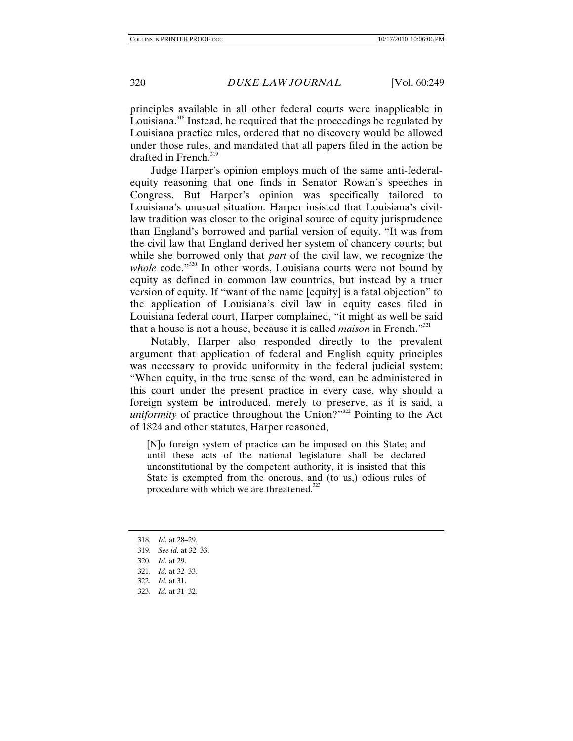principles available in all other federal courts were inapplicable in Louisiana.[318] Instead, he required that the proceedings be regulated by Louisiana practice rules, ordered that no discovery would be allowed under those rules, and mandated that all papers filed in the action be drafted in French.[319]

Judge Harper's opinion employs much of the same anti-federal-equity reasoning that one finds in Senator Rowan's speeches in Congress. But Harper's opinion was specifically tailored to Louisiana's unusual situation. Harper insisted that Louisiana's civil-law tradition was closer to the original source of equity jurisprudence than England's borrowed and partial version of equity. "It was from the civil law that England derived her system of chancery courts; but while she borrowed only that *part* of the civil law, we recognize the *whole* code."[320] In other words, Louisiana courts were not bound by equity as defined in common law countries, but instead by a truer version of equity. If "want of the name [equity] is a fatal objection" to the application of Louisiana's civil law in equity cases filed in Louisiana federal court, Harper complained, "it might as well be said that a house is not a house, because it is called *maison* in French."[321]

Notably, Harper also responded directly to the prevalent argument that application of federal and English equity principles was necessary to provide uniformity in the federal judicial system: "When equity, in the true sense of the word, can be administered in this court under the present practice in every case, why should a foreign system be introduced, merely to preserve, as it is said, a *uniformity* of practice throughout the Union?"[322] Pointing to the Act of 1824 and other statutes, Harper reasoned,

> [N]o foreign system of practice can be imposed on this State; and until these acts of the national legislature shall be declared unconstitutional by the competent authority, it is insisted that this State is exempted from the onerous, and (to us,) odious rules of procedure with which we are threatened.[323]

---

318. *Id.* at 28–29.
319. *See id.* at 32–33.
320. *Id.* at 29.
321. *Id.* at 32–33.
322. *Id.* at 31.
323. *Id.* at 31–32.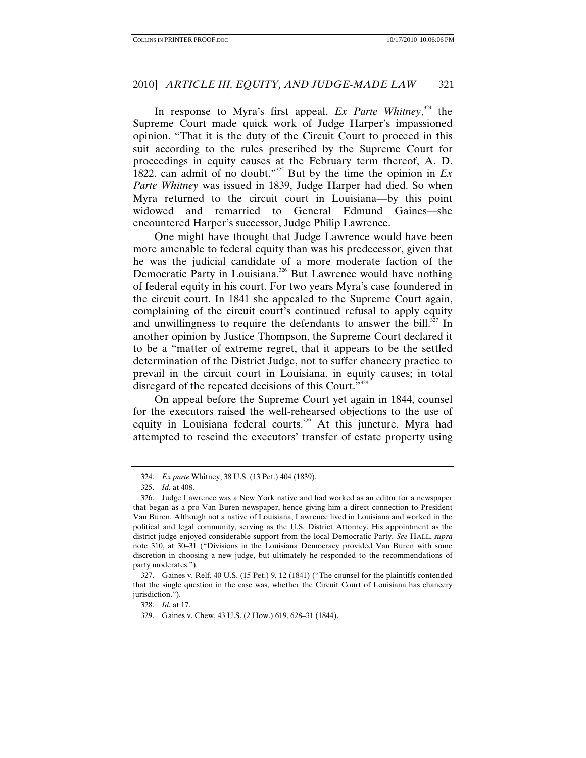In response to Myra's first appeal, *Ex Parte Whitney*,[324] the Supreme Court made quick work of Judge Harper's impassioned opinion. "That it is the duty of the Circuit Court to proceed in this suit according to the rules prescribed by the Supreme Court for proceedings in equity causes at the February term thereof, A. D. 1822, can admit of no doubt."[325] But by the time the opinion in *Ex Parte Whitney* was issued in 1839, Judge Harper had died. So when Myra returned to the circuit court in Louisiana—by this point widowed and remarried to General Edmund Gaines—she encountered Harper's successor, Judge Philip Lawrence.

One might have thought that Judge Lawrence would have been more amenable to federal equity than was his predecessor, given that he was the judicial candidate of a more moderate faction of the Democratic Party in Louisiana.[326] But Lawrence would have nothing of federal equity in his court. For two years Myra's case foundered in the circuit court. In 1841 she appealed to the Supreme Court again, complaining of the circuit court's continued refusal to apply equity and unwillingness to require the defendants to answer the bill.[327] In another opinion by Justice Thompson, the Supreme Court declared it to be a "matter of extreme regret, that it appears to be the settled determination of the District Judge, not to suffer chancery practice to prevail in the circuit court in Louisiana, in equity causes; in total disregard of the repeated decisions of this Court."[328]

On appeal before the Supreme Court yet again in 1844, counsel for the executors raised the well-rehearsed objections to the use of equity in Louisiana federal courts.[329] At this juncture, Myra had attempted to rescind the executors' transfer of estate property using

---

324. *Ex parte* Whitney, 38 U.S. (13 Pet.) 404 (1839).

325. *Id.* at 408.

326. Judge Lawrence was a New York native and had worked as an editor for a newspaper that began as a pro-Van Buren newspaper, hence giving him a direct connection to President Van Buren. Although not a native of Louisiana, Lawrence lived in Louisiana and worked in the political and legal community, serving as the U.S. District Attorney. His appointment as the district judge enjoyed considerable support from the local Democratic Party. *See* HALL, *supra* note 310, at 30–31 ("Divisions in the Louisiana Democracy provided Van Buren with some discretion in choosing a new judge, but ultimately he responded to the recommendations of party moderates.").

327. Gaines v. Relf, 40 U.S. (15 Pet.) 9, 12 (1841) ("The counsel for the plaintiffs contended that the single question in the case was, whether the Circuit Court of Louisiana has chancery jurisdiction.").

328. *Id.* at 17.

329. Gaines v. Chew, 43 U.S. (2 How.) 619, 628–31 (1844).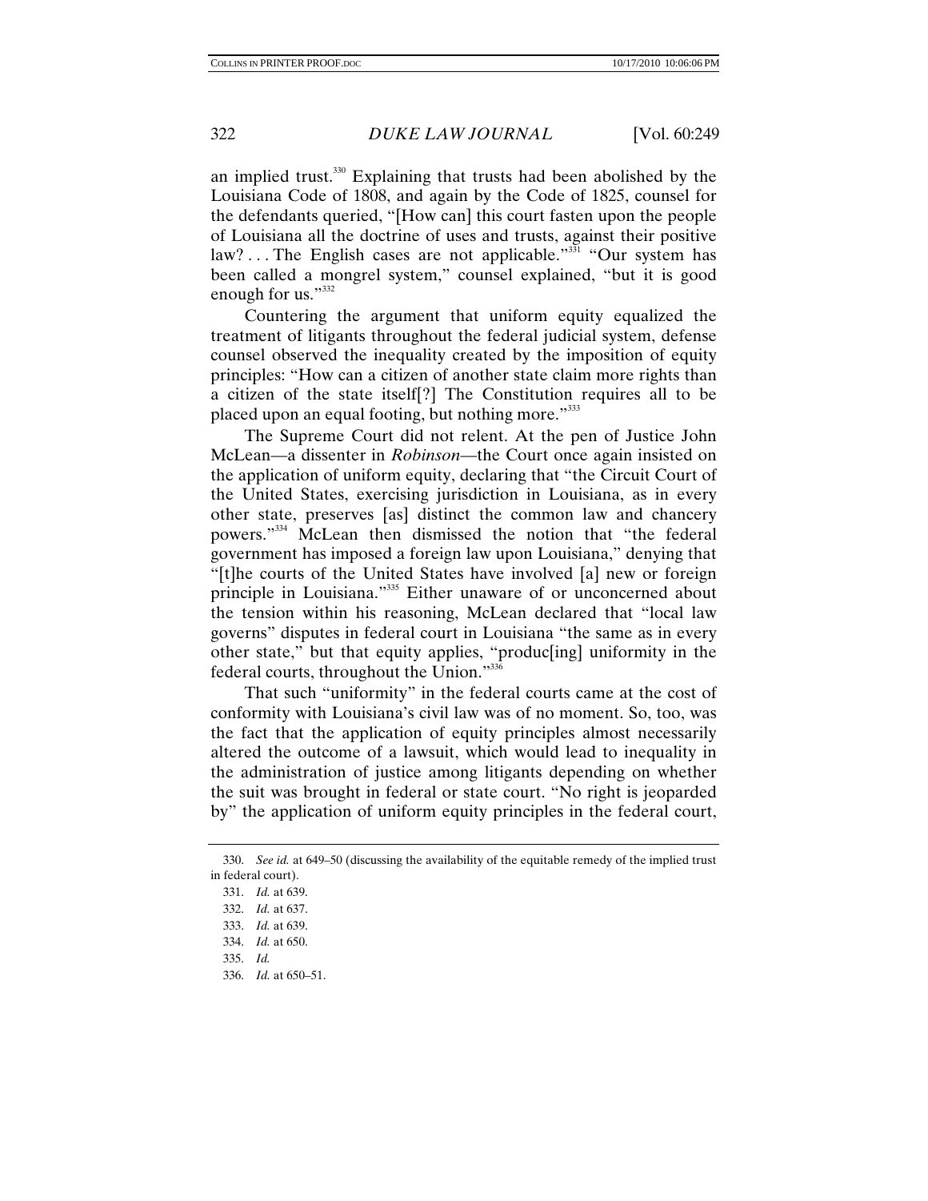an implied trust.[330] Explaining that trusts had been abolished by the Louisiana Code of 1808, and again by the Code of 1825, counsel for the defendants queried, "[How can] this court fasten upon the people of Louisiana all the doctrine of uses and trusts, against their positive law? . . . The English cases are not applicable."[331] "Our system has been called a mongrel system," counsel explained, "but it is good enough for us."[332]

Countering the argument that uniform equity equalized the treatment of litigants throughout the federal judicial system, defense counsel observed the inequality created by the imposition of equity principles: "How can a citizen of another state claim more rights than a citizen of the state itself[?] The Constitution requires all to be placed upon an equal footing, but nothing more."[333]

The Supreme Court did not relent. At the pen of Justice John McLean—a dissenter in *Robinson*—the Court once again insisted on the application of uniform equity, declaring that "the Circuit Court of the United States, exercising jurisdiction in Louisiana, as in every other state, preserves [as] distinct the common law and chancery powers."[334] McLean then dismissed the notion that "the federal government has imposed a foreign law upon Louisiana," denying that "[t]he courts of the United States have involved [a] new or foreign principle in Louisiana."[335] Either unaware of or unconcerned about the tension within his reasoning, McLean declared that "local law governs" disputes in federal court in Louisiana "the same as in every other state," but that equity applies, "produc[ing] uniformity in the federal courts, throughout the Union."[336]

That such "uniformity" in the federal courts came at the cost of conformity with Louisiana's civil law was of no moment. So, too, was the fact that the application of equity principles almost necessarily altered the outcome of a lawsuit, which would lead to inequality in the administration of justice among litigants depending on whether the suit was brought in federal or state court. "No right is jeoparded by" the application of uniform equity principles in the federal court,

330. *See id.* at 649–50 (discussing the availability of the equitable remedy of the implied trust in federal court).

331. *Id.* at 639.

332. *Id.* at 637.

333. *Id.* at 639.

334. *Id.* at 650.

335. *Id.*

336. *Id.* at 650–51.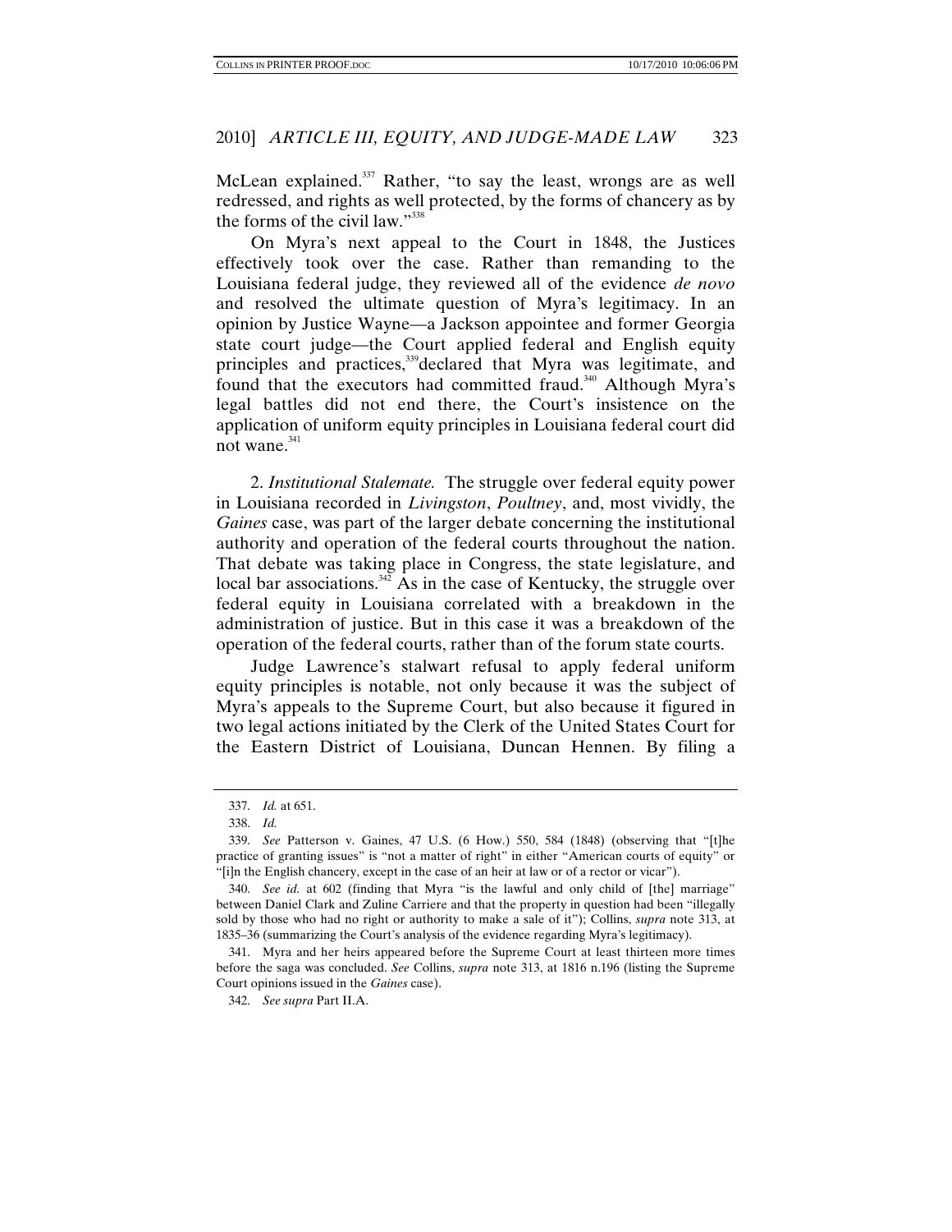McLean explained.[337] Rather, "to say the least, wrongs are as well redressed, and rights as well protected, by the forms of chancery as by the forms of the civil law."[338]

On Myra's next appeal to the Court in 1848, the Justices effectively took over the case. Rather than remanding to the Louisiana federal judge, they reviewed all of the evidence *de novo* and resolved the ultimate question of Myra's legitimacy. In an opinion by Justice Wayne—a Jackson appointee and former Georgia state court judge—the Court applied federal and English equity principles and practices,[339] declared that Myra was legitimate, and found that the executors had committed fraud.[340] Although Myra's legal battles did not end there, the Court's insistence on the application of uniform equity principles in Louisiana federal court did not wane.[341]

2. *Institutional Stalemate.* The struggle over federal equity power in Louisiana recorded in *Livingston*, *Poultney*, and, most vividly, the *Gaines* case, was part of the larger debate concerning the institutional authority and operation of the federal courts throughout the nation. That debate was taking place in Congress, the state legislature, and local bar associations.[342] As in the case of Kentucky, the struggle over federal equity in Louisiana correlated with a breakdown in the administration of justice. But in this case it was a breakdown of the operation of the federal courts, rather than of the forum state courts.

Judge Lawrence's stalwart refusal to apply federal uniform equity principles is notable, not only because it was the subject of Myra's appeals to the Supreme Court, but also because it figured in two legal actions initiated by the Clerk of the United States Court for the Eastern District of Louisiana, Duncan Hennen. By filing a

---

337. *Id.* at 651.

338. *Id.*

339. *See* Patterson v. Gaines, 47 U.S. (6 How.) 550, 584 (1848) (observing that "[t]he practice of granting issues" is "not a matter of right" in either "American courts of equity" or "[i]n the English chancery, except in the case of an heir at law or of a rector or vicar").

340. *See id.* at 602 (finding that Myra "is the lawful and only child of [the] marriage" between Daniel Clark and Zuline Carriere and that the property in question had been "illegally sold by those who had no right or authority to make a sale of it"); Collins, *supra* note 313, at 1835–36 (summarizing the Court's analysis of the evidence regarding Myra's legitimacy).

341. Myra and her heirs appeared before the Supreme Court at least thirteen more times before the saga was concluded. *See* Collins, *supra* note 313, at 1816 n.196 (listing the Supreme Court opinions issued in the *Gaines* case).

342. *See supra* Part II.A.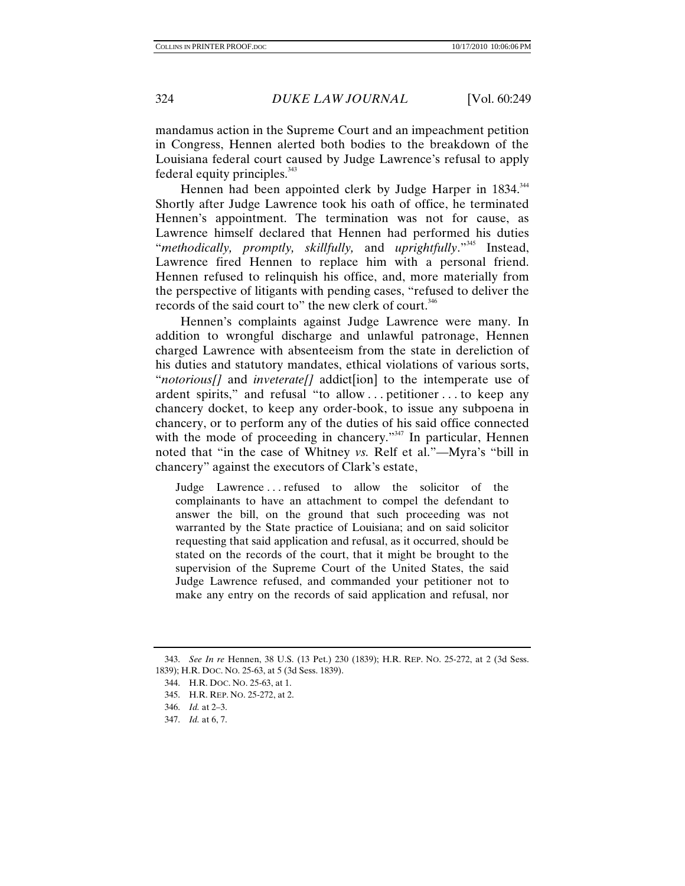mandamus action in the Supreme Court and an impeachment petition in Congress, Hennen alerted both bodies to the breakdown of the Louisiana federal court caused by Judge Lawrence's refusal to apply federal equity principles.[343]

Hennen had been appointed clerk by Judge Harper in 1834.[344] Shortly after Judge Lawrence took his oath of office, he terminated Hennen's appointment. The termination was not for cause, as Lawrence himself declared that Hennen had performed his duties "*methodically, promptly, skillfully,* and *uprightfully*."[345] Instead, Lawrence fired Hennen to replace him with a personal friend. Hennen refused to relinquish his office, and, more materially from the perspective of litigants with pending cases, "refused to deliver the records of the said court to" the new clerk of court.[346]

Hennen's complaints against Judge Lawrence were many. In addition to wrongful discharge and unlawful patronage, Hennen charged Lawrence with absenteeism from the state in dereliction of his duties and statutory mandates, ethical violations of various sorts, "*notorious[]* and *inveterate[]* addict[ion] to the intemperate use of ardent spirits," and refusal "to allow . . . petitioner . . . to keep any chancery docket, to keep any order-book, to issue any subpoena in chancery, or to perform any of the duties of his said office connected with the mode of proceeding in chancery."[347] In particular, Hennen noted that "in the case of Whitney *vs.* Relf et al."—Myra's "bill in chancery" against the executors of Clark's estate,

> Judge Lawrence . . . refused to allow the solicitor of the complainants to have an attachment to compel the defendant to answer the bill, on the ground that such proceeding was not warranted by the State practice of Louisiana; and on said solicitor requesting that said application and refusal, as it occurred, should be stated on the records of the court, that it might be brought to the supervision of the Supreme Court of the United States, the said Judge Lawrence refused, and commanded your petitioner not to make any entry on the records of said application and refusal, nor

---

343. *See In re* Hennen, 38 U.S. (13 Pet.) 230 (1839); H.R. REP. NO. 25-272, at 2 (3d Sess. 1839); H.R. DOC. NO. 25-63, at 5 (3d Sess. 1839).

344. H.R. DOC. NO. 25-63, at 1.

345. H.R. REP. NO. 25-272, at 2.

346. *Id.* at 2–3.

347. *Id.* at 6, 7.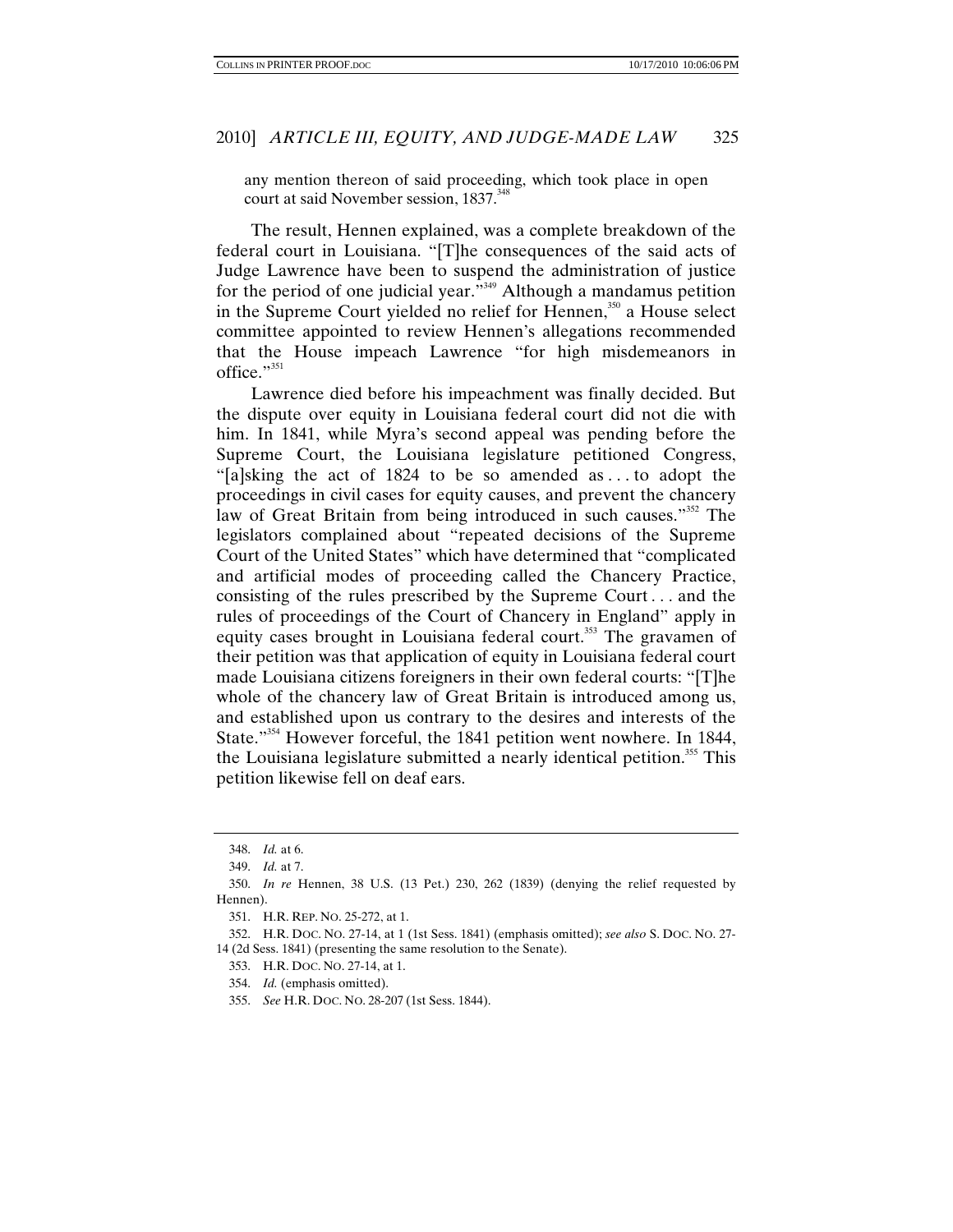any mention thereon of said proceeding, which took place in open court at said November session, 1837.[348]

The result, Hennen explained, was a complete breakdown of the federal court in Louisiana. "[T]he consequences of the said acts of Judge Lawrence have been to suspend the administration of justice for the period of one judicial year."[349] Although a mandamus petition in the Supreme Court yielded no relief for Hennen,[350] a House select committee appointed to review Hennen's allegations recommended that the House impeach Lawrence "for high misdemeanors in office."[351]

Lawrence died before his impeachment was finally decided. But the dispute over equity in Louisiana federal court did not die with him. In 1841, while Myra's second appeal was pending before the Supreme Court, the Louisiana legislature petitioned Congress, "[a]sking the act of 1824 to be so amended as . . . to adopt the proceedings in civil cases for equity causes, and prevent the chancery law of Great Britain from being introduced in such causes."[352] The legislators complained about "repeated decisions of the Supreme Court of the United States" which have determined that "complicated and artificial modes of proceeding called the Chancery Practice, consisting of the rules prescribed by the Supreme Court . . . and the rules of proceedings of the Court of Chancery in England" apply in equity cases brought in Louisiana federal court.[353] The gravamen of their petition was that application of equity in Louisiana federal court made Louisiana citizens foreigners in their own federal courts: "[T]he whole of the chancery law of Great Britain is introduced among us, and established upon us contrary to the desires and interests of the State."[354] However forceful, the 1841 petition went nowhere. In 1844, the Louisiana legislature submitted a nearly identical petition.[355] This petition likewise fell on deaf ears.

---

348. *Id.* at 6.

349. *Id.* at 7.

350. *In re* Hennen, 38 U.S. (13 Pet.) 230, 262 (1839) (denying the relief requested by Hennen).

351. H.R. REP. NO. 25-272, at 1.

352. H.R. DOC. NO. 27-14, at 1 (1st Sess. 1841) (emphasis omitted); *see also* S. DOC. NO. 27-14 (2d Sess. 1841) (presenting the same resolution to the Senate).

353. H.R. DOC. NO. 27-14, at 1.

354. *Id.* (emphasis omitted).

355. *See* H.R. DOC. NO. 28-207 (1st Sess. 1844).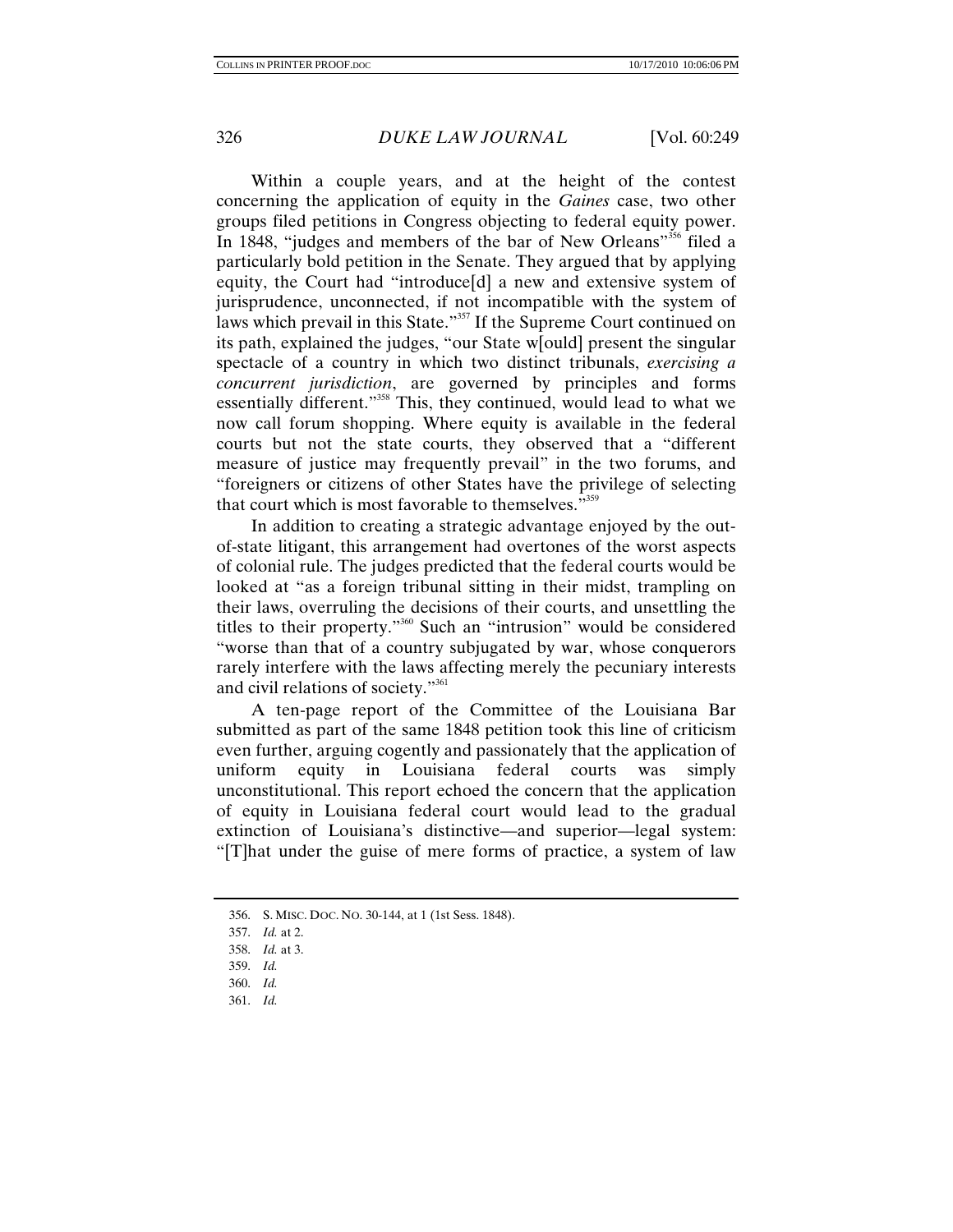Within a couple years, and at the height of the contest concerning the application of equity in the *Gaines* case, two other groups filed petitions in Congress objecting to federal equity power. In 1848, "judges and members of the bar of New Orleans"[356] filed a particularly bold petition in the Senate. They argued that by applying equity, the Court had "introduce[d] a new and extensive system of jurisprudence, unconnected, if not incompatible with the system of laws which prevail in this State."[357] If the Supreme Court continued on its path, explained the judges, "our State w[ould] present the singular spectacle of a country in which two distinct tribunals, *exercising a concurrent jurisdiction*, are governed by principles and forms essentially different."[358] This, they continued, would lead to what we now call forum shopping. Where equity is available in the federal courts but not the state courts, they observed that a "different measure of justice may frequently prevail" in the two forums, and "foreigners or citizens of other States have the privilege of selecting that court which is most favorable to themselves."[359]

In addition to creating a strategic advantage enjoyed by the out-of-state litigant, this arrangement had overtones of the worst aspects of colonial rule. The judges predicted that the federal courts would be looked at "as a foreign tribunal sitting in their midst, trampling on their laws, overruling the decisions of their courts, and unsettling the titles to their property."[360] Such an "intrusion" would be considered "worse than that of a country subjugated by war, whose conquerors rarely interfere with the laws affecting merely the pecuniary interests and civil relations of society."[361]

A ten-page report of the Committee of the Louisiana Bar submitted as part of the same 1848 petition took this line of criticism even further, arguing cogently and passionately that the application of uniform equity in Louisiana federal courts was simply unconstitutional. This report echoed the concern that the application of equity in Louisiana federal court would lead to the gradual extinction of Louisiana's distinctive—and superior—legal system: "[T]hat under the guise of mere forms of practice, a system of law

---

356. S. MISC. DOC. NO. 30-144, at 1 (1st Sess. 1848).

357. *Id.* at 2.

358. *Id.* at 3.

359. *Id.*

360. *Id.*

361. *Id.*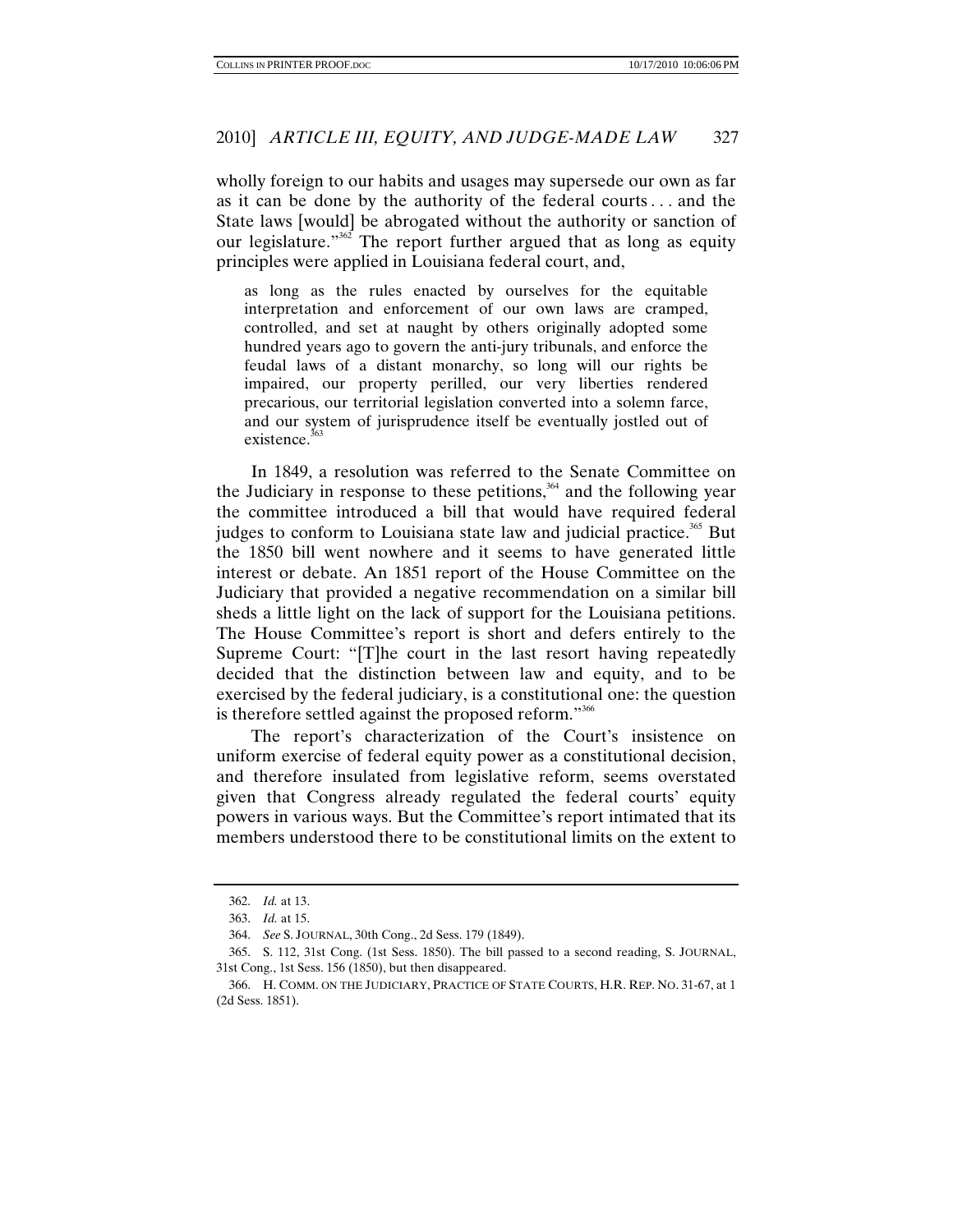wholly foreign to our habits and usages may supersede our own as far as it can be done by the authority of the federal courts . . . and the State laws [would] be abrogated without the authority or sanction of our legislature."[362] The report further argued that as long as equity principles were applied in Louisiana federal court, and,

> as long as the rules enacted by ourselves for the equitable interpretation and enforcement of our own laws are cramped, controlled, and set at naught by others originally adopted some hundred years ago to govern the anti-jury tribunals, and enforce the feudal laws of a distant monarchy, so long will our rights be impaired, our property perilled, our very liberties rendered precarious, our territorial legislation converted into a solemn farce, and our system of jurisprudence itself be eventually jostled out of existence.[363]

In 1849, a resolution was referred to the Senate Committee on the Judiciary in response to these petitions,[364] and the following year the committee introduced a bill that would have required federal judges to conform to Louisiana state law and judicial practice.[365] But the 1850 bill went nowhere and it seems to have generated little interest or debate. An 1851 report of the House Committee on the Judiciary that provided a negative recommendation on a similar bill sheds a little light on the lack of support for the Louisiana petitions. The House Committee's report is short and defers entirely to the Supreme Court: "[T]he court in the last resort having repeatedly decided that the distinction between law and equity, and to be exercised by the federal judiciary, is a constitutional one: the question is therefore settled against the proposed reform."[366]

The report's characterization of the Court's insistence on uniform exercise of federal equity power as a constitutional decision, and therefore insulated from legislative reform, seems overstated given that Congress already regulated the federal courts' equity powers in various ways. But the Committee's report intimated that its members understood there to be constitutional limits on the extent to

---

362. *Id.* at 13.

363. *Id.* at 15.

364. *See* S. JOURNAL, 30th Cong., 2d Sess. 179 (1849).

365. S. 112, 31st Cong. (1st Sess. 1850). The bill passed to a second reading, S. JOURNAL, 31st Cong., 1st Sess. 156 (1850), but then disappeared.

366. H. COMM. ON THE JUDICIARY, PRACTICE OF STATE COURTS, H.R. REP. NO. 31-67, at 1 (2d Sess. 1851).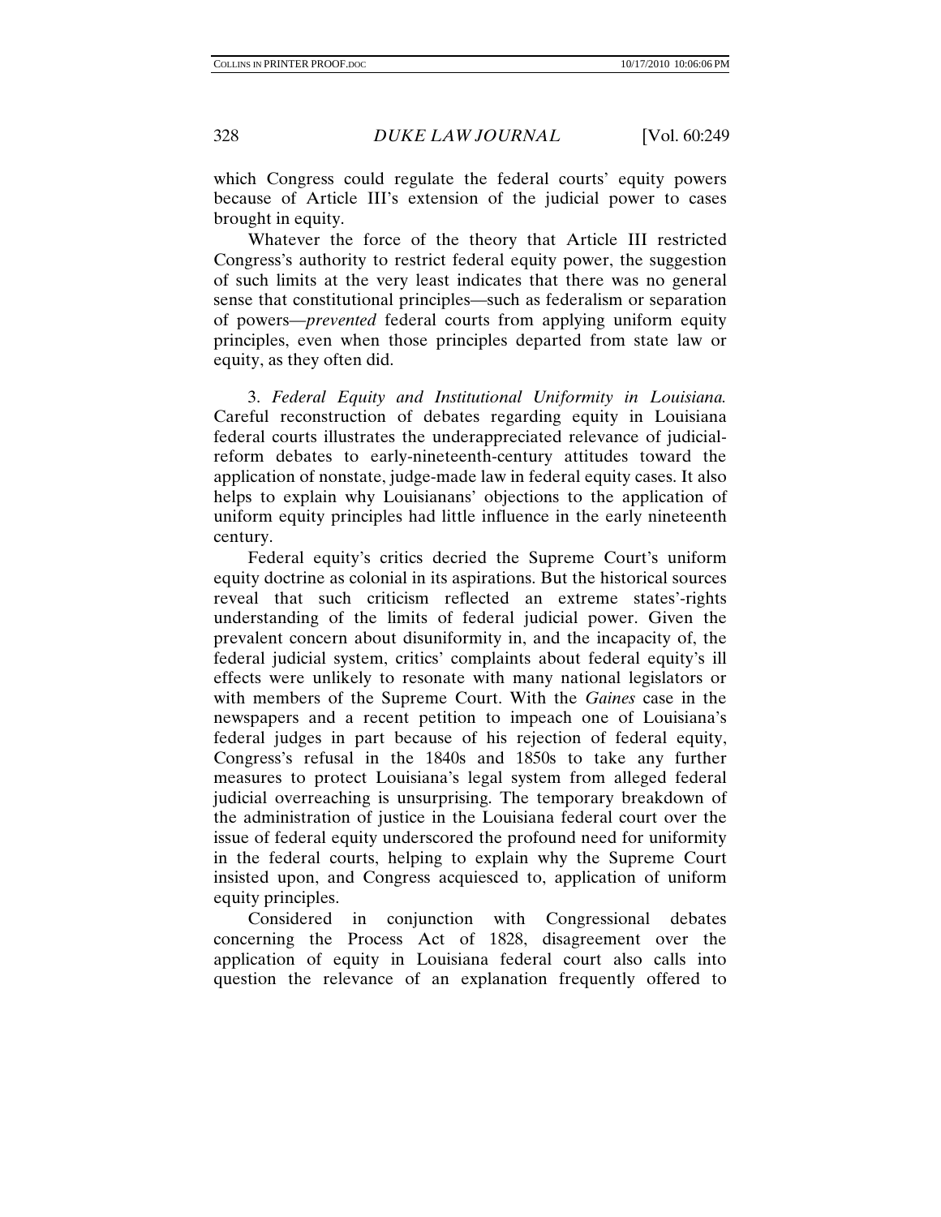which Congress could regulate the federal courts' equity powers because of Article III's extension of the judicial power to cases brought in equity.

Whatever the force of the theory that Article III restricted Congress's authority to restrict federal equity power, the suggestion of such limits at the very least indicates that there was no general sense that constitutional principles—such as federalism or separation of powers—*prevented* federal courts from applying uniform equity principles, even when those principles departed from state law or equity, as they often did.

3. *Federal Equity and Institutional Uniformity in Louisiana.* Careful reconstruction of debates regarding equity in Louisiana federal courts illustrates the underappreciated relevance of judicial-reform debates to early-nineteenth-century attitudes toward the application of nonstate, judge-made law in federal equity cases. It also helps to explain why Louisianans' objections to the application of uniform equity principles had little influence in the early nineteenth century.

Federal equity's critics decried the Supreme Court's uniform equity doctrine as colonial in its aspirations. But the historical sources reveal that such criticism reflected an extreme states'-rights understanding of the limits of federal judicial power. Given the prevalent concern about disuniformity in, and the incapacity of, the federal judicial system, critics' complaints about federal equity's ill effects were unlikely to resonate with many national legislators or with members of the Supreme Court. With the *Gaines* case in the newspapers and a recent petition to impeach one of Louisiana's federal judges in part because of his rejection of federal equity, Congress's refusal in the 1840s and 1850s to take any further measures to protect Louisiana's legal system from alleged federal judicial overreaching is unsurprising. The temporary breakdown of the administration of justice in the Louisiana federal court over the issue of federal equity underscored the profound need for uniformity in the federal courts, helping to explain why the Supreme Court insisted upon, and Congress acquiesced to, application of uniform equity principles.

Considered in conjunction with Congressional debates concerning the Process Act of 1828, disagreement over the application of equity in Louisiana federal court also calls into question the relevance of an explanation frequently offered to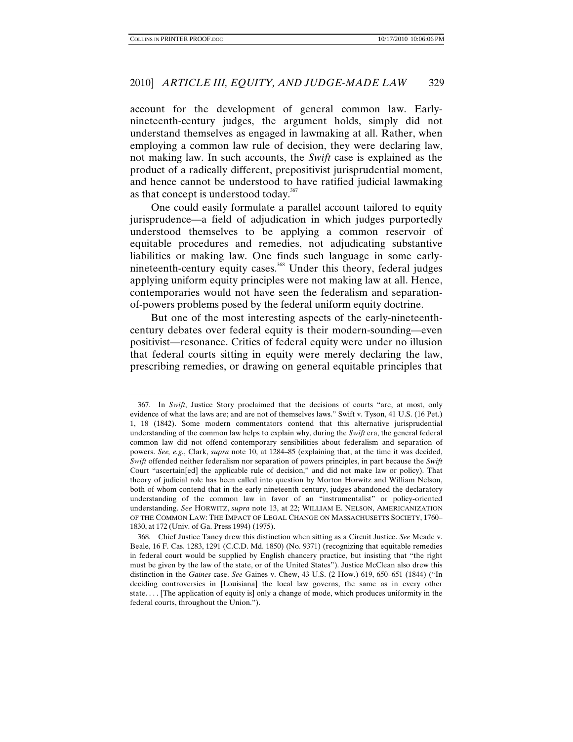account for the development of general common law. Early-nineteenth-century judges, the argument holds, simply did not understand themselves as engaged in lawmaking at all. Rather, when employing a common law rule of decision, they were declaring law, not making law. In such accounts, the *Swift* case is explained as the product of a radically different, prepositivist jurisprudential moment, and hence cannot be understood to have ratified judicial lawmaking as that concept is understood today.[367]

One could easily formulate a parallel account tailored to equity jurisprudence—a field of adjudication in which judges purportedly understood themselves to be applying a common reservoir of equitable procedures and remedies, not adjudicating substantive liabilities or making law. One finds such language in some early-nineteenth-century equity cases.[368] Under this theory, federal judges applying uniform equity principles were not making law at all. Hence, contemporaries would not have seen the federalism and separation-of-powers problems posed by the federal uniform equity doctrine.

But one of the most interesting aspects of the early-nineteenth-century debates over federal equity is their modern-sounding—even positivist—resonance. Critics of federal equity were under no illusion that federal courts sitting in equity were merely declaring the law, prescribing remedies, or drawing on general equitable principles that

---

367. In *Swift*, Justice Story proclaimed that the decisions of courts "are, at most, only evidence of what the laws are; and are not of themselves laws." Swift v. Tyson, 41 U.S. (16 Pet.) 1, 18 (1842). Some modern commentators contend that this alternative jurisprudential understanding of the common law helps to explain why, during the *Swift* era, the general federal common law did not offend contemporary sensibilities about federalism and separation of powers. *See, e.g.*, Clark, *supra* note 10, at 1284–85 (explaining that, at the time it was decided, *Swift* offended neither federalism nor separation of powers principles, in part because the *Swift* Court "ascertain[ed] the applicable rule of decision," and did not make law or policy). That theory of judicial role has been called into question by Morton Horwitz and William Nelson, both of whom contend that in the early nineteenth century, judges abandoned the declaratory understanding of the common law in favor of an "instrumentalist" or policy-oriented understanding. *See* HORWITZ, *supra* note 13, at 22; WILLIAM E. NELSON, AMERICANIZATION OF THE COMMON LAW: THE IMPACT OF LEGAL CHANGE ON MASSACHUSETTS SOCIETY, 1760–1830, at 172 (Univ. of Ga. Press 1994) (1975).

368. Chief Justice Taney drew this distinction when sitting as a Circuit Justice. *See* Meade v. Beale, 16 F. Cas. 1283, 1291 (C.C.D. Md. 1850) (No. 9371) (recognizing that equitable remedies in federal court would be supplied by English chancery practice, but insisting that "the right must be given by the law of the state, or of the United States"). Justice McClean also drew this distinction in the *Gaines* case. *See* Gaines v. Chew, 43 U.S. (2 How.) 619, 650–651 (1844) ("In deciding controversies in [Louisiana] the local law governs, the same as in every other state. . . . [The application of equity is] only a change of mode, which produces uniformity in the federal courts, throughout the Union.").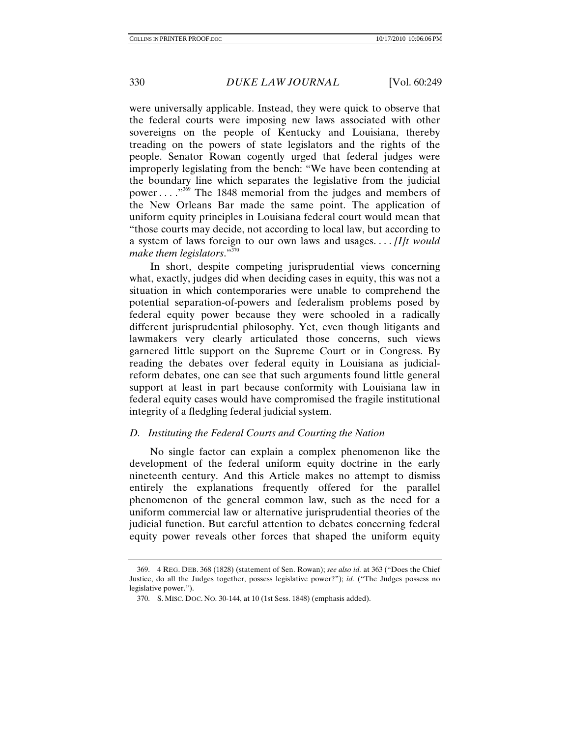were universally applicable. Instead, they were quick to observe that the federal courts were imposing new laws associated with other sovereigns on the people of Kentucky and Louisiana, thereby treading on the powers of state legislators and the rights of the people. Senator Rowan cogently urged that federal judges were improperly legislating from the bench: "We have been contending at the boundary line which separates the legislative from the judicial power . . . ."[369] The 1848 memorial from the judges and members of the New Orleans Bar made the same point. The application of uniform equity principles in Louisiana federal court would mean that "those courts may decide, not according to local law, but according to a system of laws foreign to our own laws and usages. . . . *[I]t would make them legislators*."[370]

In short, despite competing jurisprudential views concerning what, exactly, judges did when deciding cases in equity, this was not a situation in which contemporaries were unable to comprehend the potential separation-of-powers and federalism problems posed by federal equity power because they were schooled in a radically different jurisprudential philosophy. Yet, even though litigants and lawmakers very clearly articulated those concerns, such views garnered little support on the Supreme Court or in Congress. By reading the debates over federal equity in Louisiana as judicial-reform debates, one can see that such arguments found little general support at least in part because conformity with Louisiana law in federal equity cases would have compromised the fragile institutional integrity of a fledgling federal judicial system.

### *D. Instituting the Federal Courts and Courting the Nation*

No single factor can explain a complex phenomenon like the development of the federal uniform equity doctrine in the early nineteenth century. And this Article makes no attempt to dismiss entirely the explanations frequently offered for the parallel phenomenon of the general common law, such as the need for a uniform commercial law or alternative jurisprudential theories of the judicial function. But careful attention to debates concerning federal equity power reveals other forces that shaped the uniform equity

---

369. 4 REG. DEB. 368 (1828) (statement of Sen. Rowan); *see also id.* at 363 ("Does the Chief Justice, do all the Judges together, possess legislative power?"); *id.* ("The Judges possess no legislative power.").

370. S. MISC. DOC. NO. 30-144, at 10 (1st Sess. 1848) (emphasis added).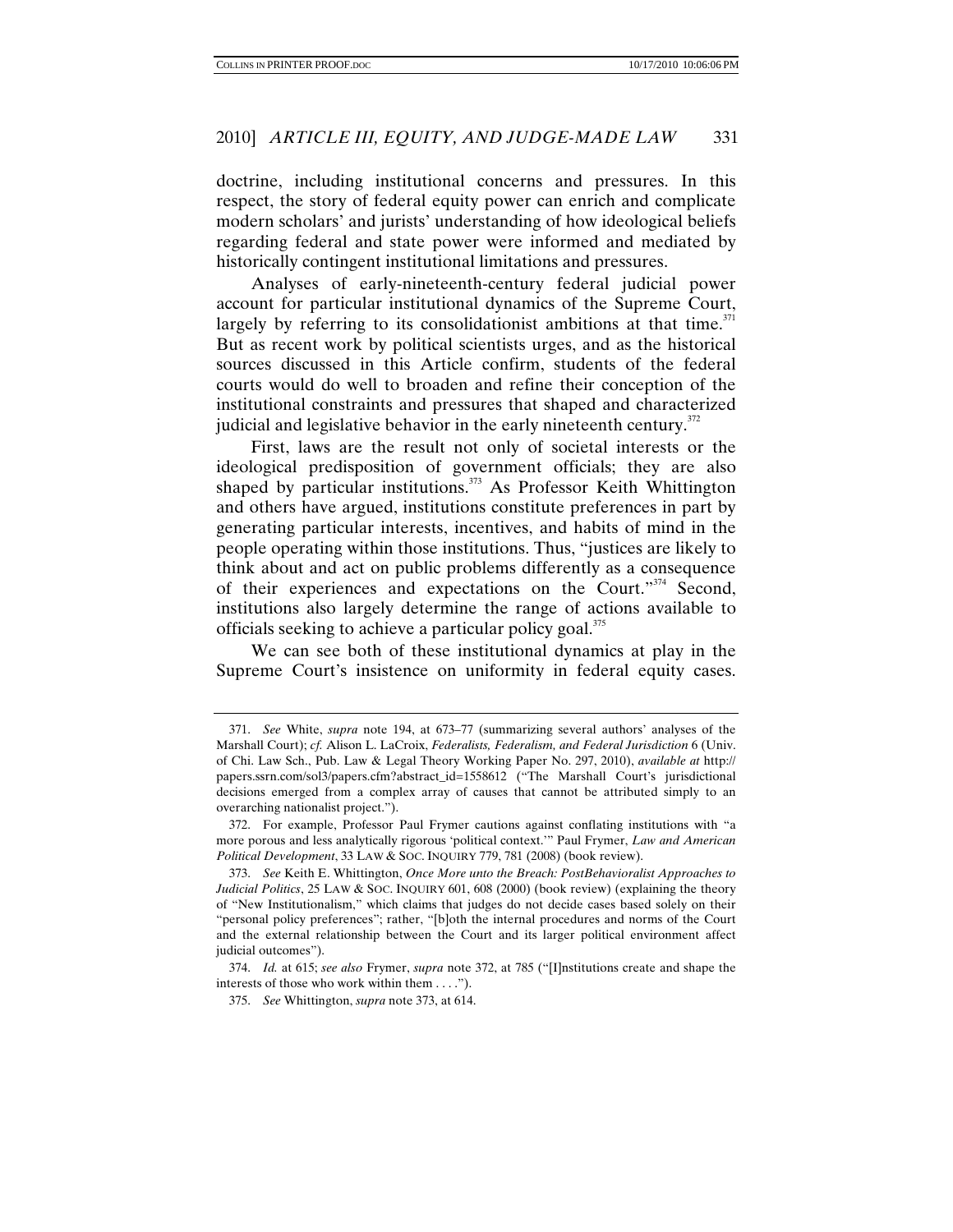doctrine, including institutional concerns and pressures. In this respect, the story of federal equity power can enrich and complicate modern scholars' and jurists' understanding of how ideological beliefs regarding federal and state power were informed and mediated by historically contingent institutional limitations and pressures.

Analyses of early-nineteenth-century federal judicial power account for particular institutional dynamics of the Supreme Court, largely by referring to its consolidationist ambitions at that time.[371] But as recent work by political scientists urges, and as the historical sources discussed in this Article confirm, students of the federal courts would do well to broaden and refine their conception of the institutional constraints and pressures that shaped and characterized judicial and legislative behavior in the early nineteenth century.[372]

First, laws are the result not only of societal interests or the ideological predisposition of government officials; they are also shaped by particular institutions.[373] As Professor Keith Whittington and others have argued, institutions constitute preferences in part by generating particular interests, incentives, and habits of mind in the people operating within those institutions. Thus, "justices are likely to think about and act on public problems differently as a consequence of their experiences and expectations on the Court."[374] Second, institutions also largely determine the range of actions available to officials seeking to achieve a particular policy goal.[375]

We can see both of these institutional dynamics at play in the Supreme Court's insistence on uniformity in federal equity cases.

---

371. *See* White, *supra* note 194, at 673–77 (summarizing several authors' analyses of the Marshall Court); *cf.* Alison L. LaCroix, *Federalists, Federalism, and Federal Jurisdiction* 6 (Univ. of Chi. Law Sch., Pub. Law & Legal Theory Working Paper No. 297, 2010), *available at* http://papers.ssrn.com/sol3/papers.cfm?abstract_id=1558612 ("The Marshall Court's jurisdictional decisions emerged from a complex array of causes that cannot be attributed simply to an overarching nationalist project.").

372. For example, Professor Paul Frymer cautions against conflating institutions with "a more porous and less analytically rigorous 'political context.'" Paul Frymer, *Law and American Political Development*, 33 LAW & SOC. INQUIRY 779, 781 (2008) (book review).

373. *See* Keith E. Whittington, *Once More unto the Breach: PostBehavioralist Approaches to Judicial Politics*, 25 LAW & SOC. INQUIRY 601, 608 (2000) (book review) (explaining the theory of "New Institutionalism," which claims that judges do not decide cases based solely on their "personal policy preferences"; rather, "[b]oth the internal procedures and norms of the Court and the external relationship between the Court and its larger political environment affect judicial outcomes").

374. *Id.* at 615; *see also* Frymer, *supra* note 372, at 785 ("[I]nstitutions create and shape the interests of those who work within them . . . .").

375. *See* Whittington, *supra* note 373, at 614.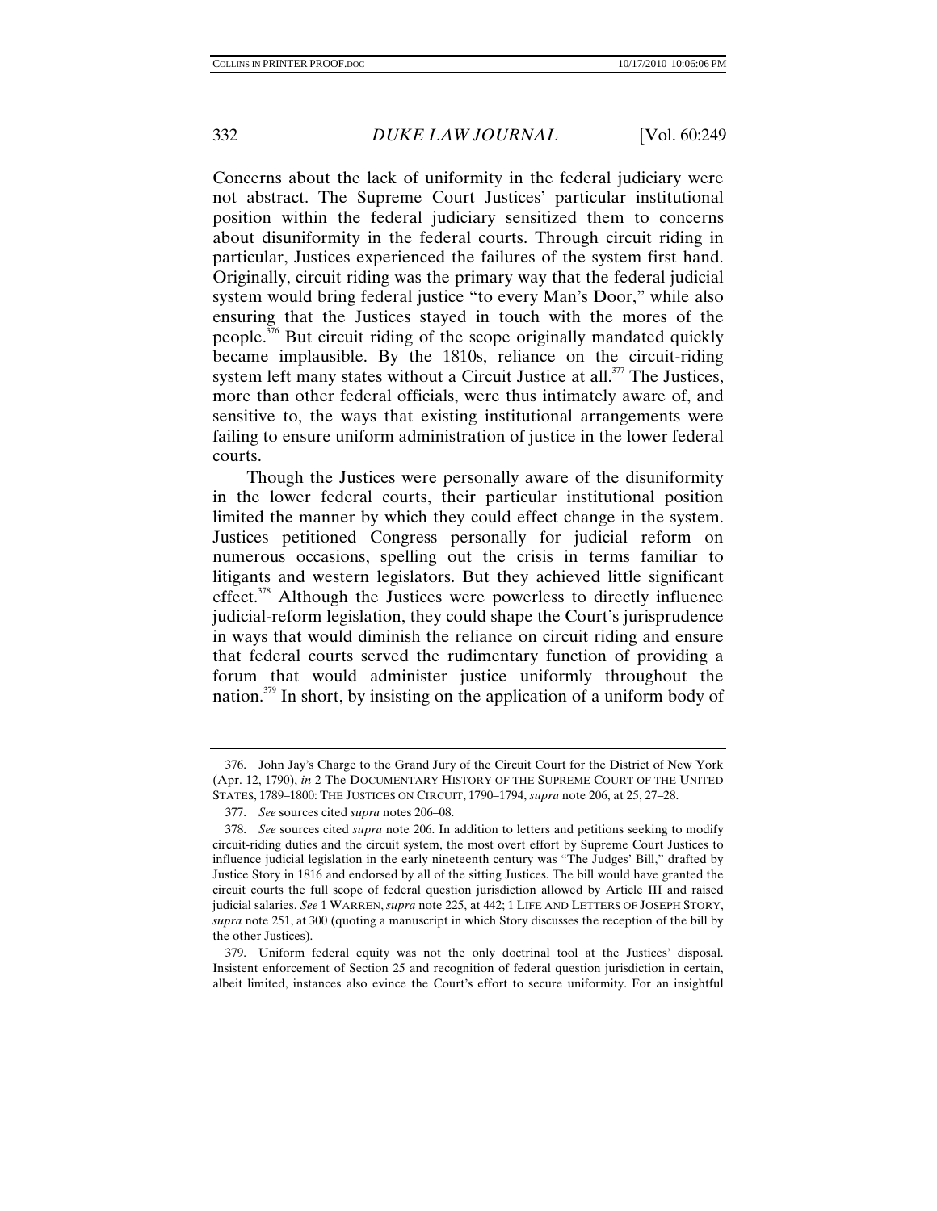Concerns about the lack of uniformity in the federal judiciary were not abstract. The Supreme Court Justices' particular institutional position within the federal judiciary sensitized them to concerns about disuniformity in the federal courts. Through circuit riding in particular, Justices experienced the failures of the system first hand. Originally, circuit riding was the primary way that the federal judicial system would bring federal justice "to every Man's Door," while also ensuring that the Justices stayed in touch with the mores of the people.[376] But circuit riding of the scope originally mandated quickly became implausible. By the 1810s, reliance on the circuit-riding system left many states without a Circuit Justice at all.[377] The Justices, more than other federal officials, were thus intimately aware of, and sensitive to, the ways that existing institutional arrangements were failing to ensure uniform administration of justice in the lower federal courts.

Though the Justices were personally aware of the disuniformity in the lower federal courts, their particular institutional position limited the manner by which they could effect change in the system. Justices petitioned Congress personally for judicial reform on numerous occasions, spelling out the crisis in terms familiar to litigants and western legislators. But they achieved little significant effect.[378] Although the Justices were powerless to directly influence judicial-reform legislation, they could shape the Court's jurisprudence in ways that would diminish the reliance on circuit riding and ensure that federal courts served the rudimentary function of providing a forum that would administer justice uniformly throughout the nation.[379] In short, by insisting on the application of a uniform body of

---

376. John Jay's Charge to the Grand Jury of the Circuit Court for the District of New York (Apr. 12, 1790), *in* 2 The DOCUMENTARY HISTORY OF THE SUPREME COURT OF THE UNITED STATES, 1789–1800: THE JUSTICES ON CIRCUIT, 1790–1794, *supra* note 206, at 25, 27–28.

377. *See* sources cited *supra* notes 206–08.

378. *See* sources cited *supra* note 206. In addition to letters and petitions seeking to modify circuit-riding duties and the circuit system, the most overt effort by Supreme Court Justices to influence judicial legislation in the early nineteenth century was "The Judges' Bill," drafted by Justice Story in 1816 and endorsed by all of the sitting Justices. The bill would have granted the circuit courts the full scope of federal question jurisdiction allowed by Article III and raised judicial salaries. *See* 1 WARREN, *supra* note 225, at 442; 1 LIFE AND LETTERS OF JOSEPH STORY, *supra* note 251, at 300 (quoting a manuscript in which Story discusses the reception of the bill by the other Justices).

379. Uniform federal equity was not the only doctrinal tool at the Justices' disposal. Insistent enforcement of Section 25 and recognition of federal question jurisdiction in certain, albeit limited, instances also evince the Court's effort to secure uniformity. For an insightful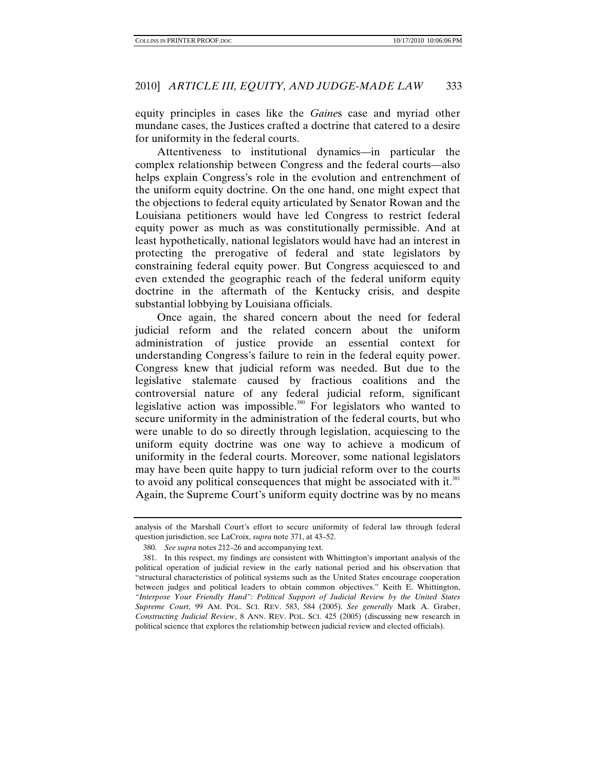equity principles in cases like the *Gaine*s case and myriad other mundane cases, the Justices crafted a doctrine that catered to a desire for uniformity in the federal courts.

Attentiveness to institutional dynamics—in particular the complex relationship between Congress and the federal courts—also helps explain Congress's role in the evolution and entrenchment of the uniform equity doctrine. On the one hand, one might expect that the objections to federal equity articulated by Senator Rowan and the Louisiana petitioners would have led Congress to restrict federal equity power as much as was constitutionally permissible. And at least hypothetically, national legislators would have had an interest in protecting the prerogative of federal and state legislators by constraining federal equity power. But Congress acquiesced to and even extended the geographic reach of the federal uniform equity doctrine in the aftermath of the Kentucky crisis, and despite substantial lobbying by Louisiana officials.

Once again, the shared concern about the need for federal judicial reform and the related concern about the uniform administration of justice provide an essential context for understanding Congress's failure to rein in the federal equity power. Congress knew that judicial reform was needed. But due to the legislative stalemate caused by fractious coalitions and the controversial nature of any federal judicial reform, significant legislative action was impossible.[380] For legislators who wanted to secure uniformity in the administration of the federal courts, but who were unable to do so directly through legislation, acquiescing to the uniform equity doctrine was one way to achieve a modicum of uniformity in the federal courts. Moreover, some national legislators may have been quite happy to turn judicial reform over to the courts to avoid any political consequences that might be associated with it.[381] Again, the Supreme Court's uniform equity doctrine was by no means

---

analysis of the Marshall Court's effort to secure uniformity of federal law through federal question jurisdiction, see LaCroix, *supra* note 371, at 43–52.

380. *See supra* notes 212–26 and accompanying text.

381. In this respect, my findings are consistent with Whittington's important analysis of the political operation of judicial review in the early national period and his observation that "structural characteristics of political systems such as the United States encourage cooperation between judges and political leaders to obtain common objectives." Keith E. Whittington, *"Interpose Your Friendly Hand": Political Support of Judicial Review by the United States Supreme Court*, 99 AM. POL. SCI. REV. 583, 584 (2005). *See generally* Mark A. Graber, *Constructing Judicial Review*, 8 ANN. REV. POL. SCI. 425 (2005) (discussing new research in political science that explores the relationship between judicial review and elected officials).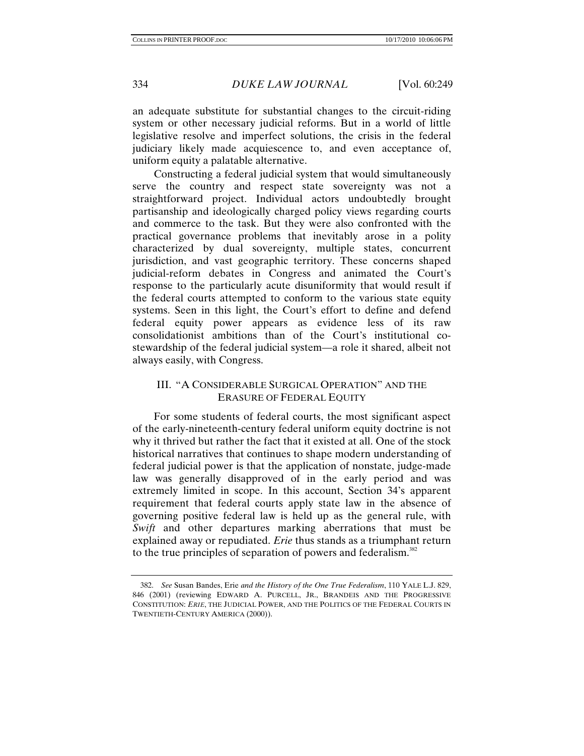an adequate substitute for substantial changes to the circuit-riding system or other necessary judicial reforms. But in a world of little legislative resolve and imperfect solutions, the crisis in the federal judiciary likely made acquiescence to, and even acceptance of, uniform equity a palatable alternative.

Constructing a federal judicial system that would simultaneously serve the country and respect state sovereignty was not a straightforward project. Individual actors undoubtedly brought partisanship and ideologically charged policy views regarding courts and commerce to the task. But they were also confronted with the practical governance problems that inevitably arose in a polity characterized by dual sovereignty, multiple states, concurrent jurisdiction, and vast geographic territory. These concerns shaped judicial-reform debates in Congress and animated the Court's response to the particularly acute disuniformity that would result if the federal courts attempted to conform to the various state equity systems. Seen in this light, the Court's effort to define and defend federal equity power appears as evidence less of its raw consolidationist ambitions than of the Court's institutional co-stewardship of the federal judicial system—a role it shared, albeit not always easily, with Congress.

## III. "A CONSIDERABLE SURGICAL OPERATION" AND THE ERASURE OF FEDERAL EQUITY

For some students of federal courts, the most significant aspect of the early-nineteenth-century federal uniform equity doctrine is not why it thrived but rather the fact that it existed at all. One of the stock historical narratives that continues to shape modern understanding of federal judicial power is that the application of nonstate, judge-made law was generally disapproved of in the early period and was extremely limited in scope. In this account, Section 34's apparent requirement that federal courts apply state law in the absence of governing positive federal law is held up as the general rule, with *Swift* and other departures marking aberrations that must be explained away or repudiated. *Erie* thus stands as a triumphant return to the true principles of separation of powers and federalism.[382]

---

382. *See* Susan Bandes, Erie *and the History of the One True Federalism*, 110 YALE L.J. 829, 846 (2001) (reviewing EDWARD A. PURCELL, JR., BRANDEIS AND THE PROGRESSIVE CONSTITUTION: *ERIE*, THE JUDICIAL POWER, AND THE POLITICS OF THE FEDERAL COURTS IN TWENTIETH-CENTURY AMERICA (2000)).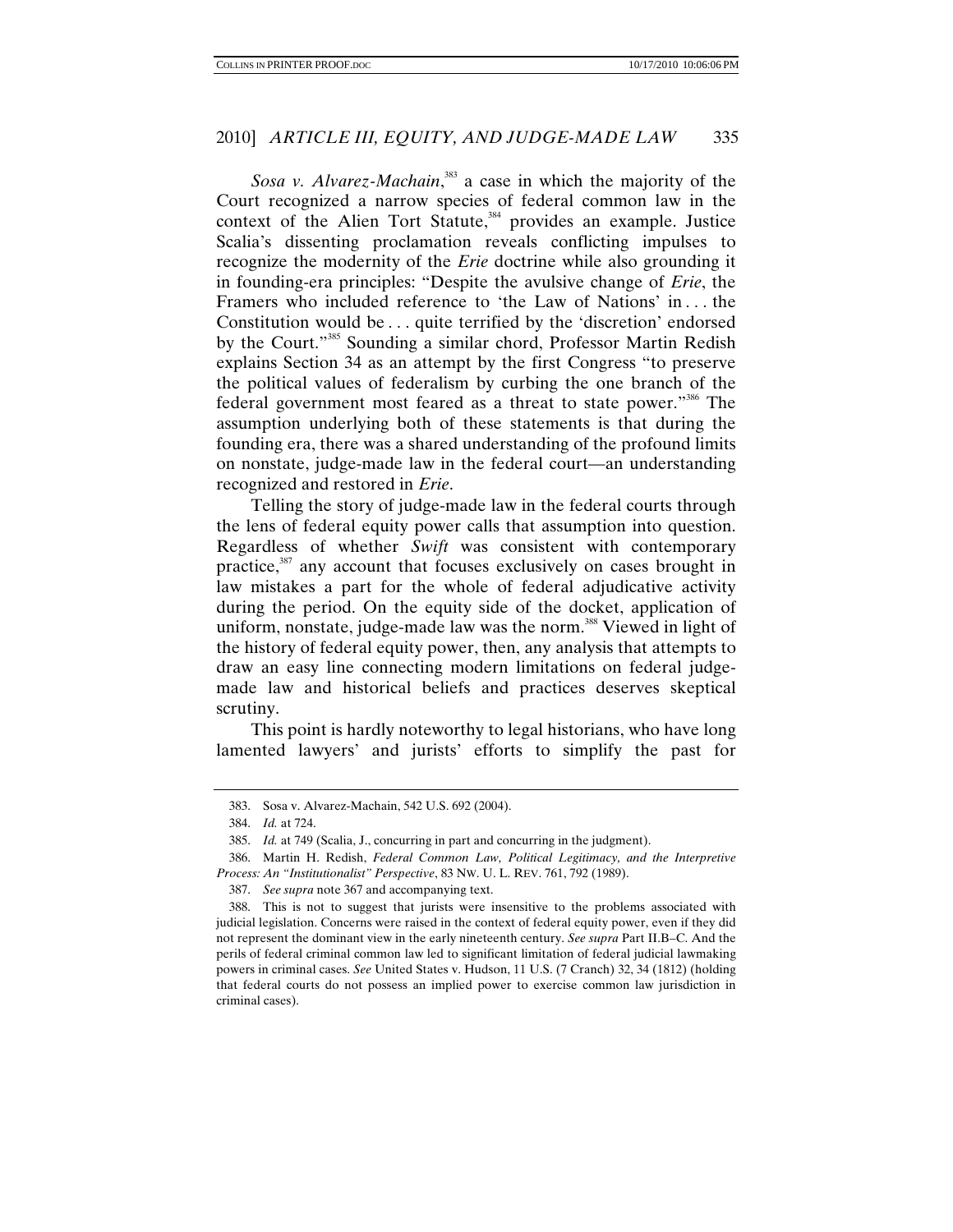*Sosa v. Alvarez-Machain*,[383] a case in which the majority of the Court recognized a narrow species of federal common law in the context of the Alien Tort Statute,[384] provides an example. Justice Scalia's dissenting proclamation reveals conflicting impulses to recognize the modernity of the *Erie* doctrine while also grounding it in founding-era principles: "Despite the avulsive change of *Erie*, the Framers who included reference to 'the Law of Nations' in . . . the Constitution would be . . . quite terrified by the 'discretion' endorsed by the Court."[385] Sounding a similar chord, Professor Martin Redish explains Section 34 as an attempt by the first Congress "to preserve the political values of federalism by curbing the one branch of the federal government most feared as a threat to state power."[386] The assumption underlying both of these statements is that during the founding era, there was a shared understanding of the profound limits on nonstate, judge-made law in the federal court—an understanding recognized and restored in *Erie*.

Telling the story of judge-made law in the federal courts through the lens of federal equity power calls that assumption into question. Regardless of whether *Swift* was consistent with contemporary practice,[387] any account that focuses exclusively on cases brought in law mistakes a part for the whole of federal adjudicative activity during the period. On the equity side of the docket, application of uniform, nonstate, judge-made law was the norm.[388] Viewed in light of the history of federal equity power, then, any analysis that attempts to draw an easy line connecting modern limitations on federal judge-made law and historical beliefs and practices deserves skeptical scrutiny.

This point is hardly noteworthy to legal historians, who have long lamented lawyers' and jurists' efforts to simplify the past for

---

383. Sosa v. Alvarez-Machain, 542 U.S. 692 (2004).

384. *Id.* at 724.

385. *Id.* at 749 (Scalia, J., concurring in part and concurring in the judgment).

386. Martin H. Redish, *Federal Common Law, Political Legitimacy, and the Interpretive Process: An "Institutionalist" Perspective*, 83 NW. U. L. REV. 761, 792 (1989).

387. *See supra* note 367 and accompanying text.

388. This is not to suggest that jurists were insensitive to the problems associated with judicial legislation. Concerns were raised in the context of federal equity power, even if they did not represent the dominant view in the early nineteenth century. *See supra* Part II.B–C. And the perils of federal criminal common law led to significant limitation of federal judicial lawmaking powers in criminal cases. *See* United States v. Hudson, 11 U.S. (7 Cranch) 32, 34 (1812) (holding that federal courts do not possess an implied power to exercise common law jurisdiction in criminal cases).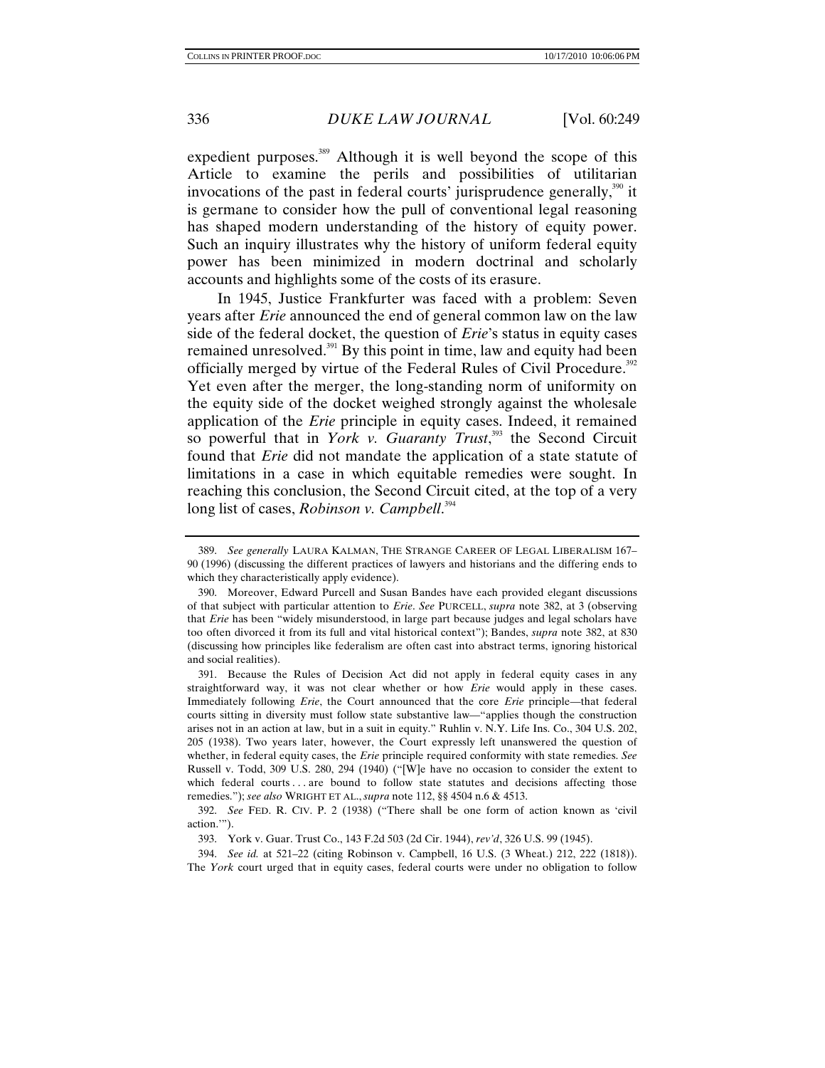expedient purposes.[389] Although it is well beyond the scope of this Article to examine the perils and possibilities of utilitarian invocations of the past in federal courts' jurisprudence generally,[390] it is germane to consider how the pull of conventional legal reasoning has shaped modern understanding of the history of equity power. Such an inquiry illustrates why the history of uniform federal equity power has been minimized in modern doctrinal and scholarly accounts and highlights some of the costs of its erasure.

In 1945, Justice Frankfurter was faced with a problem: Seven years after *Erie* announced the end of general common law on the law side of the federal docket, the question of *Erie*'s status in equity cases remained unresolved.[391] By this point in time, law and equity had been officially merged by virtue of the Federal Rules of Civil Procedure.[392] Yet even after the merger, the long-standing norm of uniformity on the equity side of the docket weighed strongly against the wholesale application of the *Erie* principle in equity cases. Indeed, it remained so powerful that in *York v. Guaranty Trust*,[393] the Second Circuit found that *Erie* did not mandate the application of a state statute of limitations in a case in which equitable remedies were sought. In reaching this conclusion, the Second Circuit cited, at the top of a very long list of cases, *Robinson v. Campbell*.[394]

---

389. *See generally* LAURA KALMAN, THE STRANGE CAREER OF LEGAL LIBERALISM 167–90 (1996) (discussing the different practices of lawyers and historians and the differing ends to which they characteristically apply evidence).

390. Moreover, Edward Purcell and Susan Bandes have each provided elegant discussions of that subject with particular attention to *Erie*. *See* PURCELL, *supra* note 382, at 3 (observing that *Erie* has been "widely misunderstood, in large part because judges and legal scholars have too often divorced it from its full and vital historical context"); Bandes, *supra* note 382, at 830 (discussing how principles like federalism are often cast into abstract terms, ignoring historical and social realities).

391. Because the Rules of Decision Act did not apply in federal equity cases in any straightforward way, it was not clear whether or how *Erie* would apply in these cases. Immediately following *Erie*, the Court announced that the core *Erie* principle—that federal courts sitting in diversity must follow state substantive law—"applies though the construction arises not in an action at law, but in a suit in equity." Ruhlin v. N.Y. Life Ins. Co., 304 U.S. 202, 205 (1938). Two years later, however, the Court expressly left unanswered the question of whether, in federal equity cases, the *Erie* principle required conformity with state remedies. *See* Russell v. Todd, 309 U.S. 280, 294 (1940) ("[W]e have no occasion to consider the extent to which federal courts . . . are bound to follow state statutes and decisions affecting those remedies."); *see also* WRIGHT ET AL., *supra* note 112, §§ 4504 n.6 & 4513.

392. *See* FED. R. CIV. P. 2 (1938) ("There shall be one form of action known as 'civil action.'").

393. York v. Guar. Trust Co., 143 F.2d 503 (2d Cir. 1944), *rev'd*, 326 U.S. 99 (1945).

394. *See id.* at 521–22 (citing Robinson v. Campbell, 16 U.S. (3 Wheat.) 212, 222 (1818)). The *York* court urged that in equity cases, federal courts were under no obligation to follow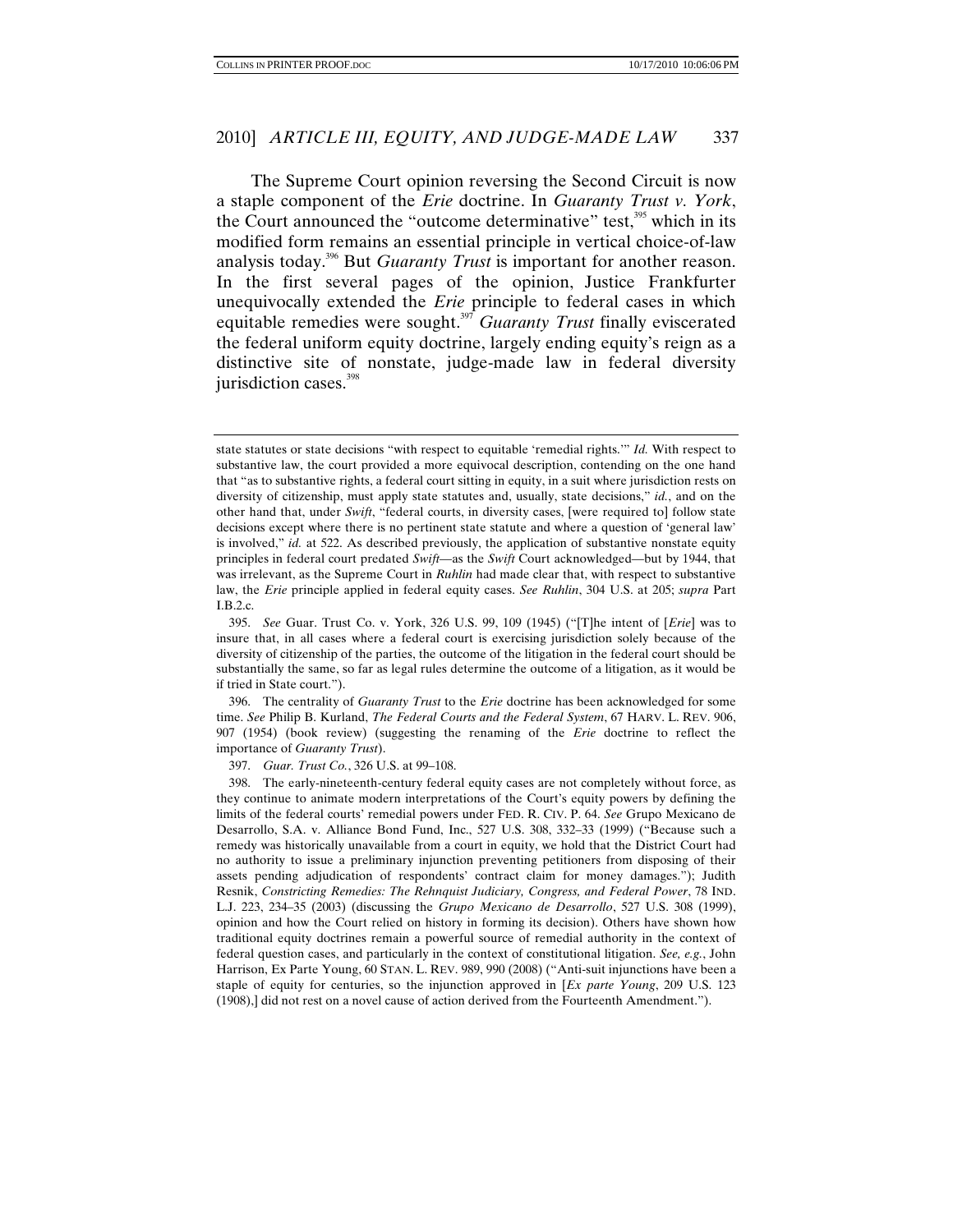The Supreme Court opinion reversing the Second Circuit is now a staple component of the *Erie* doctrine. In *Guaranty Trust v. York*, the Court announced the "outcome determinative" test,[395] which in its modified form remains an essential principle in vertical choice-of-law analysis today.[396] But *Guaranty Trust* is important for another reason. In the first several pages of the opinion, Justice Frankfurter unequivocally extended the *Erie* principle to federal cases in which equitable remedies were sought.[397] *Guaranty Trust* finally eviscerated the federal uniform equity doctrine, largely ending equity's reign as a distinctive site of nonstate, judge-made law in federal diversity jurisdiction cases.[398]

---

state statutes or state decisions "with respect to equitable 'remedial rights.'" *Id.* With respect to substantive law, the court provided a more equivocal description, contending on the one hand that "as to substantive rights, a federal court sitting in equity, in a suit where jurisdiction rests on diversity of citizenship, must apply state statutes and, usually, state decisions," *id.*, and on the other hand that, under *Swift*, "federal courts, in diversity cases, [were required to] follow state decisions except where there is no pertinent state statute and where a question of 'general law' is involved," *id.* at 522. As described previously, the application of substantive nonstate equity principles in federal court predated *Swift*—as the *Swift* Court acknowledged—but by 1944, that was irrelevant, as the Supreme Court in *Ruhlin* had made clear that, with respect to substantive law, the *Erie* principle applied in federal equity cases. *See Ruhlin*, 304 U.S. at 205; *supra* Part I.B.2.c.

395. *See* Guar. Trust Co. v. York, 326 U.S. 99, 109 (1945) ("[T]he intent of [*Erie*] was to insure that, in all cases where a federal court is exercising jurisdiction solely because of the diversity of citizenship of the parties, the outcome of the litigation in the federal court should be substantially the same, so far as legal rules determine the outcome of a litigation, as it would be if tried in State court.").

396. The centrality of *Guaranty Trust* to the *Erie* doctrine has been acknowledged for some time. *See* Philip B. Kurland, *The Federal Courts and the Federal System*, 67 HARV. L. REV. 906, 907 (1954) (book review) (suggesting the renaming of the *Erie* doctrine to reflect the importance of *Guaranty Trust*).

397. *Guar. Trust Co.*, 326 U.S. at 99–108.

398. The early-nineteenth-century federal equity cases are not completely without force, as they continue to animate modern interpretations of the Court's equity powers by defining the limits of the federal courts' remedial powers under FED. R. CIV. P. 64. *See* Grupo Mexicano de Desarrollo, S.A. v. Alliance Bond Fund, Inc., 527 U.S. 308, 332–33 (1999) ("Because such a remedy was historically unavailable from a court in equity, we hold that the District Court had no authority to issue a preliminary injunction preventing petitioners from disposing of their assets pending adjudication of respondents' contract claim for money damages."); Judith Resnik, *Constricting Remedies: The Rehnquist Judiciary, Congress, and Federal Power*, 78 IND. L.J. 223, 234–35 (2003) (discussing the *Grupo Mexicano de Desarrollo*, 527 U.S. 308 (1999), opinion and how the Court relied on history in forming its decision). Others have shown how traditional equity doctrines remain a powerful source of remedial authority in the context of federal question cases, and particularly in the context of constitutional litigation. *See, e.g.*, John Harrison, Ex Parte Young, 60 STAN. L. REV. 989, 990 (2008) ("Anti-suit injunctions have been a staple of equity for centuries, so the injunction approved in [*Ex parte Young*, 209 U.S. 123 (1908),] did not rest on a novel cause of action derived from the Fourteenth Amendment.").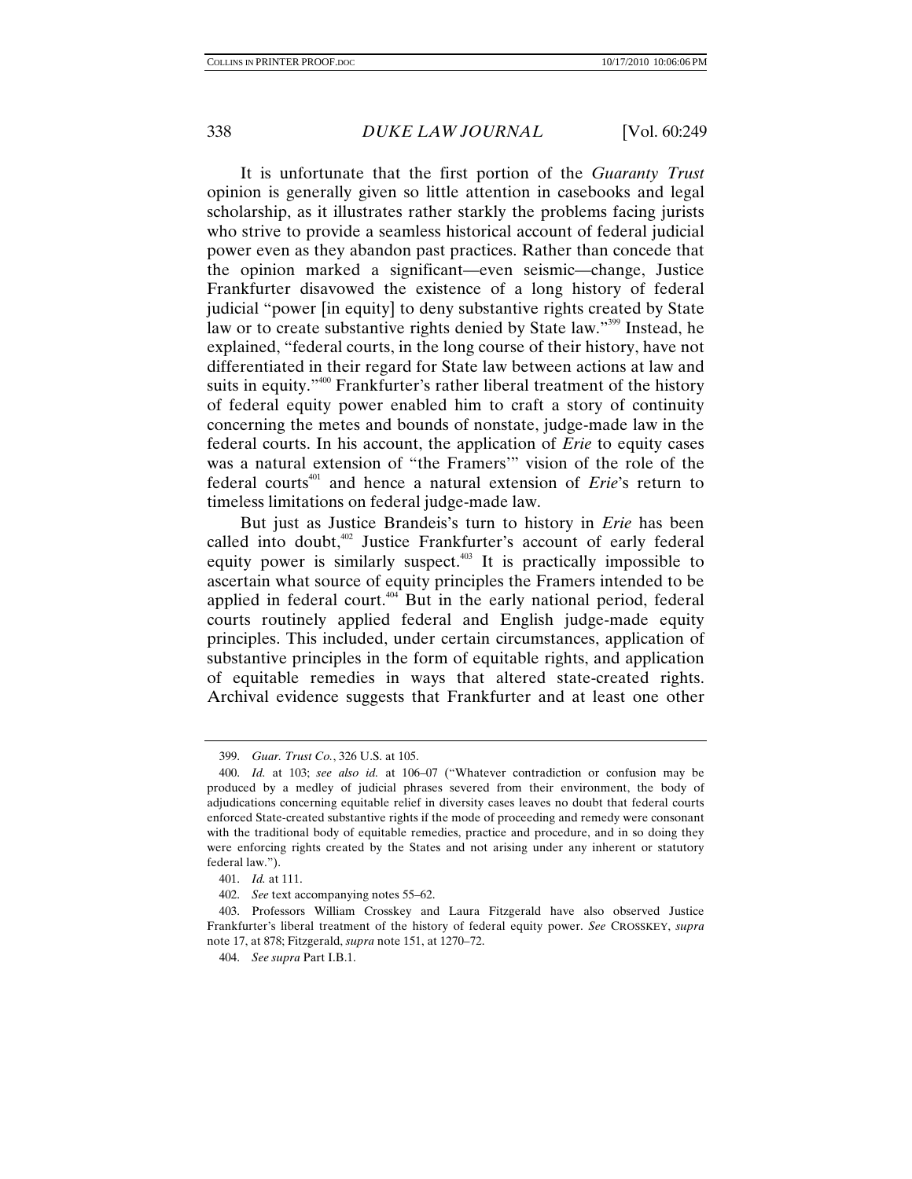It is unfortunate that the first portion of the *Guaranty Trust* opinion is generally given so little attention in casebooks and legal scholarship, as it illustrates rather starkly the problems facing jurists who strive to provide a seamless historical account of federal judicial power even as they abandon past practices. Rather than concede that the opinion marked a significant—even seismic—change, Justice Frankfurter disavowed the existence of a long history of federal judicial "power [in equity] to deny substantive rights created by State law or to create substantive rights denied by State law."[399] Instead, he explained, "federal courts, in the long course of their history, have not differentiated in their regard for State law between actions at law and suits in equity."[400] Frankfurter's rather liberal treatment of the history of federal equity power enabled him to craft a story of continuity concerning the metes and bounds of nonstate, judge-made law in the federal courts. In his account, the application of *Erie* to equity cases was a natural extension of "the Framers'" vision of the role of the federal courts[401] and hence a natural extension of *Erie*'s return to timeless limitations on federal judge-made law.

But just as Justice Brandeis's turn to history in *Erie* has been called into doubt,[402] Justice Frankfurter's account of early federal equity power is similarly suspect.[403] It is practically impossible to ascertain what source of equity principles the Framers intended to be applied in federal court.[404] But in the early national period, federal courts routinely applied federal and English judge-made equity principles. This included, under certain circumstances, application of substantive principles in the form of equitable rights, and application of equitable remedies in ways that altered state-created rights. Archival evidence suggests that Frankfurter and at least one other

---

399. *Guar. Trust Co.*, 326 U.S. at 105.

400. *Id.* at 103; *see also id.* at 106–07 ("Whatever contradiction or confusion may be produced by a medley of judicial phrases severed from their environment, the body of adjudications concerning equitable relief in diversity cases leaves no doubt that federal courts enforced State-created substantive rights if the mode of proceeding and remedy were consonant with the traditional body of equitable remedies, practice and procedure, and in so doing they were enforcing rights created by the States and not arising under any inherent or statutory federal law.").

401. *Id.* at 111.

402. *See* text accompanying notes 55–62.

403. Professors William Crosskey and Laura Fitzgerald have also observed Justice Frankfurter's liberal treatment of the history of federal equity power. *See* CROSSKEY, *supra* note 17, at 878; Fitzgerald, *supra* note 151, at 1270–72.

404. *See supra* Part I.B.1.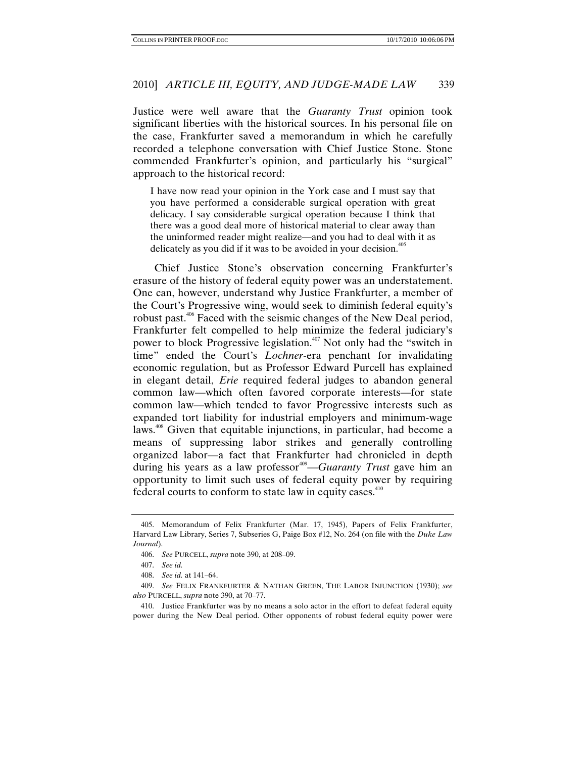Justice were well aware that the *Guaranty Trust* opinion took significant liberties with the historical sources. In his personal file on the case, Frankfurter saved a memorandum in which he carefully recorded a telephone conversation with Chief Justice Stone. Stone commended Frankfurter's opinion, and particularly his "surgical" approach to the historical record:

> I have now read your opinion in the York case and I must say that you have performed a considerable surgical operation with great delicacy. I say considerable surgical operation because I think that there was a good deal more of historical material to clear away than the uninformed reader might realize—and you had to deal with it as delicately as you did if it was to be avoided in your decision.[405]

Chief Justice Stone's observation concerning Frankfurter's erasure of the history of federal equity power was an understatement. One can, however, understand why Justice Frankfurter, a member of the Court's Progressive wing, would seek to diminish federal equity's robust past.[406] Faced with the seismic changes of the New Deal period, Frankfurter felt compelled to help minimize the federal judiciary's power to block Progressive legislation.[407] Not only had the "switch in time" ended the Court's *Lochner*-era penchant for invalidating economic regulation, but as Professor Edward Purcell has explained in elegant detail, *Erie* required federal judges to abandon general common law—which often favored corporate interests—for state common law—which tended to favor Progressive interests such as expanded tort liability for industrial employers and minimum-wage laws.[408] Given that equitable injunctions, in particular, had become a means of suppressing labor strikes and generally controlling organized labor—a fact that Frankfurter had chronicled in depth during his years as a law professor[409]—*Guaranty Trust* gave him an opportunity to limit such uses of federal equity power by requiring federal courts to conform to state law in equity cases.[410]

---

405. Memorandum of Felix Frankfurter (Mar. 17, 1945), Papers of Felix Frankfurter, Harvard Law Library, Series 7, Subseries G, Paige Box #12, No. 264 (on file with the *Duke Law Journal*).

406. *See* PURCELL, *supra* note 390, at 208–09.

407. *See id.*

408. *See id.* at 141–64.

409. *See* FELIX FRANKFURTER & NATHAN GREEN, THE LABOR INJUNCTION (1930); *see also* PURCELL, *supra* note 390, at 70–77.

410. Justice Frankfurter was by no means a solo actor in the effort to defeat federal equity power during the New Deal period. Other opponents of robust federal equity power were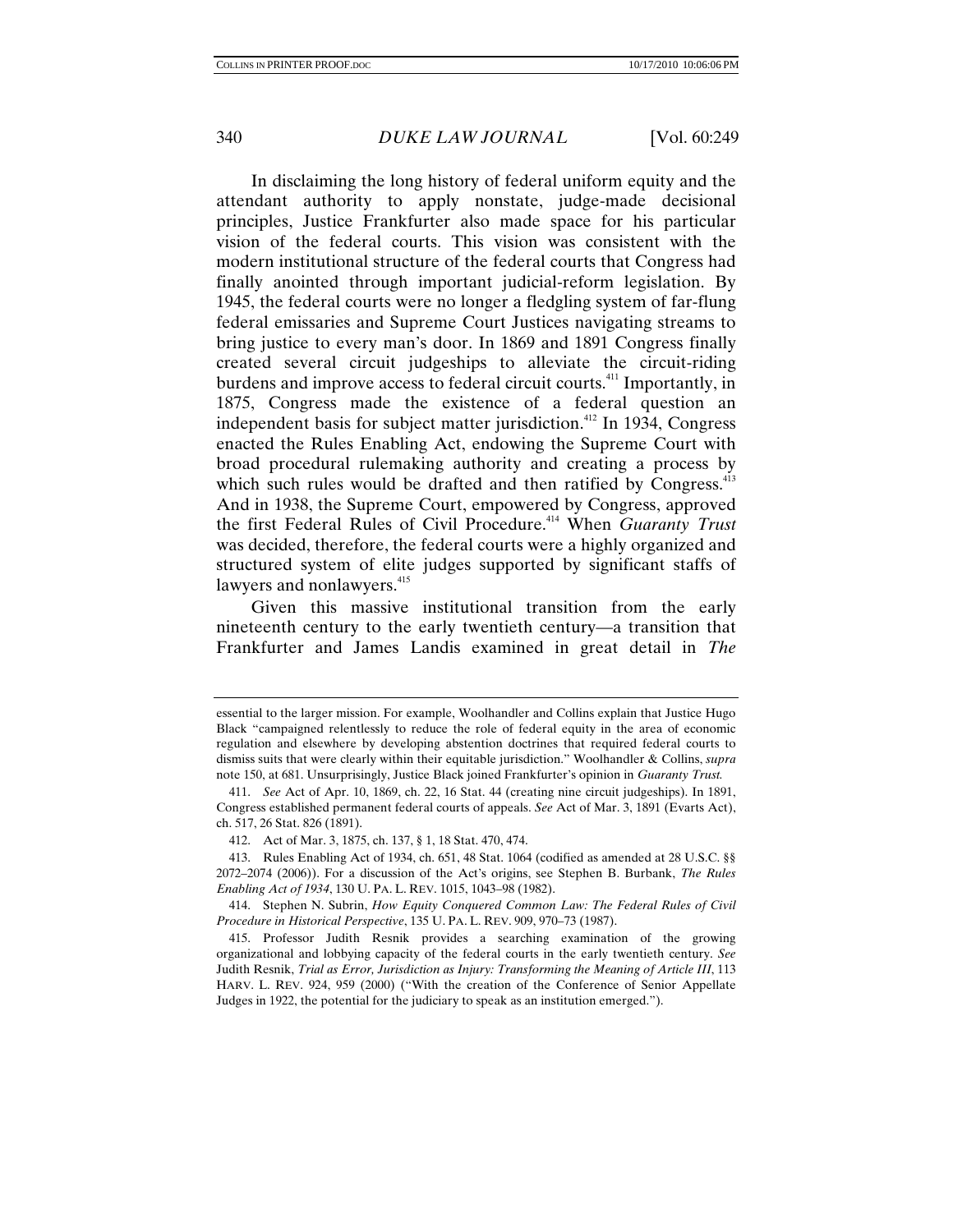In disclaiming the long history of federal uniform equity and the attendant authority to apply nonstate, judge-made decisional principles, Justice Frankfurter also made space for his particular vision of the federal courts. This vision was consistent with the modern institutional structure of the federal courts that Congress had finally anointed through important judicial-reform legislation. By 1945, the federal courts were no longer a fledgling system of far-flung federal emissaries and Supreme Court Justices navigating streams to bring justice to every man's door. In 1869 and 1891 Congress finally created several circuit judgeships to alleviate the circuit-riding burdens and improve access to federal circuit courts.[411] Importantly, in 1875, Congress made the existence of a federal question an independent basis for subject matter jurisdiction.[412] In 1934, Congress enacted the Rules Enabling Act, endowing the Supreme Court with broad procedural rulemaking authority and creating a process by which such rules would be drafted and then ratified by Congress.[413] And in 1938, the Supreme Court, empowered by Congress, approved the first Federal Rules of Civil Procedure.[414] When *Guaranty Trust* was decided, therefore, the federal courts were a highly organized and structured system of elite judges supported by significant staffs of lawyers and nonlawyers.[415]

Given this massive institutional transition from the early nineteenth century to the early twentieth century—a transition that Frankfurter and James Landis examined in great detail in *The*

---

essential to the larger mission. For example, Woolhandler and Collins explain that Justice Hugo Black "campaigned relentlessly to reduce the role of federal equity in the area of economic regulation and elsewhere by developing abstention doctrines that required federal courts to dismiss suits that were clearly within their equitable jurisdiction." Woolhandler & Collins, *supra* note 150, at 681. Unsurprisingly, Justice Black joined Frankfurter's opinion in *Guaranty Trust.*

411. *See* Act of Apr. 10, 1869, ch. 22, 16 Stat. 44 (creating nine circuit judgeships). In 1891, Congress established permanent federal courts of appeals. *See* Act of Mar. 3, 1891 (Evarts Act), ch. 517, 26 Stat. 826 (1891).

412. Act of Mar. 3, 1875, ch. 137, § 1, 18 Stat. 470, 474.

413. Rules Enabling Act of 1934, ch. 651, 48 Stat. 1064 (codified as amended at 28 U.S.C. §§ 2072–2074 (2006)). For a discussion of the Act's origins, see Stephen B. Burbank, *The Rules Enabling Act of 1934*, 130 U. PA. L. REV. 1015, 1043–98 (1982).

414. Stephen N. Subrin, *How Equity Conquered Common Law: The Federal Rules of Civil Procedure in Historical Perspective*, 135 U. PA. L. REV. 909, 970–73 (1987).

415. Professor Judith Resnik provides a searching examination of the growing organizational and lobbying capacity of the federal courts in the early twentieth century. *See* Judith Resnik, *Trial as Error, Jurisdiction as Injury: Transforming the Meaning of Article III*, 113 HARV. L. REV. 924, 959 (2000) ("With the creation of the Conference of Senior Appellate Judges in 1922, the potential for the judiciary to speak as an institution emerged.").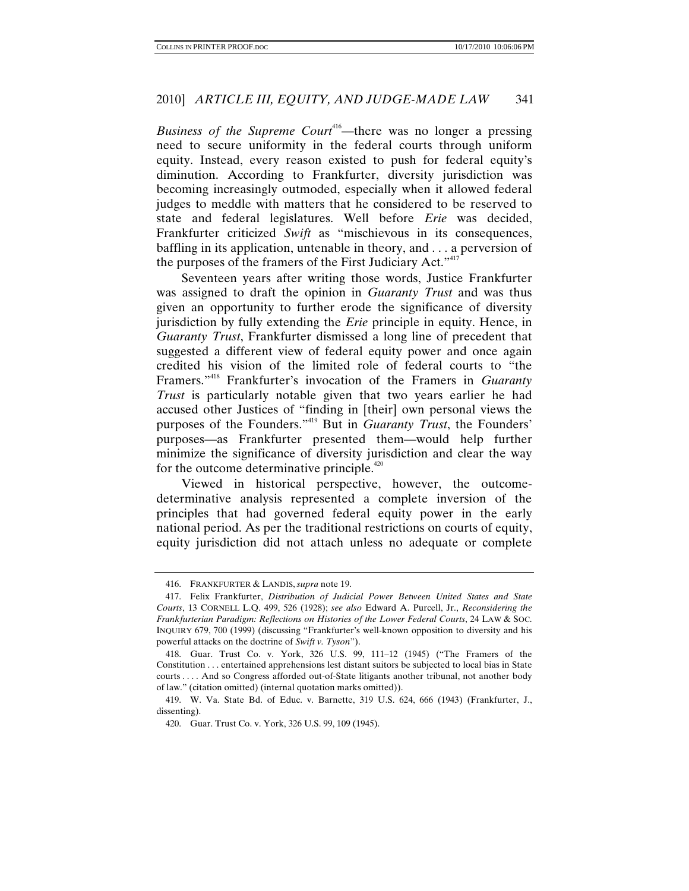*Business of the Supreme Court*[416]—there was no longer a pressing need to secure uniformity in the federal courts through uniform equity. Instead, every reason existed to push for federal equity's diminution. According to Frankfurter, diversity jurisdiction was becoming increasingly outmoded, especially when it allowed federal judges to meddle with matters that he considered to be reserved to state and federal legislatures. Well before *Erie* was decided, Frankfurter criticized *Swift* as "mischievous in its consequences, baffling in its application, untenable in theory, and . . . a perversion of the purposes of the framers of the First Judiciary Act."[417]

Seventeen years after writing those words, Justice Frankfurter was assigned to draft the opinion in *Guaranty Trust* and was thus given an opportunity to further erode the significance of diversity jurisdiction by fully extending the *Erie* principle in equity. Hence, in *Guaranty Trust*, Frankfurter dismissed a long line of precedent that suggested a different view of federal equity power and once again credited his vision of the limited role of federal courts to "the Framers."[418] Frankfurter's invocation of the Framers in *Guaranty Trust* is particularly notable given that two years earlier he had accused other Justices of "finding in [their] own personal views the purposes of the Founders."[419] But in *Guaranty Trust*, the Founders' purposes—as Frankfurter presented them—would help further minimize the significance of diversity jurisdiction and clear the way for the outcome determinative principle.[420]

Viewed in historical perspective, however, the outcome-determinative analysis represented a complete inversion of the principles that had governed federal equity power in the early national period. As per the traditional restrictions on courts of equity, equity jurisdiction did not attach unless no adequate or complete

---

416. FRANKFURTER & LANDIS, *supra* note 19.

417. Felix Frankfurter, *Distribution of Judicial Power Between United States and State Courts*, 13 CORNELL L.Q. 499, 526 (1928); *see also* Edward A. Purcell, Jr., *Reconsidering the Frankfurterian Paradigm: Reflections on Histories of the Lower Federal Courts*, 24 LAW & SOC. INQUIRY 679, 700 (1999) (discussing "Frankfurter's well-known opposition to diversity and his powerful attacks on the doctrine of *Swift v. Tyson*").

418. Guar. Trust Co. v. York, 326 U.S. 99, 111–12 (1945) ("The Framers of the Constitution . . . entertained apprehensions lest distant suitors be subjected to local bias in State courts . . . . And so Congress afforded out-of-State litigants another tribunal, not another body of law." (citation omitted) (internal quotation marks omitted)).

419. W. Va. State Bd. of Educ. v. Barnette, 319 U.S. 624, 666 (1943) (Frankfurter, J., dissenting).

420. Guar. Trust Co. v. York, 326 U.S. 99, 109 (1945).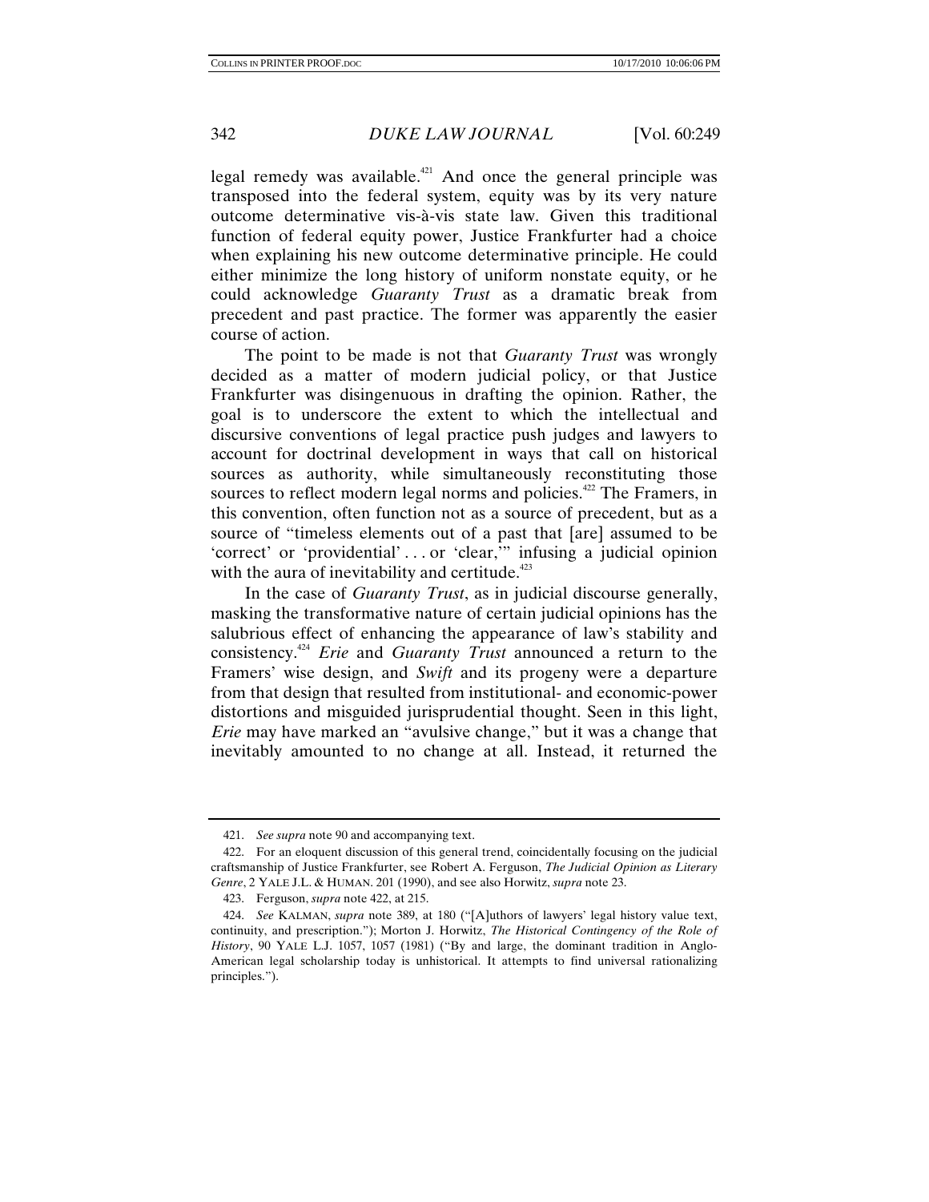legal remedy was available.[421] And once the general principle was transposed into the federal system, equity was by its very nature outcome determinative vis-à-vis state law. Given this traditional function of federal equity power, Justice Frankfurter had a choice when explaining his new outcome determinative principle. He could either minimize the long history of uniform nonstate equity, or he could acknowledge *Guaranty Trust* as a dramatic break from precedent and past practice. The former was apparently the easier course of action.

The point to be made is not that *Guaranty Trust* was wrongly decided as a matter of modern judicial policy, or that Justice Frankfurter was disingenuous in drafting the opinion. Rather, the goal is to underscore the extent to which the intellectual and discursive conventions of legal practice push judges and lawyers to account for doctrinal development in ways that call on historical sources as authority, while simultaneously reconstituting those sources to reflect modern legal norms and policies.[422] The Framers, in this convention, often function not as a source of precedent, but as a source of "timeless elements out of a past that [are] assumed to be 'correct' or 'providential' . . . or 'clear,'" infusing a judicial opinion with the aura of inevitability and certitude.[423]

In the case of *Guaranty Trust*, as in judicial discourse generally, masking the transformative nature of certain judicial opinions has the salubrious effect of enhancing the appearance of law's stability and consistency.[424] *Erie* and *Guaranty Trust* announced a return to the Framers' wise design, and *Swift* and its progeny were a departure from that design that resulted from institutional- and economic-power distortions and misguided jurisprudential thought. Seen in this light, *Erie* may have marked an "avulsive change," but it was a change that inevitably amounted to no change at all. Instead, it returned the

---

421. *See supra* note 90 and accompanying text.

422. For an eloquent discussion of this general trend, coincidentally focusing on the judicial craftsmanship of Justice Frankfurter, see Robert A. Ferguson, *The Judicial Opinion as Literary Genre*, 2 YALE J.L. & HUMAN. 201 (1990), and see also Horwitz, *supra* note 23.

423. Ferguson, *supra* note 422, at 215.

424. *See* KALMAN, *supra* note 389, at 180 ("[A]uthors of lawyers' legal history value text, continuity, and prescription."); Morton J. Horwitz, *The Historical Contingency of the Role of History*, 90 YALE L.J. 1057, 1057 (1981) ("By and large, the dominant tradition in Anglo-American legal scholarship today is unhistorical. It attempts to find universal rationalizing principles.").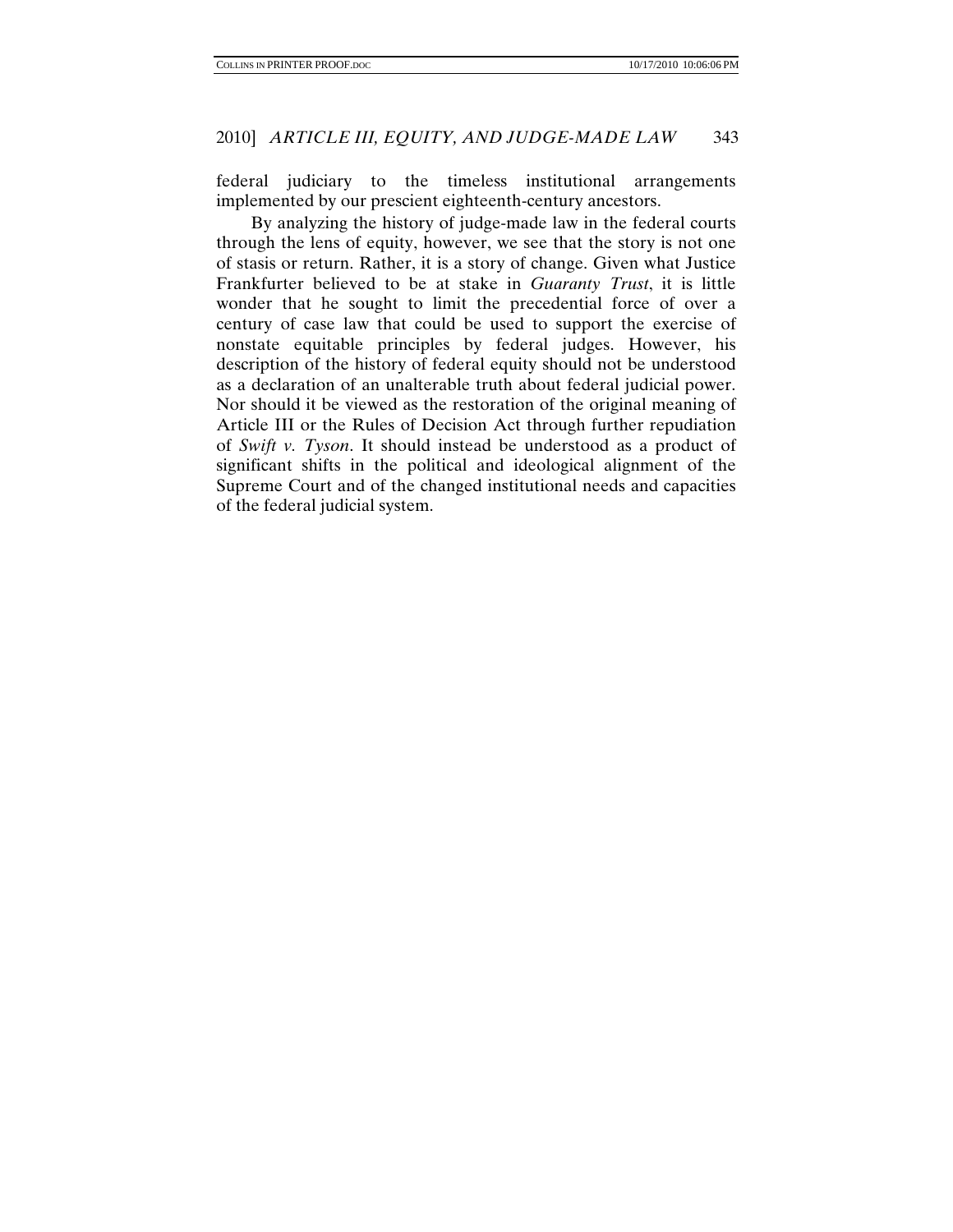federal judiciary to the timeless institutional arrangements implemented by our prescient eighteenth-century ancestors.

By analyzing the history of judge-made law in the federal courts through the lens of equity, however, we see that the story is not one of stasis or return. Rather, it is a story of change. Given what Justice Frankfurter believed to be at stake in *Guaranty Trust*, it is little wonder that he sought to limit the precedential force of over a century of case law that could be used to support the exercise of nonstate equitable principles by federal judges. However, his description of the history of federal equity should not be understood as a declaration of an unalterable truth about federal judicial power. Nor should it be viewed as the restoration of the original meaning of Article III or the Rules of Decision Act through further repudiation of *Swift v. Tyson*. It should instead be understood as a product of significant shifts in the political and ideological alignment of the Supreme Court and of the changed institutional needs and capacities of the federal judicial system.